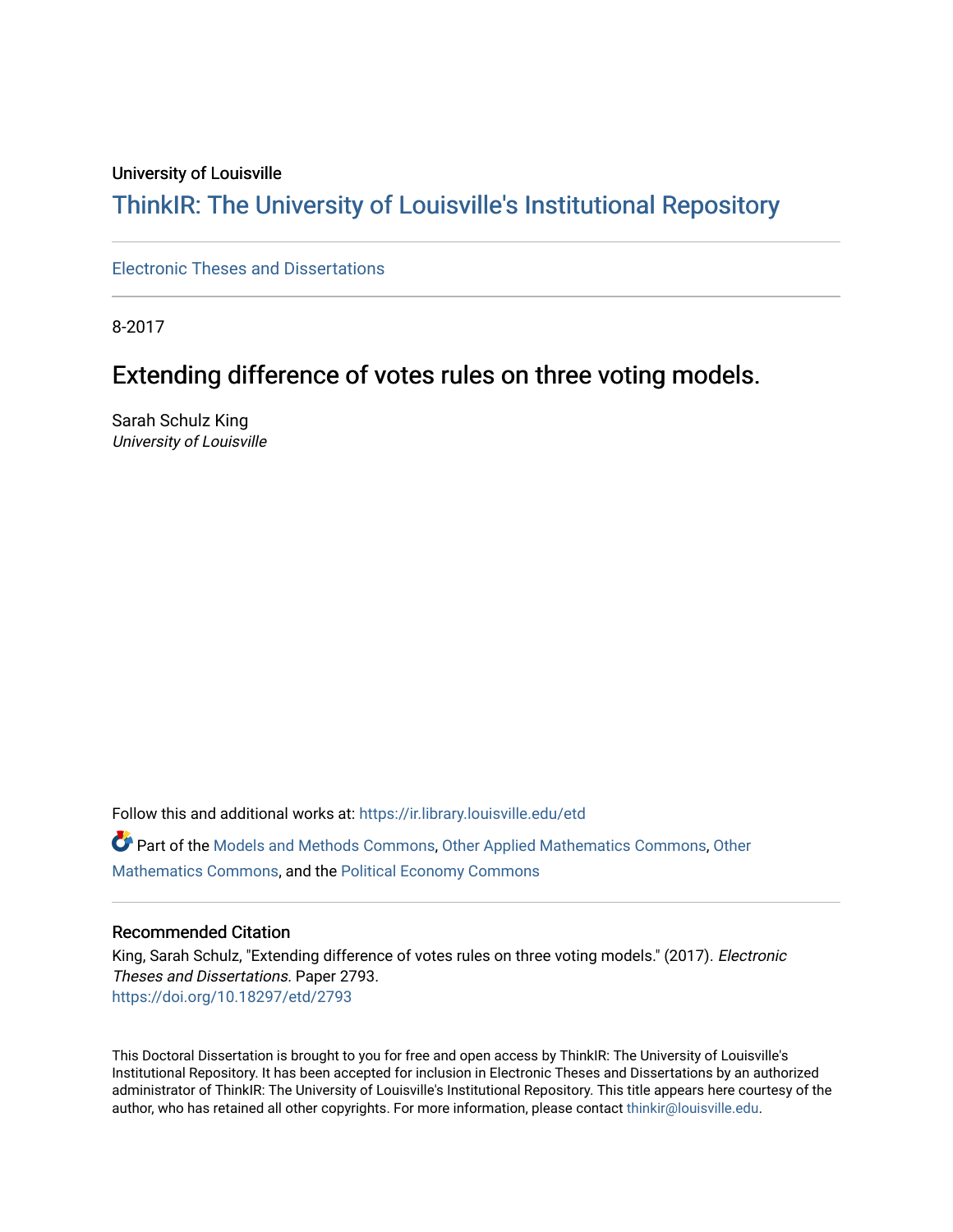University of Louisville

## ThinkIR: The University of Louisville's Institutional Repository

Electronic Theses and Dissertations

8-2017

# Extending difference of votes rules on three voting models.

Sarah Schulz King
*University of Louisville*

Follow this and additional works at: https://ir.library.louisville.edu/etd

Part of the Models and Methods Commons, Other Applied Mathematics Commons, Other Mathematics Commons, and the Political Economy Commons

### Recommended Citation

King, Sarah Schulz, "Extending difference of votes rules on three voting models." (2017). *Electronic Theses and Dissertations.* Paper 2793.
https://doi.org/10.18297/etd/2793

This Doctoral Dissertation is brought to you for free and open access by ThinkIR: The University of Louisville's Institutional Repository. It has been accepted for inclusion in Electronic Theses and Dissertations by an authorized administrator of ThinkIR: The University of Louisville's Institutional Repository. This title appears here courtesy of the author, who has retained all other copyrights. For more information, please contact thinkir@louisville.edu.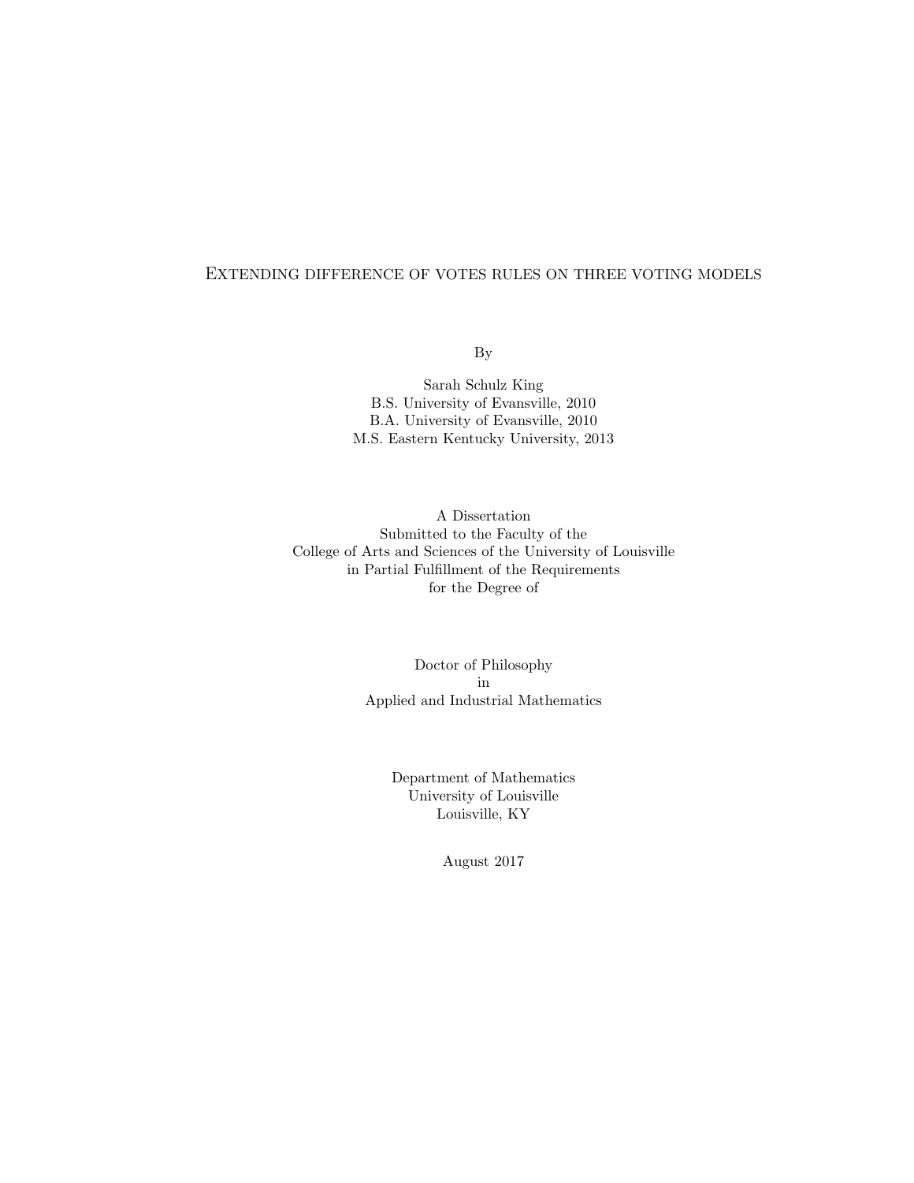# Extending difference of votes rules on three voting models

By

Sarah Schulz King
B.S. University of Evansville, 2010
B.A. University of Evansville, 2010
M.S. Eastern Kentucky University, 2013

A Dissertation
Submitted to the Faculty of the
College of Arts and Sciences of the University of Louisville
in Partial Fulfillment of the Requirements
for the Degree of

Doctor of Philosophy
in
Applied and Industrial Mathematics

Department of Mathematics
University of Louisville
Louisville, KY

August 2017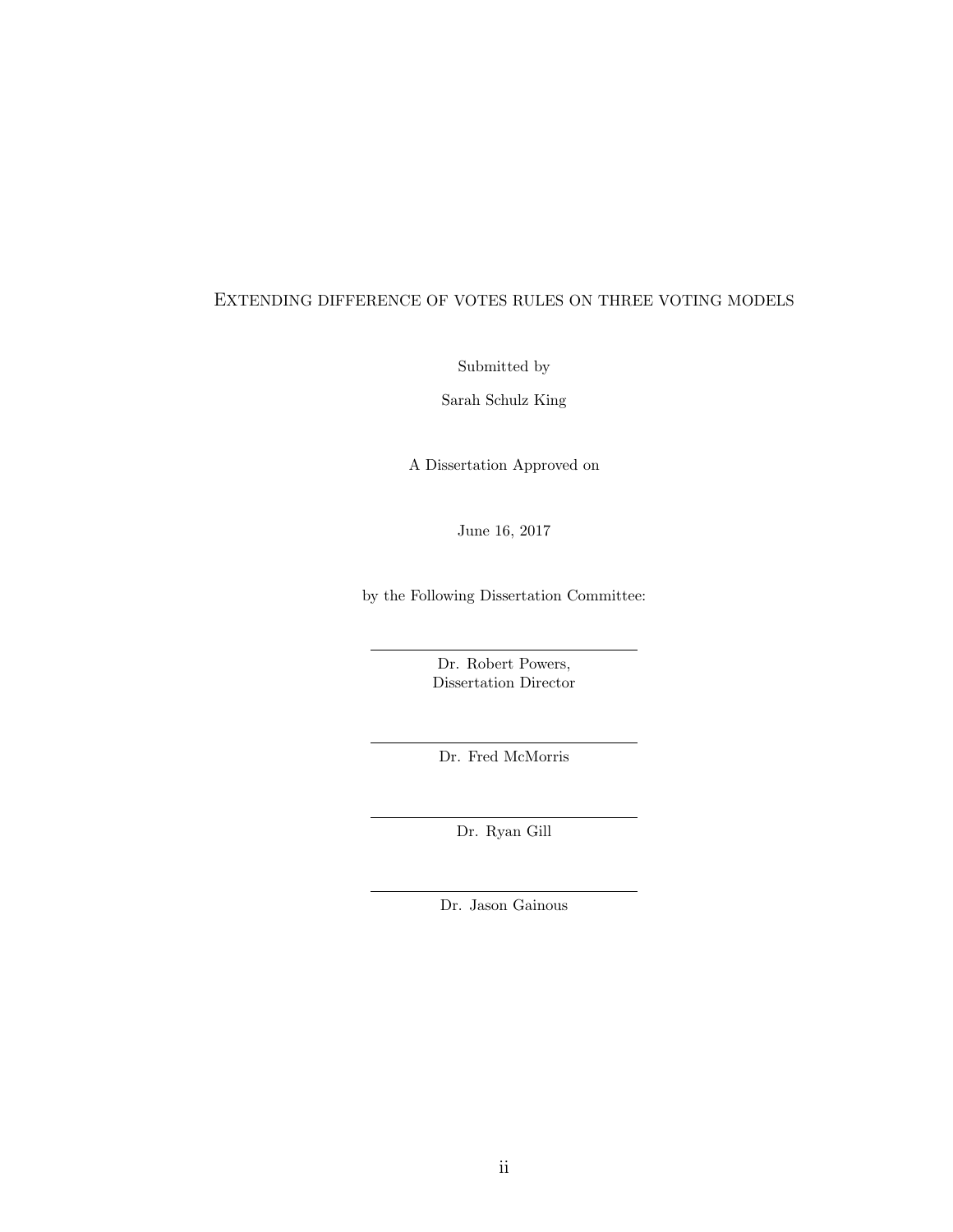Extending difference of votes rules on three voting models

Submitted by

Sarah Schulz King

A Dissertation Approved on

June 16, 2017

by the Following Dissertation Committee:

Dr. Robert Powers,
Dissertation Director

Dr. Fred McMorris

Dr. Ryan Gill

Dr. Jason Gainous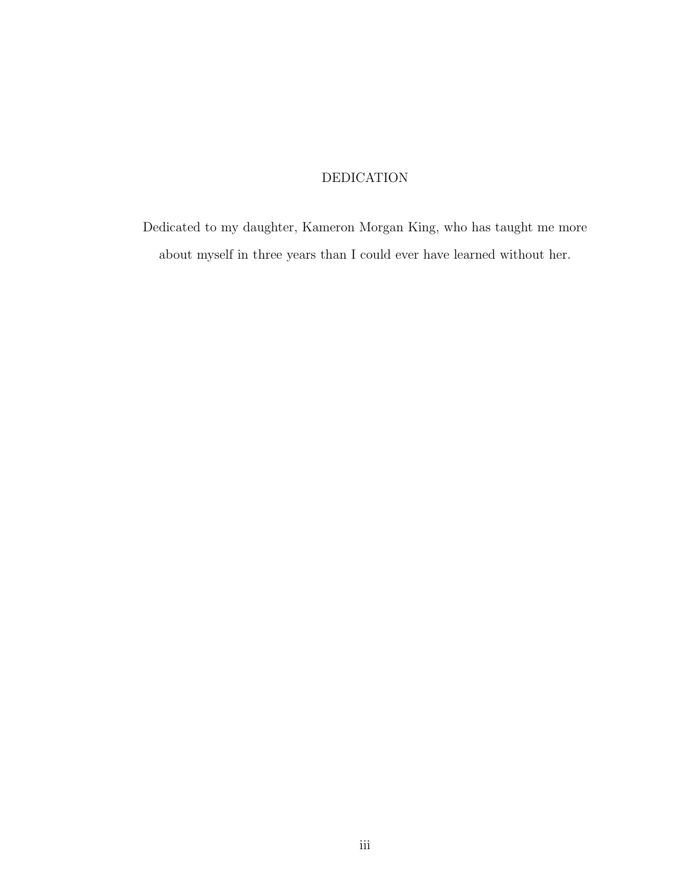# DEDICATION

Dedicated to my daughter, Kameron Morgan King, who has taught me more about myself in three years than I could ever have learned without her.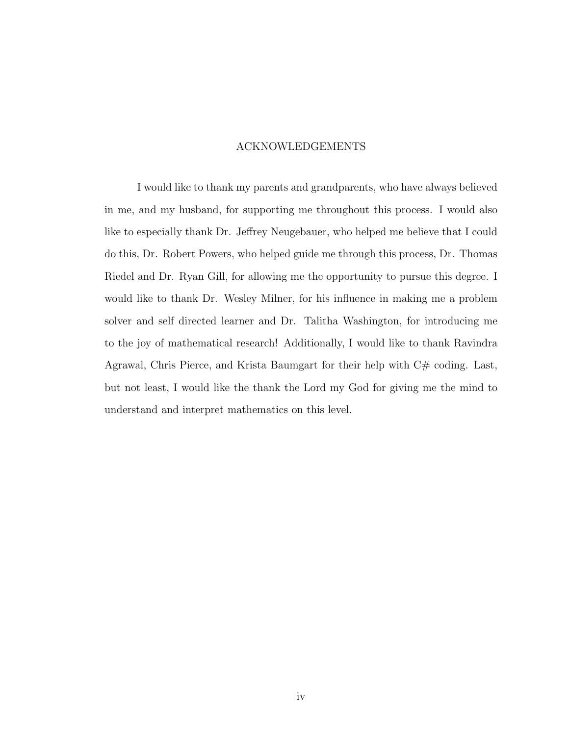# ACKNOWLEDGEMENTS

I would like to thank my parents and grandparents, who have always believed in me, and my husband, for supporting me throughout this process. I would also like to especially thank Dr. Jeffrey Neugebauer, who helped me believe that I could do this, Dr. Robert Powers, who helped guide me through this process, Dr. Thomas Riedel and Dr. Ryan Gill, for allowing me the opportunity to pursue this degree. I would like to thank Dr. Wesley Milner, for his influence in making me a problem solver and self directed learner and Dr. Talitha Washington, for introducing me to the joy of mathematical research! Additionally, I would like to thank Ravindra Agrawal, Chris Pierce, and Krista Baumgart for their help with C# coding. Last, but not least, I would like the thank the Lord my God for giving me the mind to understand and interpret mathematics on this level.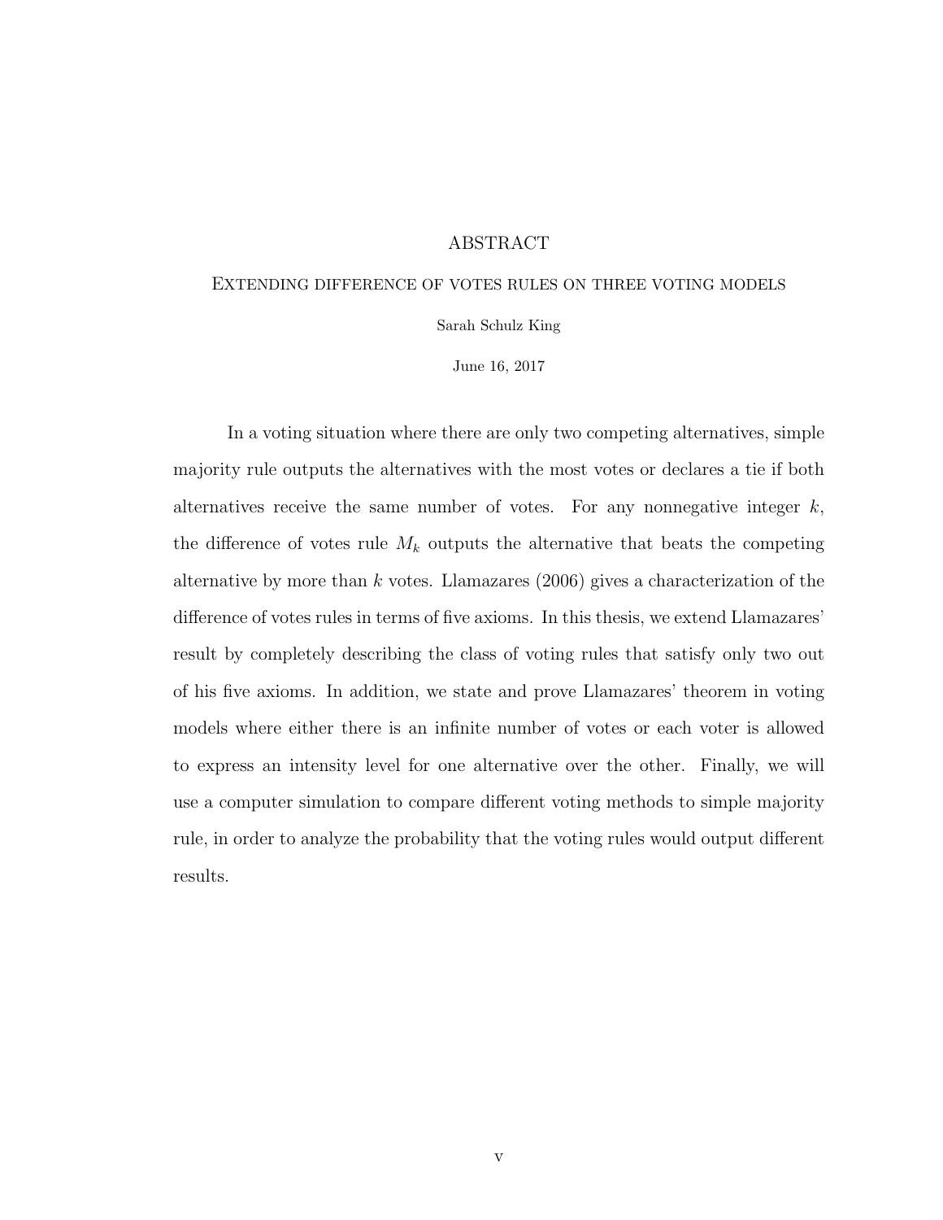# ABSTRACT

## Extending difference of votes rules on three voting models

Sarah Schulz King

June 16, 2017

In a voting situation where there are only two competing alternatives, simple majority rule outputs the alternatives with the most votes or declares a tie if both alternatives receive the same number of votes. For any nonnegative integer $k$, the difference of votes rule $M_k$ outputs the alternative that beats the competing alternative by more than $k$ votes. Llamazares (2006) gives a characterization of the difference of votes rules in terms of five axioms. In this thesis, we extend Llamazares' result by completely describing the class of voting rules that satisfy only two out of his five axioms. In addition, we state and prove Llamazares' theorem in voting models where either there is an infinite number of votes or each voter is allowed to express an intensity level for one alternative over the other. Finally, we will use a computer simulation to compare different voting methods to simple majority rule, in order to analyze the probability that the voting rules would output different results.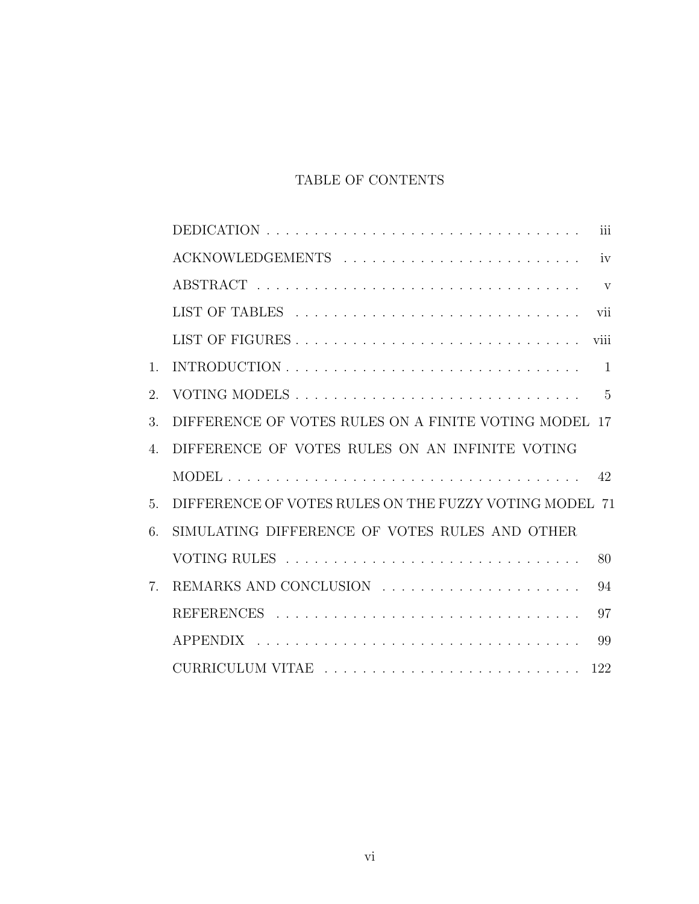# TABLE OF CONTENTS

| | | |
|---|---|---|
| | DEDICATION | iii |
| | ACKNOWLEDGEMENTS | iv |
| | ABSTRACT | v |
| | LIST OF TABLES | vii |
| | LIST OF FIGURES | viii |
| 1. | INTRODUCTION | 1 |
| 2. | VOTING MODELS | 5 |
| 3. | DIFFERENCE OF VOTES RULES ON A FINITE VOTING MODEL | 17 |
| 4. | DIFFERENCE OF VOTES RULES ON AN INFINITE VOTING MODEL | 42 |
| 5. | DIFFERENCE OF VOTES RULES ON THE FUZZY VOTING MODEL | 71 |
| 6. | SIMULATING DIFFERENCE OF VOTES RULES AND OTHER VOTING RULES | 80 |
| 7. | REMARKS AND CONCLUSION | 94 |
| | REFERENCES | 97 |
| | APPENDIX | 99 |
| | CURRICULUM VITAE | 122 |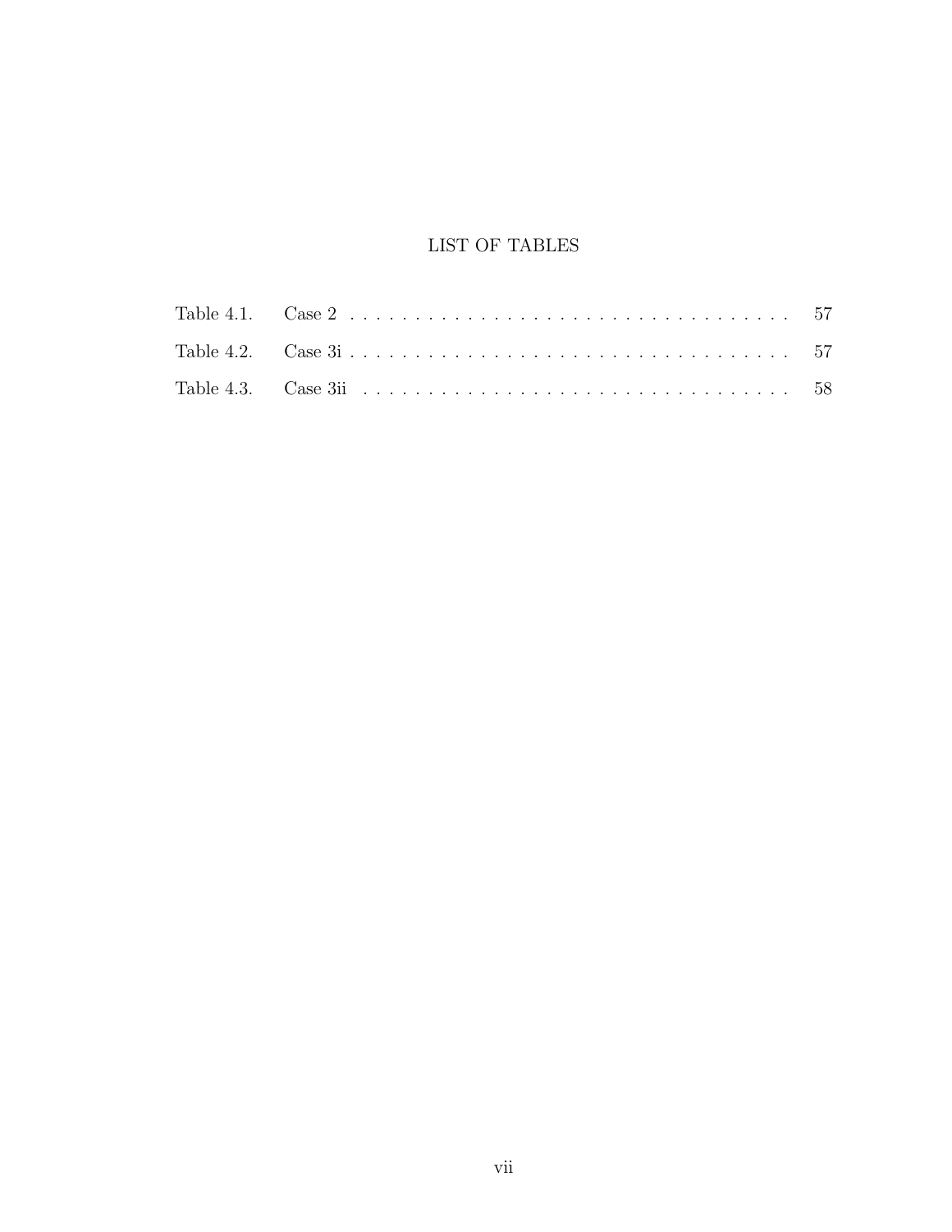# LIST OF TABLES

Table 4.1. Case 2 . . . . . . . . . . . . . . . . . . . . . . . . . . . . . . . . . . 57

Table 4.2. Case 3i . . . . . . . . . . . . . . . . . . . . . . . . . . . . . . . . . . 57

Table 4.3. Case 3ii . . . . . . . . . . . . . . . . . . . . . . . . . . . . . . . . . 58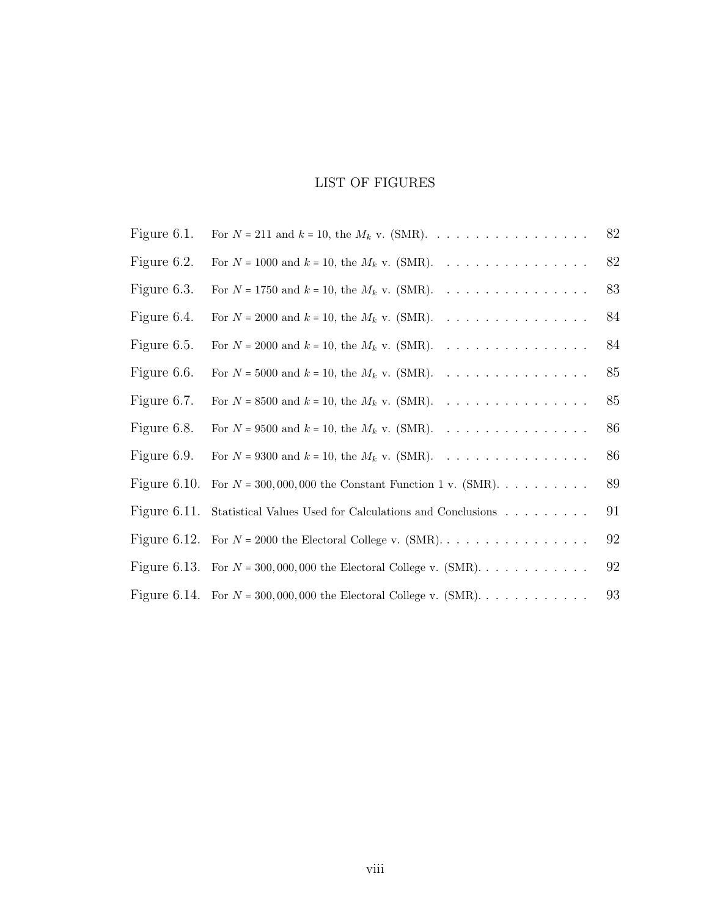# LIST OF FIGURES

| | | |
|---|---|---|
| Figure 6.1. | For $N = 211$ and $k = 10$, the $M_k$ v. (SMR). | 82 |
| Figure 6.2. | For $N = 1000$ and $k = 10$, the $M_k$ v. (SMR). | 82 |
| Figure 6.3. | For $N = 1750$ and $k = 10$, the $M_k$ v. (SMR). | 83 |
| Figure 6.4. | For $N = 2000$ and $k = 10$, the $M_k$ v. (SMR). | 84 |
| Figure 6.5. | For $N = 2000$ and $k = 10$, the $M_k$ v. (SMR). | 84 |
| Figure 6.6. | For $N = 5000$ and $k = 10$, the $M_k$ v. (SMR). | 85 |
| Figure 6.7. | For $N = 8500$ and $k = 10$, the $M_k$ v. (SMR). | 85 |
| Figure 6.8. | For $N = 9500$ and $k = 10$, the $M_k$ v. (SMR). | 86 |
| Figure 6.9. | For $N = 9300$ and $k = 10$, the $M_k$ v. (SMR). | 86 |
| Figure 6.10. | For $N = 300,000,000$ the Constant Function 1 v. (SMR). | 89 |
| Figure 6.11. | Statistical Values Used for Calculations and Conclusions | 91 |
| Figure 6.12. | For $N = 2000$ the Electoral College v. (SMR). | 92 |
| Figure 6.13. | For $N = 300,000,000$ the Electoral College v. (SMR). | 92 |
| Figure 6.14. | For $N = 300,000,000$ the Electoral College v. (SMR). | 93 |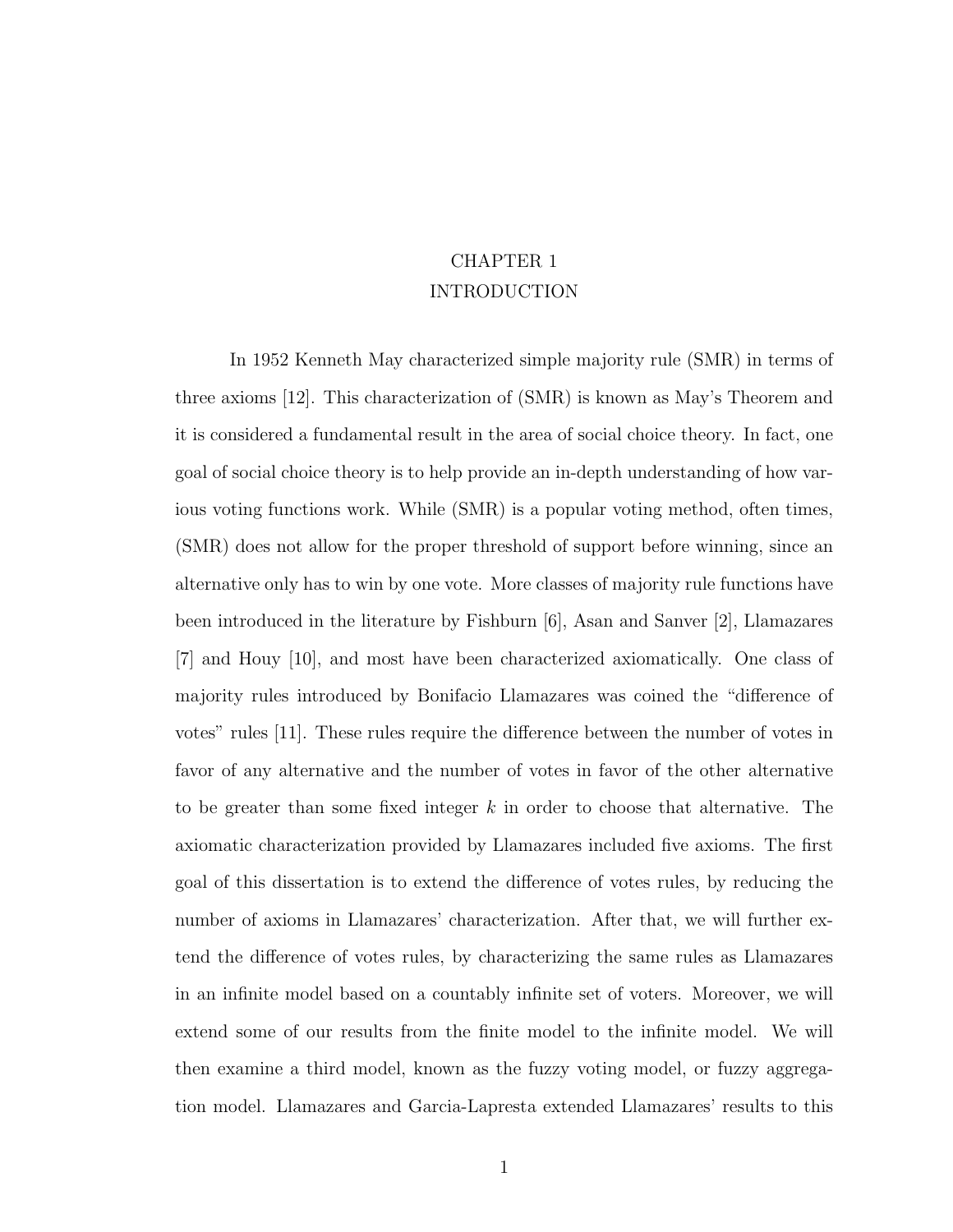# CHAPTER 1
# INTRODUCTION

In 1952 Kenneth May characterized simple majority rule (SMR) in terms of three axioms [12]. This characterization of (SMR) is known as May's Theorem and it is considered a fundamental result in the area of social choice theory. In fact, one goal of social choice theory is to help provide an in-depth understanding of how various voting functions work. While (SMR) is a popular voting method, often times, (SMR) does not allow for the proper threshold of support before winning, since an alternative only has to win by one vote. More classes of majority rule functions have been introduced in the literature by Fishburn [6], Asan and Sanver [2], Llamazares [7] and Houy [10], and most have been characterized axiomatically. One class of majority rules introduced by Bonifacio Llamazares was coined the "difference of votes" rules [11]. These rules require the difference between the number of votes in favor of any alternative and the number of votes in favor of the other alternative to be greater than some fixed integer $k$ in order to choose that alternative. The axiomatic characterization provided by Llamazares included five axioms. The first goal of this dissertation is to extend the difference of votes rules, by reducing the number of axioms in Llamazares' characterization. After that, we will further extend the difference of votes rules, by characterizing the same rules as Llamazares in an infinite model based on a countably infinite set of voters. Moreover, we will extend some of our results from the finite model to the infinite model. We will then examine a third model, known as the fuzzy voting model, or fuzzy aggregation model. Llamazares and Garcia-Lapresta extended Llamazares' results to this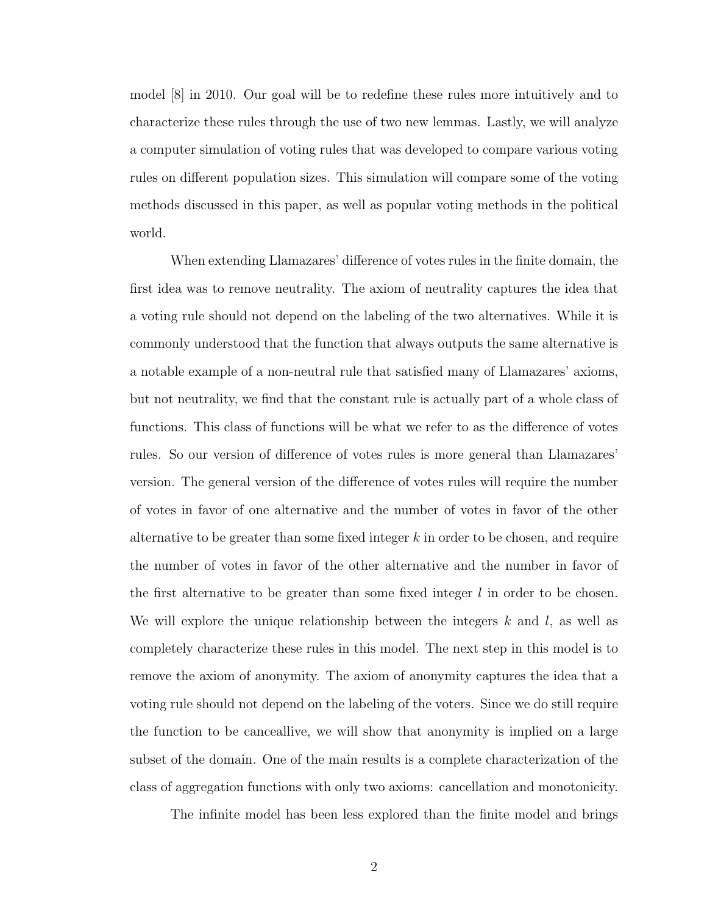model [8] in 2010. Our goal will be to redefine these rules more intuitively and to characterize these rules through the use of two new lemmas. Lastly, we will analyze a computer simulation of voting rules that was developed to compare various voting rules on different population sizes. This simulation will compare some of the voting methods discussed in this paper, as well as popular voting methods in the political world.

When extending Llamazares' difference of votes rules in the finite domain, the first idea was to remove neutrality. The axiom of neutrality captures the idea that a voting rule should not depend on the labeling of the two alternatives. While it is commonly understood that the function that always outputs the same alternative is a notable example of a non-neutral rule that satisfied many of Llamazares' axioms, but not neutrality, we find that the constant rule is actually part of a whole class of functions. This class of functions will be what we refer to as the difference of votes rules. So our version of difference of votes rules is more general than Llamazares' version. The general version of the difference of votes rules will require the number of votes in favor of one alternative and the number of votes in favor of the other alternative to be greater than some fixed integer $k$ in order to be chosen, and require the number of votes in favor of the other alternative and the number in favor of the first alternative to be greater than some fixed integer $l$ in order to be chosen. We will explore the unique relationship between the integers $k$ and $l$, as well as completely characterize these rules in this model. The next step in this model is to remove the axiom of anonymity. The axiom of anonymity captures the idea that a voting rule should not depend on the labeling of the voters. Since we do still require the function to be canceallive, we will show that anonymity is implied on a large subset of the domain. One of the main results is a complete characterization of the class of aggregation functions with only two axioms: cancellation and monotonicity.

The infinite model has been less explored than the finite model and brings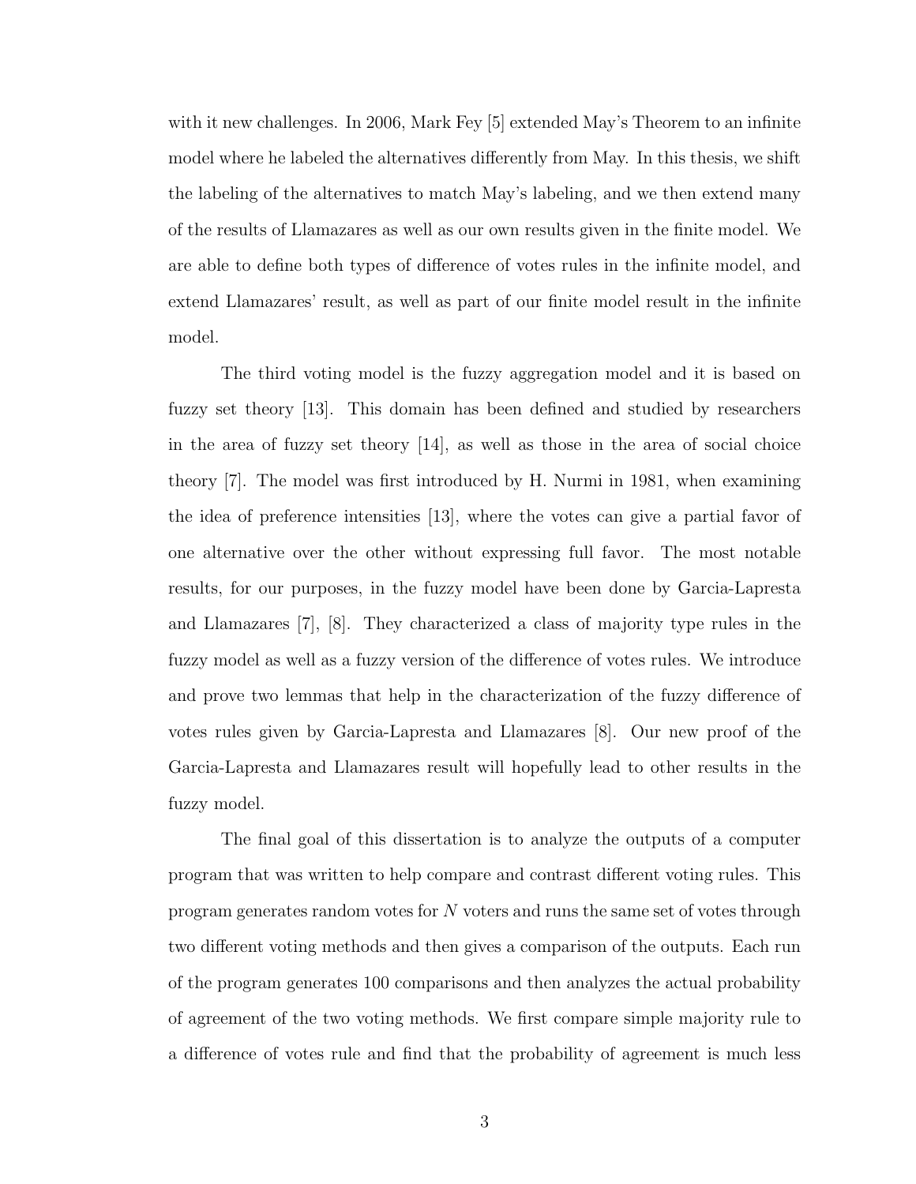with it new challenges. In 2006, Mark Fey [5] extended May's Theorem to an infinite model where he labeled the alternatives differently from May. In this thesis, we shift the labeling of the alternatives to match May's labeling, and we then extend many of the results of Llamazares as well as our own results given in the finite model. We are able to define both types of difference of votes rules in the infinite model, and extend Llamazares' result, as well as part of our finite model result in the infinite model.

The third voting model is the fuzzy aggregation model and it is based on fuzzy set theory [13]. This domain has been defined and studied by researchers in the area of fuzzy set theory [14], as well as those in the area of social choice theory [7]. The model was first introduced by H. Nurmi in 1981, when examining the idea of preference intensities [13], where the votes can give a partial favor of one alternative over the other without expressing full favor. The most notable results, for our purposes, in the fuzzy model have been done by Garcia-Lapresta and Llamazares [7], [8]. They characterized a class of majority type rules in the fuzzy model as well as a fuzzy version of the difference of votes rules. We introduce and prove two lemmas that help in the characterization of the fuzzy difference of votes rules given by Garcia-Lapresta and Llamazares [8]. Our new proof of the Garcia-Lapresta and Llamazares result will hopefully lead to other results in the fuzzy model.

The final goal of this dissertation is to analyze the outputs of a computer program that was written to help compare and contrast different voting rules. This program generates random votes for $N$ voters and runs the same set of votes through two different voting methods and then gives a comparison of the outputs. Each run of the program generates 100 comparisons and then analyzes the actual probability of agreement of the two voting methods. We first compare simple majority rule to a difference of votes rule and find that the probability of agreement is much less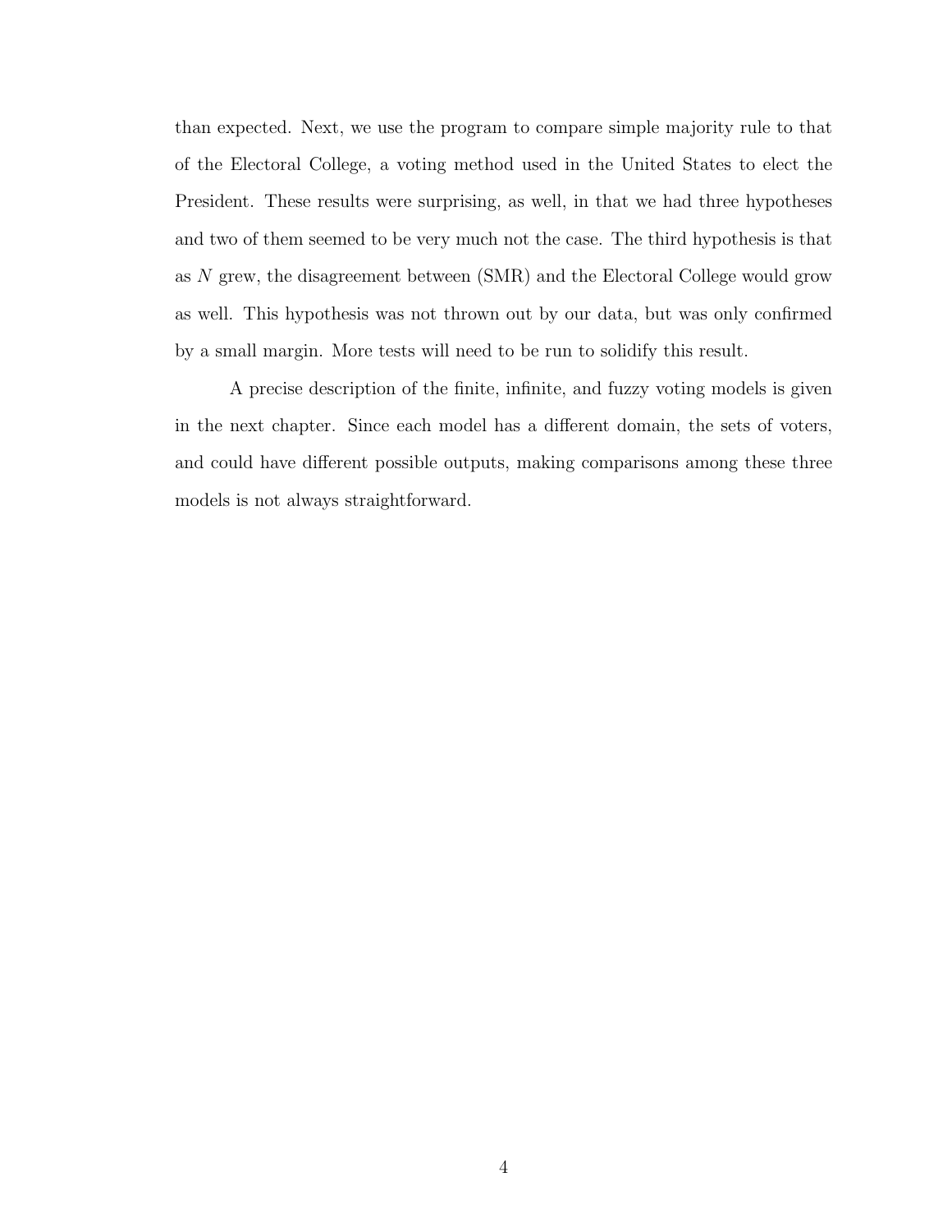than expected. Next, we use the program to compare simple majority rule to that of the Electoral College, a voting method used in the United States to elect the President. These results were surprising, as well, in that we had three hypotheses and two of them seemed to be very much not the case. The third hypothesis is that as $N$ grew, the disagreement between (SMR) and the Electoral College would grow as well. This hypothesis was not thrown out by our data, but was only confirmed by a small margin. More tests will need to be run to solidify this result.

A precise description of the finite, infinite, and fuzzy voting models is given in the next chapter. Since each model has a different domain, the sets of voters, and could have different possible outputs, making comparisons among these three models is not always straightforward.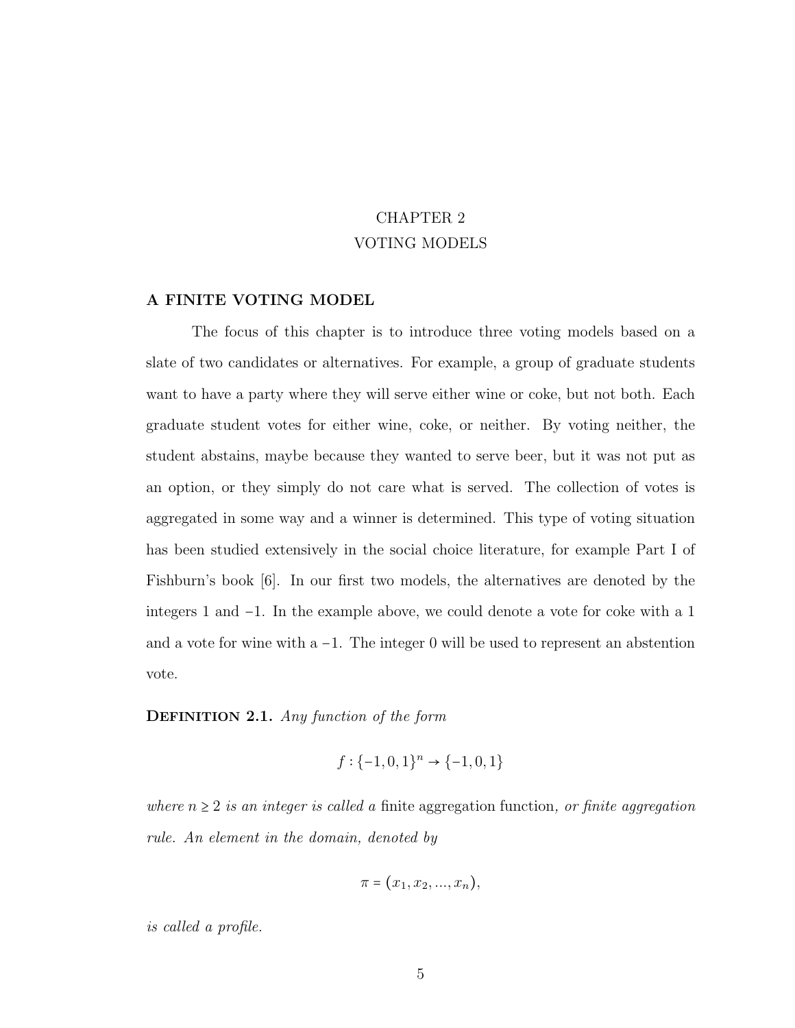# CHAPTER 2
# VOTING MODELS

## A FINITE VOTING MODEL

The focus of this chapter is to introduce three voting models based on a slate of two candidates or alternatives. For example, a group of graduate students want to have a party where they will serve either wine or coke, but not both. Each graduate student votes for either wine, coke, or neither. By voting neither, the student abstains, maybe because they wanted to serve beer, but it was not put as an option, or they simply do not care what is served. The collection of votes is aggregated in some way and a winner is determined. This type of voting situation has been studied extensively in the social choice literature, for example Part I of Fishburn's book [6]. In our first two models, the alternatives are denoted by the integers 1 and $-1$. In the example above, we could denote a vote for coke with a 1 and a vote for wine with a $-1$. The integer 0 will be used to represent an abstention vote.

**Definition 2.1.** *Any function of the form*

$$f : \{-1, 0, 1\}^n \to \{-1, 0, 1\}$$

*where $n \geq 2$ is an integer is called a* finite aggregation function*, or finite aggregation rule. An element in the domain, denoted by*

$$\pi = (x_1, x_2, ..., x_n),$$

*is called a profile.*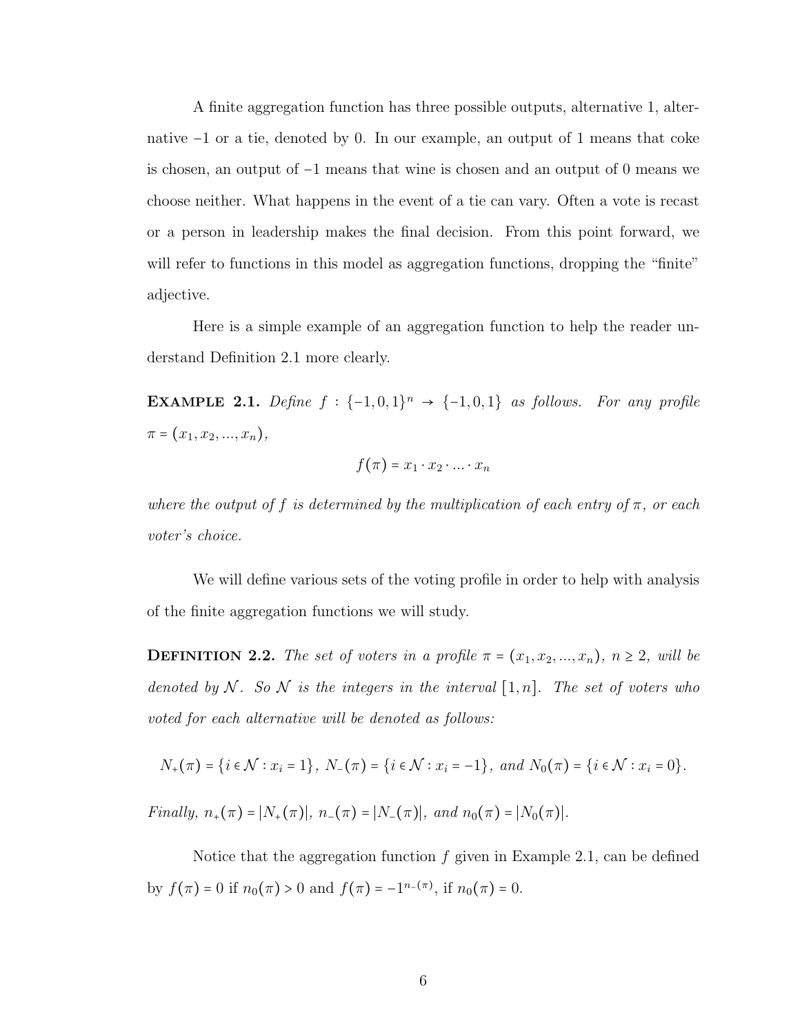A finite aggregation function has three possible outputs, alternative 1, alternative $-1$ or a tie, denoted by 0. In our example, an output of 1 means that coke is chosen, an output of $-1$ means that wine is chosen and an output of 0 means we choose neither. What happens in the event of a tie can vary. Often a vote is recast or a person in leadership makes the final decision. From this point forward, we will refer to functions in this model as aggregation functions, dropping the "finite" adjective.

Here is a simple example of an aggregation function to help the reader understand Definition 2.1 more clearly.

**Example 2.1.** *Define* $f : \{-1, 0, 1\}^n \to \{-1, 0, 1\}$ *as follows. For any profile* $\pi = (x_1, x_2, ..., x_n)$,

$$f(\pi) = x_1 \cdot x_2 \cdot ... \cdot x_n$$

*where the output of* $f$ *is determined by the multiplication of each entry of* $\pi$*, or each voter's choice.*

We will define various sets of the voting profile in order to help with analysis of the finite aggregation functions we will study.

**Definition 2.2.** *The set of voters in a profile* $\pi = (x_1, x_2, ..., x_n)$*,* $n \geq 2$*, will be denoted by* $\mathcal{N}$*. So* $\mathcal{N}$ *is the integers in the interval* $[1, n]$*. The set of voters who voted for each alternative will be denoted as follows:*

$$N_+(\pi) = \{i \in \mathcal{N} : x_i = 1\},\ N_-(\pi) = \{i \in \mathcal{N} : x_i = -1\},\ \text{and } N_0(\pi) = \{i \in \mathcal{N} : x_i = 0\}.$$

*Finally,* $n_+(\pi) = |N_+(\pi)|$*,* $n_-(\pi) = |N_-(\pi)|$*, and* $n_0(\pi) = |N_0(\pi)|$*.*

Notice that the aggregation function $f$ given in Example 2.1, can be defined by $f(\pi) = 0$ if $n_0(\pi) > 0$ and $f(\pi) = -1^{n_-(\pi)}$, if $n_0(\pi) = 0$.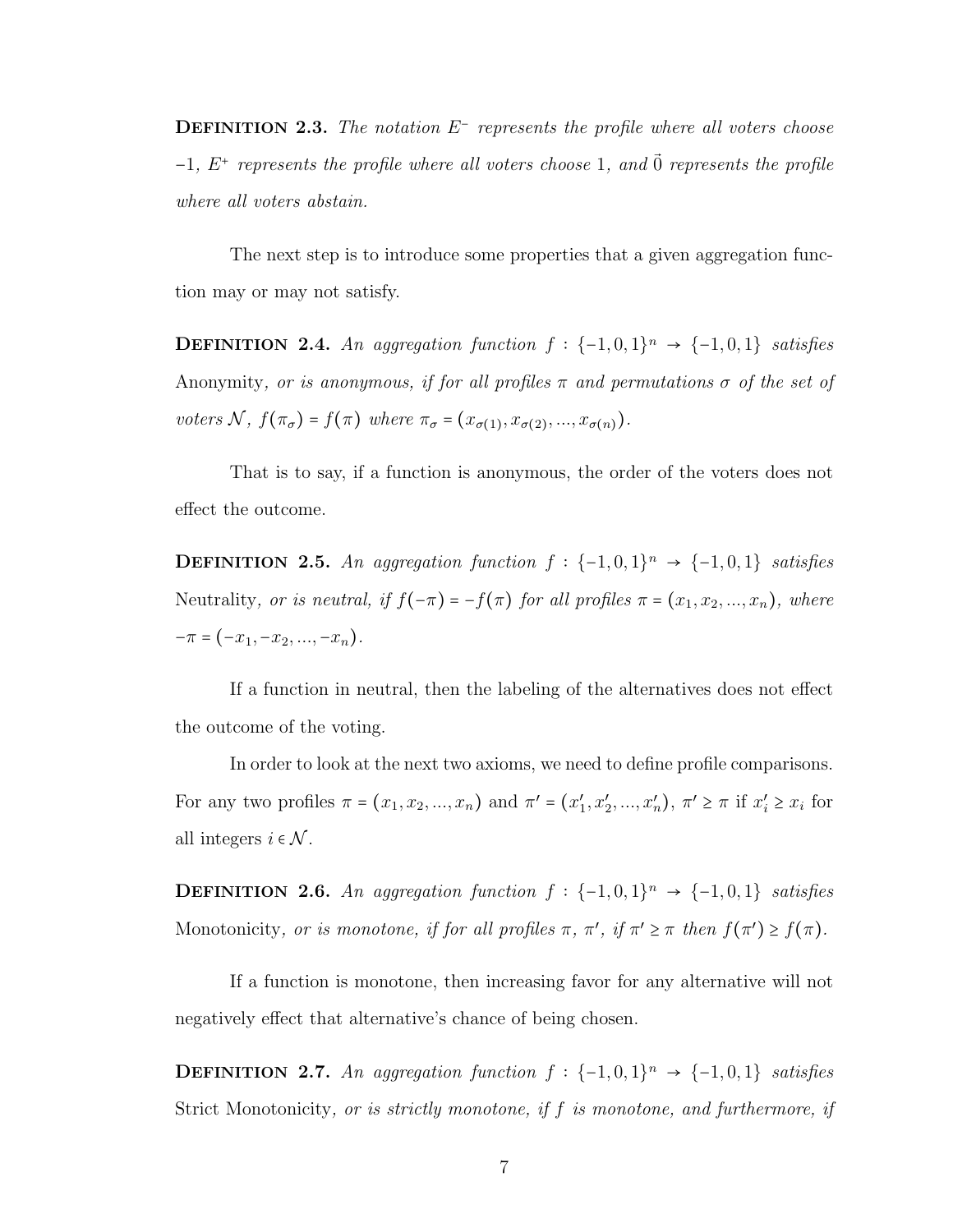**Definition 2.3.** *The notation $E^-$ represents the profile where all voters choose $-1$, $E^+$ represents the profile where all voters choose $1$, and $\vec{0}$ represents the profile where all voters abstain.*

The next step is to introduce some properties that a given aggregation function may or may not satisfy.

**Definition 2.4.** *An aggregation function $f : \{-1,0,1\}^n \to \{-1,0,1\}$ satisfies* Anonymity*, or is anonymous, if for all profiles $\pi$ and permutations $\sigma$ of the set of voters $\mathcal{N}$, $f(\pi_\sigma) = f(\pi)$ where $\pi_\sigma = (x_{\sigma(1)}, x_{\sigma(2)}, ..., x_{\sigma(n)})$.*

That is to say, if a function is anonymous, the order of the voters does not effect the outcome.

**Definition 2.5.** *An aggregation function $f : \{-1,0,1\}^n \to \{-1,0,1\}$ satisfies* Neutrality*, or is neutral, if $f(-\pi) = -f(\pi)$ for all profiles $\pi = (x_1, x_2, ..., x_n)$, where $-\pi = (-x_1, -x_2, ..., -x_n)$.*

If a function in neutral, then the labeling of the alternatives does not effect the outcome of the voting.

In order to look at the next two axioms, we need to define profile comparisons. For any two profiles $\pi = (x_1, x_2, ..., x_n)$ and $\pi' = (x_1', x_2', ..., x_n')$, $\pi' \geq \pi$ if $x_i' \geq x_i$ for all integers $i \in \mathcal{N}$.

**Definition 2.6.** *An aggregation function $f : \{-1,0,1\}^n \to \{-1,0,1\}$ satisfies* Monotonicity*, or is monotone, if for all profiles $\pi$, $\pi'$, if $\pi' \geq \pi$ then $f(\pi') \geq f(\pi)$.*

If a function is monotone, then increasing favor for any alternative will not negatively effect that alternative's chance of being chosen.

**Definition 2.7.** *An aggregation function $f : \{-1,0,1\}^n \to \{-1,0,1\}$ satisfies* Strict Monotonicity*, or is strictly monotone, if $f$ is monotone, and furthermore, if*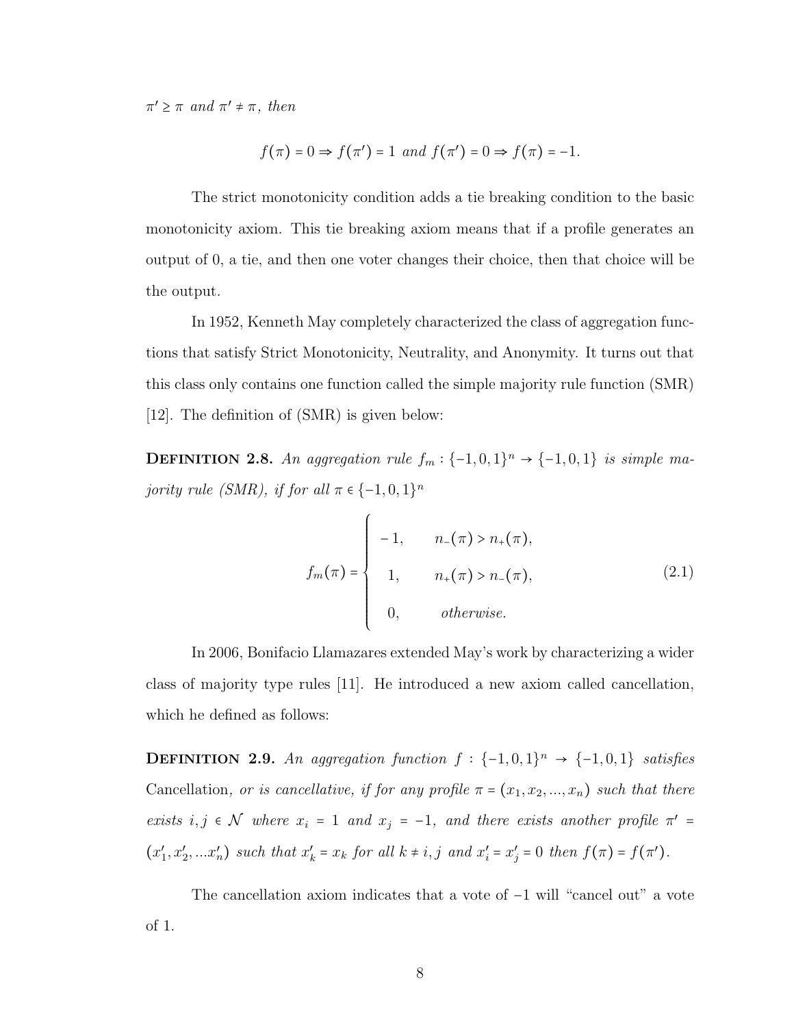$\pi' \geq \pi$ *and* $\pi' \neq \pi$*, then*

$$f(\pi) = 0 \Rightarrow f(\pi') = 1 \text{ and } f(\pi') = 0 \Rightarrow f(\pi) = -1.$$

The strict monotonicity condition adds a tie breaking condition to the basic monotonicity axiom. This tie breaking axiom means that if a profile generates an output of 0, a tie, and then one voter changes their choice, then that choice will be the output.

In 1952, Kenneth May completely characterized the class of aggregation functions that satisfy Strict Monotonicity, Neutrality, and Anonymity. It turns out that this class only contains one function called the simple majority rule function (SMR) [12]. The definition of (SMR) is given below:

**Definition 2.8.** *An aggregation rule* $f_m : \{-1, 0, 1\}^n \rightarrow \{-1, 0, 1\}$ *is simple majority rule (SMR), if for all* $\pi \in \{-1, 0, 1\}^n$

$$f_m(\pi) = \begin{cases} -1, & n_-(\pi) > n_+(\pi), \\ 1, & n_+(\pi) > n_-(\pi), \\ 0, & \text{otherwise.} \end{cases} \tag{2.1}$$

In 2006, Bonifacio Llamazares extended May's work by characterizing a wider class of majority type rules [11]. He introduced a new axiom called cancellation, which he defined as follows:

**Definition 2.9.** *An aggregation function* $f : \{-1, 0, 1\}^n \rightarrow \{-1, 0, 1\}$ *satisfies* Cancellation*, or is cancellative, if for any profile* $\pi = (x_1, x_2, ..., x_n)$ *such that there exists* $i, j \in \mathcal{N}$ *where* $x_i = 1$ *and* $x_j = -1$*, and there exists another profile* $\pi' = (x'_1, x'_2, ...x'_n)$ *such that* $x'_k = x_k$ *for all* $k \neq i, j$ *and* $x'_i = x'_j = 0$ *then* $f(\pi) = f(\pi')$*.*

The cancellation axiom indicates that a vote of $-1$ will "cancel out" a vote of 1.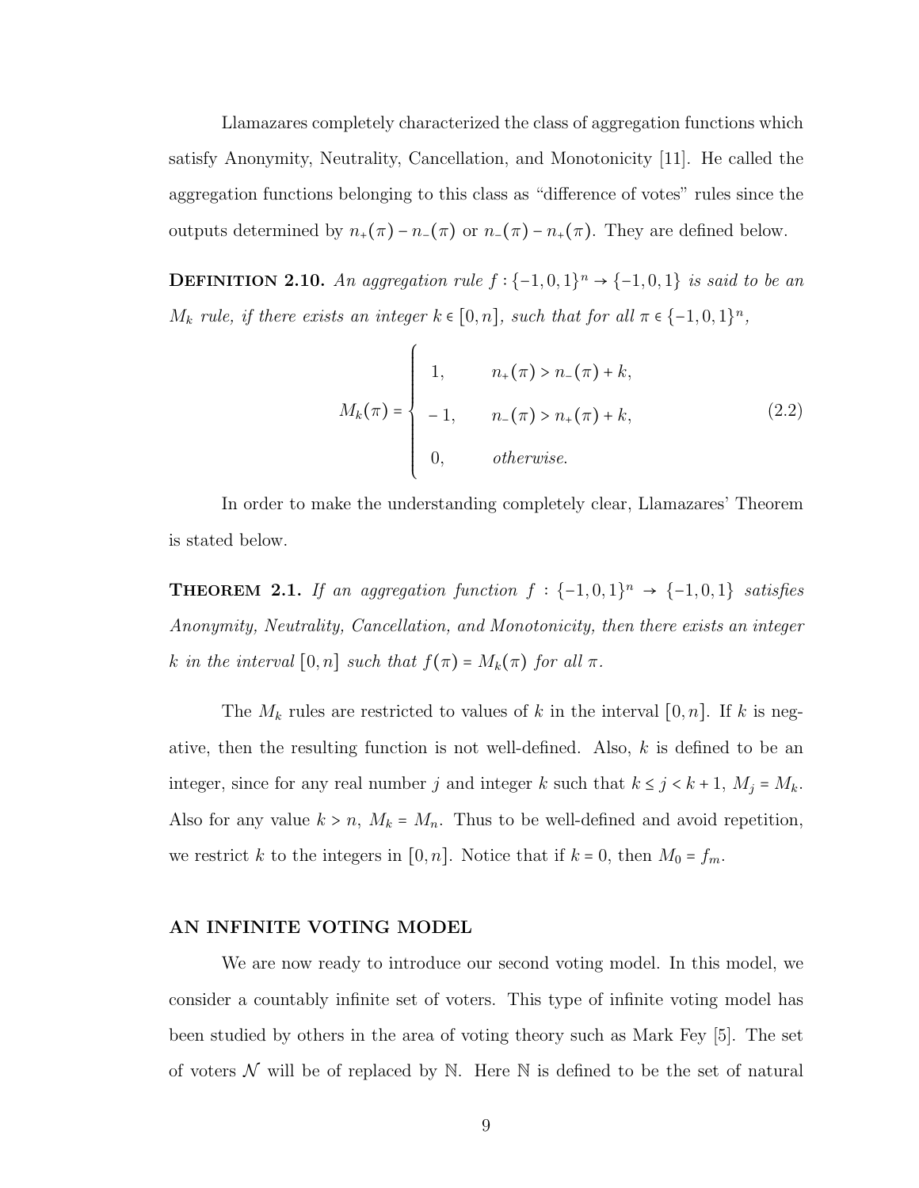Llamazares completely characterized the class of aggregation functions which satisfy Anonymity, Neutrality, Cancellation, and Monotonicity [11]. He called the aggregation functions belonging to this class as "difference of votes" rules since the outputs determined by $n_+(\pi) - n_-(\pi)$ or $n_-(\pi) - n_+(\pi)$. They are defined below.

**Definition 2.10.** *An aggregation rule $f : \{-1, 0, 1\}^n \to \{-1, 0, 1\}$ is said to be an $M_k$ rule, if there exists an integer $k \in [0, n]$, such that for all $\pi \in \{-1, 0, 1\}^n$,*

$$M_k(\pi) = \begin{cases} 1, & n_+(\pi) > n_-(\pi) + k, \\ -1, & n_-(\pi) > n_+(\pi) + k, \\ 0, & \textit{otherwise.} \end{cases} \tag{2.2}$$

In order to make the understanding completely clear, Llamazares' Theorem is stated below.

**Theorem 2.1.** *If an aggregation function $f : \{-1, 0, 1\}^n \to \{-1, 0, 1\}$ satisfies Anonymity, Neutrality, Cancellation, and Monotonicity, then there exists an integer $k$ in the interval $[0, n]$ such that $f(\pi) = M_k(\pi)$ for all $\pi$.*

The $M_k$ rules are restricted to values of $k$ in the interval $[0, n]$. If $k$ is negative, then the resulting function is not well-defined. Also, $k$ is defined to be an integer, since for any real number $j$ and integer $k$ such that $k \le j < k + 1$, $M_j = M_k$. Also for any value $k > n$, $M_k = M_n$. Thus to be well-defined and avoid repetition, we restrict $k$ to the integers in $[0, n]$. Notice that if $k = 0$, then $M_0 = f_m$.

## AN INFINITE VOTING MODEL

We are now ready to introduce our second voting model. In this model, we consider a countably infinite set of voters. This type of infinite voting model has been studied by others in the area of voting theory such as Mark Fey [5]. The set of voters $\mathcal{N}$ will be of replaced by $\mathbb{N}$. Here $\mathbb{N}$ is defined to be the set of natural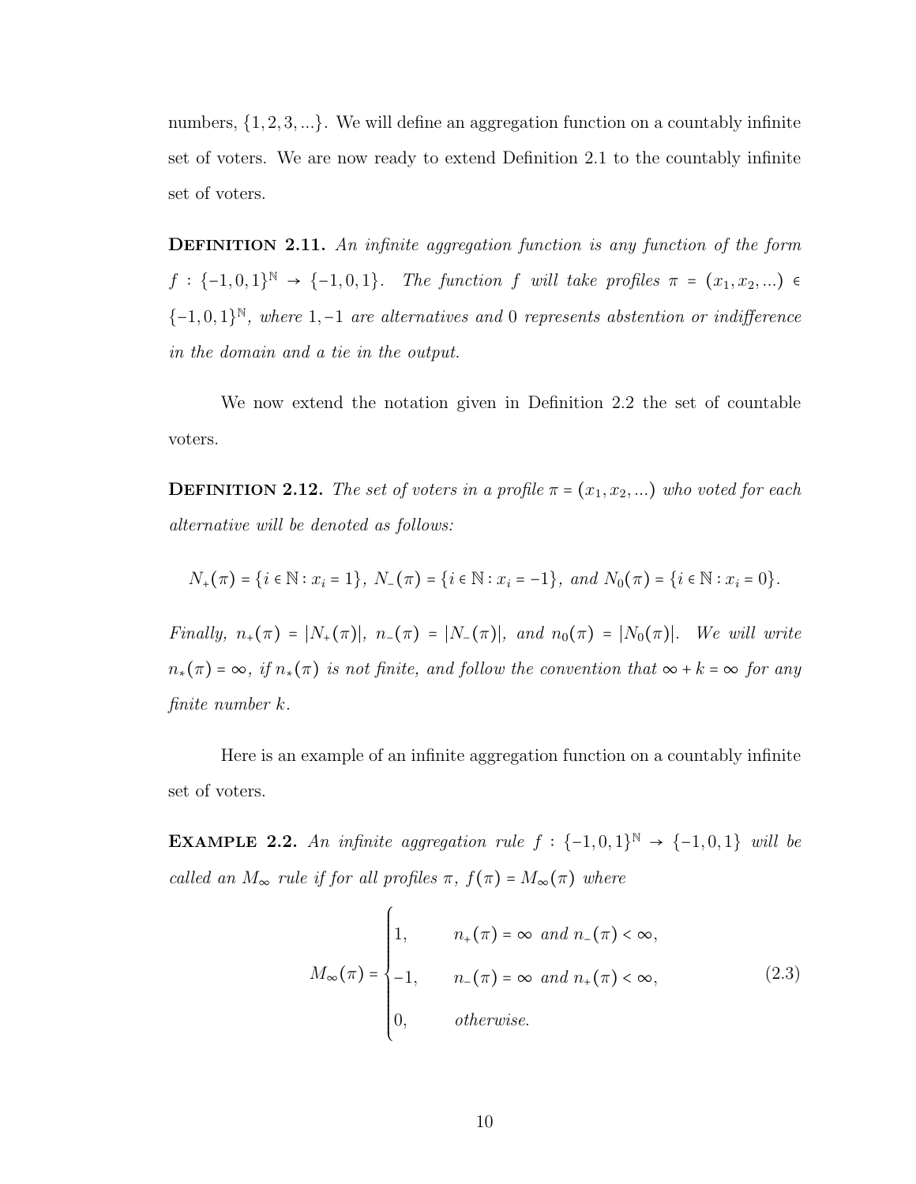numbers, $\{1, 2, 3, ...\}$. We will define an aggregation function on a countably infinite set of voters. We are now ready to extend Definition 2.1 to the countably infinite set of voters.

**Definition 2.11.** *An infinite aggregation function is any function of the form* $f : \{-1, 0, 1\}^{\mathbb{N}} \to \{-1, 0, 1\}$. *The function* $f$ *will take profiles* $\pi = (x_1, x_2, ...) \in \{-1, 0, 1\}^{\mathbb{N}}$, *where* $1, -1$ *are alternatives and* $0$ *represents abstention or indifference in the domain and a tie in the output.*

We now extend the notation given in Definition 2.2 the set of countable voters.

**Definition 2.12.** *The set of voters in a profile* $\pi = (x_1, x_2, ...)$ *who voted for each alternative will be denoted as follows:*

$$N_+(\pi) = \{i \in \mathbb{N} : x_i = 1\},\ N_-(\pi) = \{i \in \mathbb{N} : x_i = -1\},\ \text{and}\ N_0(\pi) = \{i \in \mathbb{N} : x_i = 0\}.$$

*Finally,* $n_+(\pi) = |N_+(\pi)|$, $n_-(\pi) = |N_-(\pi)|$, *and* $n_0(\pi) = |N_0(\pi)|$. *We will write* $n_*(\pi) = \infty$, *if* $n_*(\pi)$ *is not finite, and follow the convention that* $\infty + k = \infty$ *for any finite number* $k$.

Here is an example of an infinite aggregation function on a countably infinite set of voters.

**Example 2.2.** *An infinite aggregation rule* $f : \{-1, 0, 1\}^{\mathbb{N}} \to \{-1, 0, 1\}$ *will be called an* $M_\infty$ *rule if for all profiles* $\pi$, $f(\pi) = M_\infty(\pi)$ *where*

$$M_\infty(\pi) = \begin{cases} 1, & n_+(\pi) = \infty \text{ and } n_-(\pi) < \infty, \\ -1, & n_-(\pi) = \infty \text{ and } n_+(\pi) < \infty, \\ 0, & \text{otherwise.} \end{cases} \tag{2.3}$$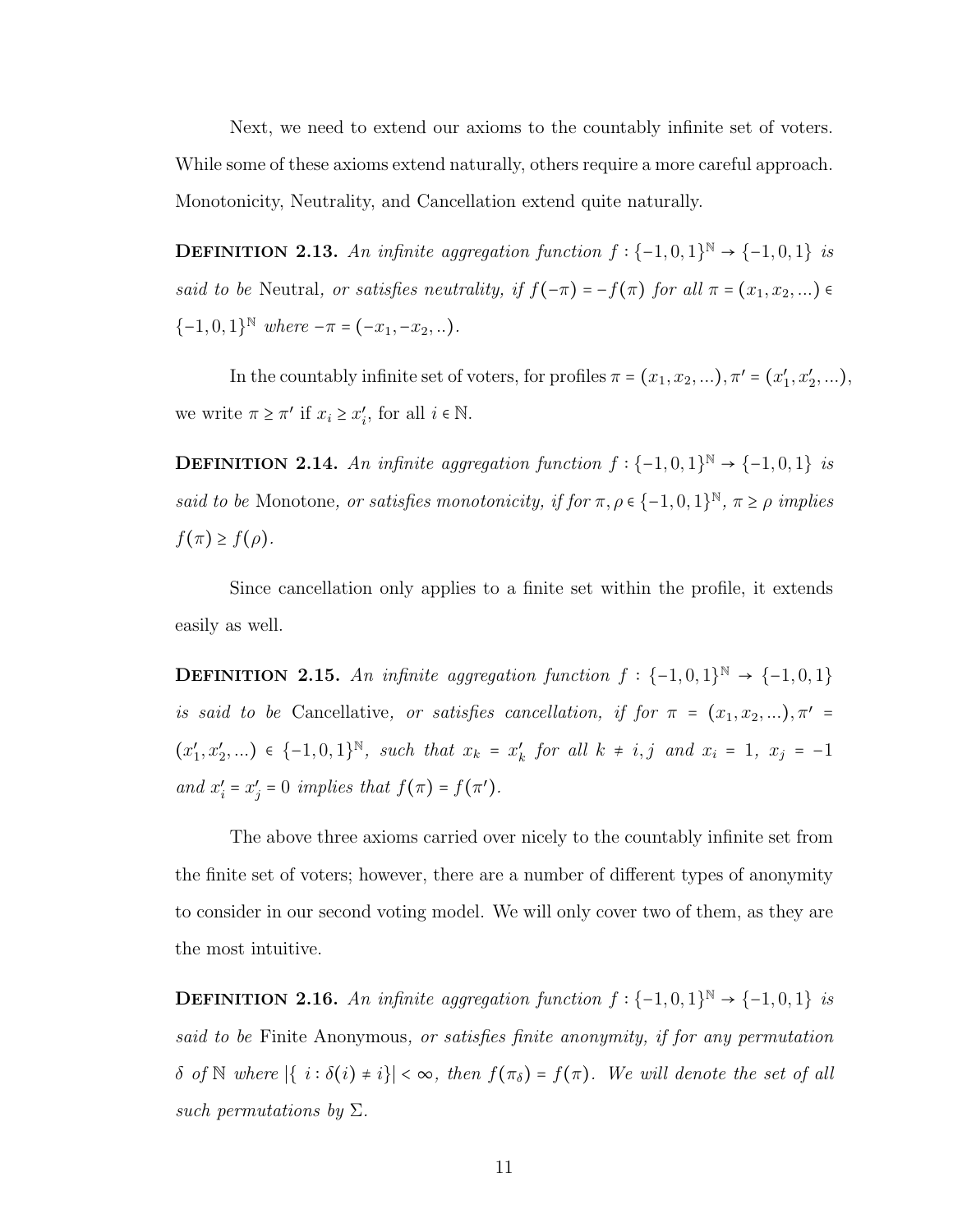Next, we need to extend our axioms to the countably infinite set of voters. While some of these axioms extend naturally, others require a more careful approach. Monotonicity, Neutrality, and Cancellation extend quite naturally.

**Definition 2.13.** *An infinite aggregation function $f : \{-1,0,1\}^{\mathbb{N}} \to \{-1,0,1\}$ is said to be* Neutral*, or satisfies neutrality, if $f(-\pi) = -f(\pi)$ for all $\pi = (x_1, x_2, ...) \in \{-1,0,1\}^{\mathbb{N}}$ where $-\pi = (-x_1, -x_2, ..)$.*

In the countably infinite set of voters, for profiles $\pi = (x_1, x_2, ...), \pi' = (x_1', x_2', ...)$, we write $\pi \geq \pi'$ if $x_i \geq x_i'$, for all $i \in \mathbb{N}$.

**Definition 2.14.** *An infinite aggregation function $f : \{-1,0,1\}^{\mathbb{N}} \to \{-1,0,1\}$ is said to be* Monotone*, or satisfies monotonicity, if for $\pi, \rho \in \{-1,0,1\}^{\mathbb{N}}$, $\pi \geq \rho$ implies $f(\pi) \geq f(\rho)$.*

Since cancellation only applies to a finite set within the profile, it extends easily as well.

**Definition 2.15.** *An infinite aggregation function $f : \{-1,0,1\}^{\mathbb{N}} \to \{-1,0,1\}$ is said to be* Cancellative*, or satisfies cancellation, if for $\pi = (x_1, x_2, ...), \pi' = (x_1', x_2', ...) \in \{-1,0,1\}^{\mathbb{N}}$, such that $x_k = x_k'$ for all $k \neq i, j$ and $x_i = 1$, $x_j = -1$ and $x_i' = x_j' = 0$ implies that $f(\pi) = f(\pi')$.*

The above three axioms carried over nicely to the countably infinite set from the finite set of voters; however, there are a number of different types of anonymity to consider in our second voting model. We will only cover two of them, as they are the most intuitive.

**Definition 2.16.** *An infinite aggregation function $f : \{-1,0,1\}^{\mathbb{N}} \to \{-1,0,1\}$ is said to be* Finite Anonymous*, or satisfies finite anonymity, if for any permutation $\delta$ of $\mathbb{N}$ where $|\{ i : \delta(i) \neq i\}| < \infty$, then $f(\pi_\delta) = f(\pi)$. We will denote the set of all such permutations by $\Sigma$.*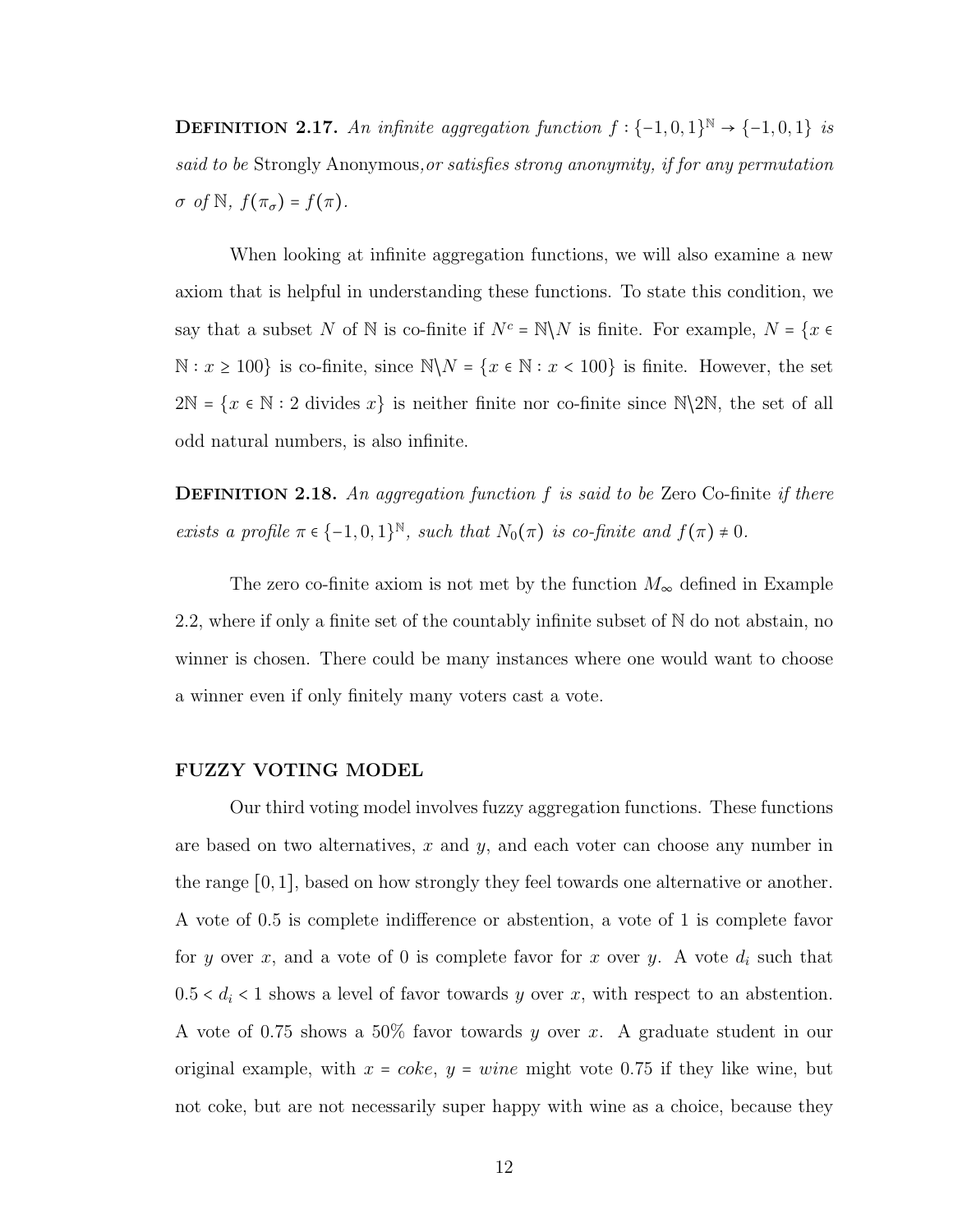**Definition 2.17.** *An infinite aggregation function $f : \{-1, 0, 1\}^{\mathbb{N}} \to \{-1, 0, 1\}$ is said to be* Strongly Anonymous*, or satisfies strong anonymity, if for any permutation $\sigma$ of $\mathbb{N}$, $f(\pi_\sigma) = f(\pi)$.*

When looking at infinite aggregation functions, we will also examine a new axiom that is helpful in understanding these functions. To state this condition, we say that a subset $N$ of $\mathbb{N}$ is co-finite if $N^c = \mathbb{N} \backslash N$ is finite. For example, $N = \{x \in \mathbb{N} : x \geq 100\}$ is co-finite, since $\mathbb{N} \backslash N = \{x \in \mathbb{N} : x < 100\}$ is finite. However, the set $2\mathbb{N} = \{x \in \mathbb{N} : 2 \text{ divides } x\}$ is neither finite nor co-finite since $\mathbb{N} \backslash 2\mathbb{N}$, the set of all odd natural numbers, is also infinite.

**Definition 2.18.** *An aggregation function $f$ is said to be* Zero Co-finite *if there exists a profile $\pi \in \{-1, 0, 1\}^{\mathbb{N}}$, such that $N_0(\pi)$ is co-finite and $f(\pi) \neq 0$.*

The zero co-finite axiom is not met by the function $M_\infty$ defined in Example 2.2, where if only a finite set of the countably infinite subset of $\mathbb{N}$ do not abstain, no winner is chosen. There could be many instances where one would want to choose a winner even if only finitely many voters cast a vote.

### FUZZY VOTING MODEL

Our third voting model involves fuzzy aggregation functions. These functions are based on two alternatives, $x$ and $y$, and each voter can choose any number in the range $[0, 1]$, based on how strongly they feel towards one alternative or another. A vote of 0.5 is complete indifference or abstention, a vote of 1 is complete favor for $y$ over $x$, and a vote of 0 is complete favor for $x$ over $y$. A vote $d_i$ such that $0.5 < d_i < 1$ shows a level of favor towards $y$ over $x$, with respect to an abstention. A vote of 0.75 shows a 50% favor towards $y$ over $x$. A graduate student in our original example, with $x = \textit{coke}$, $y = \textit{wine}$ might vote 0.75 if they like wine, but not coke, but are not necessarily super happy with wine as a choice, because they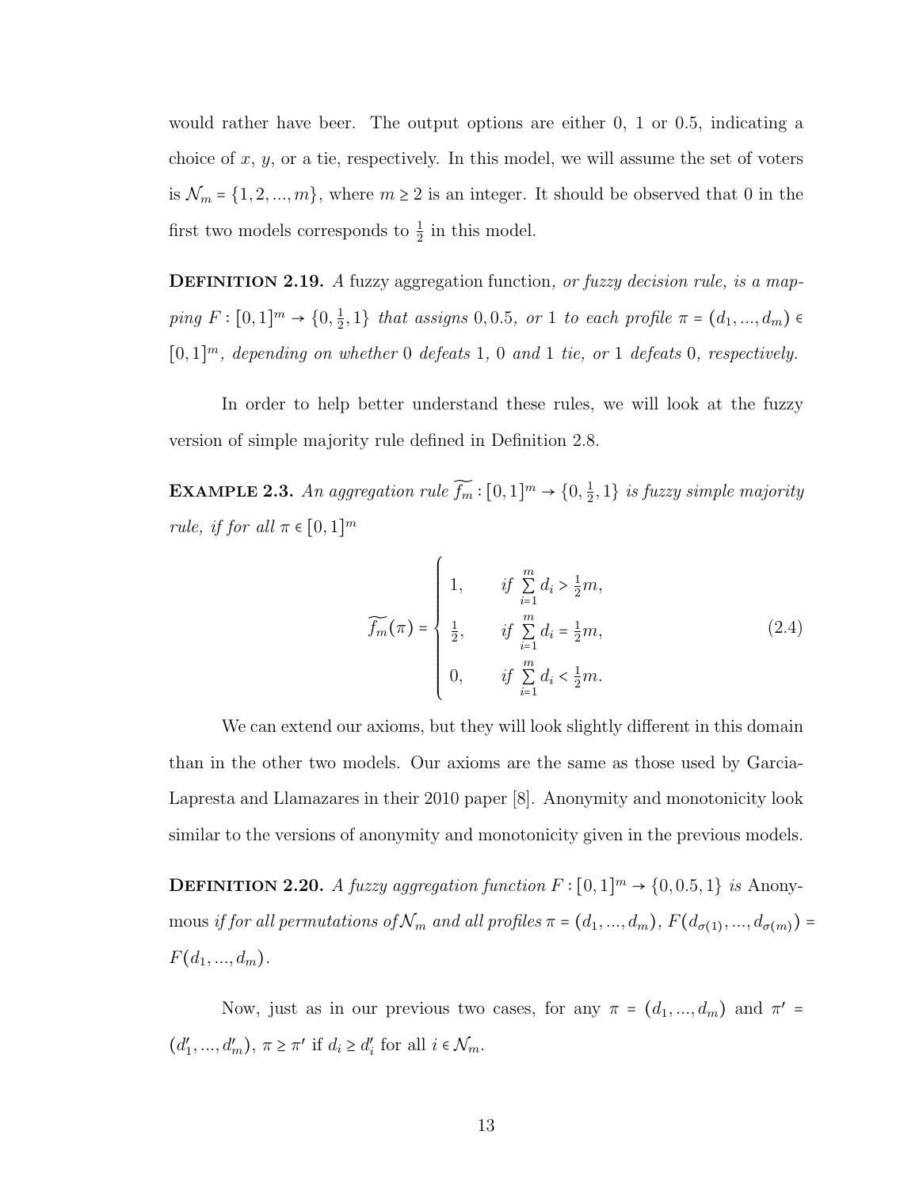would rather have beer. The output options are either 0, 1 or 0.5, indicating a choice of $x$, $y$, or a tie, respectively. In this model, we will assume the set of voters is $\mathcal{N}_m = \{1, 2, ..., m\}$, where $m \geq 2$ is an integer. It should be observed that 0 in the first two models corresponds to $\frac{1}{2}$ in this model.

**Definition 2.19.** *A* fuzzy aggregation function*, or fuzzy decision rule, is a mapping* $F : [0,1]^m \to \{0, \frac{1}{2}, 1\}$ *that assigns* $0, 0.5,$ *or* $1$ *to each profile* $\pi = (d_1, ..., d_m) \in [0,1]^m$*, depending on whether* $0$ *defeats* $1$*,* $0$ *and* $1$ *tie, or* $1$ *defeats* $0$*, respectively.*

In order to help better understand these rules, we will look at the fuzzy version of simple majority rule defined in Definition 2.8.

**Example 2.3.** *An aggregation rule* $\widetilde{f_m} : [0,1]^m \to \{0, \frac{1}{2}, 1\}$ *is fuzzy simple majority rule, if for all* $\pi \in [0,1]^m$

$$
\widetilde{f_m}(\pi) = \begin{cases} 1, & \text{if } \sum_{i=1}^{m} d_i > \frac{1}{2}m, \\ \frac{1}{2}, & \text{if } \sum_{i=1}^{m} d_i = \frac{1}{2}m, \\ 0, & \text{if } \sum_{i=1}^{m} d_i < \frac{1}{2}m. \end{cases} \tag{2.4}
$$

We can extend our axioms, but they will look slightly different in this domain than in the other two models. Our axioms are the same as those used by Garcia-Lapresta and Llamazares in their 2010 paper [8]. Anonymity and monotonicity look similar to the versions of anonymity and monotonicity given in the previous models.

**Definition 2.20.** *A fuzzy aggregation function* $F : [0,1]^m \to \{0, 0.5, 1\}$ *is* Anonymous *if for all permutations of* $\mathcal{N}_m$ *and all profiles* $\pi = (d_1, ..., d_m)$*,* $F(d_{\sigma(1)}, ..., d_{\sigma(m)}) = F(d_1, ..., d_m)$*.*

Now, just as in our previous two cases, for any $\pi = (d_1, ..., d_m)$ and $\pi' = (d_1', ..., d_m')$, $\pi \geq \pi'$ if $d_i \geq d_i'$ for all $i \in \mathcal{N}_m$.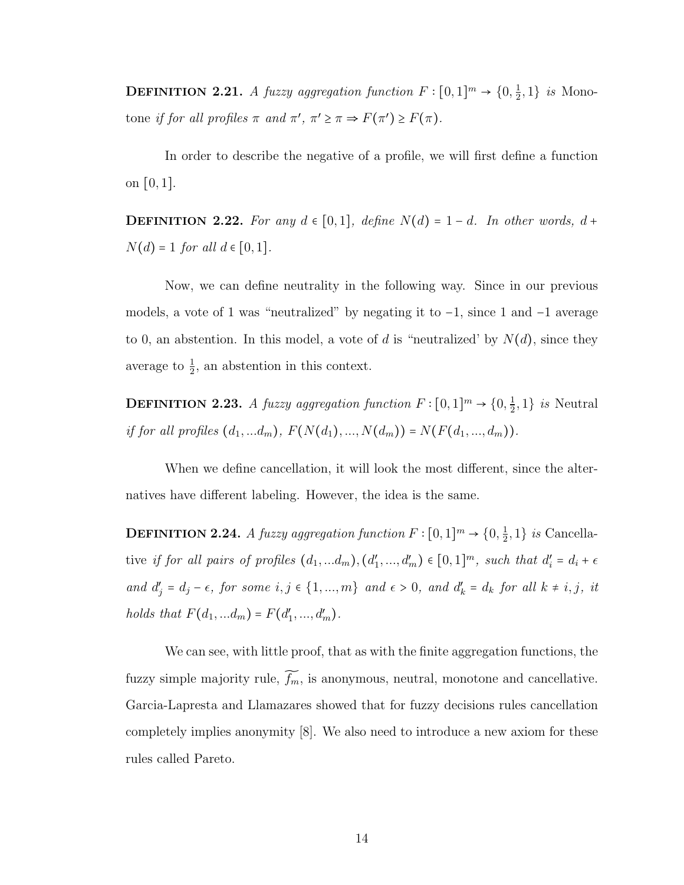**Definition 2.21.** *A fuzzy aggregation function* $F : [0,1]^m \to \{0, \frac{1}{2}, 1\}$ *is* Monotone *if for all profiles* $\pi$ *and* $\pi'$, $\pi' \geq \pi \Rightarrow F(\pi') \geq F(\pi)$.

In order to describe the negative of a profile, we will first define a function on $[0,1]$.

**Definition 2.22.** *For any* $d \in [0,1]$*, define* $N(d) = 1 - d$*. In other words,* $d + N(d) = 1$ *for all* $d \in [0,1]$.

Now, we can define neutrality in the following way. Since in our previous models, a vote of 1 was "neutralized" by negating it to $-1$, since 1 and $-1$ average to 0, an abstention. In this model, a vote of $d$ is "neutralized' by $N(d)$, since they average to $\frac{1}{2}$, an abstention in this context.

**Definition 2.23.** *A fuzzy aggregation function* $F : [0,1]^m \to \{0, \frac{1}{2}, 1\}$ *is* Neutral *if for all profiles* $(d_1, ...d_m)$, $F(N(d_1), ..., N(d_m)) = N(F(d_1, ..., d_m))$.

When we define cancellation, it will look the most different, since the alternatives have different labeling. However, the idea is the same.

**Definition 2.24.** *A fuzzy aggregation function* $F : [0,1]^m \to \{0, \frac{1}{2}, 1\}$ *is* Cancellative *if for all pairs of profiles* $(d_1, ...d_m), (d'_1, ..., d'_m) \in [0,1]^m$*, such that* $d'_i = d_i + \epsilon$ *and* $d'_j = d_j - \epsilon$*, for some* $i, j \in \{1, ..., m\}$ *and* $\epsilon > 0$*, and* $d'_k = d_k$ *for all* $k \neq i, j$*, it holds that* $F(d_1, ...d_m) = F(d'_1, ..., d'_m)$.

We can see, with little proof, that as with the finite aggregation functions, the fuzzy simple majority rule, $\widetilde{f_m}$, is anonymous, neutral, monotone and cancellative. Garcia-Lapresta and Llamazares showed that for fuzzy decisions rules cancellation completely implies anonymity [8]. We also need to introduce a new axiom for these rules called Pareto.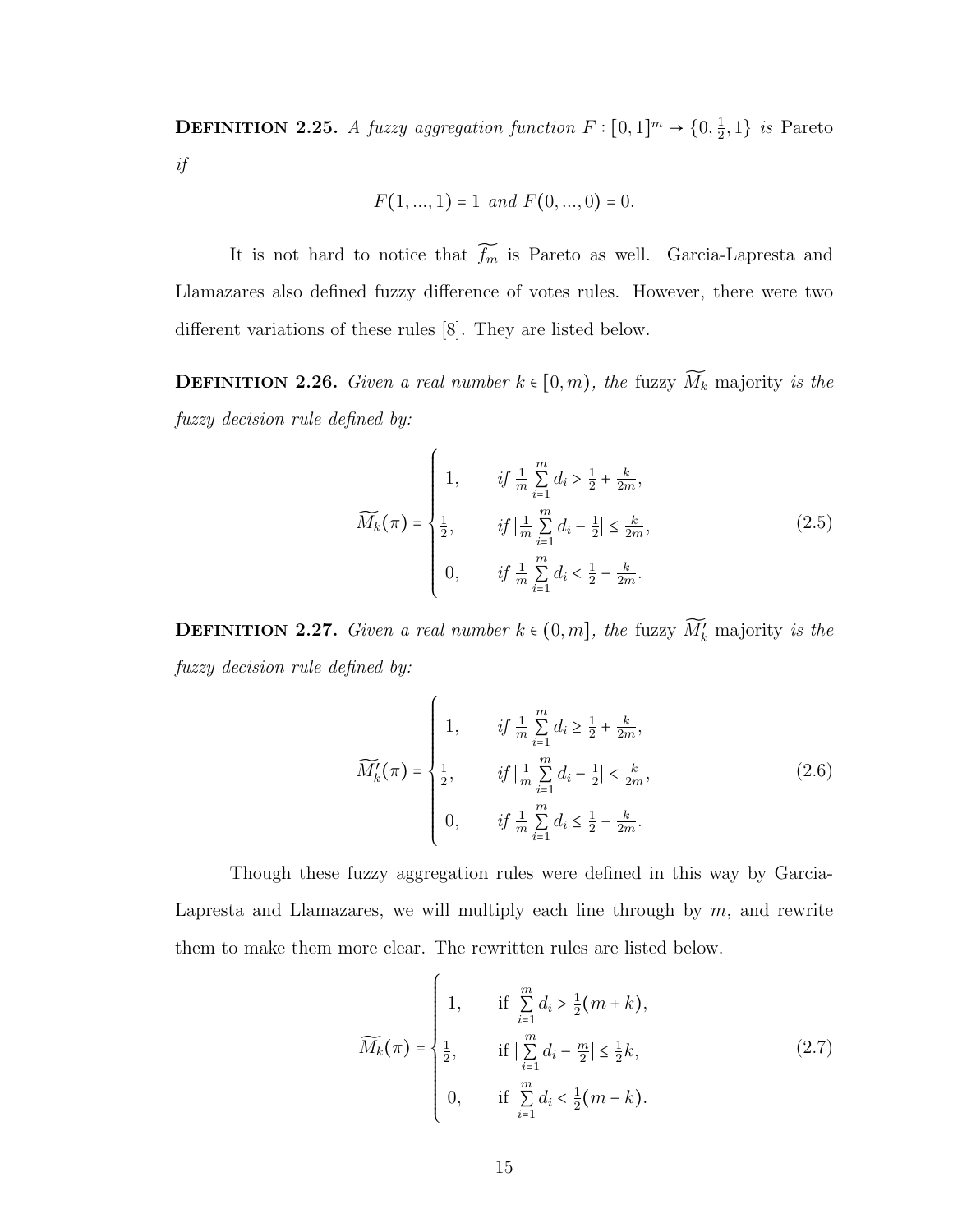**Definition 2.25.** *A fuzzy aggregation function $F : [0,1]^m \to \{0, \frac{1}{2}, 1\}$ is* Pareto *if*

$$F(1, ..., 1) = 1 \text{ and } F(0, ..., 0) = 0.$$

It is not hard to notice that $\widetilde{f_m}$ is Pareto as well. Garcia-Lapresta and Llamazares also defined fuzzy difference of votes rules. However, there were two different variations of these rules [8]. They are listed below.

**Definition 2.26.** *Given a real number $k \in [0, m)$, the* fuzzy $\widetilde{M_k}$ majority *is the fuzzy decision rule defined by:*

$$\widetilde{M_k}(\pi) = \begin{cases} 1, & \text{if } \frac{1}{m}\sum_{i=1}^{m} d_i > \frac{1}{2} + \frac{k}{2m}, \\ \frac{1}{2}, & \text{if } |\frac{1}{m}\sum_{i=1}^{m} d_i - \frac{1}{2}| \leq \frac{k}{2m}, \\ 0, & \text{if } \frac{1}{m}\sum_{i=1}^{m} d_i < \frac{1}{2} - \frac{k}{2m}. \end{cases} \tag{2.5}$$

**Definition 2.27.** *Given a real number $k \in (0, m]$, the* fuzzy $\widetilde{M_k'}$ majority *is the fuzzy decision rule defined by:*

$$\widetilde{M_k'}(\pi) = \begin{cases} 1, & \text{if } \frac{1}{m}\sum_{i=1}^{m} d_i \geq \frac{1}{2} + \frac{k}{2m}, \\ \frac{1}{2}, & \text{if } |\frac{1}{m}\sum_{i=1}^{m} d_i - \frac{1}{2}| < \frac{k}{2m}, \\ 0, & \text{if } \frac{1}{m}\sum_{i=1}^{m} d_i \leq \frac{1}{2} - \frac{k}{2m}. \end{cases} \tag{2.6}$$

Though these fuzzy aggregation rules were defined in this way by Garcia-Lapresta and Llamazares, we will multiply each line through by $m$, and rewrite them to make them more clear. The rewritten rules are listed below.

$$\widetilde{M_k}(\pi) = \begin{cases} 1, & \text{if } \sum_{i=1}^{m} d_i > \frac{1}{2}(m+k), \\ \frac{1}{2}, & \text{if } |\sum_{i=1}^{m} d_i - \frac{m}{2}| \leq \frac{1}{2}k, \\ 0, & \text{if } \sum_{i=1}^{m} d_i < \frac{1}{2}(m-k). \end{cases} \tag{2.7}$$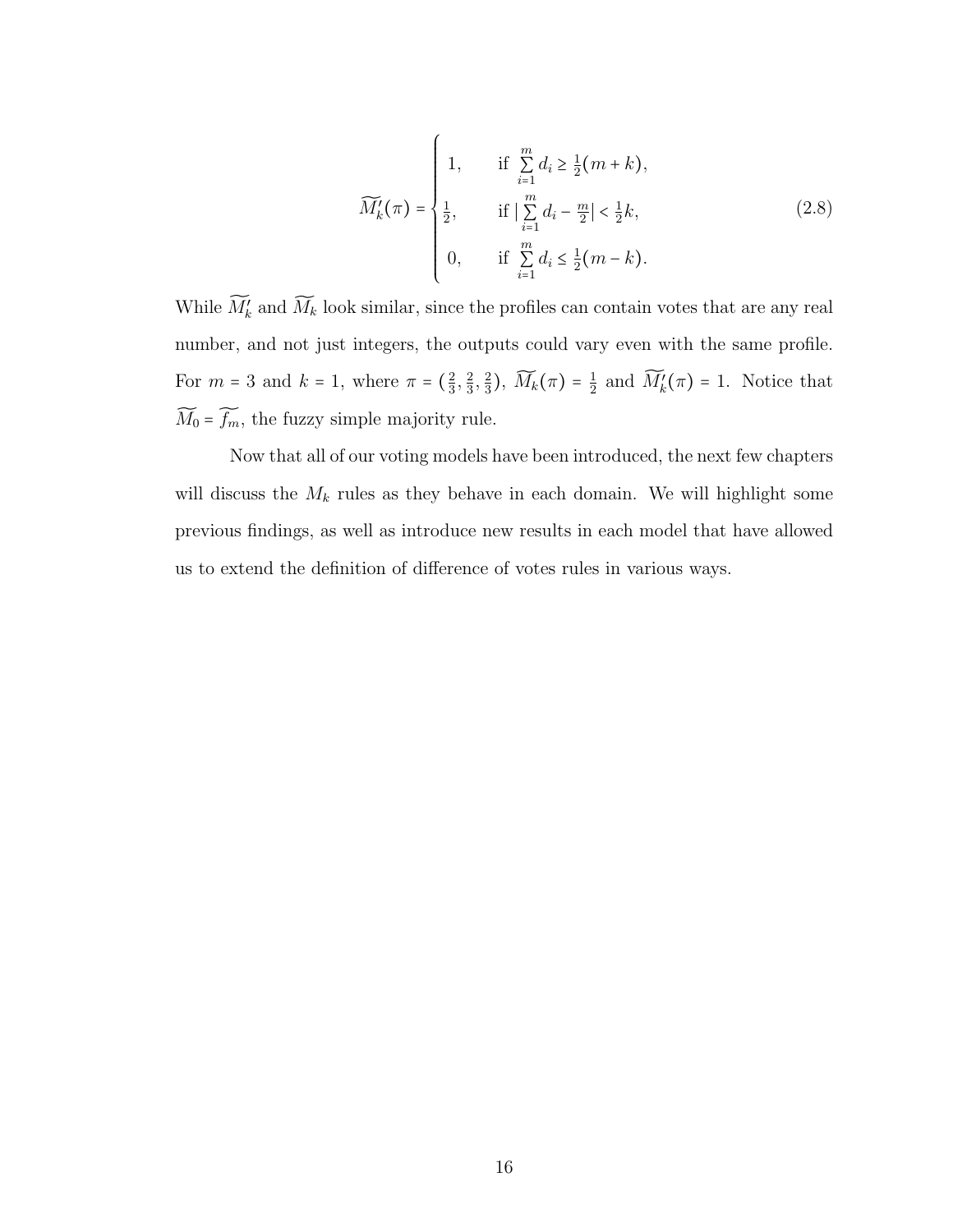$$
\widetilde{M'_k}(\pi) = \begin{cases} 1, & \text{if } \sum_{i=1}^{m} d_i \geq \frac{1}{2}(m+k), \\ \frac{1}{2}, & \text{if } \left| \sum_{i=1}^{m} d_i - \frac{m}{2} \right| < \frac{1}{2}k, \\ 0, & \text{if } \sum_{i=1}^{m} d_i \leq \frac{1}{2}(m-k). \end{cases} \tag{2.8}
$$

While $\widetilde{M'_k}$ and $\widetilde{M_k}$ look similar, since the profiles can contain votes that are any real number, and not just integers, the outputs could vary even with the same profile. For $m = 3$ and $k = 1$, where $\pi = (\frac{2}{3}, \frac{2}{3}, \frac{2}{3})$, $\widetilde{M_k}(\pi) = \frac{1}{2}$ and $\widetilde{M'_k}(\pi) = 1$. Notice that $\widetilde{M_0} = \widetilde{f_m}$, the fuzzy simple majority rule.

Now that all of our voting models have been introduced, the next few chapters will discuss the $M_k$ rules as they behave in each domain. We will highlight some previous findings, as well as introduce new results in each model that have allowed us to extend the definition of difference of votes rules in various ways.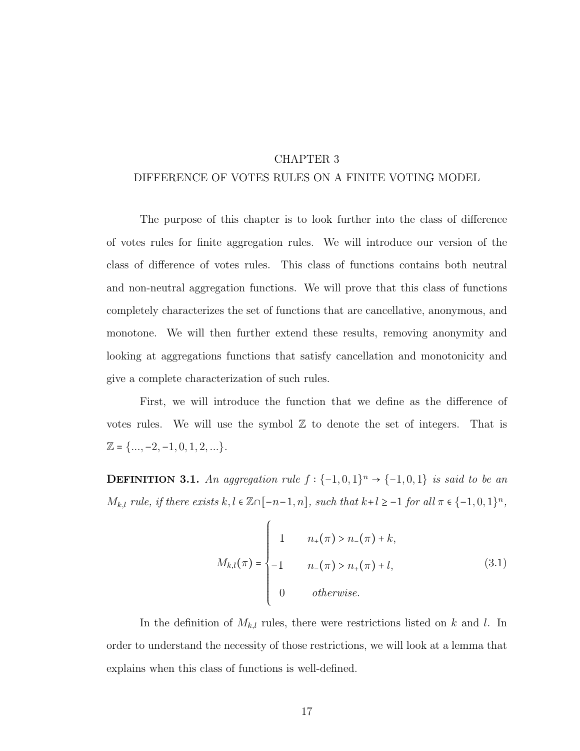# CHAPTER 3
# DIFFERENCE OF VOTES RULES ON A FINITE VOTING MODEL

The purpose of this chapter is to look further into the class of difference of votes rules for finite aggregation rules. We will introduce our version of the class of difference of votes rules. This class of functions contains both neutral and non-neutral aggregation functions. We will prove that this class of functions completely characterizes the set of functions that are cancellative, anonymous, and monotone. We will then further extend these results, removing anonymity and looking at aggregations functions that satisfy cancellation and monotonicity and give a complete characterization of such rules.

First, we will introduce the function that we define as the difference of votes rules. We will use the symbol $\mathbb{Z}$ to denote the set of integers. That is $\mathbb{Z} = \{..., -2, -1, 0, 1, 2, ...\}$.

**Definition 3.1.** *An aggregation rule $f : \{-1, 0, 1\}^n \to \{-1, 0, 1\}$ is said to be an $M_{k,l}$ rule, if there exists $k, l \in \mathbb{Z} \cap [-n-1, n]$, such that $k + l \geq -1$ for all $\pi \in \{-1, 0, 1\}^n$,*

$$M_{k,l}(\pi) = \begin{cases} 1 & n_+(\pi) > n_-(\pi) + k, \\ -1 & n_-(\pi) > n_+(\pi) + l, \\ 0 & \text{otherwise.} \end{cases} \tag{3.1}$$

In the definition of $M_{k,l}$ rules, there were restrictions listed on $k$ and $l$. In order to understand the necessity of those restrictions, we will look at a lemma that explains when this class of functions is well-defined.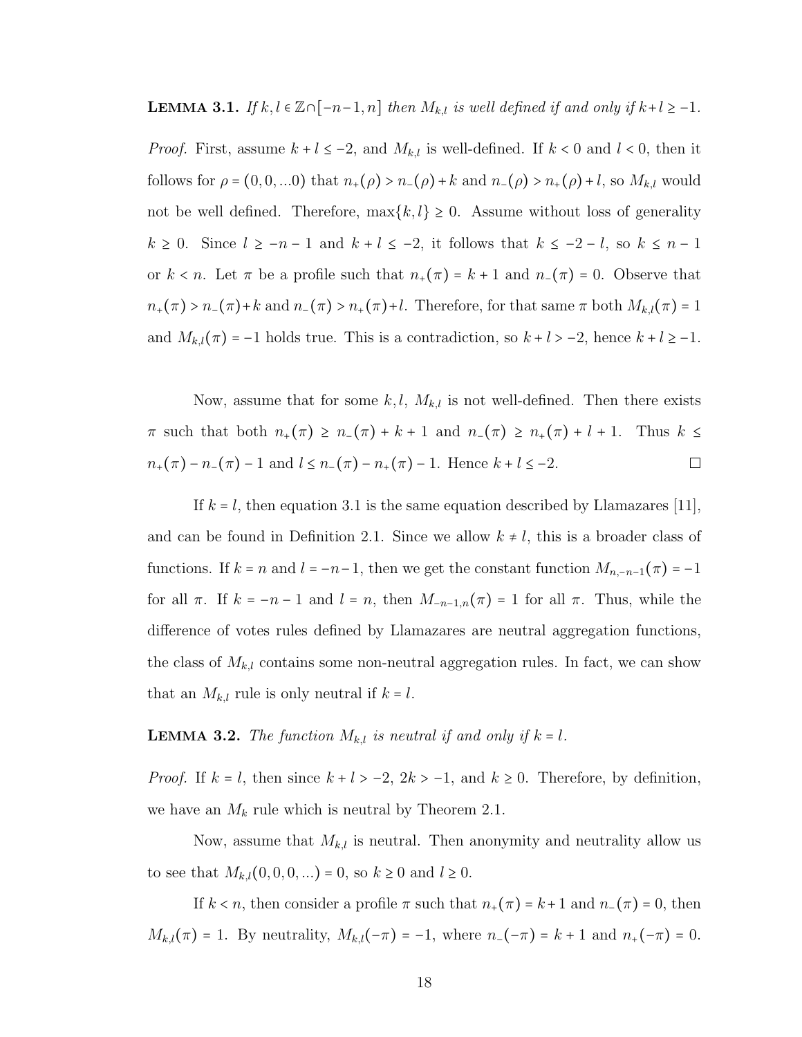**Lemma 3.1.** *If $k, l \in \mathbb{Z} \cap [-n-1, n]$ then $M_{k,l}$ is well defined if and only if $k + l \geq -1$.*

*Proof.* First, assume $k + l \leq -2$, and $M_{k,l}$ is well-defined. If $k < 0$ and $l < 0$, then it follows for $\rho = (0, 0, ...0)$ that $n_+(\rho) > n_-(\rho) + k$ and $n_-(\rho) > n_+(\rho) + l$, so $M_{k,l}$ would not be well defined. Therefore, $\max\{k, l\} \geq 0$. Assume without loss of generality $k \geq 0$. Since $l \geq -n-1$ and $k + l \leq -2$, it follows that $k \leq -2 - l$, so $k \leq n - 1$ or $k < n$. Let $\pi$ be a profile such that $n_+(\pi) = k + 1$ and $n_-(\pi) = 0$. Observe that $n_+(\pi) > n_-(\pi) + k$ and $n_-(\pi) > n_+(\pi) + l$. Therefore, for that same $\pi$ both $M_{k,l}(\pi) = 1$ and $M_{k,l}(\pi) = -1$ holds true. This is a contradiction, so $k + l > -2$, hence $k + l \geq -1$.

Now, assume that for some $k, l$, $M_{k,l}$ is not well-defined. Then there exists $\pi$ such that both $n_+(\pi) \geq n_-(\pi) + k + 1$ and $n_-(\pi) \geq n_+(\pi) + l + 1$. Thus $k \leq n_+(\pi) - n_-(\pi) - 1$ and $l \leq n_-(\pi) - n_+(\pi) - 1$. Hence $k + l \leq -2$. ☐

If $k = l$, then equation 3.1 is the same equation described by Llamazares [11], and can be found in Definition 2.1. Since we allow $k \neq l$, this is a broader class of functions. If $k = n$ and $l = -n-1$, then we get the constant function $M_{n,-n-1}(\pi) = -1$ for all $\pi$. If $k = -n-1$ and $l = n$, then $M_{-n-1,n}(\pi) = 1$ for all $\pi$. Thus, while the difference of votes rules defined by Llamazares are neutral aggregation functions, the class of $M_{k,l}$ contains some non-neutral aggregation rules. In fact, we can show that an $M_{k,l}$ rule is only neutral if $k = l$.

**Lemma 3.2.** *The function $M_{k,l}$ is neutral if and only if $k = l$.*

*Proof.* If $k = l$, then since $k + l > -2$, $2k > -1$, and $k \geq 0$. Therefore, by definition, we have an $M_k$ rule which is neutral by Theorem 2.1.

Now, assume that $M_{k,l}$ is neutral. Then anonymity and neutrality allow us to see that $M_{k,l}(0, 0, 0, ...) = 0$, so $k \geq 0$ and $l \geq 0$.

If $k < n$, then consider a profile $\pi$ such that $n_+(\pi) = k+1$ and $n_-(\pi) = 0$, then $M_{k,l}(\pi) = 1$. By neutrality, $M_{k,l}(-\pi) = -1$, where $n_-(-\pi) = k + 1$ and $n_+(-\pi) = 0$.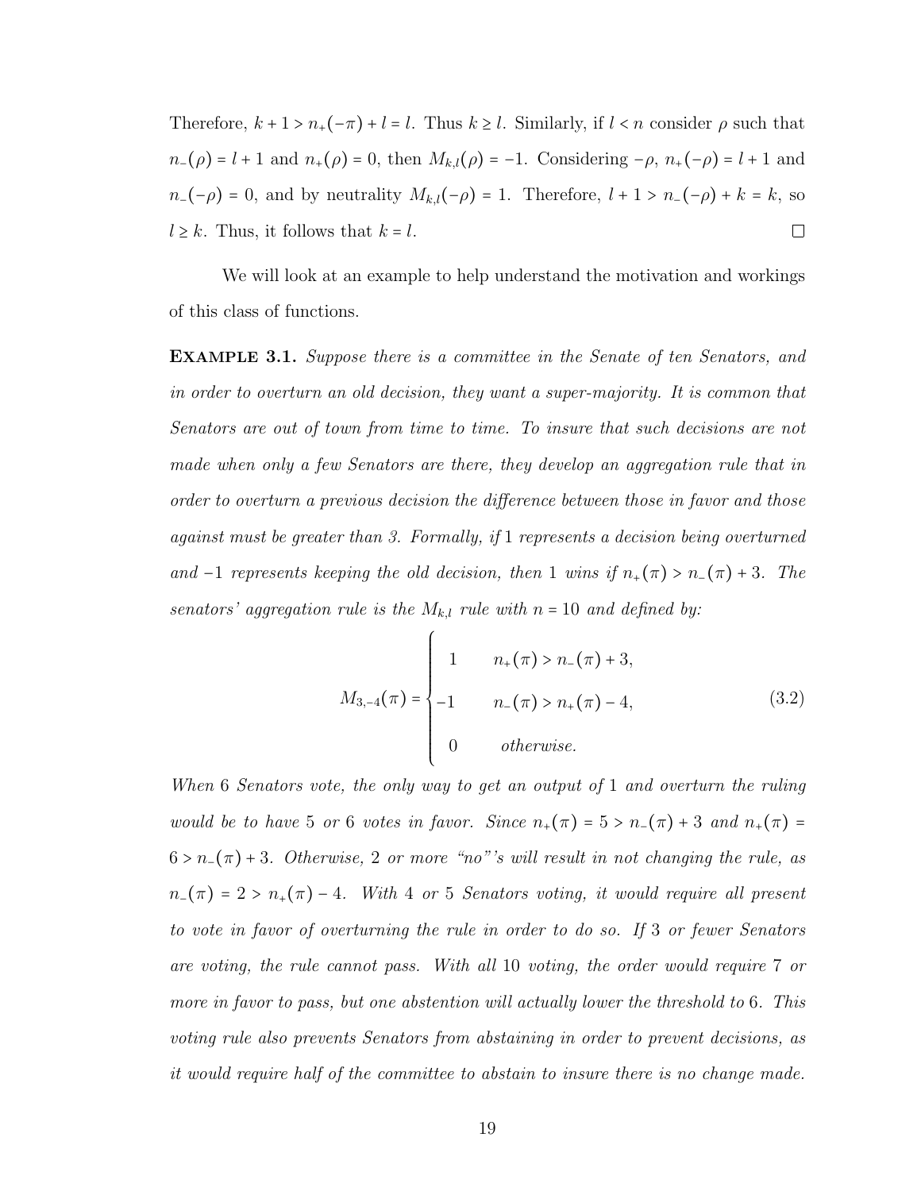Therefore, $k + 1 > n_+(-\pi) + l = l$. Thus $k \geq l$. Similarly, if $l < n$ consider $\rho$ such that $n_-(\rho) = l + 1$ and $n_+(\rho) = 0$, then $M_{k,l}(\rho) = -1$. Considering $-\rho$, $n_+(-\rho) = l + 1$ and $n_-(-\rho) = 0$, and by neutrality $M_{k,l}(-\rho) = 1$. Therefore, $l + 1 > n_-(-\rho) + k = k$, so $l \geq k$. Thus, it follows that $k = l$. □

We will look at an example to help understand the motivation and workings of this class of functions.

**Example 3.1.** *Suppose there is a committee in the Senate of ten Senators, and in order to overturn an old decision, they want a super-majority. It is common that Senators are out of town from time to time. To insure that such decisions are not made when only a few Senators are there, they develop an aggregation rule that in order to overturn a previous decision the difference between those in favor and those against must be greater than 3. Formally, if* $1$ *represents a decision being overturned and* $-1$ *represents keeping the old decision, then* $1$ *wins if* $n_+(\pi) > n_-(\pi) + 3$. *The senators' aggregation rule is the* $M_{k,l}$ *rule with* $n = 10$ *and defined by:*

$$M_{3,-4}(\pi) = \begin{cases} 1 & n_+(\pi) > n_-(\pi) + 3, \\ -1 & n_-(\pi) > n_+(\pi) - 4, \\ 0 & \textit{otherwise}. \end{cases} \tag{3.2}$$

*When* $6$ *Senators vote, the only way to get an output of* $1$ *and overturn the ruling would be to have* $5$ *or* $6$ *votes in favor. Since* $n_+(\pi) = 5 > n_-(\pi) + 3$ *and* $n_+(\pi) = 6 > n_-(\pi) + 3$. *Otherwise,* $2$ *or more "no"'s will result in not changing the rule, as* $n_-(\pi) = 2 > n_+(\pi) - 4$. *With* $4$ *or* $5$ *Senators voting, it would require all present to vote in favor of overturning the rule in order to do so. If* $3$ *or fewer Senators are voting, the rule cannot pass. With all* $10$ *voting, the order would require* $7$ *or more in favor to pass, but one abstention will actually lower the threshold to* $6$. *This voting rule also prevents Senators from abstaining in order to prevent decisions, as it would require half of the committee to abstain to insure there is no change made.*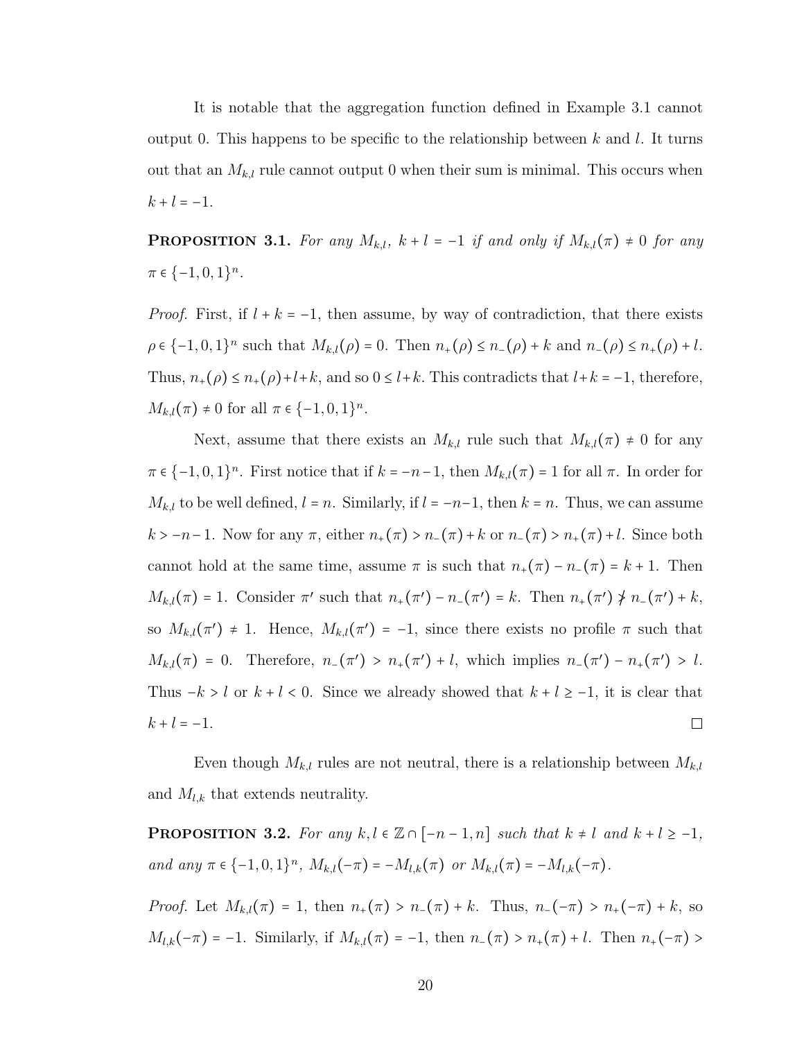It is notable that the aggregation function defined in Example 3.1 cannot output 0. This happens to be specific to the relationship between $k$ and $l$. It turns out that an $M_{k,l}$ rule cannot output 0 when their sum is minimal. This occurs when $k + l = -1$.

**PROPOSITION 3.1.** *For any $M_{k,l}$, $k + l = -1$ if and only if $M_{k,l}(\pi) \neq 0$ for any $\pi \in \{-1, 0, 1\}^n$.*

*Proof.* First, if $l + k = -1$, then assume, by way of contradiction, that there exists $\rho \in \{-1, 0, 1\}^n$ such that $M_{k,l}(\rho) = 0$. Then $n_+(\rho) \le n_-(\rho) + k$ and $n_-(\rho) \le n_+(\rho) + l$. Thus, $n_+(\rho) \le n_+(\rho) + l + k$, and so $0 \le l + k$. This contradicts that $l + k = -1$, therefore, $M_{k,l}(\pi) \neq 0$ for all $\pi \in \{-1, 0, 1\}^n$.

Next, assume that there exists an $M_{k,l}$ rule such that $M_{k,l}(\pi) \neq 0$ for any $\pi \in \{-1, 0, 1\}^n$. First notice that if $k = -n-1$, then $M_{k,l}(\pi) = 1$ for all $\pi$. In order for $M_{k,l}$ to be well defined, $l = n$. Similarly, if $l = -n-1$, then $k = n$. Thus, we can assume $k > -n-1$. Now for any $\pi$, either $n_+(\pi) > n_-(\pi) + k$ or $n_-(\pi) > n_+(\pi) + l$. Since both cannot hold at the same time, assume $\pi$ is such that $n_+(\pi) - n_-(\pi) = k + 1$. Then $M_{k,l}(\pi) = 1$. Consider $\pi'$ such that $n_+(\pi') - n_-(\pi') = k$. Then $n_+(\pi') \not> n_-(\pi') + k$, so $M_{k,l}(\pi') \neq 1$. Hence, $M_{k,l}(\pi') = -1$, since there exists no profile $\pi$ such that $M_{k,l}(\pi) = 0$. Therefore, $n_-(\pi') > n_+(\pi') + l$, which implies $n_-(\pi') - n_+(\pi') > l$. Thus $-k > l$ or $k + l < 0$. Since we already showed that $k + l \ge -1$, it is clear that $k + l = -1$. □

Even though $M_{k,l}$ rules are not neutral, there is a relationship between $M_{k,l}$ and $M_{l,k}$ that extends neutrality.

**PROPOSITION 3.2.** *For any $k, l \in \mathbb{Z} \cap [-n-1, n]$ such that $k \neq l$ and $k + l \ge -1$, and any $\pi \in \{-1, 0, 1\}^n$, $M_{k,l}(-\pi) = -M_{l,k}(\pi)$ or $M_{k,l}(\pi) = -M_{l,k}(-\pi)$.*

*Proof.* Let $M_{k,l}(\pi) = 1$, then $n_+(\pi) > n_-(\pi) + k$. Thus, $n_-(-\pi) > n_+(-\pi) + k$, so $M_{l,k}(-\pi) = -1$. Similarly, if $M_{k,l}(\pi) = -1$, then $n_-(\pi) > n_+(\pi) + l$. Then $n_+(-\pi) >$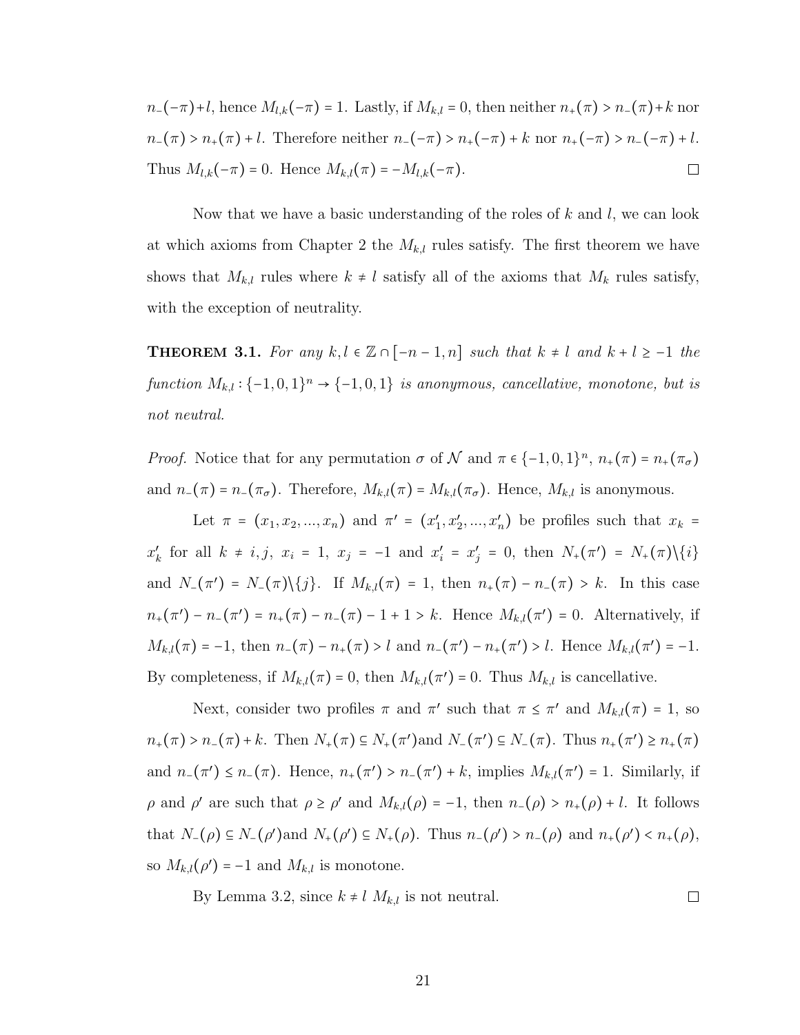$n_-(-\pi)+l$, hence $M_{l,k}(-\pi) = 1$. Lastly, if $M_{k,l} = 0$, then neither $n_+(\pi) > n_-(\pi)+k$ nor $n_-(\pi) > n_+(\pi) + l$. Therefore neither $n_-(-\pi) > n_+(-\pi) + k$ nor $n_+(-\pi) > n_-(-\pi) + l$. Thus $M_{l,k}(-\pi) = 0$. Hence $M_{k,l}(\pi) = -M_{l,k}(-\pi)$. ☐

Now that we have a basic understanding of the roles of $k$ and $l$, we can look at which axioms from Chapter 2 the $M_{k,l}$ rules satisfy. The first theorem we have shows that $M_{k,l}$ rules where $k \neq l$ satisfy all of the axioms that $M_k$ rules satisfy, with the exception of neutrality.

**Theorem 3.1.** *For any $k, l \in \mathbb{Z} \cap [-n-1, n]$ such that $k \neq l$ and $k + l \geq -1$ the function $M_{k,l} : \{-1,0,1\}^n \to \{-1,0,1\}$ is anonymous, cancellative, monotone, but is not neutral.*

*Proof.* Notice that for any permutation $\sigma$ of $\mathcal{N}$ and $\pi \in \{-1,0,1\}^n$, $n_+(\pi) = n_+(\pi_\sigma)$ and $n_-(\pi) = n_-(\pi_\sigma)$. Therefore, $M_{k,l}(\pi) = M_{k,l}(\pi_\sigma)$. Hence, $M_{k,l}$ is anonymous.

Let $\pi = (x_1, x_2, ..., x_n)$ and $\pi' = (x'_1, x'_2, ..., x'_n)$ be profiles such that $x_k = x'_k$ for all $k \neq i, j$, $x_i = 1$, $x_j = -1$ and $x'_i = x'_j = 0$, then $N_+(\pi') = N_+(\pi)\backslash\{i\}$ and $N_-(\pi') = N_-(\pi)\backslash\{j\}$. If $M_{k,l}(\pi) = 1$, then $n_+(\pi) - n_-(\pi) > k$. In this case $n_+(\pi') - n_-(\pi') = n_+(\pi) - n_-(\pi) - 1 + 1 > k$. Hence $M_{k,l}(\pi') = 0$. Alternatively, if $M_{k,l}(\pi) = -1$, then $n_-(\pi) - n_+(\pi) > l$ and $n_-(\pi') - n_+(\pi') > l$. Hence $M_{k,l}(\pi') = -1$. By completeness, if $M_{k,l}(\pi) = 0$, then $M_{k,l}(\pi') = 0$. Thus $M_{k,l}$ is cancellative.

Next, consider two profiles $\pi$ and $\pi'$ such that $\pi \leq \pi'$ and $M_{k,l}(\pi) = 1$, so $n_+(\pi) > n_-(\pi) + k$. Then $N_+(\pi) \subseteq N_+(\pi')$and $N_-(\pi') \subseteq N_-(\pi)$. Thus $n_+(\pi') \geq n_+(\pi)$ and $n_-(\pi') \leq n_-(\pi)$. Hence, $n_+(\pi') > n_-(\pi') + k$, implies $M_{k,l}(\pi') = 1$. Similarly, if $\rho$ and $\rho'$ are such that $\rho \geq \rho'$ and $M_{k,l}(\rho) = -1$, then $n_-(\rho) > n_+(\rho) + l$. It follows that $N_-(\rho) \subseteq N_-(\rho')$and $N_+(\rho') \subseteq N_+(\rho)$. Thus $n_-(\rho') > n_-(\rho)$ and $n_+(\rho') < n_+(\rho)$, so $M_{k,l}(\rho') = -1$ and $M_{k,l}$ is monotone.

By Lemma 3.2, since $k \neq l$ $M_{k,l}$ is not neutral. ☐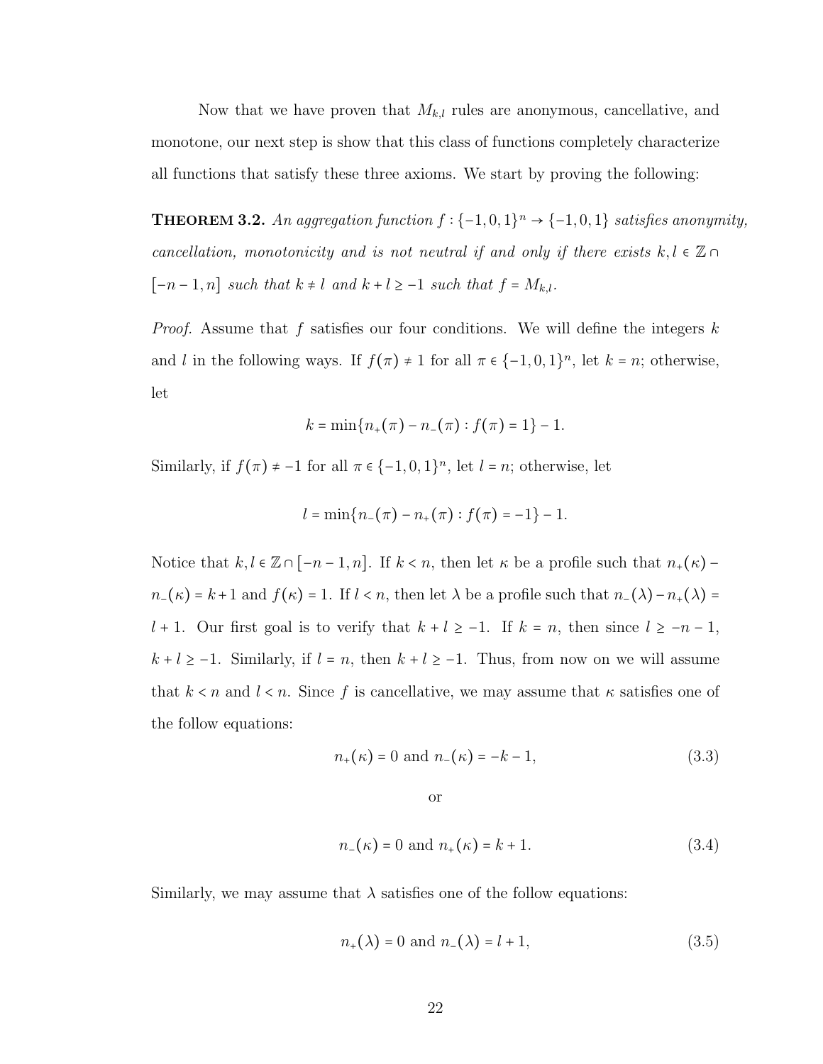Now that we have proven that $M_{k,l}$ rules are anonymous, cancellative, and monotone, our next step is show that this class of functions completely characterize all functions that satisfy these three axioms. We start by proving the following:

**Theorem 3.2.** *An aggregation function $f : \{-1, 0, 1\}^n \to \{-1, 0, 1\}$ satisfies anonymity, cancellation, monotonicity and is not neutral if and only if there exists $k, l \in \mathbb{Z} \cap [-n-1, n]$ such that $k \neq l$ and $k + l \geq -1$ such that $f = M_{k,l}$.*

*Proof.* Assume that $f$ satisfies our four conditions. We will define the integers $k$ and $l$ in the following ways. If $f(\pi) \neq 1$ for all $\pi \in \{-1, 0, 1\}^n$, let $k = n$; otherwise, let

$$k = \min\{n_+(\pi) - n_-(\pi) : f(\pi) = 1\} - 1.$$

Similarly, if $f(\pi) \neq -1$ for all $\pi \in \{-1, 0, 1\}^n$, let $l = n$; otherwise, let

$$l = \min\{n_-(\pi) - n_+(\pi) : f(\pi) = -1\} - 1.$$

Notice that $k, l \in \mathbb{Z} \cap [-n-1, n]$. If $k < n$, then let $\kappa$ be a profile such that $n_+(\kappa) - n_-(\kappa) = k+1$ and $f(\kappa) = 1$. If $l < n$, then let $\lambda$ be a profile such that $n_-(\lambda) - n_+(\lambda) = l + 1$. Our first goal is to verify that $k + l \geq -1$. If $k = n$, then since $l \geq -n-1$, $k + l \geq -1$. Similarly, if $l = n$, then $k + l \geq -1$. Thus, from now on we will assume that $k < n$ and $l < n$. Since $f$ is cancellative, we may assume that $\kappa$ satisfies one of the follow equations:

$$n_+(\kappa) = 0 \text{ and } n_-(\kappa) = -k - 1, \tag{3.3}$$

or

$$n_-(\kappa) = 0 \text{ and } n_+(\kappa) = k + 1. \tag{3.4}$$

Similarly, we may assume that $\lambda$ satisfies one of the follow equations:

$$n_+(\lambda) = 0 \text{ and } n_-(\lambda) = l + 1, \tag{3.5}$$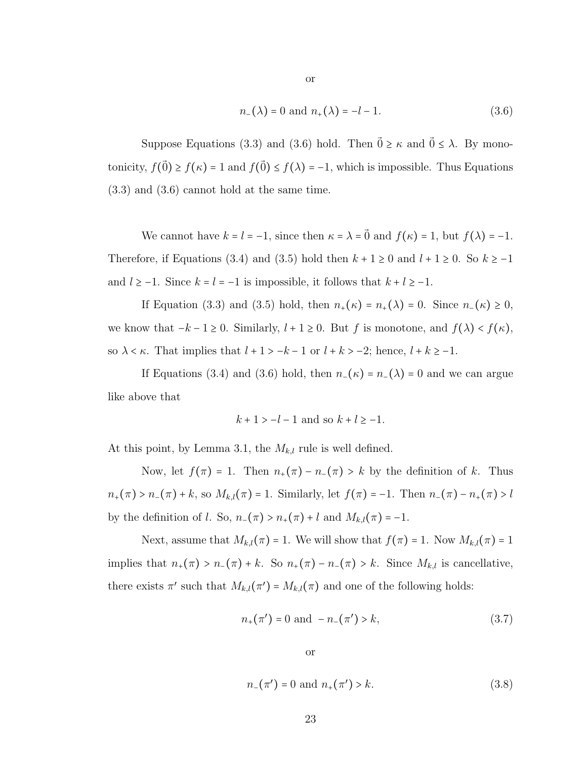or

$$n_-(\lambda) = 0 \text{ and } n_+(\lambda) = -l - 1. \tag{3.6}$$

Suppose Equations (3.3) and (3.6) hold. Then $\vec{0} \geq \kappa$ and $\vec{0} \leq \lambda$. By monotonicity, $f(\vec{0}) \geq f(\kappa) = 1$ and $f(\vec{0}) \leq f(\lambda) = -1$, which is impossible. Thus Equations (3.3) and (3.6) cannot hold at the same time.

We cannot have $k = l = -1$, since then $\kappa = \lambda = \vec{0}$ and $f(\kappa) = 1$, but $f(\lambda) = -1$. Therefore, if Equations (3.4) and (3.5) hold then $k + 1 \geq 0$ and $l + 1 \geq 0$. So $k \geq -1$ and $l \geq -1$. Since $k = l = -1$ is impossible, it follows that $k + l \geq -1$.

If Equation (3.3) and (3.5) hold, then $n_+(\kappa) = n_+(\lambda) = 0$. Since $n_-(\kappa) \geq 0$, we know that $-k - 1 \geq 0$. Similarly, $l + 1 \geq 0$. But $f$ is monotone, and $f(\lambda) < f(\kappa)$, so $\lambda < \kappa$. That implies that $l + 1 > -k - 1$ or $l + k > -2$; hence, $l + k \geq -1$.

If Equations (3.4) and (3.6) hold, then $n_-(\kappa) = n_-(\lambda) = 0$ and we can argue like above that

$$k + 1 > -l - 1 \text{ and so } k + l \geq -1.$$

At this point, by Lemma 3.1, the $M_{k,l}$ rule is well defined.

Now, let $f(\pi) = 1$. Then $n_+(\pi) - n_-(\pi) > k$ by the definition of $k$. Thus $n_+(\pi) > n_-(\pi) + k$, so $M_{k,l}(\pi) = 1$. Similarly, let $f(\pi) = -1$. Then $n_-(\pi) - n_+(\pi) > l$ by the definition of $l$. So, $n_-(\pi) > n_+(\pi) + l$ and $M_{k,l}(\pi) = -1$.

Next, assume that $M_{k,l}(\pi) = 1$. We will show that $f(\pi) = 1$. Now $M_{k,l}(\pi) = 1$ implies that $n_+(\pi) > n_-(\pi) + k$. So $n_+(\pi) - n_-(\pi) > k$. Since $M_{k,l}$ is cancellative, there exists $\pi'$ such that $M_{k,l}(\pi') = M_{k,l}(\pi)$ and one of the following holds:

$$n_+(\pi') = 0 \text{ and } -n_-(\pi') > k, \tag{3.7}$$

or

$$n_-(\pi') = 0 \text{ and } n_+(\pi') > k. \tag{3.8}$$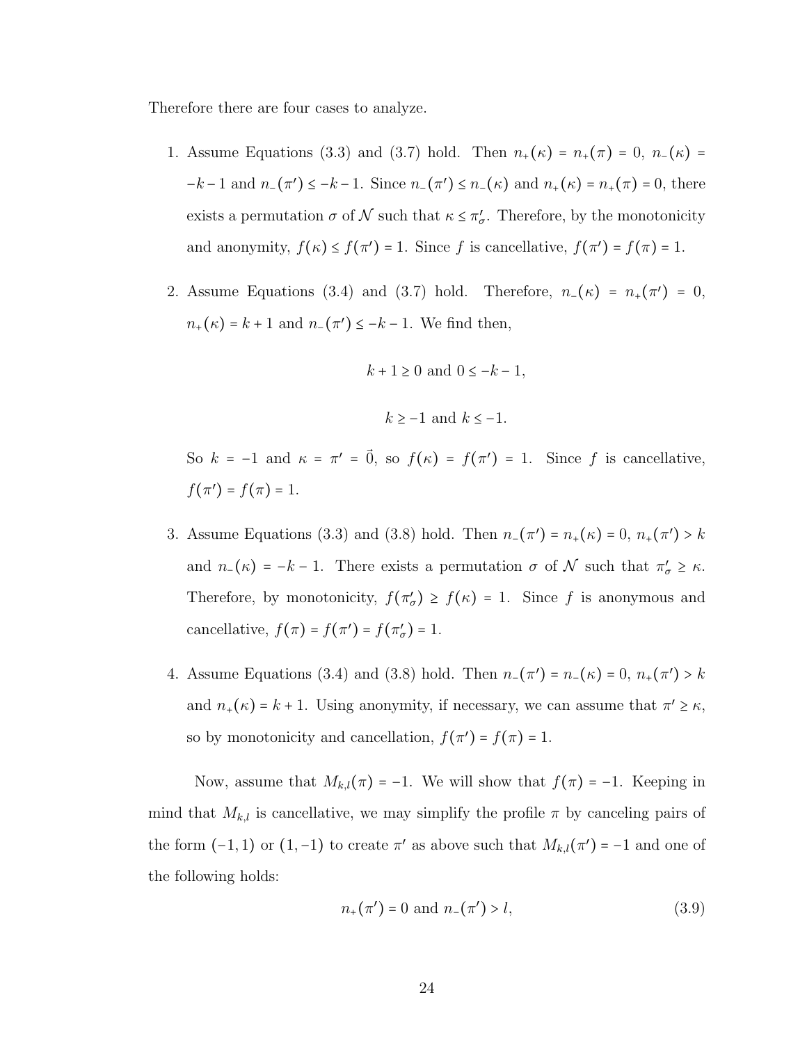Therefore there are four cases to analyze.

1. Assume Equations (3.3) and (3.7) hold. Then $n_+(\kappa) = n_+(\pi) = 0$, $n_-(\kappa) = -k-1$ and $n_-(\pi') \leq -k-1$. Since $n_-(\pi') \leq n_-(\kappa)$ and $n_+(\kappa) = n_+(\pi) = 0$, there exists a permutation $\sigma$ of $\mathcal{N}$ such that $\kappa \leq \pi'_\sigma$. Therefore, by the monotonicity and anonymity, $f(\kappa) \leq f(\pi') = 1$. Since $f$ is cancellative, $f(\pi') = f(\pi) = 1$.

2. Assume Equations (3.4) and (3.7) hold. Therefore, $n_-(\kappa) = n_+(\pi') = 0$, $n_+(\kappa) = k+1$ and $n_-(\pi') \leq -k-1$. We find then,

$$k + 1 \geq 0 \text{ and } 0 \leq -k - 1,$$

$$k \geq -1 \text{ and } k \leq -1.$$

   So $k = -1$ and $\kappa = \pi' = \vec{0}$, so $f(\kappa) = f(\pi') = 1$. Since $f$ is cancellative, $f(\pi') = f(\pi) = 1$.

3. Assume Equations (3.3) and (3.8) hold. Then $n_-(\pi') = n_+(\kappa) = 0$, $n_+(\pi') > k$ and $n_-(\kappa) = -k-1$. There exists a permutation $\sigma$ of $\mathcal{N}$ such that $\pi'_\sigma \geq \kappa$. Therefore, by monotonicity, $f(\pi'_\sigma) \geq f(\kappa) = 1$. Since $f$ is anonymous and cancellative, $f(\pi) = f(\pi') = f(\pi'_\sigma) = 1$.

4. Assume Equations (3.4) and (3.8) hold. Then $n_-(\pi') = n_-(\kappa) = 0$, $n_+(\pi') > k$ and $n_+(\kappa) = k+1$. Using anonymity, if necessary, we can assume that $\pi' \geq \kappa$, so by monotonicity and cancellation, $f(\pi') = f(\pi) = 1$.

Now, assume that $M_{k,l}(\pi) = -1$. We will show that $f(\pi) = -1$. Keeping in mind that $M_{k,l}$ is cancellative, we may simplify the profile $\pi$ by canceling pairs of the form $(-1,1)$ or $(1,-1)$ to create $\pi'$ as above such that $M_{k,l}(\pi') = -1$ and one of the following holds:

$$n_+(\pi') = 0 \text{ and } n_-(\pi') > l, \tag{3.9}$$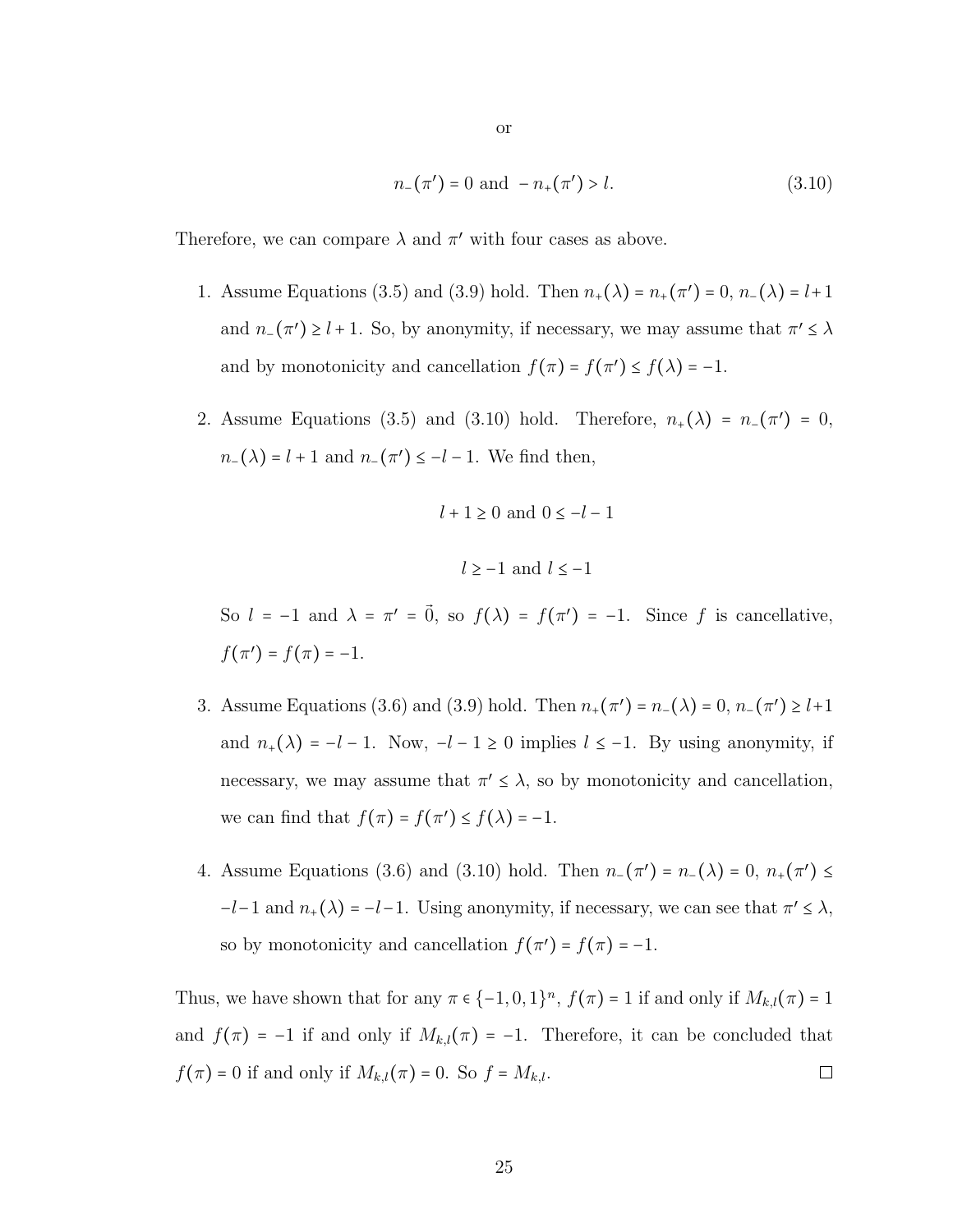or

$$n_-(\pi') = 0 \text{ and } -n_+(\pi') > l. \tag{3.10}$$

Therefore, we can compare $\lambda$ and $\pi'$ with four cases as above.

1. Assume Equations (3.5) and (3.9) hold. Then $n_+(\lambda) = n_+(\pi') = 0$, $n_-(\lambda) = l+1$ and $n_-(\pi') \geq l+1$. So, by anonymity, if necessary, we may assume that $\pi' \leq \lambda$ and by monotonicity and cancellation $f(\pi) = f(\pi') \leq f(\lambda) = -1$.

2. Assume Equations (3.5) and (3.10) hold. Therefore, $n_+(\lambda) = n_-(\pi') = 0$, $n_-(\lambda) = l+1$ and $n_-(\pi') \leq -l-1$. We find then,

$$l+1 \geq 0 \text{ and } 0 \leq -l-1$$

$$l \geq -1 \text{ and } l \leq -1$$

   So $l = -1$ and $\lambda = \pi' = \vec{0}$, so $f(\lambda) = f(\pi') = -1$. Since $f$ is cancellative, $f(\pi') = f(\pi) = -1$.

3. Assume Equations (3.6) and (3.9) hold. Then $n_+(\pi') = n_-(\lambda) = 0$, $n_-(\pi') \geq l+1$ and $n_+(\lambda) = -l-1$. Now, $-l-1 \geq 0$ implies $l \leq -1$. By using anonymity, if necessary, we may assume that $\pi' \leq \lambda$, so by monotonicity and cancellation, we can find that $f(\pi) = f(\pi') \leq f(\lambda) = -1$.

4. Assume Equations (3.6) and (3.10) hold. Then $n_-(\pi') = n_-(\lambda) = 0$, $n_+(\pi') \leq -l-1$ and $n_+(\lambda) = -l-1$. Using anonymity, if necessary, we can see that $\pi' \leq \lambda$, so by monotonicity and cancellation $f(\pi') = f(\pi) = -1$.

Thus, we have shown that for any $\pi \in \{-1,0,1\}^n$, $f(\pi) = 1$ if and only if $M_{k,l}(\pi) = 1$ and $f(\pi) = -1$ if and only if $M_{k,l}(\pi) = -1$. Therefore, it can be concluded that $f(\pi) = 0$ if and only if $M_{k,l}(\pi) = 0$. So $f = M_{k,l}$. □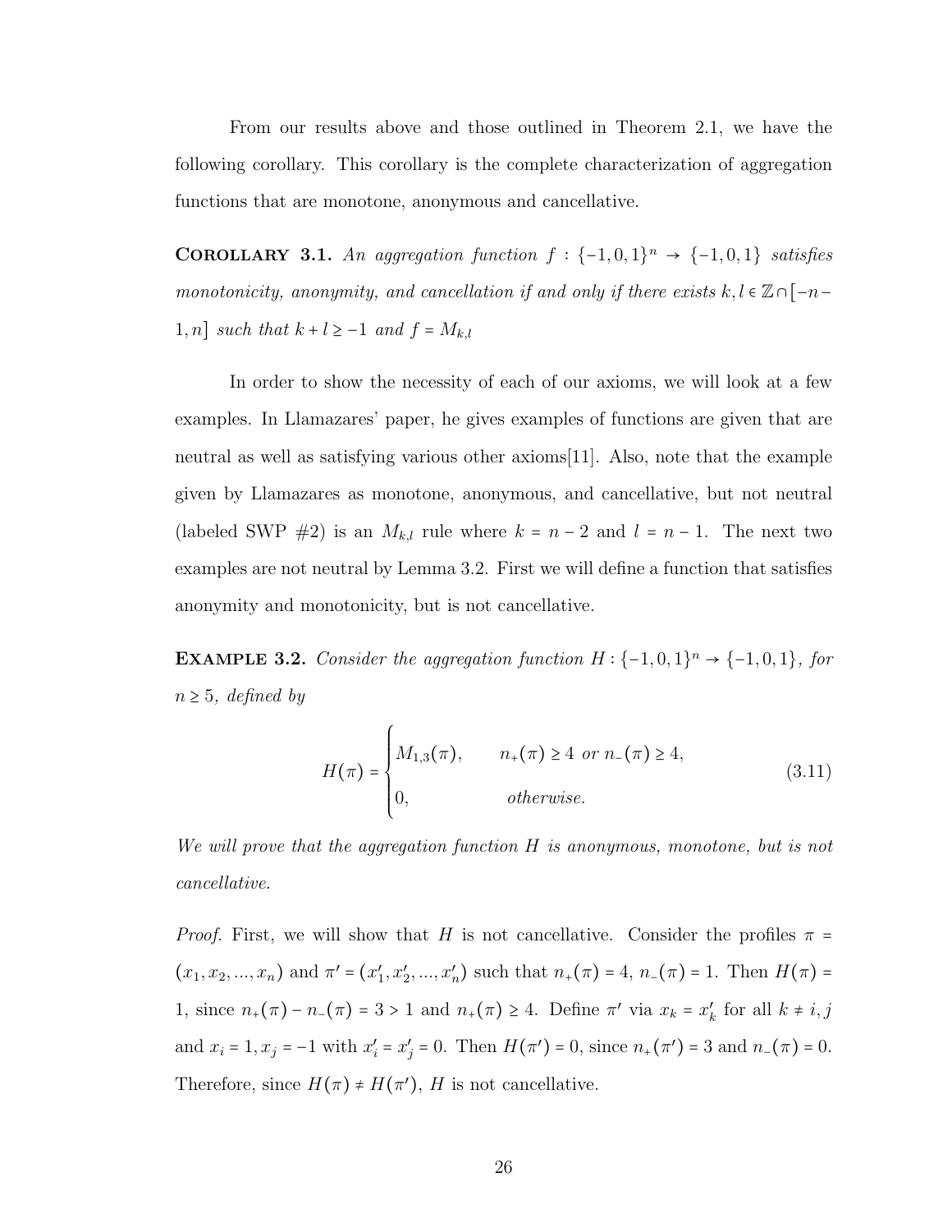From our results above and those outlined in Theorem 2.1, we have the following corollary. This corollary is the complete characterization of aggregation functions that are monotone, anonymous and cancellative.

**Corollary 3.1.** *An aggregation function $f : \{-1,0,1\}^n \to \{-1,0,1\}$ satisfies monotonicity, anonymity, and cancellation if and only if there exists $k,l \in \mathbb{Z} \cap [-n-1, n]$ such that $k + l \geq -1$ and $f = M_{k,l}$*

In order to show the necessity of each of our axioms, we will look at a few examples. In Llamazares' paper, he gives examples of functions are given that are neutral as well as satisfying various other axioms[11]. Also, note that the example given by Llamazares as monotone, anonymous, and cancellative, but not neutral (labeled SWP #2) is an $M_{k,l}$ rule where $k = n-2$ and $l = n-1$. The next two examples are not neutral by Lemma 3.2. First we will define a function that satisfies anonymity and monotonicity, but is not cancellative.

**Example 3.2.** *Consider the aggregation function $H : \{-1,0,1\}^n \to \{-1,0,1\}$, for $n \geq 5$, defined by*

$$H(\pi) = \begin{cases} M_{1,3}(\pi), & n_+(\pi) \geq 4 \text{ or } n_-(\pi) \geq 4, \\ 0, & \text{otherwise.} \end{cases} \tag{3.11}$$

*We will prove that the aggregation function $H$ is anonymous, monotone, but is not cancellative.*

*Proof.* First, we will show that $H$ is not cancellative. Consider the profiles $\pi = (x_1, x_2, ..., x_n)$ and $\pi' = (x'_1, x'_2, ..., x'_n)$ such that $n_+(\pi) = 4$, $n_-(\pi) = 1$. Then $H(\pi) = 1$, since $n_+(\pi) - n_-(\pi) = 3 > 1$ and $n_+(\pi) \geq 4$. Define $\pi'$ via $x_k = x'_k$ for all $k \neq i, j$ and $x_i = 1, x_j = -1$ with $x'_i = x'_j = 0$. Then $H(\pi') = 0$, since $n_+(\pi') = 3$ and $n_-(\pi) = 0$. Therefore, since $H(\pi) \neq H(\pi')$, $H$ is not cancellative.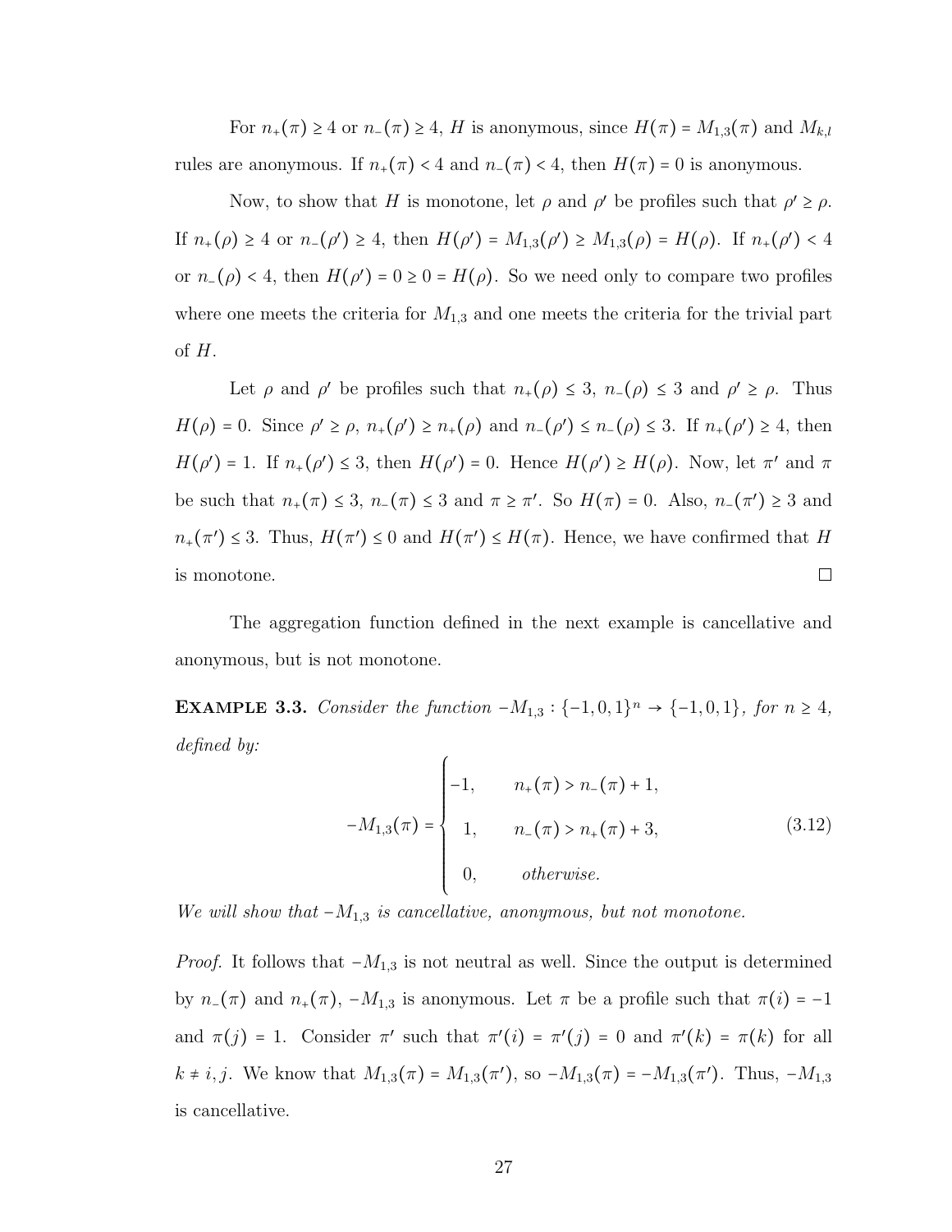For $n_+(\pi) \geq 4$ or $n_-(\pi) \geq 4$, $H$ is anonymous, since $H(\pi) = M_{1,3}(\pi)$ and $M_{k,l}$ rules are anonymous. If $n_+(\pi) < 4$ and $n_-(\pi) < 4$, then $H(\pi) = 0$ is anonymous.

Now, to show that $H$ is monotone, let $\rho$ and $\rho'$ be profiles such that $\rho' \geq \rho$. If $n_+(\rho) \geq 4$ or $n_-(\rho') \geq 4$, then $H(\rho') = M_{1,3}(\rho') \geq M_{1,3}(\rho) = H(\rho)$. If $n_+(\rho') < 4$ or $n_-(\rho) < 4$, then $H(\rho') = 0 \geq 0 = H(\rho)$. So we need only to compare two profiles where one meets the criteria for $M_{1,3}$ and one meets the criteria for the trivial part of $H$.

Let $\rho$ and $\rho'$ be profiles such that $n_+(\rho) \leq 3$, $n_-(\rho) \leq 3$ and $\rho' \geq \rho$. Thus $H(\rho) = 0$. Since $\rho' \geq \rho$, $n_+(\rho') \geq n_+(\rho)$ and $n_-(\rho') \leq n_-(\rho) \leq 3$. If $n_+(\rho') \geq 4$, then $H(\rho') = 1$. If $n_+(\rho') \leq 3$, then $H(\rho') = 0$. Hence $H(\rho') \geq H(\rho)$. Now, let $\pi'$ and $\pi$ be such that $n_+(\pi) \leq 3$, $n_-(\pi) \leq 3$ and $\pi \geq \pi'$. So $H(\pi) = 0$. Also, $n_-(\pi') \geq 3$ and $n_+(\pi') \leq 3$. Thus, $H(\pi') \leq 0$ and $H(\pi') \leq H(\pi)$. Hence, we have confirmed that $H$ is monotone. ☐

The aggregation function defined in the next example is cancellative and anonymous, but is not monotone.

**Example 3.3.** *Consider the function $-M_{1,3} : \{-1, 0, 1\}^n \to \{-1, 0, 1\}$, for $n \geq 4$, defined by:*

$$-M_{1,3}(\pi) = \begin{cases} -1, & n_+(\pi) > n_-(\pi) + 1, \\ 1, & n_-(\pi) > n_+(\pi) + 3, \\ 0, & \text{otherwise.} \end{cases} \tag{3.12}$$

*We will show that $-M_{1,3}$ is cancellative, anonymous, but not monotone.*

*Proof.* It follows that $-M_{1,3}$ is not neutral as well. Since the output is determined by $n_-(\pi)$ and $n_+(\pi)$, $-M_{1,3}$ is anonymous. Let $\pi$ be a profile such that $\pi(i) = -1$ and $\pi(j) = 1$. Consider $\pi'$ such that $\pi'(i) = \pi'(j) = 0$ and $\pi'(k) = \pi(k)$ for all $k \neq i, j$. We know that $M_{1,3}(\pi) = M_{1,3}(\pi')$, so $-M_{1,3}(\pi) = -M_{1,3}(\pi')$. Thus, $-M_{1,3}$ is cancellative.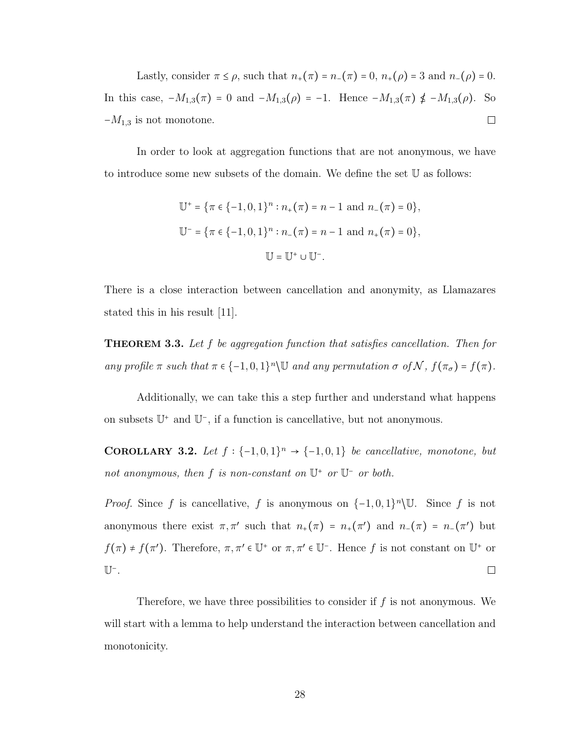Lastly, consider $\pi \leq \rho$, such that $n_+(\pi) = n_-(\pi) = 0$, $n_+(\rho) = 3$ and $n_-(\rho) = 0$. In this case, $-M_{1,3}(\pi) = 0$ and $-M_{1,3}(\rho) = -1$. Hence $-M_{1,3}(\pi) \nleq -M_{1,3}(\rho)$. So $-M_{1,3}$ is not monotone. $\square$

In order to look at aggregation functions that are not anonymous, we have to introduce some new subsets of the domain. We define the set $\mathbb{U}$ as follows:

$$\mathbb{U}^+ = \{\pi \in \{-1,0,1\}^n : n_+(\pi) = n-1 \text{ and } n_-(\pi) = 0\},$$

$$\mathbb{U}^- = \{\pi \in \{-1,0,1\}^n : n_-(\pi) = n-1 \text{ and } n_+(\pi) = 0\},$$

$$\mathbb{U} = \mathbb{U}^+ \cup \mathbb{U}^-.$$

There is a close interaction between cancellation and anonymity, as Llamazares stated this in his result [11].

**Theorem 3.3.** *Let $f$ be aggregation function that satisfies cancellation. Then for any profile $\pi$ such that $\pi \in \{-1,0,1\}^n \backslash \mathbb{U}$ and any permutation $\sigma$ of $\mathcal{N}$, $f(\pi_\sigma) = f(\pi)$.*

Additionally, we can take this a step further and understand what happens on subsets $\mathbb{U}^+$ and $\mathbb{U}^-$, if a function is cancellative, but not anonymous.

**Corollary 3.2.** *Let $f : \{-1,0,1\}^n \to \{-1,0,1\}$ be cancellative, monotone, but not anonymous, then $f$ is non-constant on $\mathbb{U}^+$ or $\mathbb{U}^-$ or both.*

*Proof.* Since $f$ is cancellative, $f$ is anonymous on $\{-1,0,1\}^n \backslash \mathbb{U}$. Since $f$ is not anonymous there exist $\pi, \pi'$ such that $n_+(\pi) = n_+(\pi')$ and $n_-(\pi) = n_-(\pi')$ but $f(\pi) \neq f(\pi')$. Therefore, $\pi, \pi' \in \mathbb{U}^+$ or $\pi, \pi' \in \mathbb{U}^-$. Hence $f$ is not constant on $\mathbb{U}^+$ or $\mathbb{U}^-$. $\square$

Therefore, we have three possibilities to consider if $f$ is not anonymous. We will start with a lemma to help understand the interaction between cancellation and monotonicity.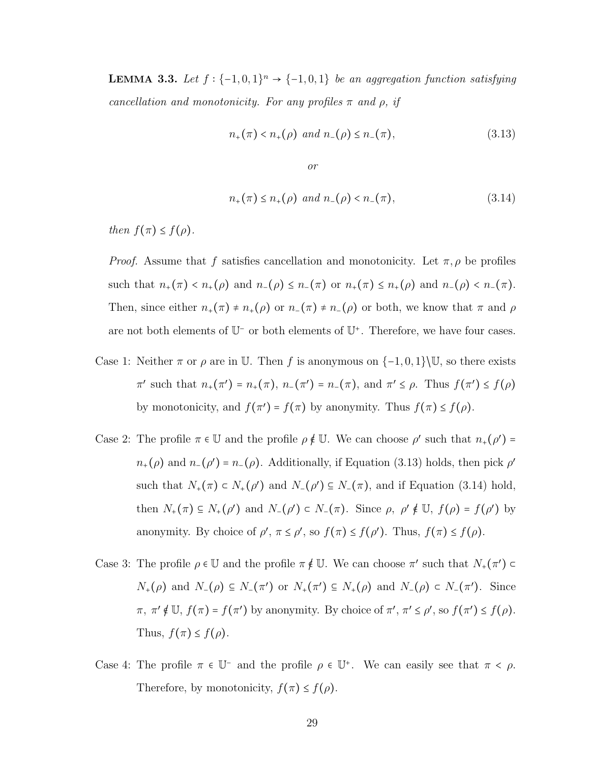**Lemma 3.3.** *Let $f : \{-1, 0, 1\}^n \to \{-1, 0, 1\}$ be an aggregation function satisfying cancellation and monotonicity. For any profiles $\pi$ and $\rho$, if*

$$n_+(\pi) < n_+(\rho) \text{ and } n_-(\rho) \leq n_-(\pi), \tag{3.13}$$

*or*

$$n_+(\pi) \leq n_+(\rho) \text{ and } n_-(\rho) < n_-(\pi), \tag{3.14}$$

*then $f(\pi) \leq f(\rho)$.*

*Proof.* Assume that $f$ satisfies cancellation and monotonicity. Let $\pi, \rho$ be profiles such that $n_+(\pi) < n_+(\rho)$ and $n_-(\rho) \leq n_-(\pi)$ or $n_+(\pi) \leq n_+(\rho)$ and $n_-(\rho) < n_-(\pi)$. Then, since either $n_+(\pi) \neq n_+(\rho)$ or $n_-(\pi) \neq n_-(\rho)$ or both, we know that $\pi$ and $\rho$ are not both elements of $\mathbb{U}^-$ or both elements of $\mathbb{U}^+$. Therefore, we have four cases.

Case 1: Neither $\pi$ or $\rho$ are in $\mathbb{U}$. Then $f$ is anonymous on $\{-1, 0, 1\} \setminus \mathbb{U}$, so there exists $\pi'$ such that $n_+(\pi') = n_+(\pi)$, $n_-(\pi') = n_-(\pi)$, and $\pi' \leq \rho$. Thus $f(\pi') \leq f(\rho)$ by monotonicity, and $f(\pi') = f(\pi)$ by anonymity. Thus $f(\pi) \leq f(\rho)$.

Case 2: The profile $\pi \in \mathbb{U}$ and the profile $\rho \notin \mathbb{U}$. We can choose $\rho'$ such that $n_+(\rho') = n_+(\rho)$ and $n_-(\rho') = n_-(\rho)$. Additionally, if Equation (3.13) holds, then pick $\rho'$ such that $N_+(\pi) \subset N_+(\rho')$ and $N_-(\rho') \subseteq N_-(\pi)$, and if Equation (3.14) hold, then $N_+(\pi) \subseteq N_+(\rho')$ and $N_-(\rho') \subset N_-(\pi)$. Since $\rho$, $\rho' \notin \mathbb{U}$, $f(\rho) = f(\rho')$ by anonymity. By choice of $\rho'$, $\pi \leq \rho'$, so $f(\pi) \leq f(\rho')$. Thus, $f(\pi) \leq f(\rho)$.

Case 3: The profile $\rho \in \mathbb{U}$ and the profile $\pi \notin \mathbb{U}$. We can choose $\pi'$ such that $N_+(\pi') \subset N_+(\rho)$ and $N_-(\rho) \subseteq N_-(\pi')$ or $N_+(\pi') \subseteq N_+(\rho)$ and $N_-(\rho) \subset N_-(\pi')$. Since $\pi$, $\pi' \notin \mathbb{U}$, $f(\pi) = f(\pi')$ by anonymity. By choice of $\pi'$, $\pi' \leq \rho'$, so $f(\pi') \leq f(\rho)$. Thus, $f(\pi) \leq f(\rho)$.

Case 4: The profile $\pi \in \mathbb{U}^-$ and the profile $\rho \in \mathbb{U}^+$. We can easily see that $\pi < \rho$. Therefore, by monotonicity, $f(\pi) \leq f(\rho)$.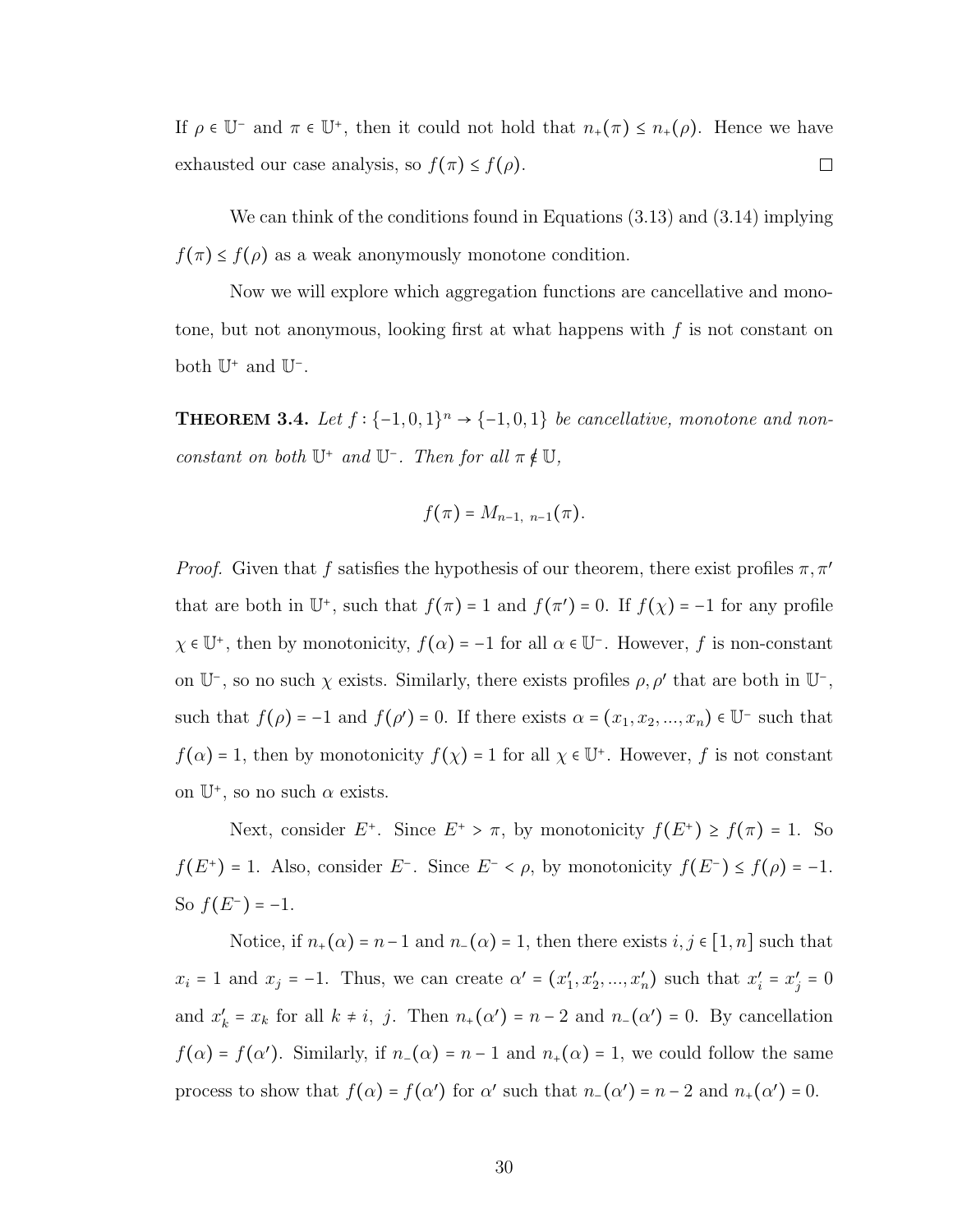If $\rho \in \mathbb{U}^-$ and $\pi \in \mathbb{U}^+$, then it could not hold that $n_+(\pi) \leq n_+(\rho)$. Hence we have exhausted our case analysis, so $f(\pi) \leq f(\rho)$. $\square$

We can think of the conditions found in Equations (3.13) and (3.14) implying $f(\pi) \leq f(\rho)$ as a weak anonymously monotone condition.

Now we will explore which aggregation functions are cancellative and monotone, but not anonymous, looking first at what happens with $f$ is not constant on both $\mathbb{U}^+$ and $\mathbb{U}^-$.

**Theorem 3.4.** *Let $f : \{-1, 0, 1\}^n \to \{-1, 0, 1\}$ be cancellative, monotone and non-constant on both $\mathbb{U}^+$ and $\mathbb{U}^-$. Then for all $\pi \notin \mathbb{U}$,*

$$f(\pi) = M_{n-1,\ n-1}(\pi).$$

*Proof.* Given that $f$ satisfies the hypothesis of our theorem, there exist profiles $\pi, \pi'$ that are both in $\mathbb{U}^+$, such that $f(\pi) = 1$ and $f(\pi') = 0$. If $f(\chi) = -1$ for any profile $\chi \in \mathbb{U}^+$, then by monotonicity, $f(\alpha) = -1$ for all $\alpha \in \mathbb{U}^-$. However, $f$ is non-constant on $\mathbb{U}^-$, so no such $\chi$ exists. Similarly, there exists profiles $\rho, \rho'$ that are both in $\mathbb{U}^-$, such that $f(\rho) = -1$ and $f(\rho') = 0$. If there exists $\alpha = (x_1, x_2, ..., x_n) \in \mathbb{U}^-$ such that $f(\alpha) = 1$, then by monotonicity $f(\chi) = 1$ for all $\chi \in \mathbb{U}^+$. However, $f$ is not constant on $\mathbb{U}^+$, so no such $\alpha$ exists.

Next, consider $E^+$. Since $E^+ > \pi$, by monotonicity $f(E^+) \geq f(\pi) = 1$. So $f(E^+) = 1$. Also, consider $E^-$. Since $E^- < \rho$, by monotonicity $f(E^-) \leq f(\rho) = -1$. So $f(E^-) = -1$.

Notice, if $n_+(\alpha) = n-1$ and $n_-(\alpha) = 1$, then there exists $i, j \in [1, n]$ such that $x_i = 1$ and $x_j = -1$. Thus, we can create $\alpha' = (x'_1, x'_2, ..., x'_n)$ such that $x'_i = x'_j = 0$ and $x'_k = x_k$ for all $k \neq i,\ j$. Then $n_+(\alpha') = n - 2$ and $n_-(\alpha') = 0$. By cancellation $f(\alpha) = f(\alpha')$. Similarly, if $n_-(\alpha) = n - 1$ and $n_+(\alpha) = 1$, we could follow the same process to show that $f(\alpha) = f(\alpha')$ for $\alpha'$ such that $n_-(\alpha') = n - 2$ and $n_+(\alpha') = 0$.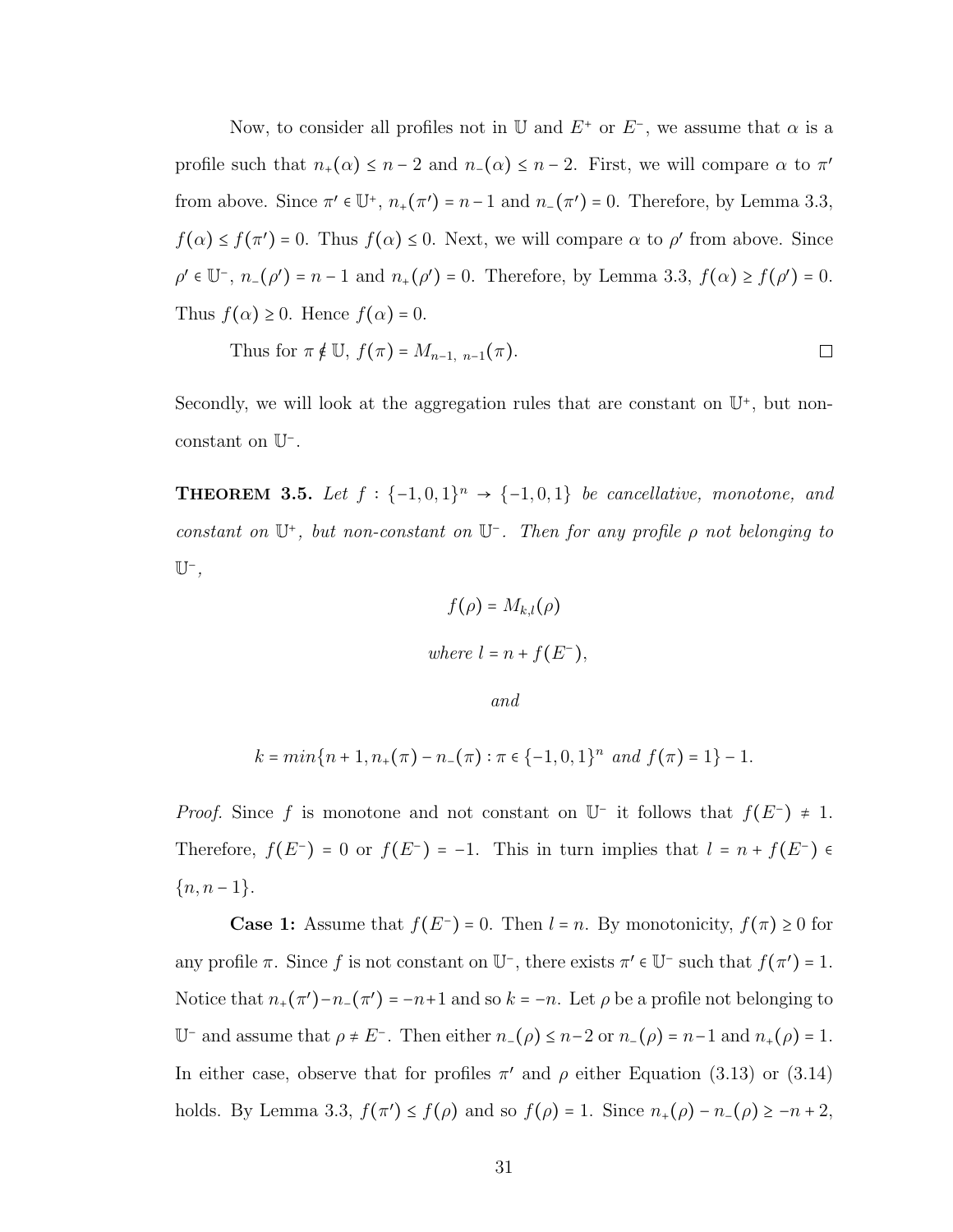Now, to consider all profiles not in $\mathbb{U}$ and $E^+$ or $E^-$, we assume that $\alpha$ is a profile such that $n_+(\alpha) \leq n-2$ and $n_-(\alpha) \leq n-2$. First, we will compare $\alpha$ to $\pi'$ from above. Since $\pi' \in \mathbb{U}^+$, $n_+(\pi') = n-1$ and $n_-(\pi') = 0$. Therefore, by Lemma 3.3, $f(\alpha) \leq f(\pi') = 0$. Thus $f(\alpha) \leq 0$. Next, we will compare $\alpha$ to $\rho'$ from above. Since $\rho' \in \mathbb{U}^-$, $n_-(\rho') = n-1$ and $n_+(\rho') = 0$. Therefore, by Lemma 3.3, $f(\alpha) \geq f(\rho') = 0$. Thus $f(\alpha) \geq 0$. Hence $f(\alpha) = 0$.

Thus for $\pi \notin \mathbb{U}$, $f(\pi) = M_{n-1,\ n-1}(\pi)$. $\square$

Secondly, we will look at the aggregation rules that are constant on $\mathbb{U}^+$, but non-constant on $\mathbb{U}^-$.

**Theorem 3.5.** *Let $f : \{-1,0,1\}^n \to \{-1,0,1\}$ be cancellative, monotone, and constant on $\mathbb{U}^+$, but non-constant on $\mathbb{U}^-$. Then for any profile $\rho$ not belonging to $\mathbb{U}^-$,*

$$f(\rho) = M_{k,l}(\rho)$$

$$\textit{where } l = n + f(E^-),$$

$$\textit{and}$$

$$k = min\{n+1, n_+(\pi) - n_-(\pi) : \pi \in \{-1,0,1\}^n \textit{ and } f(\pi) = 1\} - 1.$$

*Proof.* Since $f$ is monotone and not constant on $\mathbb{U}^-$ it follows that $f(E^-) \neq 1$. Therefore, $f(E^-) = 0$ or $f(E^-) = -1$. This in turn implies that $l = n + f(E^-) \in \{n, n-1\}$.

**Case 1:** Assume that $f(E^-) = 0$. Then $l = n$. By monotonicity, $f(\pi) \geq 0$ for any profile $\pi$. Since $f$ is not constant on $\mathbb{U}^-$, there exists $\pi' \in \mathbb{U}^-$ such that $f(\pi') = 1$. Notice that $n_+(\pi') - n_-(\pi') = -n+1$ and so $k = -n$. Let $\rho$ be a profile not belonging to $\mathbb{U}^-$ and assume that $\rho \neq E^-$. Then either $n_-(\rho) \leq n-2$ or $n_-(\rho) = n-1$ and $n_+(\rho) = 1$. In either case, observe that for profiles $\pi'$ and $\rho$ either Equation (3.13) or (3.14) holds. By Lemma 3.3, $f(\pi') \leq f(\rho)$ and so $f(\rho) = 1$. Since $n_+(\rho) - n_-(\rho) \geq -n+2$,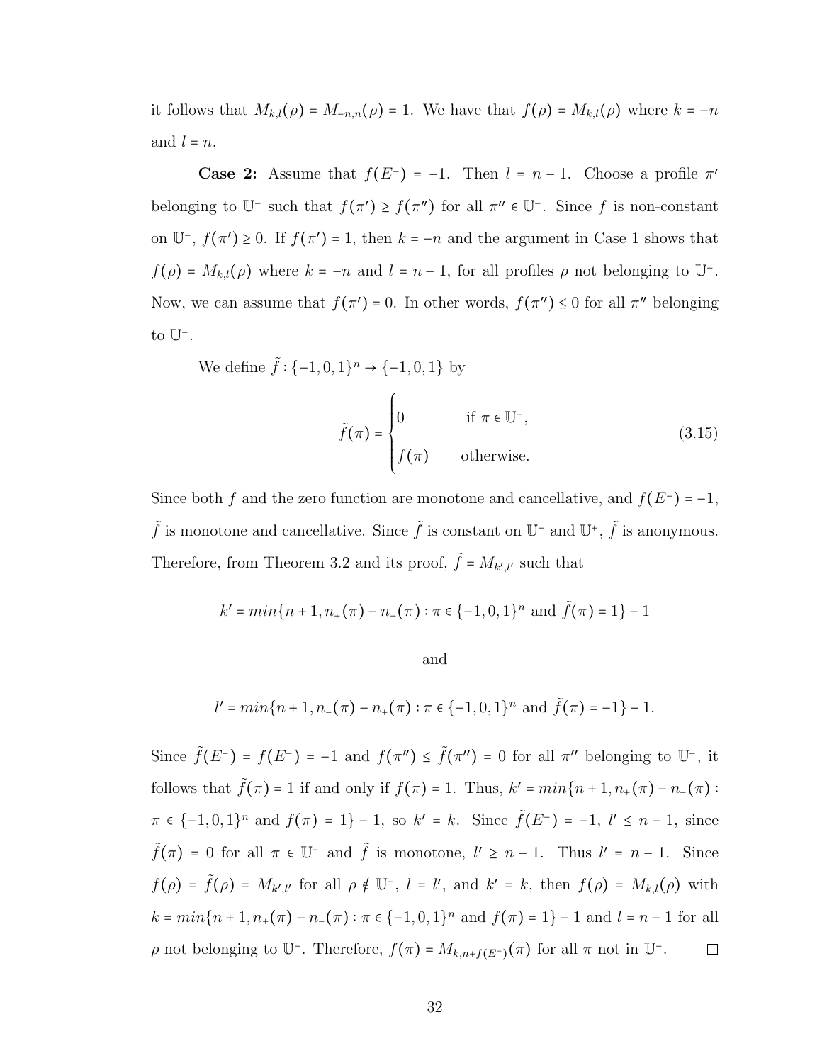it follows that $M_{k,l}(\rho) = M_{-n,n}(\rho) = 1$. We have that $f(\rho) = M_{k,l}(\rho)$ where $k = -n$ and $l = n$.

**Case 2:** Assume that $f(E^-) = -1$. Then $l = n-1$. Choose a profile $\pi'$ belonging to $\mathbb{U}^-$ such that $f(\pi') \geq f(\pi'')$ for all $\pi'' \in \mathbb{U}^-$. Since $f$ is non-constant on $\mathbb{U}^-$, $f(\pi') \geq 0$. If $f(\pi') = 1$, then $k = -n$ and the argument in Case 1 shows that $f(\rho) = M_{k,l}(\rho)$ where $k = -n$ and $l = n-1$, for all profiles $\rho$ not belonging to $\mathbb{U}^-$. Now, we can assume that $f(\pi') = 0$. In other words, $f(\pi'') \leq 0$ for all $\pi''$ belonging to $\mathbb{U}^-$.

We define $\tilde{f} : \{-1,0,1\}^n \to \{-1,0,1\}$ by

$$\tilde{f}(\pi) = \begin{cases} 0 & \text{if } \pi \in \mathbb{U}^-, \\ f(\pi) & \text{otherwise.} \end{cases} \tag{3.15}$$

Since both $f$ and the zero function are monotone and cancellative, and $f(E^-) = -1$, $\tilde{f}$ is monotone and cancellative. Since $\tilde{f}$ is constant on $\mathbb{U}^-$ and $\mathbb{U}^+$, $\tilde{f}$ is anonymous. Therefore, from Theorem 3.2 and its proof, $\tilde{f} = M_{k',l'}$ such that

$$k' = min\{n+1, n_+(\pi) - n_-(\pi) : \pi \in \{-1,0,1\}^n \text{ and } \tilde{f}(\pi) = 1\} - 1$$

and

$$l' = min\{n+1, n_-(\pi) - n_+(\pi) : \pi \in \{-1,0,1\}^n \text{ and } \tilde{f}(\pi) = -1\} - 1.$$

Since $\tilde{f}(E^-) = f(E^-) = -1$ and $f(\pi'') \leq \tilde{f}(\pi'') = 0$ for all $\pi''$ belonging to $\mathbb{U}^-$, it follows that $\tilde{f}(\pi) = 1$ if and only if $f(\pi) = 1$. Thus, $k' = min\{n+1, n_+(\pi) - n_-(\pi) : \pi \in \{-1,0,1\}^n \text{ and } f(\pi) = 1\} - 1$, so $k' = k$. Since $\tilde{f}(E^-) = -1$, $l' \leq n-1$, since $\tilde{f}(\pi) = 0$ for all $\pi \in \mathbb{U}^-$ and $\tilde{f}$ is monotone, $l' \geq n-1$. Thus $l' = n-1$. Since $f(\rho) = \tilde{f}(\rho) = M_{k',l'}$ for all $\rho \notin \mathbb{U}^-$, $l = l'$, and $k' = k$, then $f(\rho) = M_{k,l}(\rho)$ with $k = min\{n+1, n_+(\pi) - n_-(\pi) : \pi \in \{-1,0,1\}^n \text{ and } f(\pi) = 1\} - 1$ and $l = n-1$ for all $\rho$ not belonging to $\mathbb{U}^-$. Therefore, $f(\pi) = M_{k,n+f(E^-)}(\pi)$ for all $\pi$ not in $\mathbb{U}^-$. $\square$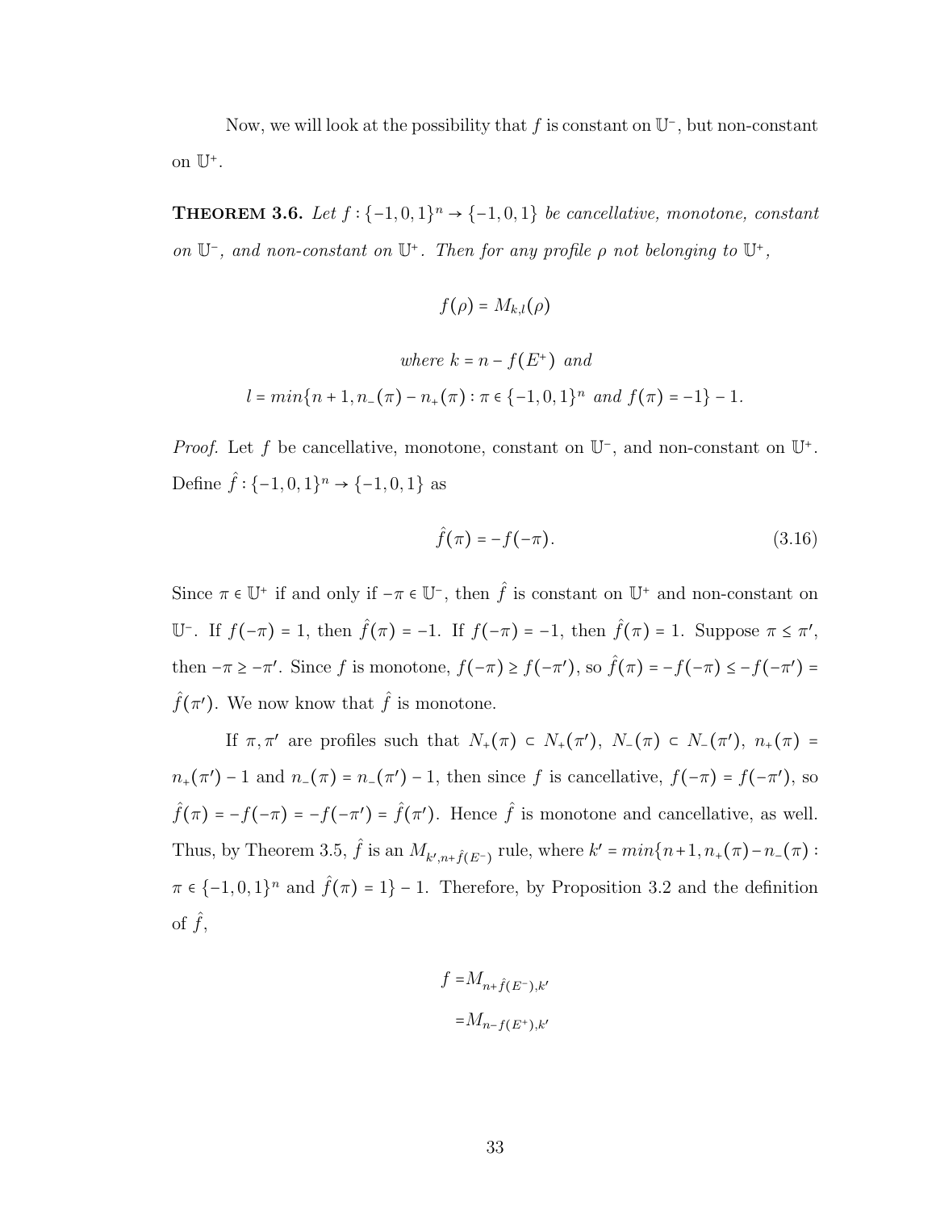Now, we will look at the possibility that $f$ is constant on $\mathbb{U}^-$, but non-constant on $\mathbb{U}^+$.

**Theorem 3.6.** *Let $f : \{-1, 0, 1\}^n \to \{-1, 0, 1\}$ be cancellative, monotone, constant on $\mathbb{U}^-$, and non-constant on $\mathbb{U}^+$. Then for any profile $\rho$ not belonging to $\mathbb{U}^+$,*

$$f(\rho) = M_{k,l}(\rho)$$

$$\text{where } k = n - f(E^+) \text{ and}$$

$$l = min\{n+1, n_-(\pi) - n_+(\pi) : \pi \in \{-1,0,1\}^n \text{ and } f(\pi) = -1\} - 1.$$

*Proof.* Let $f$ be cancellative, monotone, constant on $\mathbb{U}^-$, and non-constant on $\mathbb{U}^+$. Define $\hat{f} : \{-1, 0, 1\}^n \to \{-1, 0, 1\}$ as

$$\hat{f}(\pi) = -f(-\pi). \tag{3.16}$$

Since $\pi \in \mathbb{U}^+$ if and only if $-\pi \in \mathbb{U}^-$, then $\hat{f}$ is constant on $\mathbb{U}^+$ and non-constant on $\mathbb{U}^-$. If $f(-\pi) = 1$, then $\hat{f}(\pi) = -1$. If $f(-\pi) = -1$, then $\hat{f}(\pi) = 1$. Suppose $\pi \le \pi'$, then $-\pi \ge -\pi'$. Since $f$ is monotone, $f(-\pi) \ge f(-\pi')$, so $\hat{f}(\pi) = -f(-\pi) \le -f(-\pi') = \hat{f}(\pi')$. We now know that $\hat{f}$ is monotone.

If $\pi, \pi'$ are profiles such that $N_+(\pi) \subset N_+(\pi')$, $N_-(\pi) \subset N_-(\pi')$, $n_+(\pi) = n_+(\pi') - 1$ and $n_-(\pi) = n_-(\pi') - 1$, then since $f$ is cancellative, $f(-\pi) = f(-\pi')$, so $\hat{f}(\pi) = -f(-\pi) = -f(-\pi') = \hat{f}(\pi')$. Hence $\hat{f}$ is monotone and cancellative, as well. Thus, by Theorem 3.5, $\hat{f}$ is an $M_{k', n+\hat{f}(E^-)}$ rule, where $k' = min\{n+1, n_+(\pi) - n_-(\pi) : \pi \in \{-1,0,1\}^n$ and $\hat{f}(\pi) = 1\} - 1$. Therefore, by Proposition 3.2 and the definition of $\hat{f}$,

$$\begin{aligned} f &= M_{n+\hat{f}(E^-), k'} \\ &= M_{n-f(E^+), k'} \end{aligned}$$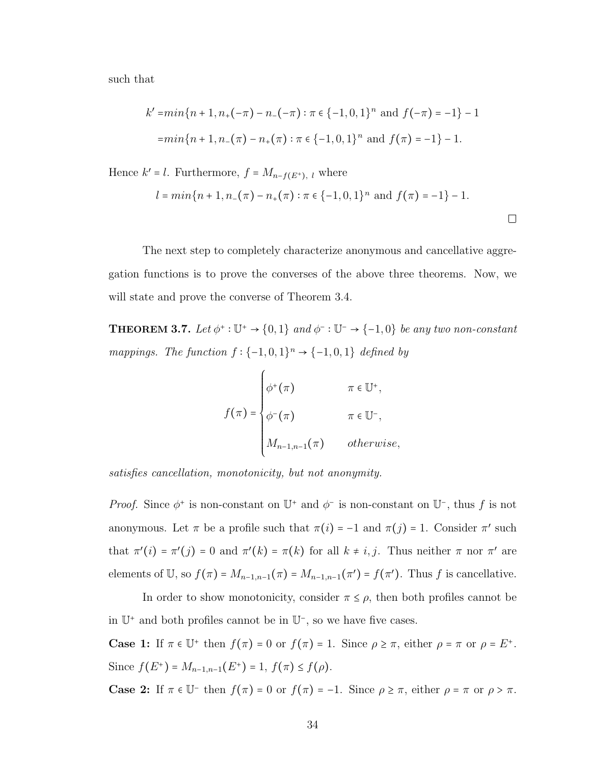such that

$$
\begin{aligned}
k' =& min\{n+1, n_+(-\pi) - n_-(-\pi) : \pi \in \{-1,0,1\}^n \text{ and } f(-\pi) = -1\} - 1 \\
=& min\{n+1, n_-(\pi) - n_+(\pi) : \pi \in \{-1,0,1\}^n \text{ and } f(\pi) = -1\} - 1.
\end{aligned}
$$

Hence $k' = l$. Furthermore, $f = M_{n-f(E^+),\ l}$ where

$$
l = min\{n+1, n_-(\pi) - n_+(\pi) : \pi \in \{-1,0,1\}^n \text{ and } f(\pi) = -1\} - 1.
$$

□

The next step to completely characterize anonymous and cancellative aggregation functions is to prove the converses of the above three theorems. Now, we will state and prove the converse of Theorem 3.4.

**Theorem 3.7.** *Let $\phi^+ : \mathbb{U}^+ \to \{0,1\}$ and $\phi^- : \mathbb{U}^- \to \{-1,0\}$ be any two non-constant mappings. The function $f : \{-1,0,1\}^n \to \{-1,0,1\}$ defined by*

$$
f(\pi) = \begin{cases} \phi^+(\pi) & \pi \in \mathbb{U}^+, \\ \phi^-(\pi) & \pi \in \mathbb{U}^-, \\ M_{n-1,n-1}(\pi) & otherwise, \end{cases}
$$

*satisfies cancellation, monotonicity, but not anonymity.*

*Proof.* Since $\phi^+$ is non-constant on $\mathbb{U}^+$ and $\phi^-$ is non-constant on $\mathbb{U}^-$, thus $f$ is not anonymous. Let $\pi$ be a profile such that $\pi(i) = -1$ and $\pi(j) = 1$. Consider $\pi'$ such that $\pi'(i) = \pi'(j) = 0$ and $\pi'(k) = \pi(k)$ for all $k \neq i, j$. Thus neither $\pi$ nor $\pi'$ are elements of $\mathbb{U}$, so $f(\pi) = M_{n-1,n-1}(\pi) = M_{n-1,n-1}(\pi') = f(\pi')$. Thus $f$ is cancellative.

In order to show monotonicity, consider $\pi \leq \rho$, then both profiles cannot be in $\mathbb{U}^+$ and both profiles cannot be in $\mathbb{U}^-$, so we have five cases.

**Case 1:** If $\pi \in \mathbb{U}^+$ then $f(\pi) = 0$ or $f(\pi) = 1$. Since $\rho \geq \pi$, either $\rho = \pi$ or $\rho = E^+$. Since $f(E^+) = M_{n-1,n-1}(E^+) = 1$, $f(\pi) \leq f(\rho)$.

**Case 2:** If $\pi \in \mathbb{U}^-$ then $f(\pi) = 0$ or $f(\pi) = -1$. Since $\rho \geq \pi$, either $\rho = \pi$ or $\rho > \pi$.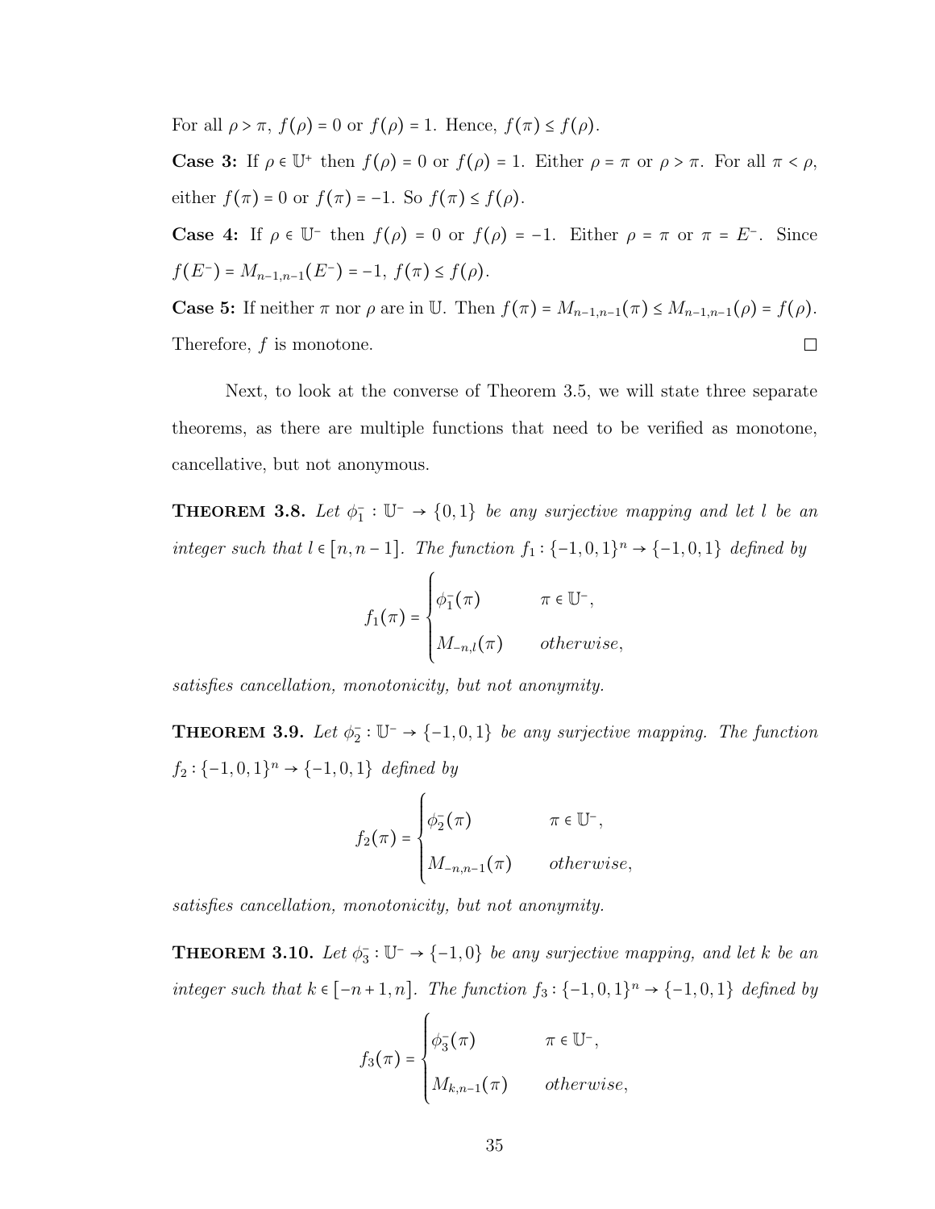For all $\rho > \pi$, $f(\rho) = 0$ or $f(\rho) = 1$. Hence, $f(\pi) \leq f(\rho)$.

**Case 3:** If $\rho \in \mathbb{U}^+$ then $f(\rho) = 0$ or $f(\rho) = 1$. Either $\rho = \pi$ or $\rho > \pi$. For all $\pi < \rho$, either $f(\pi) = 0$ or $f(\pi) = -1$. So $f(\pi) \leq f(\rho)$.

**Case 4:** If $\rho \in \mathbb{U}^-$ then $f(\rho) = 0$ or $f(\rho) = -1$. Either $\rho = \pi$ or $\pi = E^-$. Since $f(E^-) = M_{n-1,n-1}(E^-) = -1$, $f(\pi) \leq f(\rho)$.

**Case 5:** If neither $\pi$ nor $\rho$ are in $\mathbb{U}$. Then $f(\pi) = M_{n-1,n-1}(\pi) \leq M_{n-1,n-1}(\rho) = f(\rho)$. Therefore, $f$ is monotone. □

Next, to look at the converse of Theorem 3.5, we will state three separate theorems, as there are multiple functions that need to be verified as monotone, cancellative, but not anonymous.

**Theorem 3.8.** *Let $\phi_1^- : \mathbb{U}^- \to \{0,1\}$ be any surjective mapping and let $l$ be an integer such that $l \in [n, n-1]$. The function $f_1 : \{-1,0,1\}^n \to \{-1,0,1\}$ defined by*

$$f_1(\pi) = \begin{cases} \phi_1^-(\pi) & \pi \in \mathbb{U}^-, \\ M_{-n,l}(\pi) & \text{otherwise}, \end{cases}$$

*satisfies cancellation, monotonicity, but not anonymity.*

**Theorem 3.9.** *Let $\phi_2^- : \mathbb{U}^- \to \{-1,0,1\}$ be any surjective mapping. The function $f_2 : \{-1,0,1\}^n \to \{-1,0,1\}$ defined by*

$$f_2(\pi) = \begin{cases} \phi_2^-(\pi) & \pi \in \mathbb{U}^-, \\ M_{-n,n-1}(\pi) & \text{otherwise}, \end{cases}$$

*satisfies cancellation, monotonicity, but not anonymity.*

**Theorem 3.10.** *Let $\phi_3^- : \mathbb{U}^- \to \{-1,0\}$ be any surjective mapping, and let $k$ be an integer such that $k \in [-n+1, n]$. The function $f_3 : \{-1,0,1\}^n \to \{-1,0,1\}$ defined by*

$$f_3(\pi) = \begin{cases} \phi_3^-(\pi) & \pi \in \mathbb{U}^-, \\ M_{k,n-1}(\pi) & \text{otherwise}, \end{cases}$$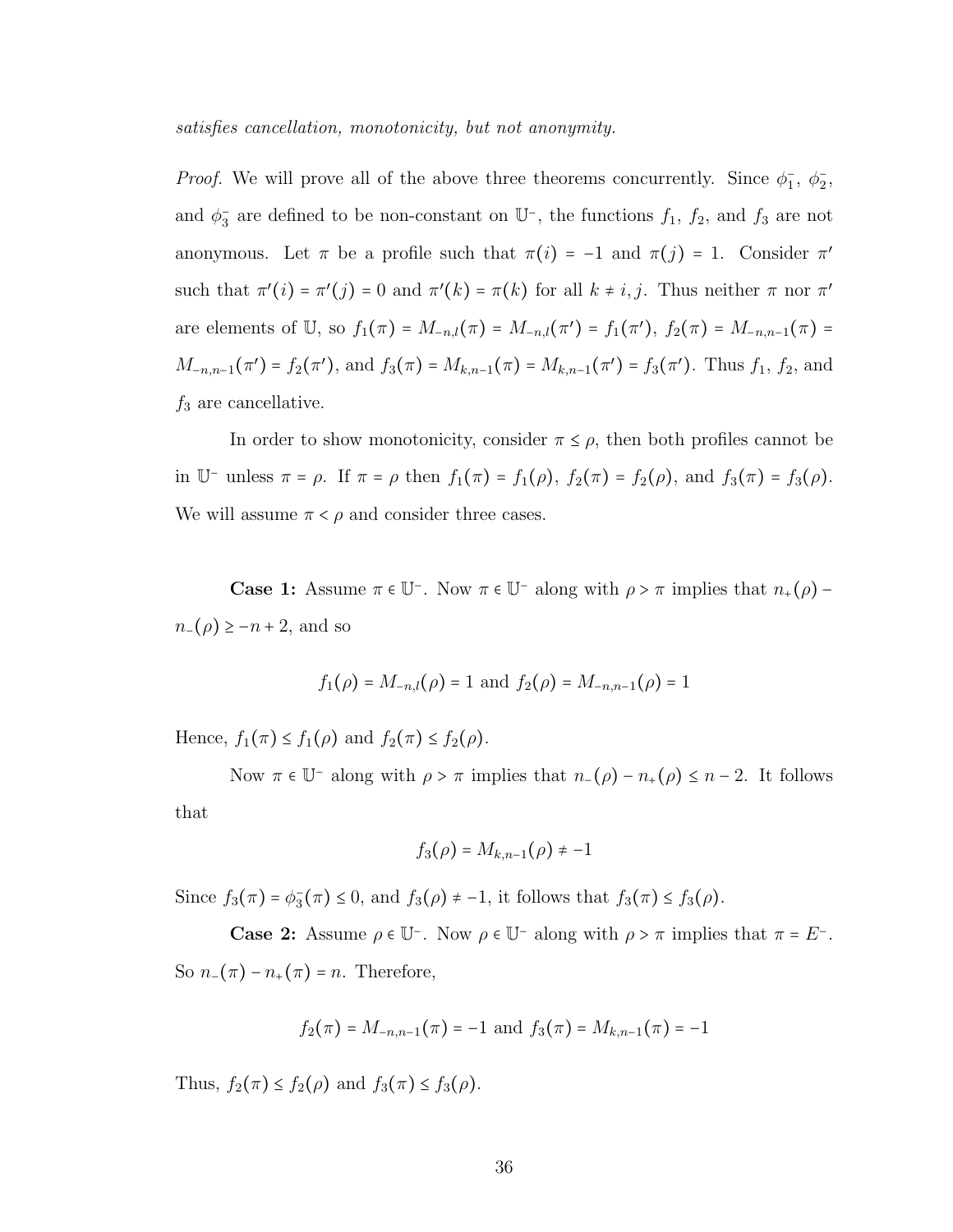*satisfies cancellation, monotonicity, but not anonymity.*

*Proof.* We will prove all of the above three theorems concurrently. Since $\phi_1^-$, $\phi_2^-$, and $\phi_3^-$ are defined to be non-constant on $\mathbb{U}^-$, the functions $f_1$, $f_2$, and $f_3$ are not anonymous. Let $\pi$ be a profile such that $\pi(i) = -1$ and $\pi(j) = 1$. Consider $\pi'$ such that $\pi'(i) = \pi'(j) = 0$ and $\pi'(k) = \pi(k)$ for all $k \neq i, j$. Thus neither $\pi$ nor $\pi'$ are elements of $\mathbb{U}$, so $f_1(\pi) = M_{-n,l}(\pi) = M_{-n,l}(\pi') = f_1(\pi')$, $f_2(\pi) = M_{-n,n-1}(\pi) = M_{-n,n-1}(\pi') = f_2(\pi')$, and $f_3(\pi) = M_{k,n-1}(\pi) = M_{k,n-1}(\pi') = f_3(\pi')$. Thus $f_1$, $f_2$, and $f_3$ are cancellative.

In order to show monotonicity, consider $\pi \leq \rho$, then both profiles cannot be in $\mathbb{U}^-$ unless $\pi = \rho$. If $\pi = \rho$ then $f_1(\pi) = f_1(\rho)$, $f_2(\pi) = f_2(\rho)$, and $f_3(\pi) = f_3(\rho)$. We will assume $\pi < \rho$ and consider three cases.

**Case 1:** Assume $\pi \in \mathbb{U}^-$. Now $\pi \in \mathbb{U}^-$ along with $\rho > \pi$ implies that $n_+(\rho) - n_-(\rho) \geq -n + 2$, and so

$$f_1(\rho) = M_{-n,l}(\rho) = 1 \text{ and } f_2(\rho) = M_{-n,n-1}(\rho) = 1$$

Hence, $f_1(\pi) \leq f_1(\rho)$ and $f_2(\pi) \leq f_2(\rho)$.

Now $\pi \in \mathbb{U}^-$ along with $\rho > \pi$ implies that $n_-(\rho) - n_+(\rho) \leq n - 2$. It follows that

$$f_3(\rho) = M_{k,n-1}(\rho) \neq -1$$

Since $f_3(\pi) = \phi_3^-(\pi) \leq 0$, and $f_3(\rho) \neq -1$, it follows that $f_3(\pi) \leq f_3(\rho)$.

**Case 2:** Assume $\rho \in \mathbb{U}^-$. Now $\rho \in \mathbb{U}^-$ along with $\rho > \pi$ implies that $\pi = E^-$. So $n_-(\pi) - n_+(\pi) = n$. Therefore,

$$f_2(\pi) = M_{-n,n-1}(\pi) = -1 \text{ and } f_3(\pi) = M_{k,n-1}(\pi) = -1$$

Thus, $f_2(\pi) \leq f_2(\rho)$ and $f_3(\pi) \leq f_3(\rho)$.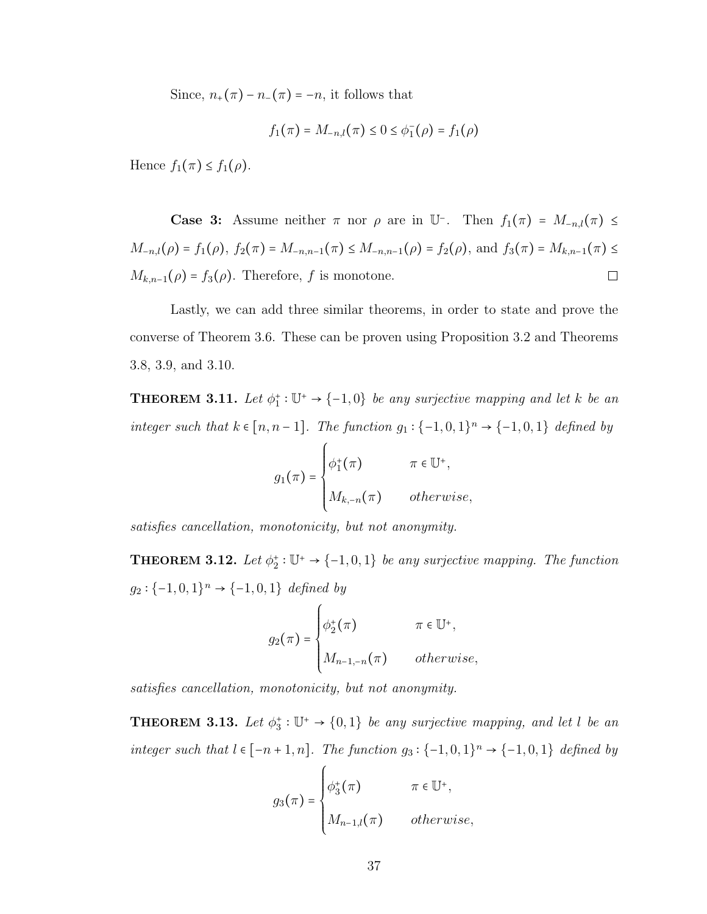Since, $n_+(\pi) - n_-(\pi) = -n$, it follows that

$$f_1(\pi) = M_{-n,l}(\pi) \leq 0 \leq \phi_1^-(\rho) = f_1(\rho)$$

Hence $f_1(\pi) \leq f_1(\rho)$.

**Case 3:** Assume neither $\pi$ nor $\rho$ are in $\mathbb{U}^-$. Then $f_1(\pi) = M_{-n,l}(\pi) \leq M_{-n,l}(\rho) = f_1(\rho)$, $f_2(\pi) = M_{-n,n-1}(\pi) \leq M_{-n,n-1}(\rho) = f_2(\rho)$, and $f_3(\pi) = M_{k,n-1}(\pi) \leq M_{k,n-1}(\rho) = f_3(\rho)$. Therefore, $f$ is monotone. □

Lastly, we can add three similar theorems, in order to state and prove the converse of Theorem 3.6. These can be proven using Proposition 3.2 and Theorems 3.8, 3.9, and 3.10.

**Theorem 3.11.** *Let $\phi_1^+ : \mathbb{U}^+ \to \{-1, 0\}$ be any surjective mapping and let $k$ be an integer such that $k \in [n, n-1]$. The function $g_1 : \{-1, 0, 1\}^n \to \{-1, 0, 1\}$ defined by*

$$g_1(\pi) = \begin{cases} \phi_1^+(\pi) & \pi \in \mathbb{U}^+, \\ M_{k,-n}(\pi) & \textit{otherwise}, \end{cases}$$

*satisfies cancellation, monotonicity, but not anonymity.*

**Theorem 3.12.** *Let $\phi_2^+ : \mathbb{U}^+ \to \{-1, 0, 1\}$ be any surjective mapping. The function $g_2 : \{-1, 0, 1\}^n \to \{-1, 0, 1\}$ defined by*

$$g_2(\pi) = \begin{cases} \phi_2^+(\pi) & \pi \in \mathbb{U}^+, \\ M_{n-1,-n}(\pi) & \textit{otherwise}, \end{cases}$$

*satisfies cancellation, monotonicity, but not anonymity.*

**Theorem 3.13.** *Let $\phi_3^+ : \mathbb{U}^+ \to \{0, 1\}$ be any surjective mapping, and let $l$ be an integer such that $l \in [-n+1, n]$. The function $g_3 : \{-1, 0, 1\}^n \to \{-1, 0, 1\}$ defined by*

$$g_3(\pi) = \begin{cases} \phi_3^+(\pi) & \pi \in \mathbb{U}^+, \\ M_{n-1,l}(\pi) & \textit{otherwise}, \end{cases}$$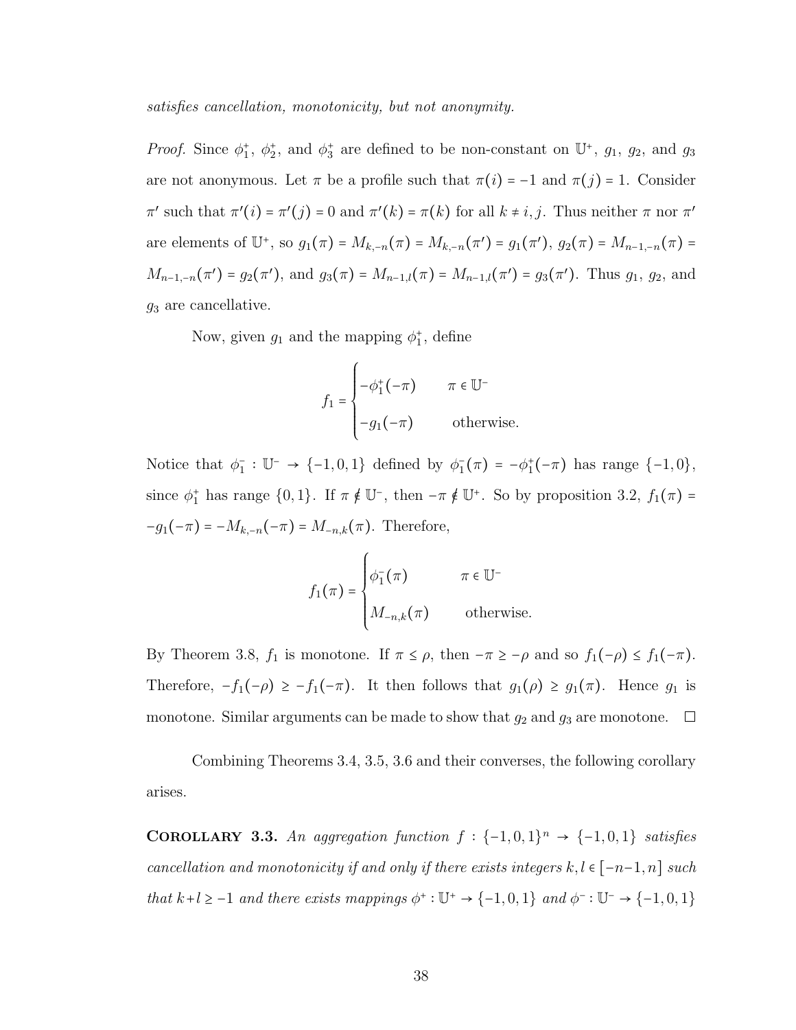*satisfies cancellation, monotonicity, but not anonymity.*

*Proof.* Since $\phi_1^+$, $\phi_2^+$, and $\phi_3^+$ are defined to be non-constant on $\mathbb{U}^+$, $g_1$, $g_2$, and $g_3$ are not anonymous. Let $\pi$ be a profile such that $\pi(i) = -1$ and $\pi(j) = 1$. Consider $\pi'$ such that $\pi'(i) = \pi'(j) = 0$ and $\pi'(k) = \pi(k)$ for all $k \neq i, j$. Thus neither $\pi$ nor $\pi'$ are elements of $\mathbb{U}^+$, so $g_1(\pi) = M_{k,-n}(\pi) = M_{k,-n}(\pi') = g_1(\pi')$, $g_2(\pi) = M_{n-1,-n}(\pi) = M_{n-1,-n}(\pi') = g_2(\pi')$, and $g_3(\pi) = M_{n-1,l}(\pi) = M_{n-1,l}(\pi') = g_3(\pi')$. Thus $g_1$, $g_2$, and $g_3$ are cancellative.

Now, given $g_1$ and the mapping $\phi_1^+$, define

$$f_1 = \begin{cases} -\phi_1^+(-\pi) & \pi \in \mathbb{U}^- \\ -g_1(-\pi) & \text{otherwise.} \end{cases}$$

Notice that $\phi_1^- : \mathbb{U}^- \to \{-1, 0, 1\}$ defined by $\phi_1^-(\pi) = -\phi_1^+(-\pi)$ has range $\{-1, 0\}$, since $\phi_1^+$ has range $\{0, 1\}$. If $\pi \notin \mathbb{U}^-$, then $-\pi \notin \mathbb{U}^+$. So by proposition 3.2, $f_1(\pi) = -g_1(-\pi) = -M_{k,-n}(-\pi) = M_{-n,k}(\pi)$. Therefore,

$$f_1(\pi) = \begin{cases} \phi_1^-(\pi) & \pi \in \mathbb{U}^- \\ M_{-n,k}(\pi) & \text{otherwise.} \end{cases}$$

By Theorem 3.8, $f_1$ is monotone. If $\pi \leq \rho$, then $-\pi \geq -\rho$ and so $f_1(-\rho) \leq f_1(-\pi)$. Therefore, $-f_1(-\rho) \geq -f_1(-\pi)$. It then follows that $g_1(\rho) \geq g_1(\pi)$. Hence $g_1$ is monotone. Similar arguments can be made to show that $g_2$ and $g_3$ are monotone. □

Combining Theorems 3.4, 3.5, 3.6 and their converses, the following corollary arises.

**Corollary 3.3.** *An aggregation function $f : \{-1, 0, 1\}^n \to \{-1, 0, 1\}$ satisfies cancellation and monotonicity if and only if there exists integers $k, l \in [-n-1, n]$ such that $k + l \geq -1$ and there exists mappings $\phi^+ : \mathbb{U}^+ \to \{-1, 0, 1\}$ and $\phi^- : \mathbb{U}^- \to \{-1, 0, 1\}$*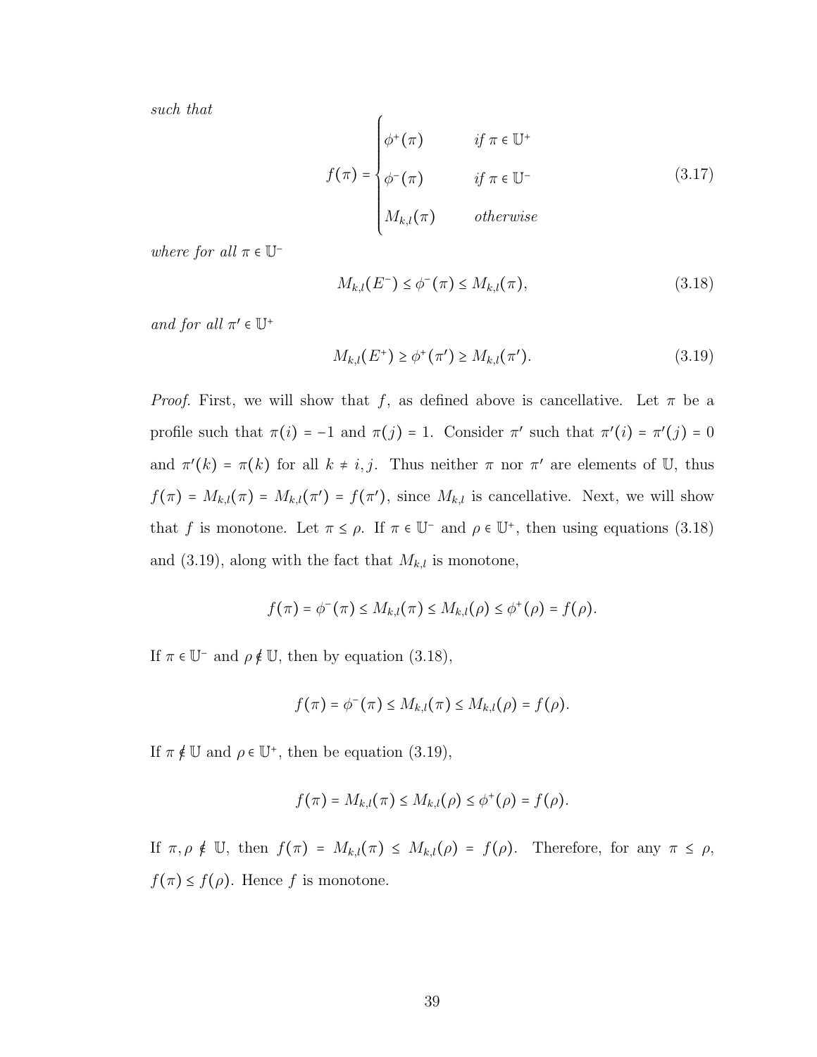*such that*

$$f(\pi) = \begin{cases} \phi^{+}(\pi) & \textit{if } \pi \in \mathbb{U}^{+} \\ \phi^{-}(\pi) & \textit{if } \pi \in \mathbb{U}^{-} \\ M_{k,l}(\pi) & \textit{otherwise} \end{cases} \tag{3.17}$$

*where for all* $\pi \in \mathbb{U}^{-}$

$$M_{k,l}(E^{-}) \leq \phi^{-}(\pi) \leq M_{k,l}(\pi), \tag{3.18}$$

*and for all* $\pi' \in \mathbb{U}^{+}$

$$M_{k,l}(E^{+}) \geq \phi^{+}(\pi') \geq M_{k,l}(\pi'). \tag{3.19}$$

*Proof.* First, we will show that $f$, as defined above is cancellative. Let $\pi$ be a profile such that $\pi(i) = -1$ and $\pi(j) = 1$. Consider $\pi'$ such that $\pi'(i) = \pi'(j) = 0$ and $\pi'(k) = \pi(k)$ for all $k \neq i, j$. Thus neither $\pi$ nor $\pi'$ are elements of $\mathbb{U}$, thus $f(\pi) = M_{k,l}(\pi) = M_{k,l}(\pi') = f(\pi')$, since $M_{k,l}$ is cancellative. Next, we will show that $f$ is monotone. Let $\pi \leq \rho$. If $\pi \in \mathbb{U}^{-}$ and $\rho \in \mathbb{U}^{+}$, then using equations (3.18) and (3.19), along with the fact that $M_{k,l}$ is monotone,

$$f(\pi) = \phi^{-}(\pi) \leq M_{k,l}(\pi) \leq M_{k,l}(\rho) \leq \phi^{+}(\rho) = f(\rho).$$

If $\pi \in \mathbb{U}^{-}$ and $\rho \notin \mathbb{U}$, then by equation (3.18),

$$f(\pi) = \phi^{-}(\pi) \leq M_{k,l}(\pi) \leq M_{k,l}(\rho) = f(\rho).$$

If $\pi \notin \mathbb{U}$ and $\rho \in \mathbb{U}^{+}$, then be equation (3.19),

$$f(\pi) = M_{k,l}(\pi) \leq M_{k,l}(\rho) \leq \phi^{+}(\rho) = f(\rho).$$

If $\pi, \rho \notin \mathbb{U}$, then $f(\pi) = M_{k,l}(\pi) \leq M_{k,l}(\rho) = f(\rho)$. Therefore, for any $\pi \leq \rho$, $f(\pi) \leq f(\rho)$. Hence $f$ is monotone.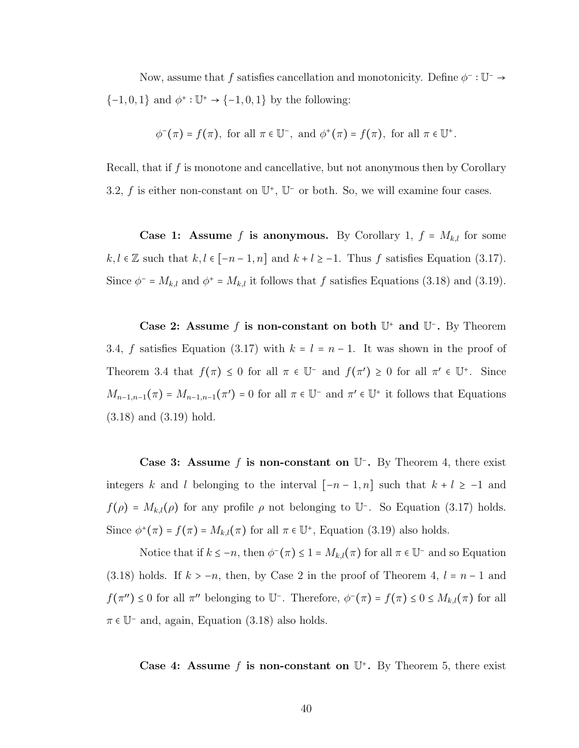Now, assume that $f$ satisfies cancellation and monotonicity. Define $\phi^- : \mathbb{U}^- \to \{-1, 0, 1\}$ and $\phi^+ : \mathbb{U}^+ \to \{-1, 0, 1\}$ by the following:

$$\phi^-(\pi) = f(\pi), \text{ for all } \pi \in \mathbb{U}^-, \text{ and } \phi^+(\pi) = f(\pi), \text{ for all } \pi \in \mathbb{U}^+.$$

Recall, that if $f$ is monotone and cancellative, but not anonymous then by Corollary 3.2, $f$ is either non-constant on $\mathbb{U}^+$, $\mathbb{U}^-$ or both. So, we will examine four cases.

**Case 1: Assume $f$ is anonymous.** By Corollary 1, $f = M_{k,l}$ for some $k, l \in \mathbb{Z}$ such that $k, l \in [-n-1, n]$ and $k + l \geq -1$. Thus $f$ satisfies Equation (3.17). Since $\phi^- = M_{k,l}$ and $\phi^+ = M_{k,l}$ it follows that $f$ satisfies Equations (3.18) and (3.19).

**Case 2: Assume $f$ is non-constant on both $\mathbb{U}^+$ and $\mathbb{U}^-$.** By Theorem 3.4, $f$ satisfies Equation (3.17) with $k = l = n-1$. It was shown in the proof of Theorem 3.4 that $f(\pi) \leq 0$ for all $\pi \in \mathbb{U}^-$ and $f(\pi') \geq 0$ for all $\pi' \in \mathbb{U}^+$. Since $M_{n-1,n-1}(\pi) = M_{n-1,n-1}(\pi') = 0$ for all $\pi \in \mathbb{U}^-$ and $\pi' \in \mathbb{U}^+$ it follows that Equations (3.18) and (3.19) hold.

**Case 3: Assume $f$ is non-constant on $\mathbb{U}^-$.** By Theorem 4, there exist integers $k$ and $l$ belonging to the interval $[-n-1, n]$ such that $k + l \geq -1$ and $f(\rho) = M_{k,l}(\rho)$ for any profile $\rho$ not belonging to $\mathbb{U}^-$. So Equation (3.17) holds. Since $\phi^+(\pi) = f(\pi) = M_{k,l}(\pi)$ for all $\pi \in \mathbb{U}^+$, Equation (3.19) also holds.

Notice that if $k \leq -n$, then $\phi^-(\pi) \leq 1 = M_{k,l}(\pi)$ for all $\pi \in \mathbb{U}^-$ and so Equation (3.18) holds. If $k > -n$, then, by Case 2 in the proof of Theorem 4, $l = n-1$ and $f(\pi'') \leq 0$ for all $\pi''$ belonging to $\mathbb{U}^-$. Therefore, $\phi^-(\pi) = f(\pi) \leq 0 \leq M_{k,l}(\pi)$ for all $\pi \in \mathbb{U}^-$ and, again, Equation (3.18) also holds.

**Case 4: Assume $f$ is non-constant on $\mathbb{U}^+$.** By Theorem 5, there exist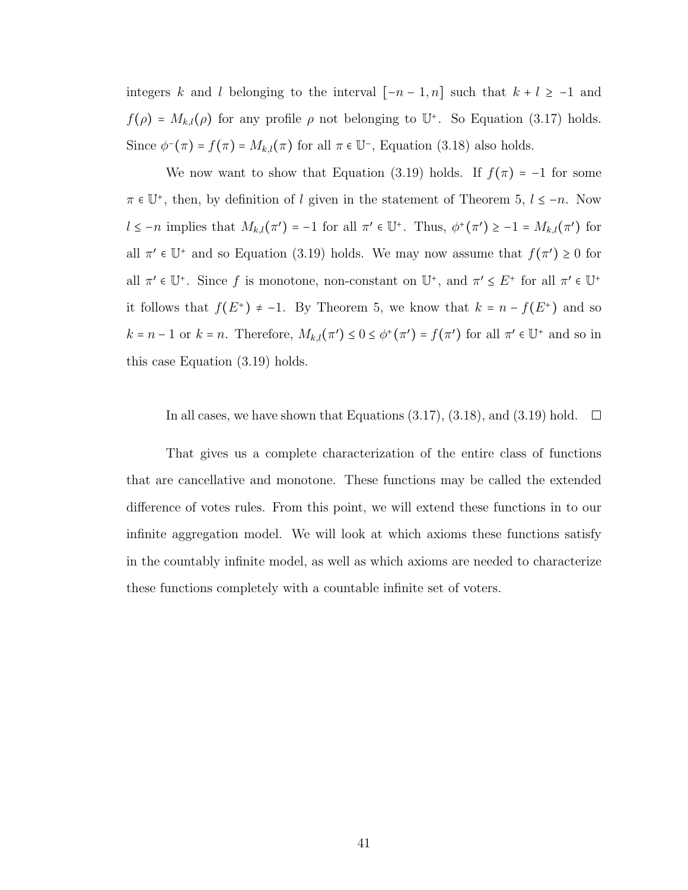integers $k$ and $l$ belonging to the interval $[-n-1, n]$ such that $k + l \geq -1$ and $f(\rho) = M_{k,l}(\rho)$ for any profile $\rho$ not belonging to $\mathbb{U}^+$. So Equation (3.17) holds. Since $\phi^-(\pi) = f(\pi) = M_{k,l}(\pi)$ for all $\pi \in \mathbb{U}^-$, Equation (3.18) also holds.

We now want to show that Equation (3.19) holds. If $f(\pi) = -1$ for some $\pi \in \mathbb{U}^+$, then, by definition of $l$ given in the statement of Theorem 5, $l \leq -n$. Now $l \leq -n$ implies that $M_{k,l}(\pi') = -1$ for all $\pi' \in \mathbb{U}^+$. Thus, $\phi^+(\pi') \geq -1 = M_{k,l}(\pi')$ for all $\pi' \in \mathbb{U}^+$ and so Equation (3.19) holds. We may now assume that $f(\pi') \geq 0$ for all $\pi' \in \mathbb{U}^+$. Since $f$ is monotone, non-constant on $\mathbb{U}^+$, and $\pi' \leq E^+$ for all $\pi' \in \mathbb{U}^+$ it follows that $f(E^+) \neq -1$. By Theorem 5, we know that $k = n - f(E^+)$ and so $k = n-1$ or $k = n$. Therefore, $M_{k,l}(\pi') \leq 0 \leq \phi^+(\pi') = f(\pi')$ for all $\pi' \in \mathbb{U}^+$ and so in this case Equation (3.19) holds.

In all cases, we have shown that Equations (3.17), (3.18), and (3.19) hold. □

That gives us a complete characterization of the entire class of functions that are cancellative and monotone. These functions may be called the extended difference of votes rules. From this point, we will extend these functions in to our infinite aggregation model. We will look at which axioms these functions satisfy in the countably infinite model, as well as which axioms are needed to characterize these functions completely with a countable infinite set of voters.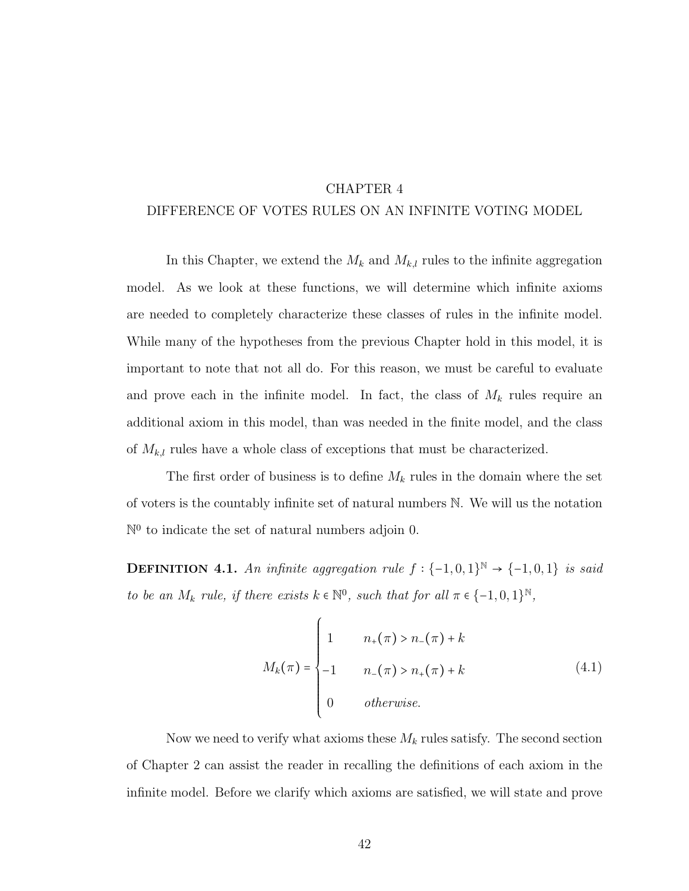# CHAPTER 4
## DIFFERENCE OF VOTES RULES ON AN INFINITE VOTING MODEL

In this Chapter, we extend the $M_k$ and $M_{k,l}$ rules to the infinite aggregation model. As we look at these functions, we will determine which infinite axioms are needed to completely characterize these classes of rules in the infinite model. While many of the hypotheses from the previous Chapter hold in this model, it is important to note that not all do. For this reason, we must be careful to evaluate and prove each in the infinite model. In fact, the class of $M_k$ rules require an additional axiom in this model, than was needed in the finite model, and the class of $M_{k,l}$ rules have a whole class of exceptions that must be characterized.

The first order of business is to define $M_k$ rules in the domain where the set of voters is the countably infinite set of natural numbers $\mathbb{N}$. We will us the notation $\mathbb{N}^0$ to indicate the set of natural numbers adjoin 0.

**Definition 4.1.** *An infinite aggregation rule $f : \{-1, 0, 1\}^{\mathbb{N}} \to \{-1, 0, 1\}$ is said to be an $M_k$ rule, if there exists $k \in \mathbb{N}^0$, such that for all $\pi \in \{-1, 0, 1\}^{\mathbb{N}}$,*

$$M_k(\pi) = \begin{cases} 1 & n_+(\pi) > n_-(\pi) + k \\ -1 & n_-(\pi) > n_+(\pi) + k \\ 0 & \textit{otherwise.} \end{cases} \tag{4.1}$$

Now we need to verify what axioms these $M_k$ rules satisfy. The second section of Chapter 2 can assist the reader in recalling the definitions of each axiom in the infinite model. Before we clarify which axioms are satisfied, we will state and prove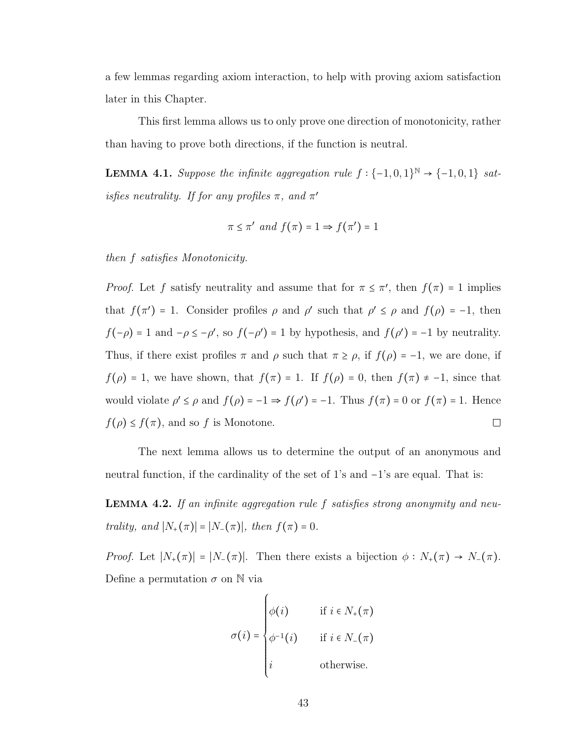a few lemmas regarding axiom interaction, to help with proving axiom satisfaction later in this Chapter.

This first lemma allows us to only prove one direction of monotonicity, rather than having to prove both directions, if the function is neutral.

**Lemma 4.1.** *Suppose the infinite aggregation rule $f : \{-1,0,1\}^{\mathbb{N}} \to \{-1,0,1\}$ satisfies neutrality. If for any profiles $\pi$, and $\pi'$*

$$\pi \leq \pi' \text{ and } f(\pi) = 1 \Rightarrow f(\pi') = 1$$

*then $f$ satisfies Monotonicity.*

*Proof.* Let $f$ satisfy neutrality and assume that for $\pi \leq \pi'$, then $f(\pi) = 1$ implies that $f(\pi') = 1$. Consider profiles $\rho$ and $\rho'$ such that $\rho' \leq \rho$ and $f(\rho) = -1$, then $f(-\rho) = 1$ and $-\rho \leq -\rho'$, so $f(-\rho') = 1$ by hypothesis, and $f(\rho') = -1$ by neutrality. Thus, if there exist profiles $\pi$ and $\rho$ such that $\pi \geq \rho$, if $f(\rho) = -1$, we are done, if $f(\rho) = 1$, we have shown, that $f(\pi) = 1$. If $f(\rho) = 0$, then $f(\pi) \neq -1$, since that would violate $\rho' \leq \rho$ and $f(\rho) = -1 \Rightarrow f(\rho') = -1$. Thus $f(\pi) = 0$ or $f(\pi) = 1$. Hence $f(\rho) \leq f(\pi)$, and so $f$ is Monotone. □

The next lemma allows us to determine the output of an anonymous and neutral function, if the cardinality of the set of 1's and $-1$'s are equal. That is:

**Lemma 4.2.** *If an infinite aggregation rule $f$ satisfies strong anonymity and neutrality, and $|N_+(\pi)| = |N_-(\pi)|$, then $f(\pi) = 0$.*

*Proof.* Let $|N_+(\pi)| = |N_-(\pi)|$. Then there exists a bijection $\phi : N_+(\pi) \to N_-(\pi)$. Define a permutation $\sigma$ on $\mathbb{N}$ via

$$\sigma(i) = \begin{cases} \phi(i) & \text{if } i \in N_+(\pi) \\ \phi^{-1}(i) & \text{if } i \in N_-(\pi) \\ i & \text{otherwise.} \end{cases}$$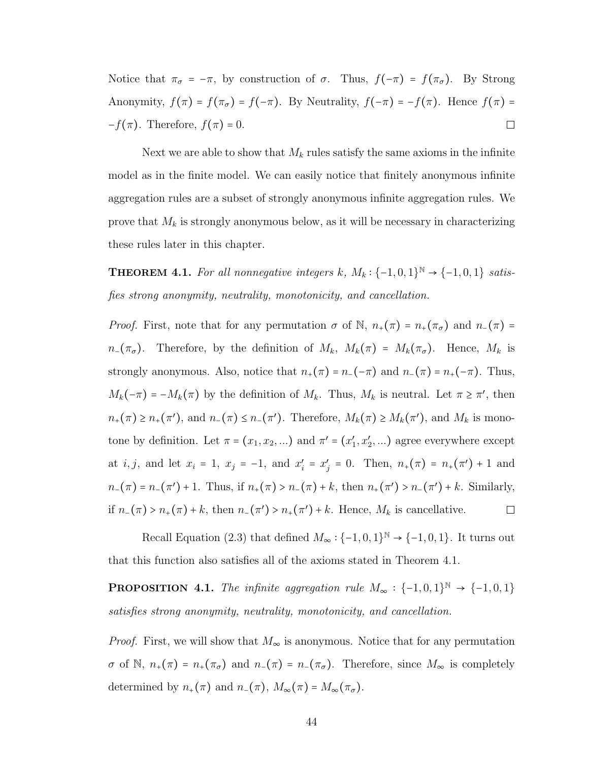Notice that $\pi_\sigma = -\pi$, by construction of $\sigma$. Thus, $f(-\pi) = f(\pi_\sigma)$. By Strong Anonymity, $f(\pi) = f(\pi_\sigma) = f(-\pi)$. By Neutrality, $f(-\pi) = -f(\pi)$. Hence $f(\pi) = -f(\pi)$. Therefore, $f(\pi) = 0$. □

Next we are able to show that $M_k$ rules satisfy the same axioms in the infinite model as in the finite model. We can easily notice that finitely anonymous infinite aggregation rules are a subset of strongly anonymous infinite aggregation rules. We prove that $M_k$ is strongly anonymous below, as it will be necessary in characterizing these rules later in this chapter.

**Theorem 4.1.** *For all nonnegative integers $k$, $M_k : \{-1,0,1\}^{\mathbb{N}} \to \{-1,0,1\}$ satisfies strong anonymity, neutrality, monotonicity, and cancellation.*

*Proof.* First, note that for any permutation $\sigma$ of $\mathbb{N}$, $n_+(\pi) = n_+(\pi_\sigma)$ and $n_-(\pi) = n_-(\pi_\sigma)$. Therefore, by the definition of $M_k$, $M_k(\pi) = M_k(\pi_\sigma)$. Hence, $M_k$ is strongly anonymous. Also, notice that $n_+(\pi) = n_-(-\pi)$ and $n_-(\pi) = n_+(-\pi)$. Thus, $M_k(-\pi) = -M_k(\pi)$ by the definition of $M_k$. Thus, $M_k$ is neutral. Let $\pi \geq \pi'$, then $n_+(\pi) \geq n_+(\pi')$, and $n_-(\pi) \leq n_-(\pi')$. Therefore, $M_k(\pi) \geq M_k(\pi')$, and $M_k$ is monotone by definition. Let $\pi = (x_1, x_2, ...)$ and $\pi' = (x_1', x_2', ...)$ agree everywhere except at $i, j$, and let $x_i = 1$, $x_j = -1$, and $x_i' = x_j' = 0$. Then, $n_+(\pi) = n_+(\pi') + 1$ and $n_-(\pi) = n_-(\pi') + 1$. Thus, if $n_+(\pi) > n_-(\pi) + k$, then $n_+(\pi') > n_-(\pi') + k$. Similarly, if $n_-(\pi) > n_+(\pi) + k$, then $n_-(\pi') > n_+(\pi') + k$. Hence, $M_k$ is cancellative. □

Recall Equation (2.3) that defined $M_\infty : \{-1,0,1\}^{\mathbb{N}} \to \{-1,0,1\}$. It turns out that this function also satisfies all of the axioms stated in Theorem 4.1.

**Proposition 4.1.** *The infinite aggregation rule $M_\infty : \{-1,0,1\}^{\mathbb{N}} \to \{-1,0,1\}$ satisfies strong anonymity, neutrality, monotonicity, and cancellation.*

*Proof.* First, we will show that $M_\infty$ is anonymous. Notice that for any permutation $\sigma$ of $\mathbb{N}$, $n_+(\pi) = n_+(\pi_\sigma)$ and $n_-(\pi) = n_-(\pi_\sigma)$. Therefore, since $M_\infty$ is completely determined by $n_+(\pi)$ and $n_-(\pi)$, $M_\infty(\pi) = M_\infty(\pi_\sigma)$.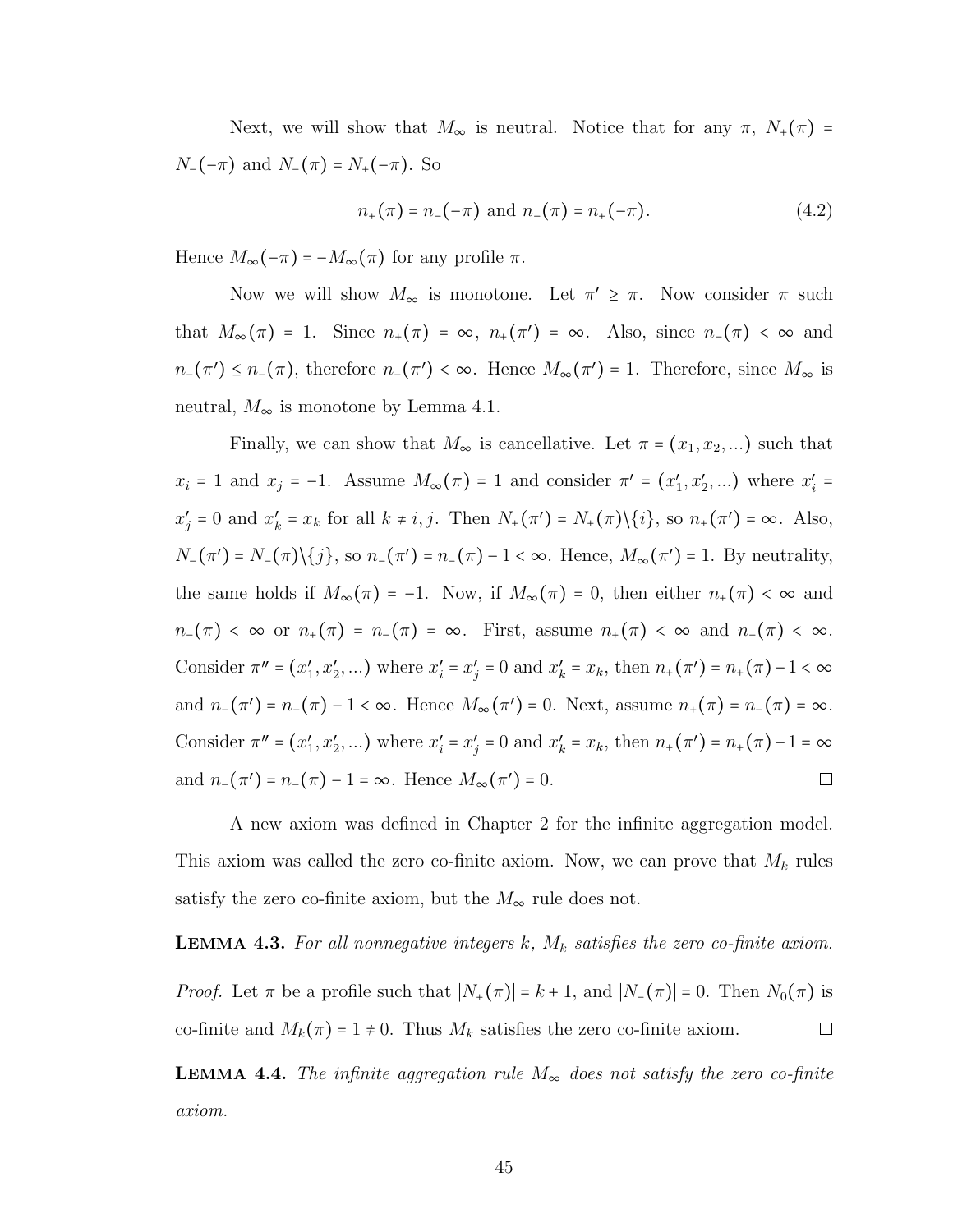Next, we will show that $M_\infty$ is neutral. Notice that for any $\pi$, $N_+(\pi) = N_-(-\pi)$ and $N_-(\pi) = N_+(-\pi)$. So

$$n_+(\pi) = n_-(-\pi) \text{ and } n_-(\pi) = n_+(-\pi). \tag{4.2}$$

Hence $M_\infty(-\pi) = -M_\infty(\pi)$ for any profile $\pi$.

Now we will show $M_\infty$ is monotone. Let $\pi' \geq \pi$. Now consider $\pi$ such that $M_\infty(\pi) = 1$. Since $n_+(\pi) = \infty$, $n_+(\pi') = \infty$. Also, since $n_-(\pi) < \infty$ and $n_-(\pi') \leq n_-(\pi)$, therefore $n_-(\pi') < \infty$. Hence $M_\infty(\pi') = 1$. Therefore, since $M_\infty$ is neutral, $M_\infty$ is monotone by Lemma 4.1.

Finally, we can show that $M_\infty$ is cancellative. Let $\pi = (x_1, x_2, ...)$ such that $x_i = 1$ and $x_j = -1$. Assume $M_\infty(\pi) = 1$ and consider $\pi' = (x_1', x_2', ...)$ where $x_i' = x_j' = 0$ and $x_k' = x_k$ for all $k \neq i, j$. Then $N_+(\pi') = N_+(\pi) \backslash \{i\}$, so $n_+(\pi') = \infty$. Also, $N_-(\pi') = N_-(\pi) \backslash \{j\}$, so $n_-(\pi') = n_-(\pi) - 1 < \infty$. Hence, $M_\infty(\pi') = 1$. By neutrality, the same holds if $M_\infty(\pi) = -1$. Now, if $M_\infty(\pi) = 0$, then either $n_+(\pi) < \infty$ and $n_-(\pi) < \infty$ or $n_+(\pi) = n_-(\pi) = \infty$. First, assume $n_+(\pi) < \infty$ and $n_-(\pi) < \infty$. Consider $\pi'' = (x_1', x_2', ...)$ where $x_i' = x_j' = 0$ and $x_k' = x_k$, then $n_+(\pi') = n_+(\pi) - 1 < \infty$ and $n_-(\pi') = n_-(\pi) - 1 < \infty$. Hence $M_\infty(\pi') = 0$. Next, assume $n_+(\pi) = n_-(\pi) = \infty$. Consider $\pi'' = (x_1', x_2', ...)$ where $x_i' = x_j' = 0$ and $x_k' = x_k$, then $n_+(\pi') = n_+(\pi) - 1 = \infty$ and $n_-(\pi') = n_-(\pi) - 1 = \infty$. Hence $M_\infty(\pi') = 0$. □

A new axiom was defined in Chapter 2 for the infinite aggregation model. This axiom was called the zero co-finite axiom. Now, we can prove that $M_k$ rules satisfy the zero co-finite axiom, but the $M_\infty$ rule does not.

**Lemma 4.3.** *For all nonnegative integers $k$, $M_k$ satisfies the zero co-finite axiom.*

*Proof.* Let $\pi$ be a profile such that $|N_+(\pi)| = k + 1$, and $|N_-(\pi)| = 0$. Then $N_0(\pi)$ is co-finite and $M_k(\pi) = 1 \neq 0$. Thus $M_k$ satisfies the zero co-finite axiom. □

**Lemma 4.4.** *The infinite aggregation rule $M_\infty$ does not satisfy the zero co-finite axiom.*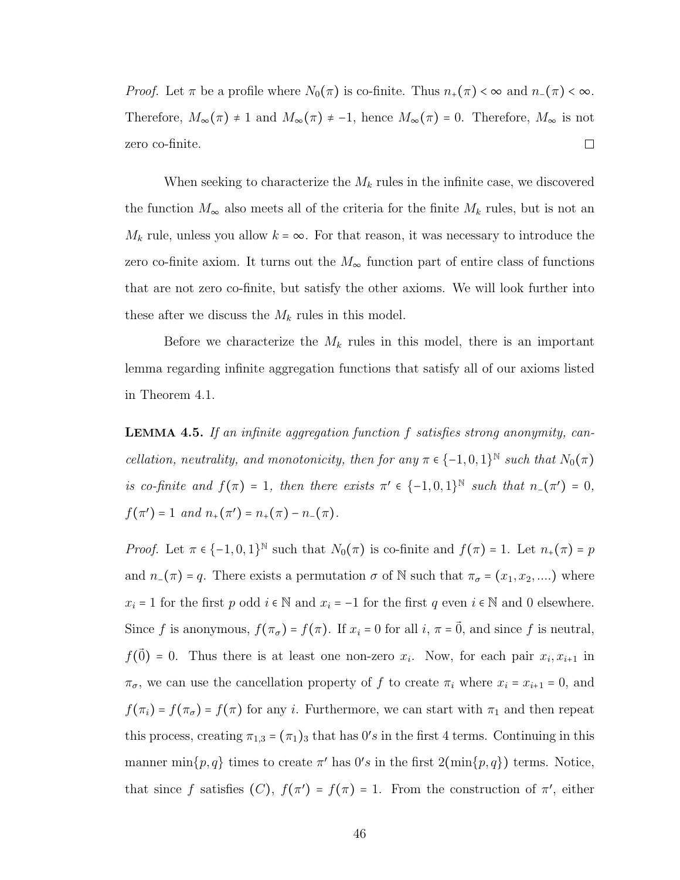*Proof.* Let $\pi$ be a profile where $N_0(\pi)$ is co-finite. Thus $n_+(\pi) < \infty$ and $n_-(\pi) < \infty$. Therefore, $M_\infty(\pi) \neq 1$ and $M_\infty(\pi) \neq -1$, hence $M_\infty(\pi) = 0$. Therefore, $M_\infty$ is not zero co-finite. □

When seeking to characterize the $M_k$ rules in the infinite case, we discovered the function $M_\infty$ also meets all of the criteria for the finite $M_k$ rules, but is not an $M_k$ rule, unless you allow $k = \infty$. For that reason, it was necessary to introduce the zero co-finite axiom. It turns out the $M_\infty$ function part of entire class of functions that are not zero co-finite, but satisfy the other axioms. We will look further into these after we discuss the $M_k$ rules in this model.

Before we characterize the $M_k$ rules in this model, there is an important lemma regarding infinite aggregation functions that satisfy all of our axioms listed in Theorem 4.1.

**Lemma 4.5.** *If an infinite aggregation function $f$ satisfies strong anonymity, cancellation, neutrality, and monotonicity, then for any $\pi \in \{-1, 0, 1\}^{\mathbb{N}}$ such that $N_0(\pi)$ is co-finite and $f(\pi) = 1$, then there exists $\pi' \in \{-1, 0, 1\}^{\mathbb{N}}$ such that $n_-(\pi') = 0$, $f(\pi') = 1$ and $n_+(\pi') = n_+(\pi) - n_-(\pi)$.*

*Proof.* Let $\pi \in \{-1, 0, 1\}^{\mathbb{N}}$ such that $N_0(\pi)$ is co-finite and $f(\pi) = 1$. Let $n_+(\pi) = p$ and $n_-(\pi) = q$. There exists a permutation $\sigma$ of $\mathbb{N}$ such that $\pi_\sigma = (x_1, x_2, ....)$ where $x_i = 1$ for the first $p$ odd $i \in \mathbb{N}$ and $x_i = -1$ for the first $q$ even $i \in \mathbb{N}$ and 0 elsewhere. Since $f$ is anonymous, $f(\pi_\sigma) = f(\pi)$. If $x_i = 0$ for all $i$, $\pi = \vec{0}$, and since $f$ is neutral, $f(\vec{0}) = 0$. Thus there is at least one non-zero $x_i$. Now, for each pair $x_i, x_{i+1}$ in $\pi_\sigma$, we can use the cancellation property of $f$ to create $\pi_i$ where $x_i = x_{i+1} = 0$, and $f(\pi_i) = f(\pi_\sigma) = f(\pi)$ for any $i$. Furthermore, we can start with $\pi_1$ and then repeat this process, creating $\pi_{1,3} = (\pi_1)_3$ that has $0's$ in the first 4 terms. Continuing in this manner $\min\{p, q\}$ times to create $\pi'$ has $0's$ in the first $2(\min\{p, q\})$ terms. Notice, that since $f$ satisfies $(C)$, $f(\pi') = f(\pi) = 1$. From the construction of $\pi'$, either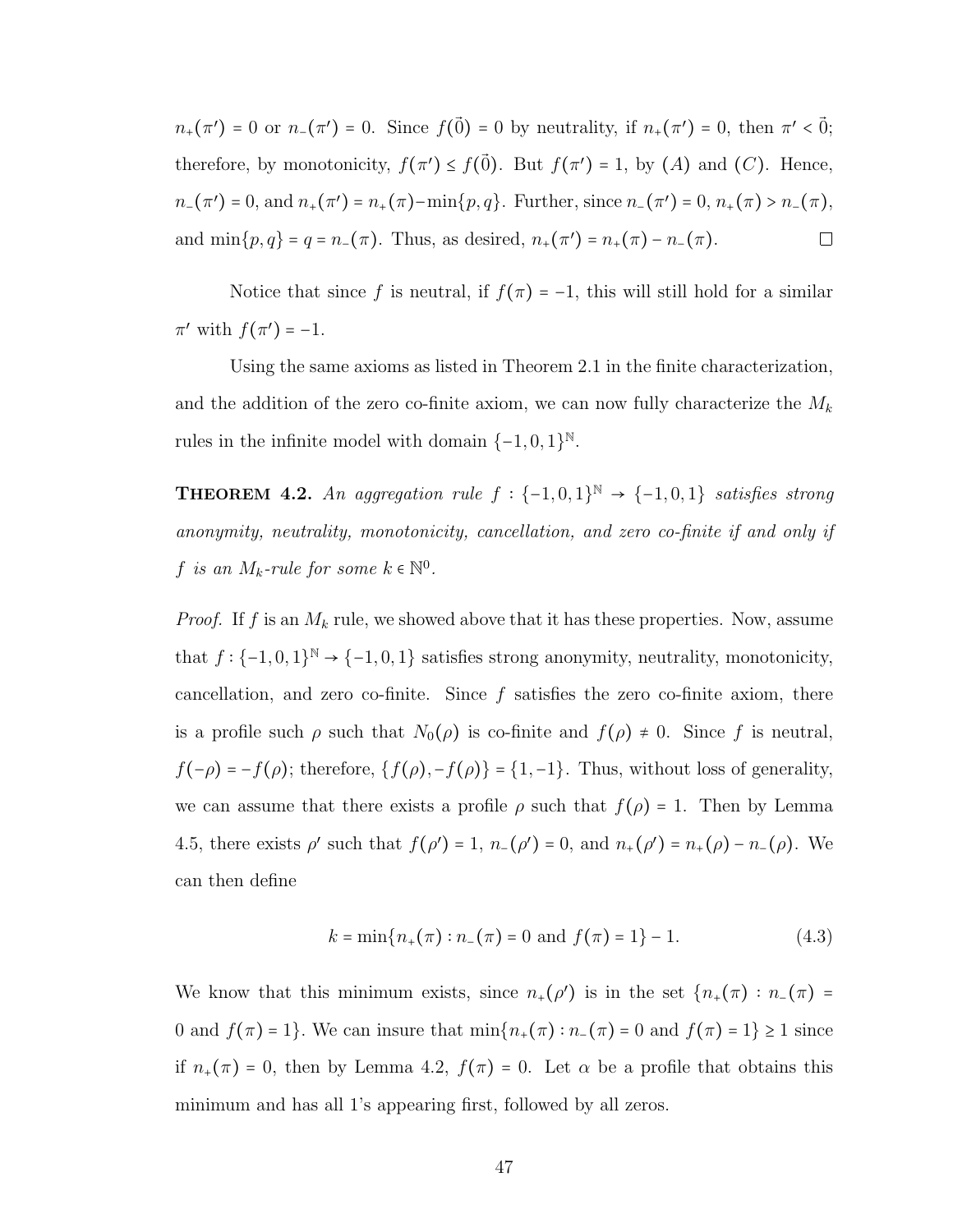$n_+(\pi') = 0$ or $n_-(\pi') = 0$. Since $f(\vec{0}) = 0$ by neutrality, if $n_+(\pi') = 0$, then $\pi' < \vec{0}$; therefore, by monotonicity, $f(\pi') \leq f(\vec{0})$. But $f(\pi') = 1$, by $(A)$ and $(C)$. Hence, $n_-(\pi') = 0$, and $n_+(\pi') = n_+(\pi) - \min\{p, q\}$. Further, since $n_-(\pi') = 0$, $n_+(\pi) > n_-(\pi)$, and $\min\{p, q\} = q = n_-(\pi)$. Thus, as desired, $n_+(\pi') = n_+(\pi) - n_-(\pi)$. □

Notice that since $f$ is neutral, if $f(\pi) = -1$, this will still hold for a similar $\pi'$ with $f(\pi') = -1$.

Using the same axioms as listed in Theorem 2.1 in the finite characterization, and the addition of the zero co-finite axiom, we can now fully characterize the $M_k$ rules in the infinite model with domain $\{-1, 0, 1\}^{\mathbb{N}}$.

**Theorem 4.2.** *An aggregation rule $f : \{-1, 0, 1\}^{\mathbb{N}} \to \{-1, 0, 1\}$ satisfies strong anonymity, neutrality, monotonicity, cancellation, and zero co-finite if and only if $f$ is an $M_k$-rule for some $k \in \mathbb{N}^0$.*

*Proof.* If $f$ is an $M_k$ rule, we showed above that it has these properties. Now, assume that $f : \{-1, 0, 1\}^{\mathbb{N}} \to \{-1, 0, 1\}$ satisfies strong anonymity, neutrality, monotonicity, cancellation, and zero co-finite. Since $f$ satisfies the zero co-finite axiom, there is a profile such $\rho$ such that $N_0(\rho)$ is co-finite and $f(\rho) \neq 0$. Since $f$ is neutral, $f(-\rho) = -f(\rho)$; therefore, $\{f(\rho), -f(\rho)\} = \{1, -1\}$. Thus, without loss of generality, we can assume that there exists a profile $\rho$ such that $f(\rho) = 1$. Then by Lemma 4.5, there exists $\rho'$ such that $f(\rho') = 1$, $n_-(\rho') = 0$, and $n_+(\rho') = n_+(\rho) - n_-(\rho)$. We can then define

$$k = \min\{n_+(\pi) : n_-(\pi) = 0 \text{ and } f(\pi) = 1\} - 1. \tag{4.3}$$

We know that this minimum exists, since $n_+(\rho')$ is in the set $\{n_+(\pi) : n_-(\pi) = 0 \text{ and } f(\pi) = 1\}$. We can insure that $\min\{n_+(\pi) : n_-(\pi) = 0 \text{ and } f(\pi) = 1\} \geq 1$ since if $n_+(\pi) = 0$, then by Lemma 4.2, $f(\pi) = 0$. Let $\alpha$ be a profile that obtains this minimum and has all 1's appearing first, followed by all zeros.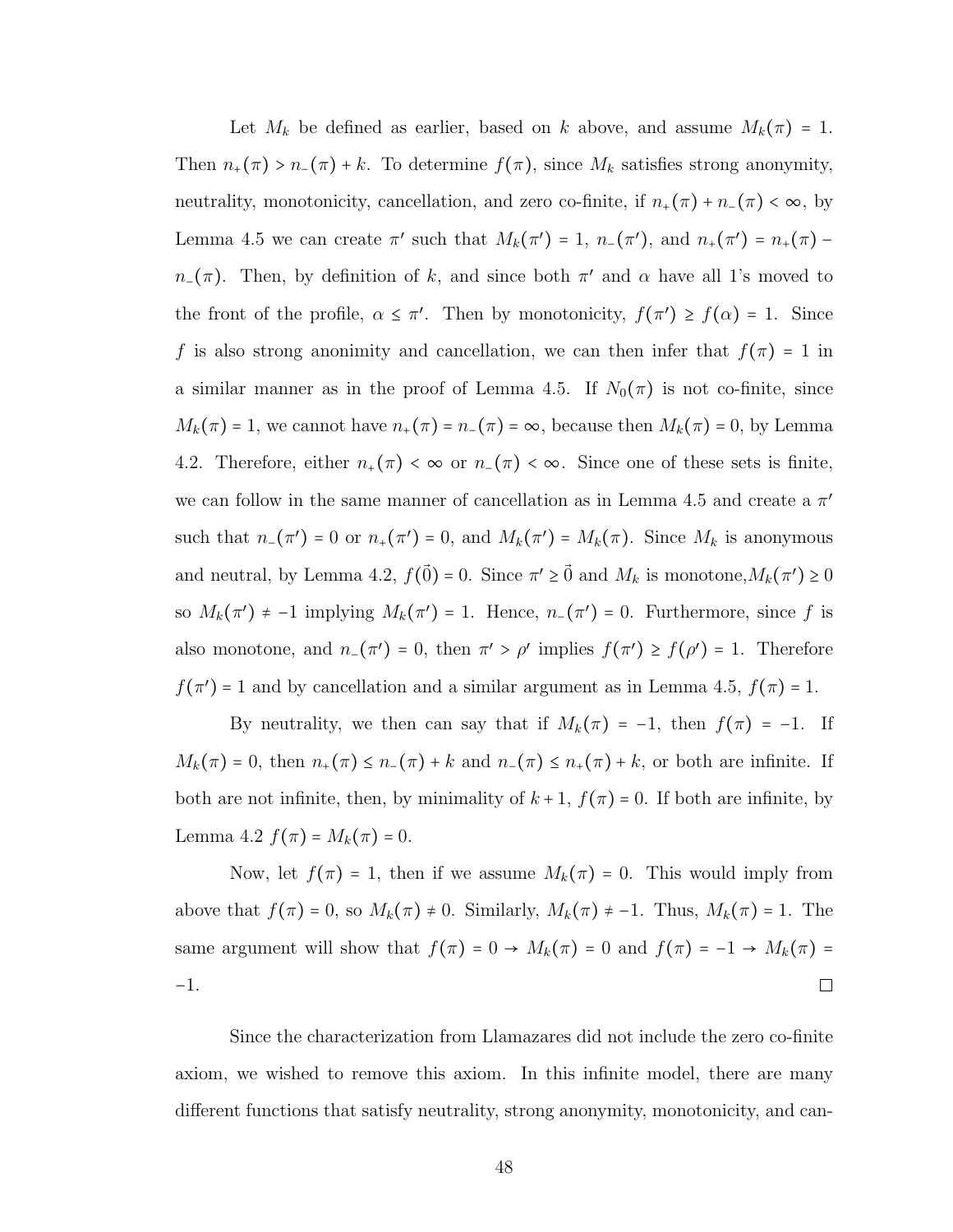Let $M_k$ be defined as earlier, based on $k$ above, and assume $M_k(\pi) = 1$. Then $n_+(\pi) > n_-(\pi) + k$. To determine $f(\pi)$, since $M_k$ satisfies strong anonymity, neutrality, monotonicity, cancellation, and zero co-finite, if $n_+(\pi) + n_-(\pi) < \infty$, by Lemma 4.5 we can create $\pi'$ such that $M_k(\pi') = 1$, $n_-(\pi')$, and $n_+(\pi') = n_+(\pi) - n_-(\pi)$. Then, by definition of $k$, and since both $\pi'$ and $\alpha$ have all 1's moved to the front of the profile, $\alpha \leq \pi'$. Then by monotonicity, $f(\pi') \geq f(\alpha) = 1$. Since $f$ is also strong anonimity and cancellation, we can then infer that $f(\pi) = 1$ in a similar manner as in the proof of Lemma 4.5. If $N_0(\pi)$ is not co-finite, since $M_k(\pi) = 1$, we cannot have $n_+(\pi) = n_-(\pi) = \infty$, because then $M_k(\pi) = 0$, by Lemma 4.2. Therefore, either $n_+(\pi) < \infty$ or $n_-(\pi) < \infty$. Since one of these sets is finite, we can follow in the same manner of cancellation as in Lemma 4.5 and create a $\pi'$ such that $n_-(\pi') = 0$ or $n_+(\pi') = 0$, and $M_k(\pi') = M_k(\pi)$. Since $M_k$ is anonymous and neutral, by Lemma 4.2, $f(\vec{0}) = 0$. Since $\pi' \geq \vec{0}$ and $M_k$ is monotone,$M_k(\pi') \geq 0$ so $M_k(\pi') \neq -1$ implying $M_k(\pi') = 1$. Hence, $n_-(\pi') = 0$. Furthermore, since $f$ is also monotone, and $n_-(\pi') = 0$, then $\pi' > \rho'$ implies $f(\pi') \geq f(\rho') = 1$. Therefore $f(\pi') = 1$ and by cancellation and a similar argument as in Lemma 4.5, $f(\pi) = 1$.

By neutrality, we then can say that if $M_k(\pi) = -1$, then $f(\pi) = -1$. If $M_k(\pi) = 0$, then $n_+(\pi) \leq n_-(\pi) + k$ and $n_-(\pi) \leq n_+(\pi) + k$, or both are infinite. If both are not infinite, then, by minimality of $k + 1$, $f(\pi) = 0$. If both are infinite, by Lemma 4.2 $f(\pi) = M_k(\pi) = 0$.

Now, let $f(\pi) = 1$, then if we assume $M_k(\pi) = 0$. This would imply from above that $f(\pi) = 0$, so $M_k(\pi) \neq 0$. Similarly, $M_k(\pi) \neq -1$. Thus, $M_k(\pi) = 1$. The same argument will show that $f(\pi) = 0 \rightarrow M_k(\pi) = 0$ and $f(\pi) = -1 \rightarrow M_k(\pi) = -1$. $\square$

Since the characterization from Llamazares did not include the zero co-finite axiom, we wished to remove this axiom. In this infinite model, there are many different functions that satisfy neutrality, strong anonymity, monotonicity, and can-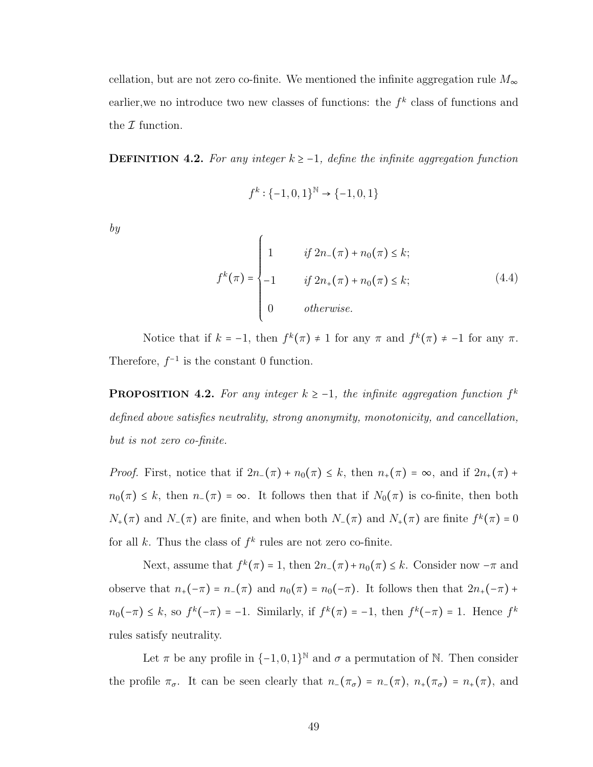cellation, but are not zero co-finite. We mentioned the infinite aggregation rule $M_\infty$ earlier,we no introduce two new classes of functions: the $f^k$ class of functions and the $\mathcal{I}$ function.

**Definition 4.2.** *For any integer $k \geq -1$, define the infinite aggregation function*

$$f^k : \{-1, 0, 1\}^{\mathbb{N}} \to \{-1, 0, 1\}$$

*by*

$$f^k(\pi) = \begin{cases} 1 & \text{if } 2n_-(\pi) + n_0(\pi) \leq k; \\ -1 & \text{if } 2n_+(\pi) + n_0(\pi) \leq k; \\ 0 & \text{otherwise.} \end{cases} \tag{4.4}$$

Notice that if $k = -1$, then $f^k(\pi) \neq 1$ for any $\pi$ and $f^k(\pi) \neq -1$ for any $\pi$. Therefore, $f^{-1}$ is the constant 0 function.

**Proposition 4.2.** *For any integer $k \geq -1$, the infinite aggregation function $f^k$ defined above satisfies neutrality, strong anonymity, monotonicity, and cancellation, but is not zero co-finite.*

*Proof.* First, notice that if $2n_-(\pi) + n_0(\pi) \leq k$, then $n_+(\pi) = \infty$, and if $2n_+(\pi) + n_0(\pi) \leq k$, then $n_-(\pi) = \infty$. It follows then that if $N_0(\pi)$ is co-finite, then both $N_+(\pi)$ and $N_-(\pi)$ are finite, and when both $N_-(\pi)$ and $N_+(\pi)$ are finite $f^k(\pi) = 0$ for all $k$. Thus the class of $f^k$ rules are not zero co-finite.

Next, assume that $f^k(\pi) = 1$, then $2n_-(\pi) + n_0(\pi) \leq k$. Consider now $-\pi$ and observe that $n_+(-\pi) = n_-(\pi)$ and $n_0(\pi) = n_0(-\pi)$. It follows then that $2n_+(-\pi) + n_0(-\pi) \leq k$, so $f^k(-\pi) = -1$. Similarly, if $f^k(\pi) = -1$, then $f^k(-\pi) = 1$. Hence $f^k$ rules satisfy neutrality.

Let $\pi$ be any profile in $\{-1, 0, 1\}^{\mathbb{N}}$ and $\sigma$ a permutation of $\mathbb{N}$. Then consider the profile $\pi_\sigma$. It can be seen clearly that $n_-(\pi_\sigma) = n_-(\pi)$, $n_+(\pi_\sigma) = n_+(\pi)$, and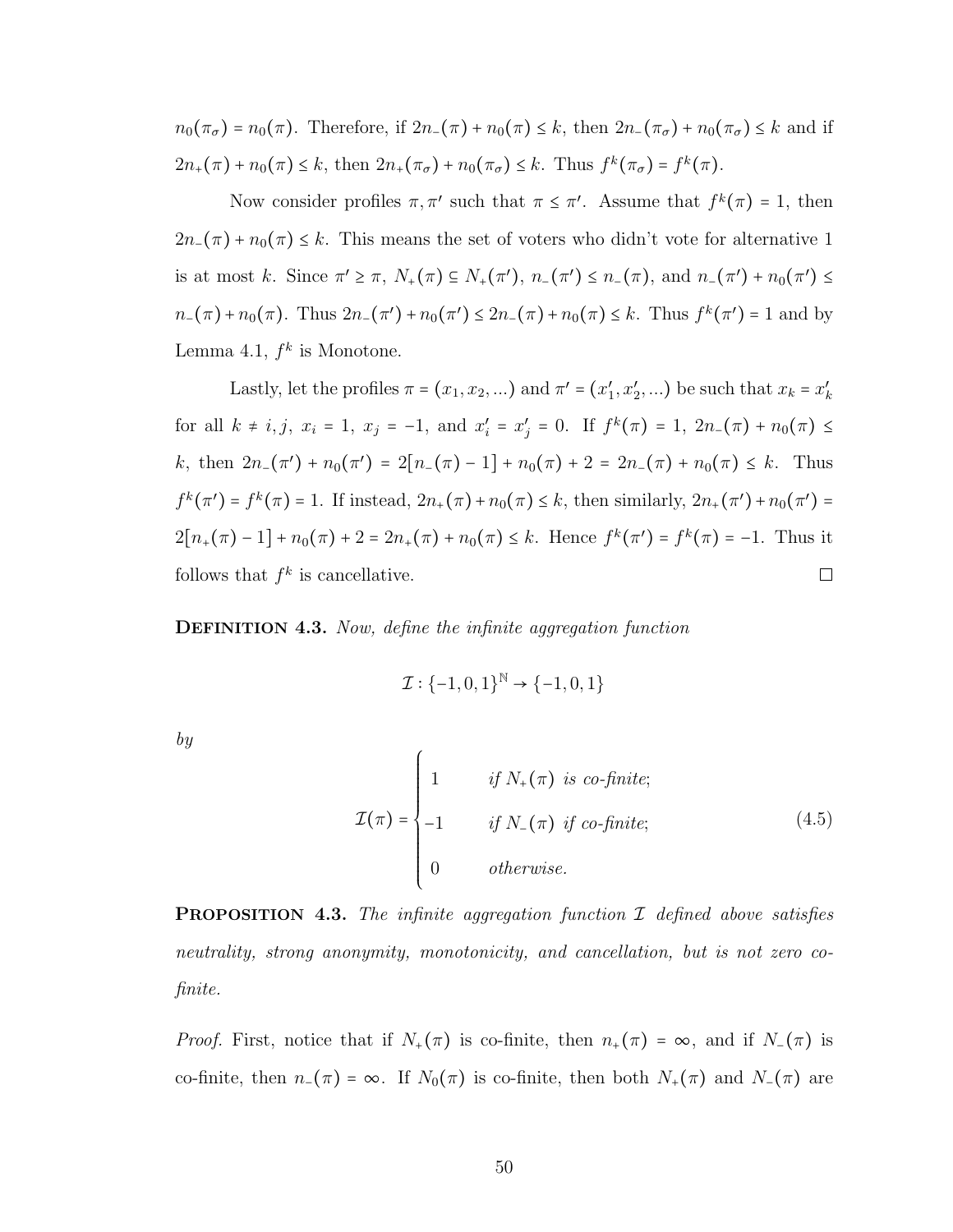$n_0(\pi_\sigma) = n_0(\pi)$. Therefore, if $2n_-(\pi) + n_0(\pi) \le k$, then $2n_-(\pi_\sigma) + n_0(\pi_\sigma) \le k$ and if $2n_+(\pi) + n_0(\pi) \le k$, then $2n_+(\pi_\sigma) + n_0(\pi_\sigma) \le k$. Thus $f^k(\pi_\sigma) = f^k(\pi)$.

Now consider profiles $\pi, \pi'$ such that $\pi \le \pi'$. Assume that $f^k(\pi) = 1$, then $2n_-(\pi) + n_0(\pi) \le k$. This means the set of voters who didn't vote for alternative 1 is at most $k$. Since $\pi' \ge \pi$, $N_+(\pi) \subseteq N_+(\pi')$, $n_-(\pi') \le n_-(\pi)$, and $n_-(\pi') + n_0(\pi') \le n_-(\pi) + n_0(\pi)$. Thus $2n_-(\pi') + n_0(\pi') \le 2n_-(\pi) + n_0(\pi) \le k$. Thus $f^k(\pi') = 1$ and by Lemma 4.1, $f^k$ is Monotone.

Lastly, let the profiles $\pi = (x_1, x_2, ...)$ and $\pi' = (x_1', x_2', ...)$ be such that $x_k = x_k'$ for all $k \ne i, j$, $x_i = 1$, $x_j = -1$, and $x_i' = x_j' = 0$. If $f^k(\pi) = 1$, $2n_-(\pi) + n_0(\pi) \le k$, then $2n_-(\pi') + n_0(\pi') = 2[n_-(\pi) - 1] + n_0(\pi) + 2 = 2n_-(\pi) + n_0(\pi) \le k$. Thus $f^k(\pi') = f^k(\pi) = 1$. If instead, $2n_+(\pi) + n_0(\pi) \le k$, then similarly, $2n_+(\pi') + n_0(\pi') = 2[n_+(\pi) - 1] + n_0(\pi) + 2 = 2n_+(\pi) + n_0(\pi) \le k$. Hence $f^k(\pi') = f^k(\pi) = -1$. Thus it follows that $f^k$ is cancellative. □

**Definition 4.3.** *Now, define the infinite aggregation function*

$$\mathcal{I} : \{-1, 0, 1\}^{\mathbb{N}} \to \{-1, 0, 1\}$$

*by*

$$\mathcal{I}(\pi) = \begin{cases} 1 & \text{if } N_+(\pi) \text{ is co-finite;} \\ -1 & \text{if } N_-(\pi) \text{ if co-finite;} \\ 0 & \text{otherwise.} \end{cases} \tag{4.5}$$

**Proposition 4.3.** *The infinite aggregation function $\mathcal{I}$ defined above satisfies neutrality, strong anonymity, monotonicity, and cancellation, but is not zero co-finite.*

*Proof.* First, notice that if $N_+(\pi)$ is co-finite, then $n_+(\pi) = \infty$, and if $N_-(\pi)$ is co-finite, then $n_-(\pi) = \infty$. If $N_0(\pi)$ is co-finite, then both $N_+(\pi)$ and $N_-(\pi)$ are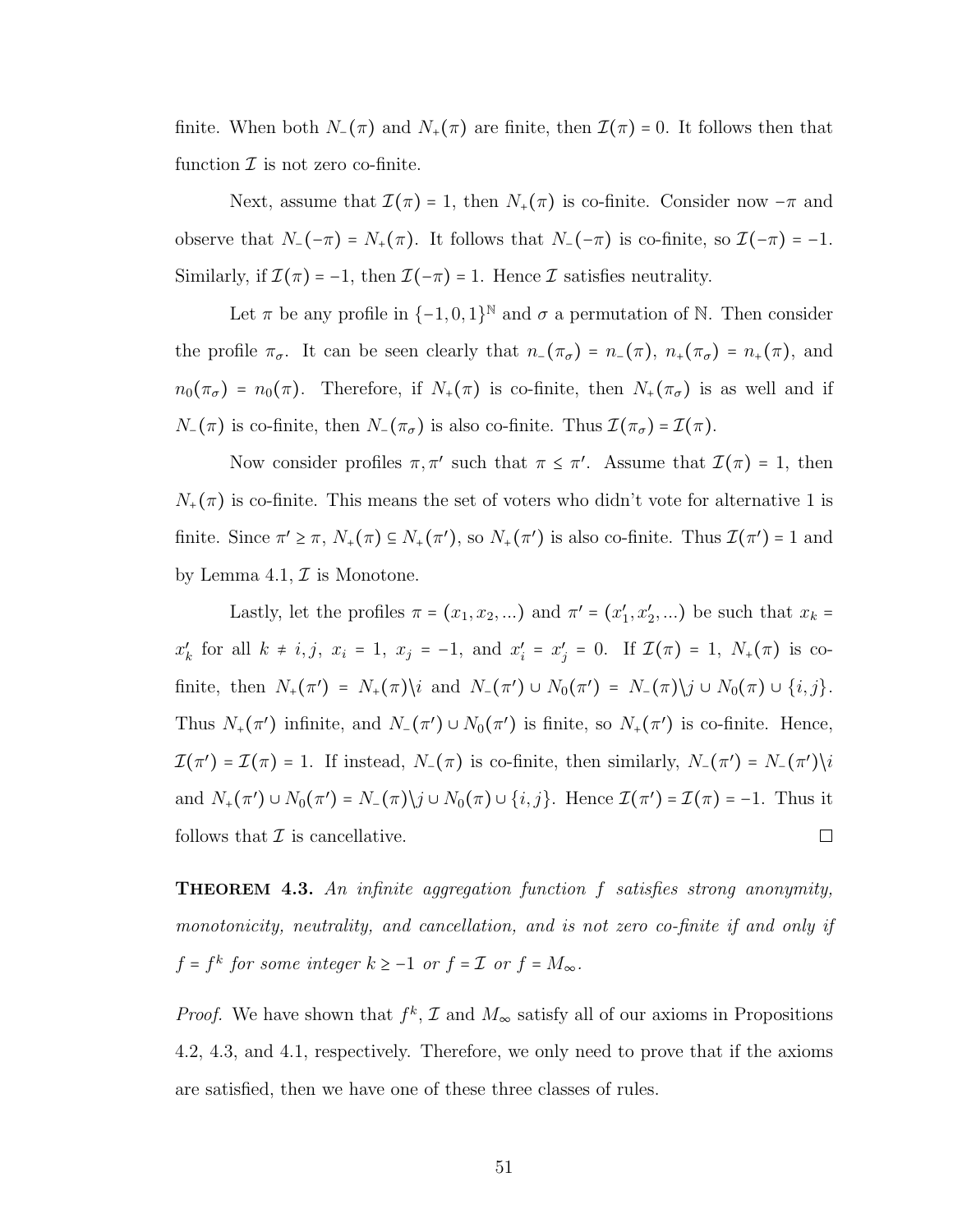finite. When both $N_-(\pi)$ and $N_+(\pi)$ are finite, then $\mathcal{I}(\pi) = 0$. It follows then that function $\mathcal{I}$ is not zero co-finite.

Next, assume that $\mathcal{I}(\pi) = 1$, then $N_+(\pi)$ is co-finite. Consider now $-\pi$ and observe that $N_-(-\pi) = N_+(\pi)$. It follows that $N_-(-\pi)$ is co-finite, so $\mathcal{I}(-\pi) = -1$. Similarly, if $\mathcal{I}(\pi) = -1$, then $\mathcal{I}(-\pi) = 1$. Hence $\mathcal{I}$ satisfies neutrality.

Let $\pi$ be any profile in $\{-1, 0, 1\}^{\mathbb{N}}$ and $\sigma$ a permutation of $\mathbb{N}$. Then consider the profile $\pi_\sigma$. It can be seen clearly that $n_-(\pi_\sigma) = n_-(\pi)$, $n_+(\pi_\sigma) = n_+(\pi)$, and $n_0(\pi_\sigma) = n_0(\pi)$. Therefore, if $N_+(\pi)$ is co-finite, then $N_+(\pi_\sigma)$ is as well and if $N_-(\pi)$ is co-finite, then $N_-(\pi_\sigma)$ is also co-finite. Thus $\mathcal{I}(\pi_\sigma) = \mathcal{I}(\pi)$.

Now consider profiles $\pi, \pi'$ such that $\pi \leq \pi'$. Assume that $\mathcal{I}(\pi) = 1$, then $N_+(\pi)$ is co-finite. This means the set of voters who didn't vote for alternative 1 is finite. Since $\pi' \geq \pi$, $N_+(\pi) \subseteq N_+(\pi')$, so $N_+(\pi')$ is also co-finite. Thus $\mathcal{I}(\pi') = 1$ and by Lemma 4.1, $\mathcal{I}$ is Monotone.

Lastly, let the profiles $\pi = (x_1, x_2, ...)$ and $\pi' = (x'_1, x'_2, ...)$ be such that $x_k = x'_k$ for all $k \neq i, j$, $x_i = 1$, $x_j = -1$, and $x'_i = x'_j = 0$. If $\mathcal{I}(\pi) = 1$, $N_+(\pi)$ is co-finite, then $N_+(\pi') = N_+(\pi)\backslash i$ and $N_-(\pi') \cup N_0(\pi') = N_-(\pi)\backslash j \cup N_0(\pi) \cup \{i, j\}$. Thus $N_+(\pi')$ infinite, and $N_-(\pi') \cup N_0(\pi')$ is finite, so $N_+(\pi')$ is co-finite. Hence, $\mathcal{I}(\pi') = \mathcal{I}(\pi) = 1$. If instead, $N_-(\pi)$ is co-finite, then similarly, $N_-(\pi') = N_-(\pi')\backslash i$ and $N_+(\pi') \cup N_0(\pi') = N_-(\pi)\backslash j \cup N_0(\pi) \cup \{i, j\}$. Hence $\mathcal{I}(\pi') = \mathcal{I}(\pi) = -1$. Thus it follows that $\mathcal{I}$ is cancellative. $\square$

**Theorem 4.3.** *An infinite aggregation function $f$ satisfies strong anonymity, monotonicity, neutrality, and cancellation, and is not zero co-finite if and only if $f = f^k$ for some integer $k \geq -1$ or $f = \mathcal{I}$ or $f = M_\infty$.*

*Proof.* We have shown that $f^k$, $\mathcal{I}$ and $M_\infty$ satisfy all of our axioms in Propositions 4.2, 4.3, and 4.1, respectively. Therefore, we only need to prove that if the axioms are satisfied, then we have one of these three classes of rules.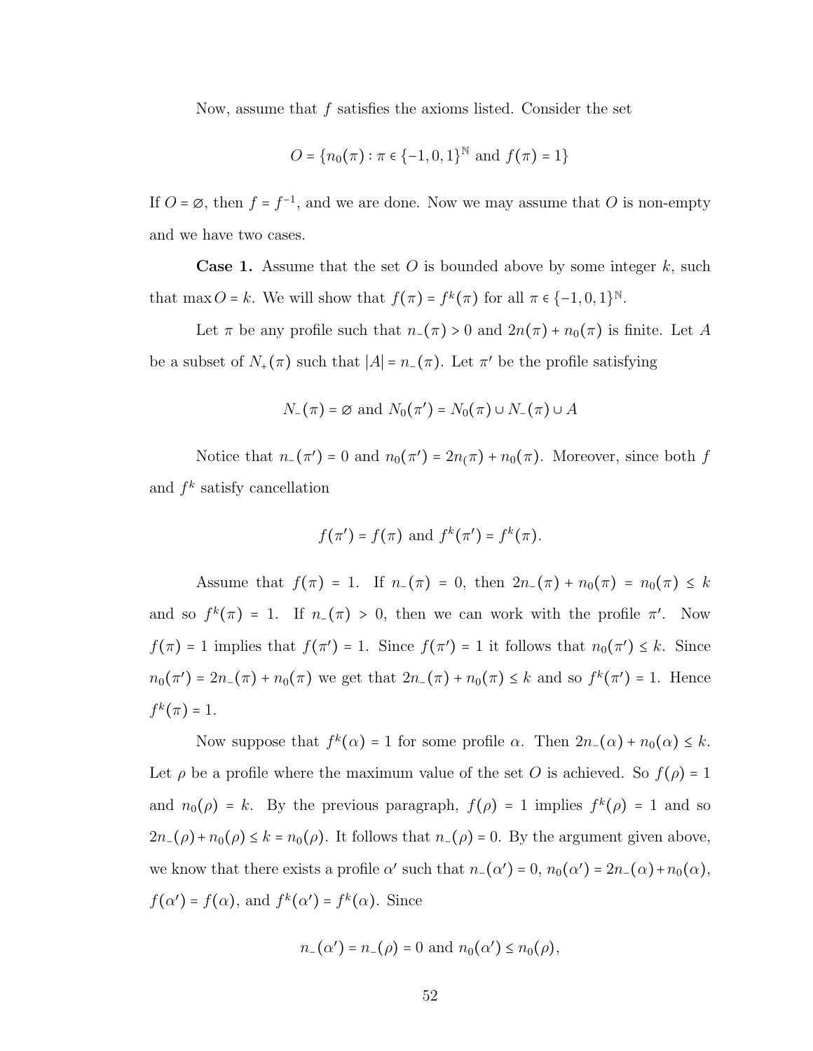Now, assume that $f$ satisfies the axioms listed. Consider the set

$$O = \{n_0(\pi) : \pi \in \{-1, 0, 1\}^{\mathbb{N}} \text{ and } f(\pi) = 1\}$$

If $O = \varnothing$, then $f = f^{-1}$, and we are done. Now we may assume that $O$ is non-empty and we have two cases.

**Case 1.** Assume that the set $O$ is bounded above by some integer $k$, such that $\max O = k$. We will show that $f(\pi) = f^k(\pi)$ for all $\pi \in \{-1, 0, 1\}^{\mathbb{N}}$.

Let $\pi$ be any profile such that $n_-(\pi) > 0$ and $2n(\pi) + n_0(\pi)$ is finite. Let $A$ be a subset of $N_+(\pi)$ such that $|A| = n_-(\pi)$. Let $\pi'$ be the profile satisfying

$$N_-(\pi) = \varnothing \text{ and } N_0(\pi') = N_0(\pi) \cup N_-(\pi) \cup A$$

Notice that $n_-(\pi') = 0$ and $n_0(\pi') = 2n_(\pi) + n_0(\pi)$. Moreover, since both $f$ and $f^k$ satisfy cancellation

$$f(\pi') = f(\pi) \text{ and } f^k(\pi') = f^k(\pi).$$

Assume that $f(\pi) = 1$. If $n_-(\pi) = 0$, then $2n_-(\pi) + n_0(\pi) = n_0(\pi) \leq k$ and so $f^k(\pi) = 1$. If $n_-(\pi) > 0$, then we can work with the profile $\pi'$. Now $f(\pi) = 1$ implies that $f(\pi') = 1$. Since $f(\pi') = 1$ it follows that $n_0(\pi') \leq k$. Since $n_0(\pi') = 2n_-(\pi) + n_0(\pi)$ we get that $2n_-(\pi) + n_0(\pi) \leq k$ and so $f^k(\pi') = 1$. Hence $f^k(\pi) = 1$.

Now suppose that $f^k(\alpha) = 1$ for some profile $\alpha$. Then $2n_-(\alpha) + n_0(\alpha) \leq k$. Let $\rho$ be a profile where the maximum value of the set $O$ is achieved. So $f(\rho) = 1$ and $n_0(\rho) = k$. By the previous paragraph, $f(\rho) = 1$ implies $f^k(\rho) = 1$ and so $2n_-(\rho) + n_0(\rho) \leq k = n_0(\rho)$. It follows that $n_-(\rho) = 0$. By the argument given above, we know that there exists a profile $\alpha'$ such that $n_-(\alpha') = 0$, $n_0(\alpha') = 2n_-(\alpha) + n_0(\alpha)$, $f(\alpha') = f(\alpha)$, and $f^k(\alpha') = f^k(\alpha)$. Since

$$n_-(\alpha') = n_-(\rho) = 0 \text{ and } n_0(\alpha') \leq n_0(\rho),$$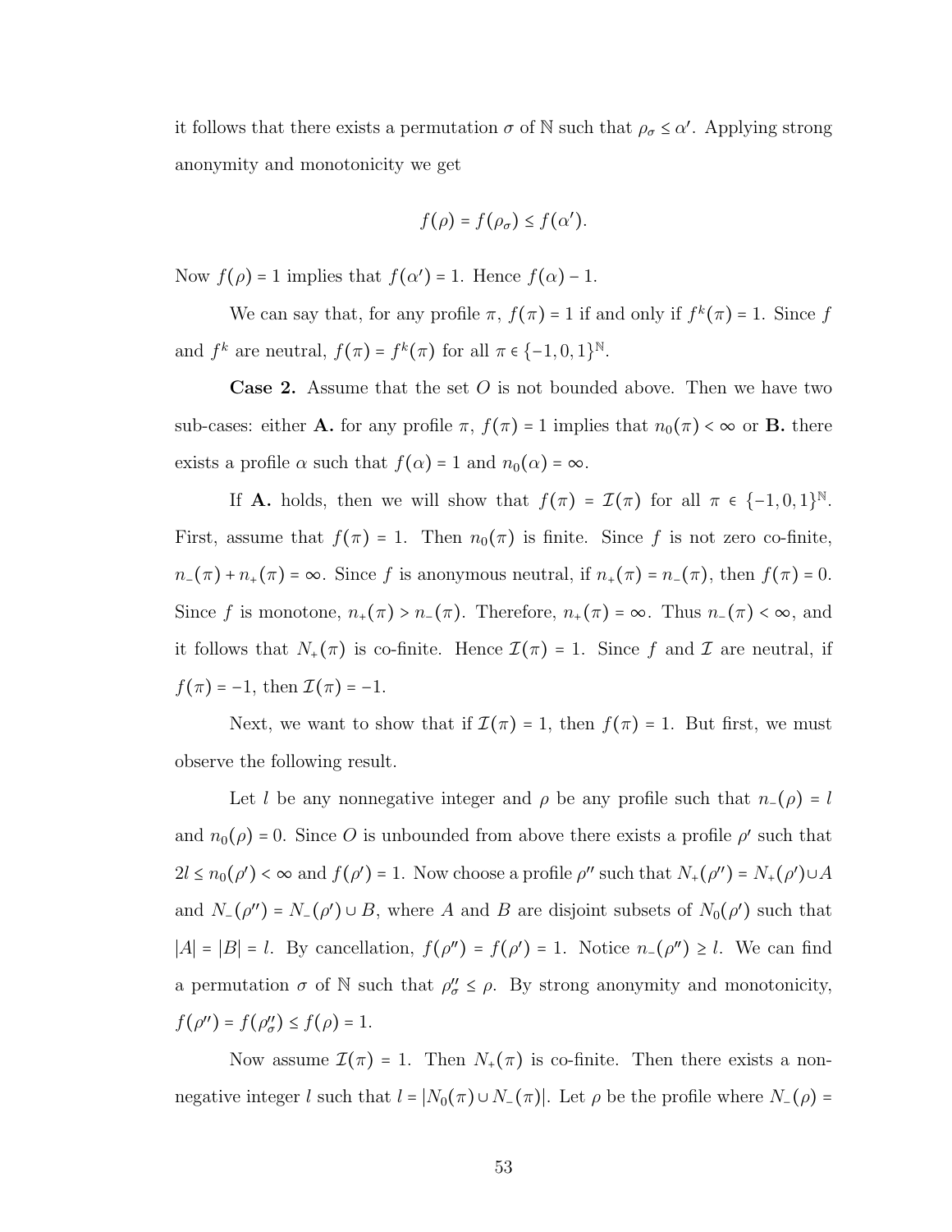it follows that there exists a permutation $\sigma$ of $\mathbb{N}$ such that $\rho_\sigma \leq \alpha'$. Applying strong anonymity and monotonicity we get

$$f(\rho) = f(\rho_\sigma) \leq f(\alpha').$$

Now $f(\rho) = 1$ implies that $f(\alpha') = 1$. Hence $f(\alpha) - 1$.

We can say that, for any profile $\pi$, $f(\pi) = 1$ if and only if $f^k(\pi) = 1$. Since $f$ and $f^k$ are neutral, $f(\pi) = f^k(\pi)$ for all $\pi \in \{-1, 0, 1\}^{\mathbb{N}}$.

**Case 2.** Assume that the set $O$ is not bounded above. Then we have two sub-cases: either **A.** for any profile $\pi$, $f(\pi) = 1$ implies that $n_0(\pi) < \infty$ or **B.** there exists a profile $\alpha$ such that $f(\alpha) = 1$ and $n_0(\alpha) = \infty$.

If **A.** holds, then we will show that $f(\pi) = \mathcal{I}(\pi)$ for all $\pi \in \{-1, 0, 1\}^{\mathbb{N}}$. First, assume that $f(\pi) = 1$. Then $n_0(\pi)$ is finite. Since $f$ is not zero co-finite, $n_-(\pi) + n_+(\pi) = \infty$. Since $f$ is anonymous neutral, if $n_+(\pi) = n_-(\pi)$, then $f(\pi) = 0$. Since $f$ is monotone, $n_+(\pi) > n_-(\pi)$. Therefore, $n_+(\pi) = \infty$. Thus $n_-(\pi) < \infty$, and it follows that $N_+(\pi)$ is co-finite. Hence $\mathcal{I}(\pi) = 1$. Since $f$ and $\mathcal{I}$ are neutral, if $f(\pi) = -1$, then $\mathcal{I}(\pi) = -1$.

Next, we want to show that if $\mathcal{I}(\pi) = 1$, then $f(\pi) = 1$. But first, we must observe the following result.

Let $l$ be any nonnegative integer and $\rho$ be any profile such that $n_-(\rho) = l$ and $n_0(\rho) = 0$. Since $O$ is unbounded from above there exists a profile $\rho'$ such that $2l \leq n_0(\rho') < \infty$ and $f(\rho') = 1$. Now choose a profile $\rho''$ such that $N_+(\rho'') = N_+(\rho') \cup A$ and $N_-(\rho'') = N_-(\rho') \cup B$, where $A$ and $B$ are disjoint subsets of $N_0(\rho')$ such that $|A| = |B| = l$. By cancellation, $f(\rho'') = f(\rho') = 1$. Notice $n_-(\rho'') \geq l$. We can find a permutation $\sigma$ of $\mathbb{N}$ such that $\rho''_\sigma \leq \rho$. By strong anonymity and monotonicity, $f(\rho'') = f(\rho''_\sigma) \leq f(\rho) = 1$.

Now assume $\mathcal{I}(\pi) = 1$. Then $N_+(\pi)$ is co-finite. Then there exists a non-negative integer $l$ such that $l = |N_0(\pi) \cup N_-(\pi)|$. Let $\rho$ be the profile where $N_-(\rho) =$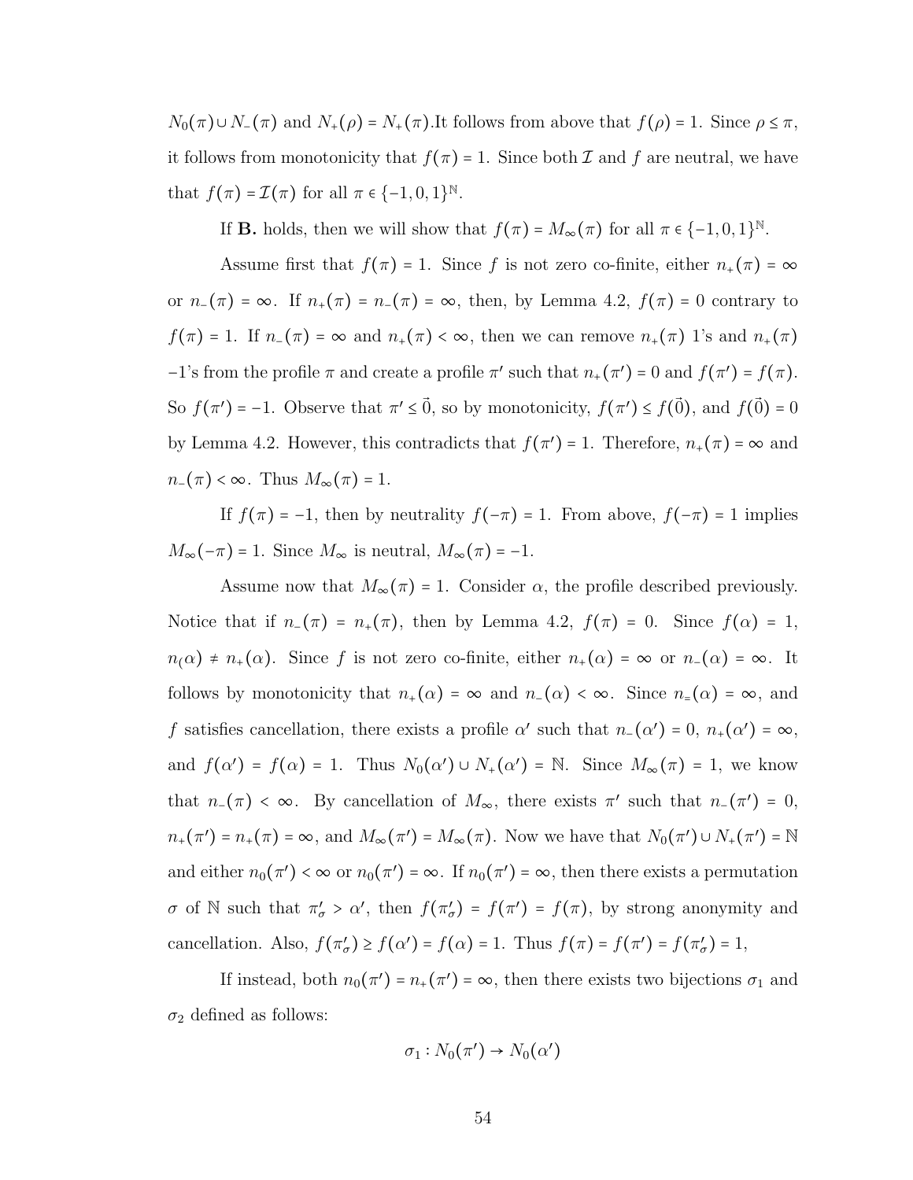$N_0(\pi) \cup N_-(\pi)$ and $N_+(\rho) = N_+(\pi)$.It follows from above that $f(\rho) = 1$. Since $\rho \leq \pi$, it follows from monotonicity that $f(\pi) = 1$. Since both $\mathcal{I}$ and $f$ are neutral, we have that $f(\pi) = \mathcal{I}(\pi)$ for all $\pi \in \{-1, 0, 1\}^{\mathbb{N}}$.

If **B.** holds, then we will show that $f(\pi) = M_\infty(\pi)$ for all $\pi \in \{-1, 0, 1\}^{\mathbb{N}}$.

Assume first that $f(\pi) = 1$. Since $f$ is not zero co-finite, either $n_+(\pi) = \infty$ or $n_-(\pi) = \infty$. If $n_+(\pi) = n_-(\pi) = \infty$, then, by Lemma 4.2, $f(\pi) = 0$ contrary to $f(\pi) = 1$. If $n_-(\pi) = \infty$ and $n_+(\pi) < \infty$, then we can remove $n_+(\pi)$ 1's and $n_+(\pi)$ $-1$'s from the profile $\pi$ and create a profile $\pi'$ such that $n_+(\pi') = 0$ and $f(\pi') = f(\pi)$. So $f(\pi') = -1$. Observe that $\pi' \leq \vec{0}$, so by monotonicity, $f(\pi') \leq f(\vec{0})$, and $f(\vec{0}) = 0$ by Lemma 4.2. However, this contradicts that $f(\pi') = 1$. Therefore, $n_+(\pi) = \infty$ and $n_-(\pi) < \infty$. Thus $M_\infty(\pi) = 1$.

If $f(\pi) = -1$, then by neutrality $f(-\pi) = 1$. From above, $f(-\pi) = 1$ implies $M_\infty(-\pi) = 1$. Since $M_\infty$ is neutral, $M_\infty(\pi) = -1$.

Assume now that $M_\infty(\pi) = 1$. Consider $\alpha$, the profile described previously. Notice that if $n_-(\pi) = n_+(\pi)$, then by Lemma 4.2, $f(\pi) = 0$. Since $f(\alpha) = 1$, $n_(\alpha) \neq n_+(\alpha)$. Since $f$ is not zero co-finite, either $n_+(\alpha) = \infty$ or $n_-(\alpha) = \infty$. It follows by monotonicity that $n_+(\alpha) = \infty$ and $n_-(\alpha) < \infty$. Since $n_=(\alpha) = \infty$, and $f$ satisfies cancellation, there exists a profile $\alpha'$ such that $n_-(\alpha') = 0$, $n_+(\alpha') = \infty$, and $f(\alpha') = f(\alpha) = 1$. Thus $N_0(\alpha') \cup N_+(\alpha') = \mathbb{N}$. Since $M_\infty(\pi) = 1$, we know that $n_-(\pi) < \infty$. By cancellation of $M_\infty$, there exists $\pi'$ such that $n_-(\pi') = 0$, $n_+(\pi') = n_+(\pi) = \infty$, and $M_\infty(\pi') = M_\infty(\pi)$. Now we have that $N_0(\pi') \cup N_+(\pi') = \mathbb{N}$ and either $n_0(\pi') < \infty$ or $n_0(\pi') = \infty$. If $n_0(\pi') = \infty$, then there exists a permutation $\sigma$ of $\mathbb{N}$ such that $\pi'_\sigma > \alpha'$, then $f(\pi'_\sigma) = f(\pi') = f(\pi)$, by strong anonymity and cancellation. Also, $f(\pi'_\sigma) \geq f(\alpha') = f(\alpha) = 1$. Thus $f(\pi) = f(\pi') = f(\pi'_\sigma) = 1$,

If instead, both $n_0(\pi') = n_+(\pi') = \infty$, then there exists two bijections $\sigma_1$ and $\sigma_2$ defined as follows:

$$\sigma_1 : N_0(\pi') \to N_0(\alpha')$$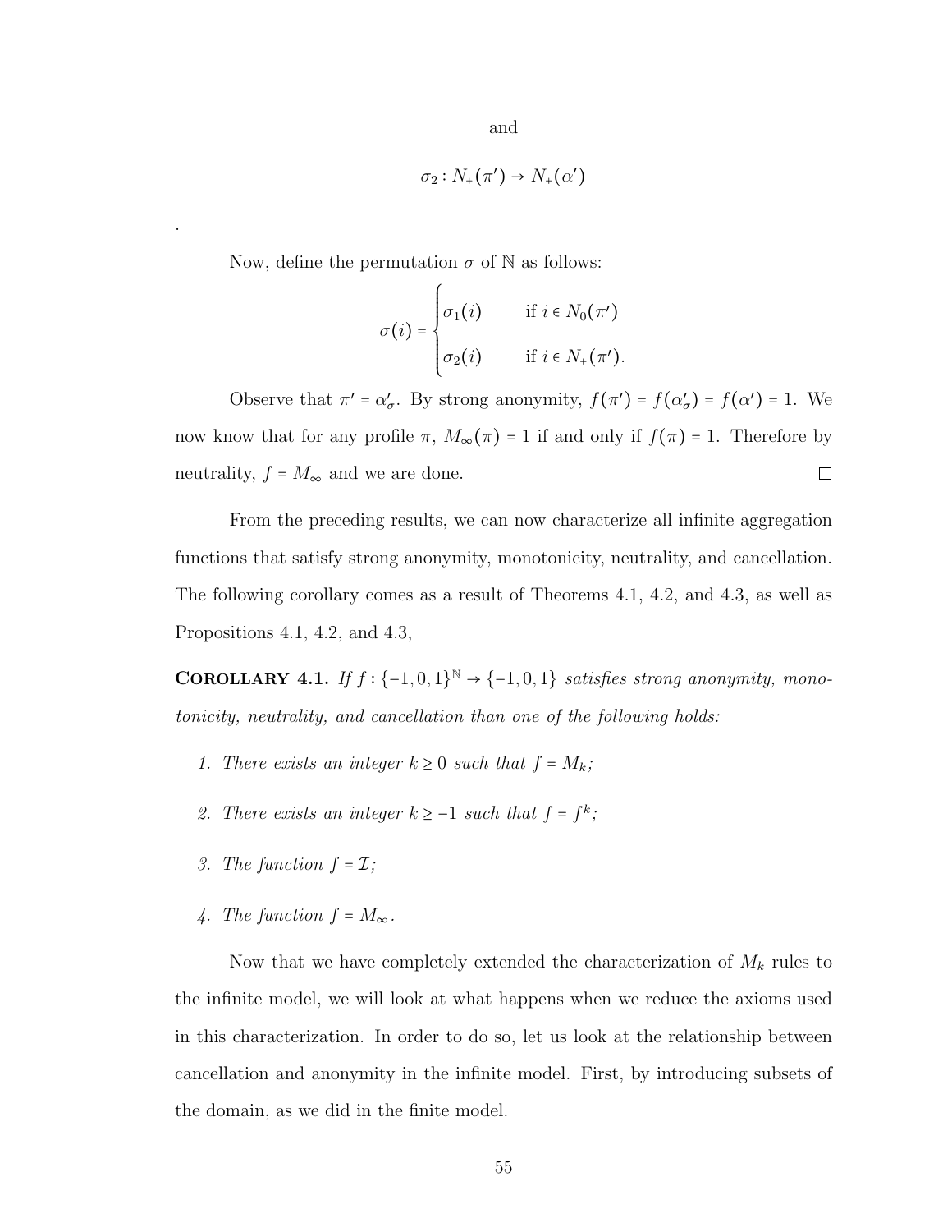and

$$\sigma_2 : N_+(\pi') \to N_+(\alpha')$$

.

Now, define the permutation $\sigma$ of $\mathbb{N}$ as follows:

$$\sigma(i) = \begin{cases} \sigma_1(i) & \text{if } i \in N_0(\pi') \\ \sigma_2(i) & \text{if } i \in N_+(\pi'). \end{cases}$$

Observe that $\pi' = \alpha'_\sigma$. By strong anonymity, $f(\pi') = f(\alpha'_\sigma) = f(\alpha') = 1$. We now know that for any profile $\pi$, $M_\infty(\pi) = 1$ if and only if $f(\pi) = 1$. Therefore by neutrality, $f = M_\infty$ and we are done. $\square$

From the preceding results, we can now characterize all infinite aggregation functions that satisfy strong anonymity, monotonicity, neutrality, and cancellation. The following corollary comes as a result of Theorems 4.1, 4.2, and 4.3, as well as Propositions 4.1, 4.2, and 4.3,

**Corollary 4.1.** *If $f : \{-1, 0, 1\}^{\mathbb{N}} \to \{-1, 0, 1\}$ satisfies strong anonymity, monotonicity, neutrality, and cancellation than one of the following holds:*

1. *There exists an integer $k \geq 0$ such that $f = M_k$;*
2. *There exists an integer $k \geq -1$ such that $f = f^k$;*
3. *The function $f = \mathcal{I}$;*
4. *The function $f = M_\infty$.*

Now that we have completely extended the characterization of $M_k$ rules to the infinite model, we will look at what happens when we reduce the axioms used in this characterization. In order to do so, let us look at the relationship between cancellation and anonymity in the infinite model. First, by introducing subsets of the domain, as we did in the finite model.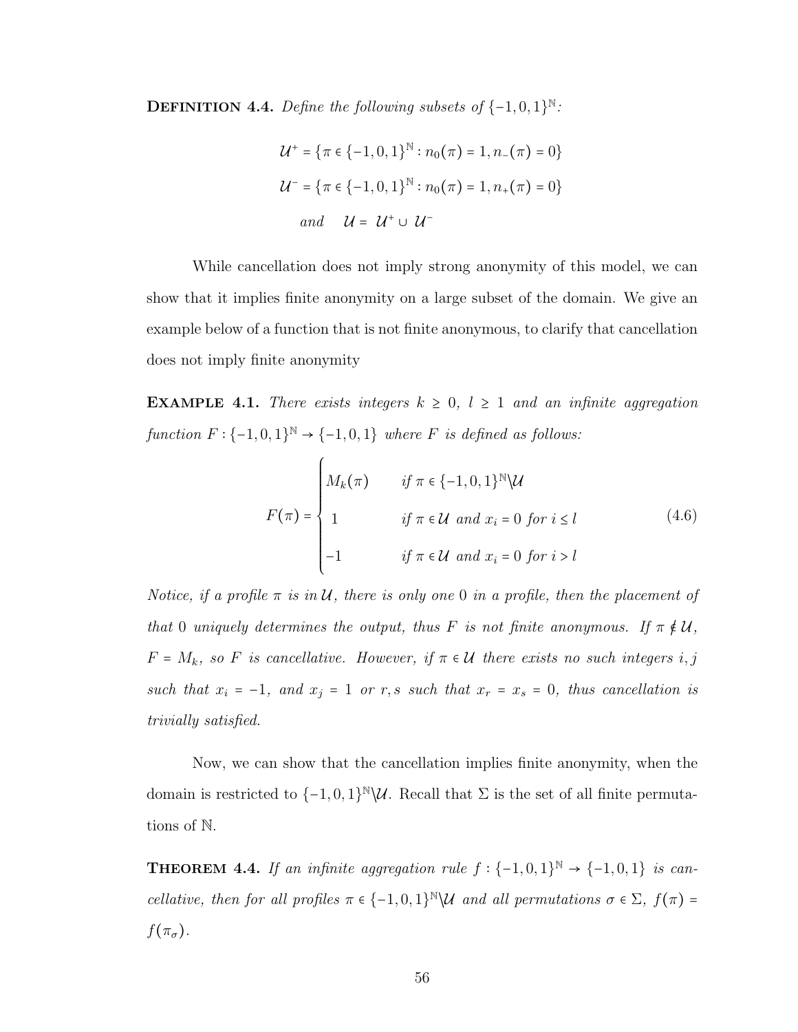**Definition 4.4.** *Define the following subsets of* $\{-1,0,1\}^{\mathbb{N}}$*:*

$$\mathcal{U}^{+} = \{\pi \in \{-1,0,1\}^{\mathbb{N}} : n_0(\pi) = 1, n_{-}(\pi) = 0\}$$

$$\mathcal{U}^{-} = \{\pi \in \{-1,0,1\}^{\mathbb{N}} : n_0(\pi) = 1, n_{+}(\pi) = 0\}$$

$$\text{and} \quad \mathcal{U} = \mathcal{U}^{+} \cup \mathcal{U}^{-}$$

While cancellation does not imply strong anonymity of this model, we can show that it implies finite anonymity on a large subset of the domain. We give an example below of a function that is not finite anonymous, to clarify that cancellation does not imply finite anonymity

**Example 4.1.** *There exists integers* $k \geq 0$*,* $l \geq 1$ *and an infinite aggregation function* $F : \{-1,0,1\}^{\mathbb{N}} \to \{-1,0,1\}$ *where* $F$ *is defined as follows:*

$$F(\pi) = \begin{cases} M_k(\pi) & \text{if } \pi \in \{-1,0,1\}^{\mathbb{N}} \backslash \mathcal{U} \\ 1 & \text{if } \pi \in \mathcal{U} \text{ and } x_i = 0 \text{ for } i \leq l \\ -1 & \text{if } \pi \in \mathcal{U} \text{ and } x_i = 0 \text{ for } i > l \end{cases} \tag{4.6}$$

*Notice, if a profile* $\pi$ *is in* $\mathcal{U}$*, there is only one* $0$ *in a profile, then the placement of that* $0$ *uniquely determines the output, thus* $F$ *is not finite anonymous. If* $\pi \notin \mathcal{U}$*,* $F = M_k$*, so* $F$ *is cancellative. However, if* $\pi \in \mathcal{U}$ *there exists no such integers* $i, j$ *such that* $x_i = -1$*, and* $x_j = 1$ *or* $r, s$ *such that* $x_r = x_s = 0$*, thus cancellation is trivially satisfied.*

Now, we can show that the cancellation implies finite anonymity, when the domain is restricted to $\{-1,0,1\}^{\mathbb{N}} \backslash \mathcal{U}$. Recall that $\Sigma$ is the set of all finite permutations of $\mathbb{N}$.

**Theorem 4.4.** *If an infinite aggregation rule* $f : \{-1,0,1\}^{\mathbb{N}} \to \{-1,0,1\}$ *is cancellative, then for all profiles* $\pi \in \{-1,0,1\}^{\mathbb{N}} \backslash \mathcal{U}$ *and all permutations* $\sigma \in \Sigma$*,* $f(\pi) = f(\pi_\sigma)$*.*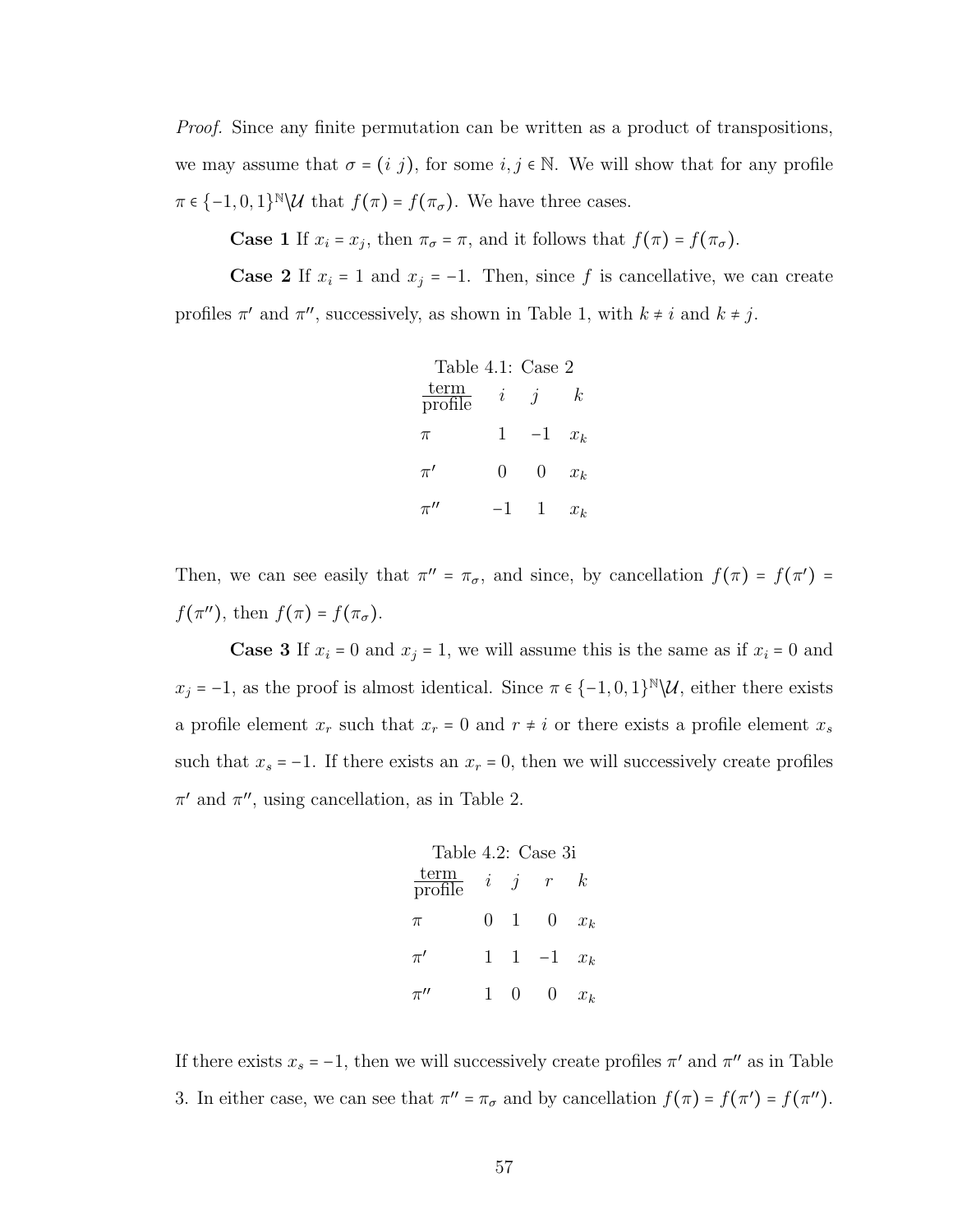*Proof.* Since any finite permutation can be written as a product of transpositions, we may assume that $\sigma = (i\ j)$, for some $i, j \in \mathbb{N}$. We will show that for any profile $\pi \in \{-1, 0, 1\}^{\mathbb{N}} \backslash \mathcal{U}$ that $f(\pi) = f(\pi_\sigma)$. We have three cases.

**Case 1** If $x_i = x_j$, then $\pi_\sigma = \pi$, and it follows that $f(\pi) = f(\pi_\sigma)$.

**Case 2** If $x_i = 1$ and $x_j = -1$. Then, since $f$ is cancellative, we can create profiles $\pi'$ and $\pi''$, successively, as shown in Table 1, with $k \neq i$ and $k \neq j$.

Table 4.1: Case 2

| $\frac{\text{term}}{\text{profile}}$ | $i$ | $j$ | $k$ |
|---|---|---|---|
| $\pi$ | 1 | $-1$ | $x_k$ |
| $\pi'$ | 0 | 0 | $x_k$ |
| $\pi''$ | $-1$ | 1 | $x_k$ |

Then, we can see easily that $\pi'' = \pi_\sigma$, and since, by cancellation $f(\pi) = f(\pi') = f(\pi'')$, then $f(\pi) = f(\pi_\sigma)$.

**Case 3** If $x_i = 0$ and $x_j = 1$, we will assume this is the same as if $x_i = 0$ and $x_j = -1$, as the proof is almost identical. Since $\pi \in \{-1, 0, 1\}^{\mathbb{N}} \backslash \mathcal{U}$, either there exists a profile element $x_r$ such that $x_r = 0$ and $r \neq i$ or there exists a profile element $x_s$ such that $x_s = -1$. If there exists an $x_r = 0$, then we will successively create profiles $\pi'$ and $\pi''$, using cancellation, as in Table 2.

Table 4.2: Case 3i

| $\frac{\text{term}}{\text{profile}}$ | $i$ | $j$ | $r$ | $k$ |
|---|---|---|---|---|
| $\pi$ | 0 | 1 | 0 | $x_k$ |
| $\pi'$ | 1 | 1 | $-1$ | $x_k$ |
| $\pi''$ | 1 | 0 | 0 | $x_k$ |

If there exists $x_s = -1$, then we will successively create profiles $\pi'$ and $\pi''$ as in Table 3. In either case, we can see that $\pi'' = \pi_\sigma$ and by cancellation $f(\pi) = f(\pi') = f(\pi'')$.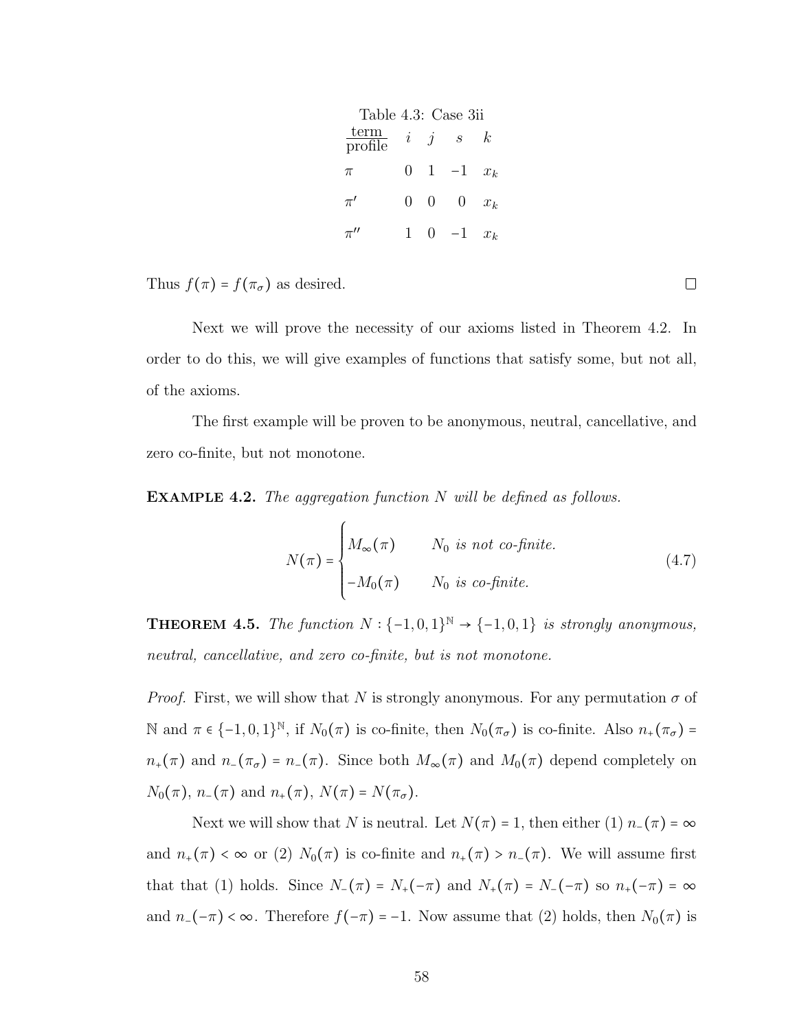Table 4.3: Case 3ii

| $\frac{\text{term}}{\text{profile}}$ | $i$ | $j$ | $s$ | $k$ |
|---|---|---|---|---|
| $\pi$ | 0 | 1 | $-1$ | $x_k$ |
| $\pi'$ | 0 | 0 | 0 | $x_k$ |
| $\pi''$ | 1 | 0 | $-1$ | $x_k$ |

Thus $f(\pi) = f(\pi_\sigma)$ as desired. ☐

Next we will prove the necessity of our axioms listed in Theorem 4.2. In order to do this, we will give examples of functions that satisfy some, but not all, of the axioms.

The first example will be proven to be anonymous, neutral, cancellative, and zero co-finite, but not monotone.

**Example 4.2.** *The aggregation function $N$ will be defined as follows.*

$$N(\pi) = \begin{cases} M_\infty(\pi) & N_0 \text{ is not co-finite.} \\ -M_0(\pi) & N_0 \text{ is co-finite.} \end{cases} \tag{4.7}$$

**Theorem 4.5.** *The function $N : \{-1, 0, 1\}^{\mathbb{N}} \to \{-1, 0, 1\}$ is strongly anonymous, neutral, cancellative, and zero co-finite, but is not monotone.*

*Proof.* First, we will show that $N$ is strongly anonymous. For any permutation $\sigma$ of $\mathbb{N}$ and $\pi \in \{-1, 0, 1\}^{\mathbb{N}}$, if $N_0(\pi)$ is co-finite, then $N_0(\pi_\sigma)$ is co-finite. Also $n_+(\pi_\sigma) = n_+(\pi)$ and $n_-(\pi_\sigma) = n_-(\pi)$. Since both $M_\infty(\pi)$ and $M_0(\pi)$ depend completely on $N_0(\pi)$, $n_-(\pi)$ and $n_+(\pi)$, $N(\pi) = N(\pi_\sigma)$.

Next we will show that $N$ is neutral. Let $N(\pi) = 1$, then either (1) $n_-(\pi) = \infty$ and $n_+(\pi) < \infty$ or (2) $N_0(\pi)$ is co-finite and $n_+(\pi) > n_-(\pi)$. We will assume first that that (1) holds. Since $N_-(\pi) = N_+(-\pi)$ and $N_+(\pi) = N_-(-\pi)$ so $n_+(-\pi) = \infty$ and $n_-(-\pi) < \infty$. Therefore $f(-\pi) = -1$. Now assume that (2) holds, then $N_0(\pi)$ is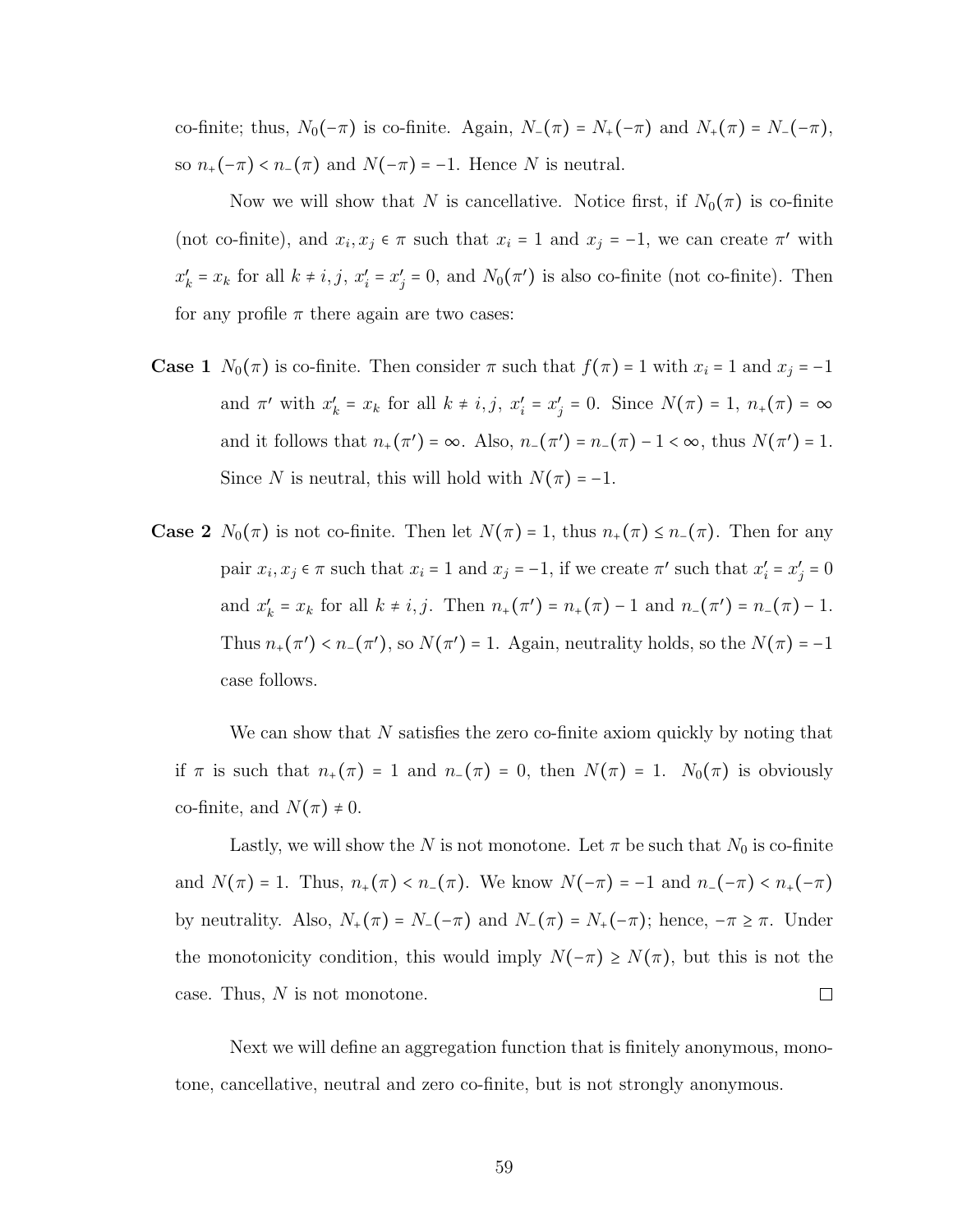co-finite; thus, $N_0(-\pi)$ is co-finite. Again, $N_-(\pi) = N_+(-\pi)$ and $N_+(\pi) = N_-(-\pi)$, so $n_+(-\pi) < n_-(\pi)$ and $N(-\pi) = -1$. Hence $N$ is neutral.

Now we will show that $N$ is cancellative. Notice first, if $N_0(\pi)$ is co-finite (not co-finite), and $x_i, x_j \in \pi$ such that $x_i = 1$ and $x_j = -1$, we can create $\pi'$ with $x'_k = x_k$ for all $k \neq i, j$, $x'_i = x'_j = 0$, and $N_0(\pi')$ is also co-finite (not co-finite). Then for any profile $\pi$ there again are two cases:

**Case 1** $N_0(\pi)$ is co-finite. Then consider $\pi$ such that $f(\pi) = 1$ with $x_i = 1$ and $x_j = -1$ and $\pi'$ with $x'_k = x_k$ for all $k \neq i, j$, $x'_i = x'_j = 0$. Since $N(\pi) = 1$, $n_+(\pi) = \infty$ and it follows that $n_+(\pi') = \infty$. Also, $n_-(\pi') = n_-(\pi) - 1 < \infty$, thus $N(\pi') = 1$. Since $N$ is neutral, this will hold with $N(\pi) = -1$.

**Case 2** $N_0(\pi)$ is not co-finite. Then let $N(\pi) = 1$, thus $n_+(\pi) \leq n_-(\pi)$. Then for any pair $x_i, x_j \in \pi$ such that $x_i = 1$ and $x_j = -1$, if we create $\pi'$ such that $x'_i = x'_j = 0$ and $x'_k = x_k$ for all $k \neq i, j$. Then $n_+(\pi') = n_+(\pi) - 1$ and $n_-(\pi') = n_-(\pi) - 1$. Thus $n_+(\pi') < n_-(\pi')$, so $N(\pi') = 1$. Again, neutrality holds, so the $N(\pi) = -1$ case follows.

We can show that $N$ satisfies the zero co-finite axiom quickly by noting that if $\pi$ is such that $n_+(\pi) = 1$ and $n_-(\pi) = 0$, then $N(\pi) = 1$. $N_0(\pi)$ is obviously co-finite, and $N(\pi) \neq 0$.

Lastly, we will show the $N$ is not monotone. Let $\pi$ be such that $N_0$ is co-finite and $N(\pi) = 1$. Thus, $n_+(\pi) < n_-(\pi)$. We know $N(-\pi) = -1$ and $n_-(-\pi) < n_+(-\pi)$ by neutrality. Also, $N_+(\pi) = N_-(-\pi)$ and $N_-(\pi) = N_+(-\pi)$; hence, $-\pi \geq \pi$. Under the monotonicity condition, this would imply $N(-\pi) \geq N(\pi)$, but this is not the case. Thus, $N$ is not monotone. □

Next we will define an aggregation function that is finitely anonymous, monotone, cancellative, neutral and zero co-finite, but is not strongly anonymous.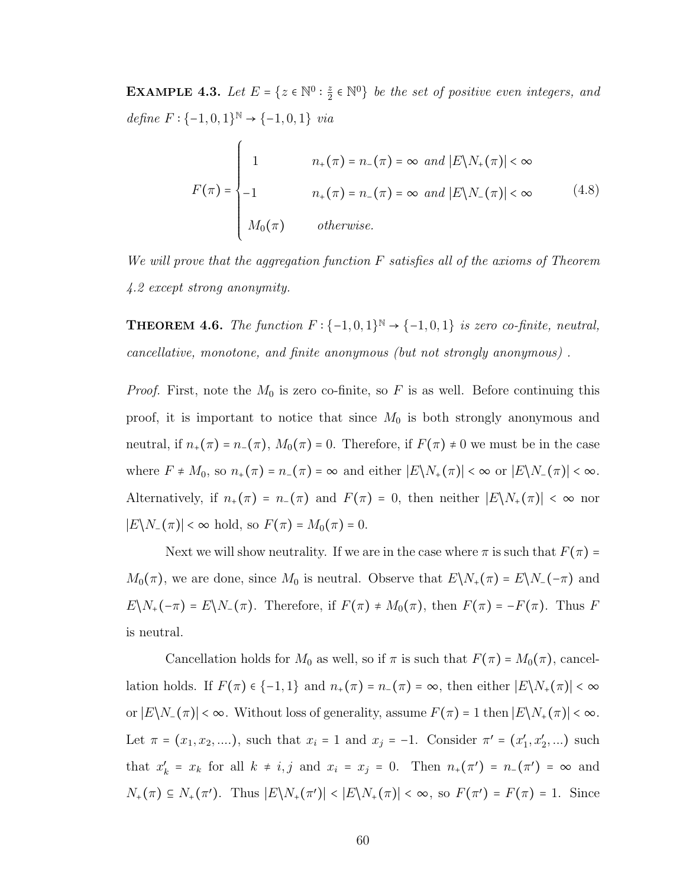**Example 4.3.** *Let $E = \{z \in \mathbb{N}^0 : \frac{z}{2} \in \mathbb{N}^0\}$ be the set of positive even integers, and define $F : \{-1,0,1\}^{\mathbb{N}} \to \{-1,0,1\}$ via*

$$F(\pi) = \begin{cases} 1 & n_+(\pi) = n_-(\pi) = \infty \text{ and } |E \backslash N_+(\pi)| < \infty \\ -1 & n_+(\pi) = n_-(\pi) = \infty \text{ and } |E \backslash N_-(\pi)| < \infty \\ M_0(\pi) & \text{otherwise.} \end{cases} \tag{4.8}$$

*We will prove that the aggregation function $F$ satisfies all of the axioms of Theorem 4.2 except strong anonymity.*

**Theorem 4.6.** *The function $F : \{-1,0,1\}^{\mathbb{N}} \to \{-1,0,1\}$ is zero co-finite, neutral, cancellative, monotone, and finite anonymous (but not strongly anonymous) .*

*Proof.* First, note the $M_0$ is zero co-finite, so $F$ is as well. Before continuing this proof, it is important to notice that since $M_0$ is both strongly anonymous and neutral, if $n_+(\pi) = n_-(\pi)$, $M_0(\pi) = 0$. Therefore, if $F(\pi) \neq 0$ we must be in the case where $F \neq M_0$, so $n_+(\pi) = n_-(\pi) = \infty$ and either $|E \backslash N_+(\pi)| < \infty$ or $|E \backslash N_-(\pi)| < \infty$. Alternatively, if $n_+(\pi) = n_-(\pi)$ and $F(\pi) = 0$, then neither $|E \backslash N_+(\pi)| < \infty$ nor $|E \backslash N_-(\pi)| < \infty$ hold, so $F(\pi) = M_0(\pi) = 0$.

Next we will show neutrality. If we are in the case where $\pi$ is such that $F(\pi) = M_0(\pi)$, we are done, since $M_0$ is neutral. Observe that $E \backslash N_+(\pi) = E \backslash N_-(-\pi)$ and $E \backslash N_+(-\pi) = E \backslash N_-(\pi)$. Therefore, if $F(\pi) \neq M_0(\pi)$, then $F(\pi) = -F(\pi)$. Thus $F$ is neutral.

Cancellation holds for $M_0$ as well, so if $\pi$ is such that $F(\pi) = M_0(\pi)$, cancellation holds. If $F(\pi) \in \{-1,1\}$ and $n_+(\pi) = n_-(\pi) = \infty$, then either $|E \backslash N_+(\pi)| < \infty$ or $|E \backslash N_-(\pi)| < \infty$. Without loss of generality, assume $F(\pi) = 1$ then $|E \backslash N_+(\pi)| < \infty$. Let $\pi = (x_1, x_2, ....)$, such that $x_i = 1$ and $x_j = -1$. Consider $\pi' = (x'_1, x'_2, ...)$ such that $x'_k = x_k$ for all $k \neq i, j$ and $x_i = x_j = 0$. Then $n_+(\pi') = n_-(\pi') = \infty$ and $N_+(\pi) \subseteq N_+(\pi')$. Thus $|E \backslash N_+(\pi')| < |E \backslash N_+(\pi)| < \infty$, so $F(\pi') = F(\pi) = 1$. Since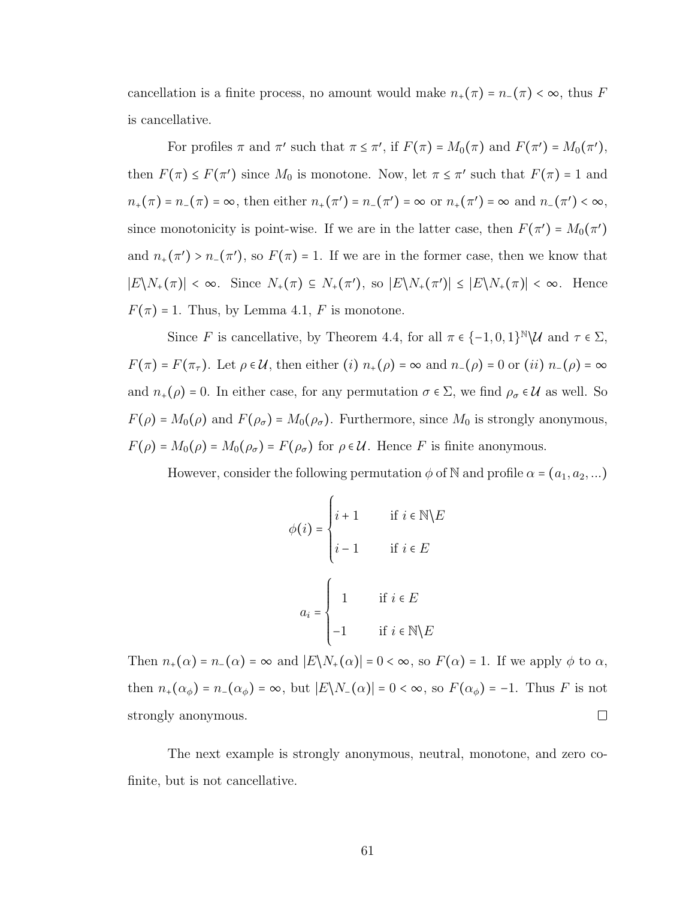cancellation is a finite process, no amount would make $n_+(\pi) = n_-(\pi) < \infty$, thus $F$ is cancellative.

For profiles $\pi$ and $\pi'$ such that $\pi \le \pi'$, if $F(\pi) = M_0(\pi)$ and $F(\pi') = M_0(\pi')$, then $F(\pi) \le F(\pi')$ since $M_0$ is monotone. Now, let $\pi \le \pi'$ such that $F(\pi) = 1$ and $n_+(\pi) = n_-(\pi) = \infty$, then either $n_+(\pi') = n_-(\pi') = \infty$ or $n_+(\pi') = \infty$ and $n_-(\pi') < \infty$, since monotonicity is point-wise. If we are in the latter case, then $F(\pi') = M_0(\pi')$ and $n_+(\pi') > n_-(\pi')$, so $F(\pi) = 1$. If we are in the former case, then we know that $|E \backslash N_+(\pi)| < \infty$. Since $N_+(\pi) \subseteq N_+(\pi')$, so $|E \backslash N_+(\pi')| \le |E \backslash N_+(\pi)| < \infty$. Hence $F(\pi) = 1$. Thus, by Lemma 4.1, $F$ is monotone.

Since $F$ is cancellative, by Theorem 4.4, for all $\pi \in \{-1, 0, 1\}^{\mathbb{N}} \backslash \mathcal{U}$ and $\tau \in \Sigma$, $F(\pi) = F(\pi_\tau)$. Let $\rho \in \mathcal{U}$, then either $(i)$ $n_+(\rho) = \infty$ and $n_-(\rho) = 0$ or $(ii)$ $n_-(\rho) = \infty$ and $n_+(\rho) = 0$. In either case, for any permutation $\sigma \in \Sigma$, we find $\rho_\sigma \in \mathcal{U}$ as well. So $F(\rho) = M_0(\rho)$ and $F(\rho_\sigma) = M_0(\rho_\sigma)$. Furthermore, since $M_0$ is strongly anonymous, $F(\rho) = M_0(\rho) = M_0(\rho_\sigma) = F(\rho_\sigma)$ for $\rho \in \mathcal{U}$. Hence $F$ is finite anonymous.

However, consider the following permutation $\phi$ of $\mathbb{N}$ and profile $\alpha = (a_1, a_2, ...)$

$$\phi(i) = \begin{cases} i+1 & \text{if } i \in \mathbb{N} \backslash E \\ i-1 & \text{if } i \in E \end{cases}$$

$$a_i = \begin{cases} 1 & \text{if } i \in E \\ -1 & \text{if } i \in \mathbb{N} \backslash E \end{cases}$$

Then $n_+(\alpha) = n_-(\alpha) = \infty$ and $|E \backslash N_+(\alpha)| = 0 < \infty$, so $F(\alpha) = 1$. If we apply $\phi$ to $\alpha$, then $n_+(\alpha_\phi) = n_-(\alpha_\phi) = \infty$, but $|E \backslash N_-(\alpha)| = 0 < \infty$, so $F(\alpha_\phi) = -1$. Thus $F$ is not strongly anonymous. □

The next example is strongly anonymous, neutral, monotone, and zero co-finite, but is not cancellative.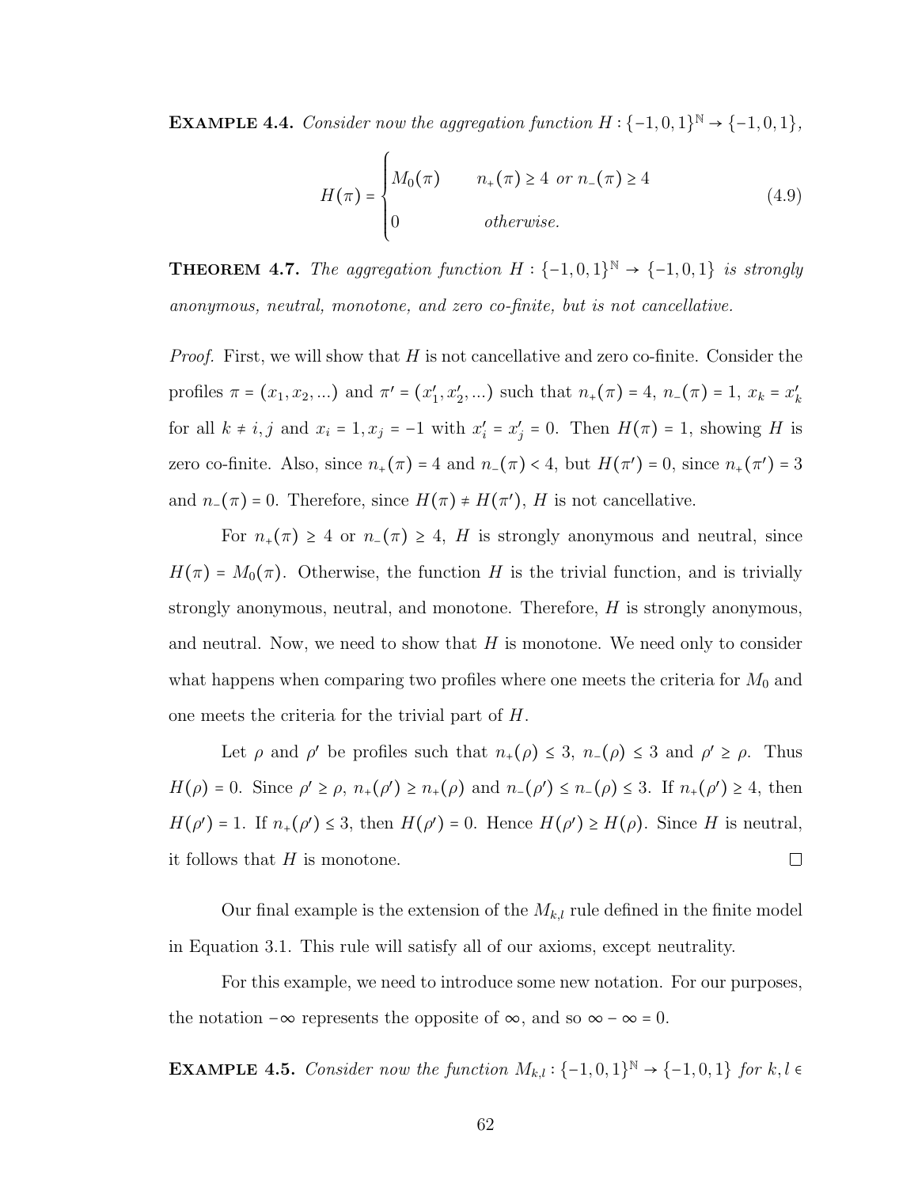**Example 4.4.** *Consider now the aggregation function $H : \{-1,0,1\}^{\mathbb{N}} \to \{-1,0,1\}$,*

$$H(\pi) = \begin{cases} M_0(\pi) & n_+(\pi) \geq 4 \text{ or } n_-(\pi) \geq 4 \\ \\ 0 & \text{otherwise.} \end{cases} \tag{4.9}$$

**Theorem 4.7.** *The aggregation function $H : \{-1,0,1\}^{\mathbb{N}} \to \{-1,0,1\}$ is strongly anonymous, neutral, monotone, and zero co-finite, but is not cancellative.*

*Proof.* First, we will show that $H$ is not cancellative and zero co-finite. Consider the profiles $\pi = (x_1, x_2, \ldots)$ and $\pi' = (x'_1, x'_2, \ldots)$ such that $n_+(\pi) = 4$, $n_-(\pi) = 1$, $x_k = x'_k$ for all $k \neq i, j$ and $x_i = 1, x_j = -1$ with $x'_i = x'_j = 0$. Then $H(\pi) = 1$, showing $H$ is zero co-finite. Also, since $n_+(\pi) = 4$ and $n_-(\pi) < 4$, but $H(\pi') = 0$, since $n_+(\pi') = 3$ and $n_-(\pi) = 0$. Therefore, since $H(\pi) \neq H(\pi')$, $H$ is not cancellative.

For $n_+(\pi) \geq 4$ or $n_-(\pi) \geq 4$, $H$ is strongly anonymous and neutral, since $H(\pi) = M_0(\pi)$. Otherwise, the function $H$ is the trivial function, and is trivially strongly anonymous, neutral, and monotone. Therefore, $H$ is strongly anonymous, and neutral. Now, we need to show that $H$ is monotone. We need only to consider what happens when comparing two profiles where one meets the criteria for $M_0$ and one meets the criteria for the trivial part of $H$.

Let $\rho$ and $\rho'$ be profiles such that $n_+(\rho) \leq 3$, $n_-(\rho) \leq 3$ and $\rho' \geq \rho$. Thus $H(\rho) = 0$. Since $\rho' \geq \rho$, $n_+(\rho') \geq n_+(\rho)$ and $n_-(\rho') \leq n_-(\rho) \leq 3$. If $n_+(\rho') \geq 4$, then $H(\rho') = 1$. If $n_+(\rho') \leq 3$, then $H(\rho') = 0$. Hence $H(\rho') \geq H(\rho)$. Since $H$ is neutral, it follows that $H$ is monotone. □

Our final example is the extension of the $M_{k,l}$ rule defined in the finite model in Equation 3.1. This rule will satisfy all of our axioms, except neutrality.

For this example, we need to introduce some new notation. For our purposes, the notation $-\infty$ represents the opposite of $\infty$, and so $\infty - \infty = 0$.

**Example 4.5.** *Consider now the function $M_{k,l} : \{-1,0,1\}^{\mathbb{N}} \to \{-1,0,1\}$ for $k, l \in$*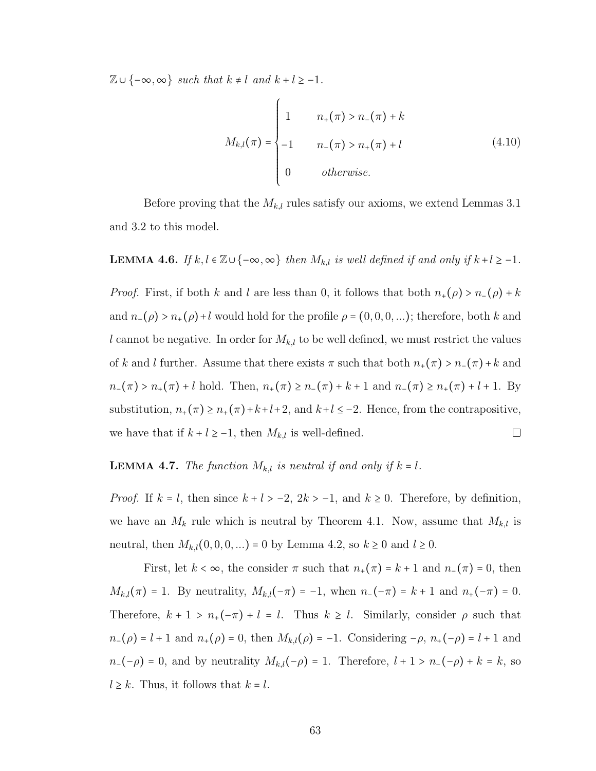$\mathbb{Z} \cup \{-\infty, \infty\}$ *such that* $k \neq l$ *and* $k + l \geq -1$.

$$M_{k,l}(\pi) = \begin{cases} 1 & n_+(\pi) > n_-(\pi) + k \\ -1 & n_-(\pi) > n_+(\pi) + l \\ 0 & \textit{otherwise.} \end{cases} \tag{4.10}$$

Before proving that the $M_{k,l}$ rules satisfy our axioms, we extend Lemmas 3.1 and 3.2 to this model.

**LEMMA 4.6.** *If* $k, l \in \mathbb{Z} \cup \{-\infty, \infty\}$ *then* $M_{k,l}$ *is well defined if and only if* $k + l \geq -1$.

*Proof.* First, if both $k$ and $l$ are less than 0, it follows that both $n_+(\rho) > n_-(\rho) + k$ and $n_-(\rho) > n_+(\rho) + l$ would hold for the profile $\rho = (0, 0, 0, ...)$; therefore, both $k$ and $l$ cannot be negative. In order for $M_{k,l}$ to be well defined, we must restrict the values of $k$ and $l$ further. Assume that there exists $\pi$ such that both $n_+(\pi) > n_-(\pi) + k$ and $n_-(\pi) > n_+(\pi) + l$ hold. Then, $n_+(\pi) \geq n_-(\pi) + k + 1$ and $n_-(\pi) \geq n_+(\pi) + l + 1$. By substitution, $n_+(\pi) \geq n_+(\pi) + k + l + 2$, and $k + l \leq -2$. Hence, from the contrapositive, we have that if $k + l \geq -1$, then $M_{k,l}$ is well-defined. □

**LEMMA 4.7.** *The function* $M_{k,l}$ *is neutral if and only if* $k = l$.

*Proof.* If $k = l$, then since $k + l > -2$, $2k > -1$, and $k \geq 0$. Therefore, by definition, we have an $M_k$ rule which is neutral by Theorem 4.1. Now, assume that $M_{k,l}$ is neutral, then $M_{k,l}(0, 0, 0, ...) = 0$ by Lemma 4.2, so $k \geq 0$ and $l \geq 0$.

First, let $k < \infty$, the consider $\pi$ such that $n_+(\pi) = k + 1$ and $n_-(\pi) = 0$, then $M_{k,l}(\pi) = 1$. By neutrality, $M_{k,l}(-\pi) = -1$, when $n_-(-\pi) = k + 1$ and $n_+(-\pi) = 0$. Therefore, $k + 1 > n_+(-\pi) + l = l$. Thus $k \geq l$. Similarly, consider $\rho$ such that $n_-(\rho) = l + 1$ and $n_+(\rho) = 0$, then $M_{k,l}(\rho) = -1$. Considering $-\rho$, $n_+(-\rho) = l + 1$ and $n_-(-\rho) = 0$, and by neutrality $M_{k,l}(-\rho) = 1$. Therefore, $l + 1 > n_-(-\rho) + k = k$, so $l \geq k$. Thus, it follows that $k = l$.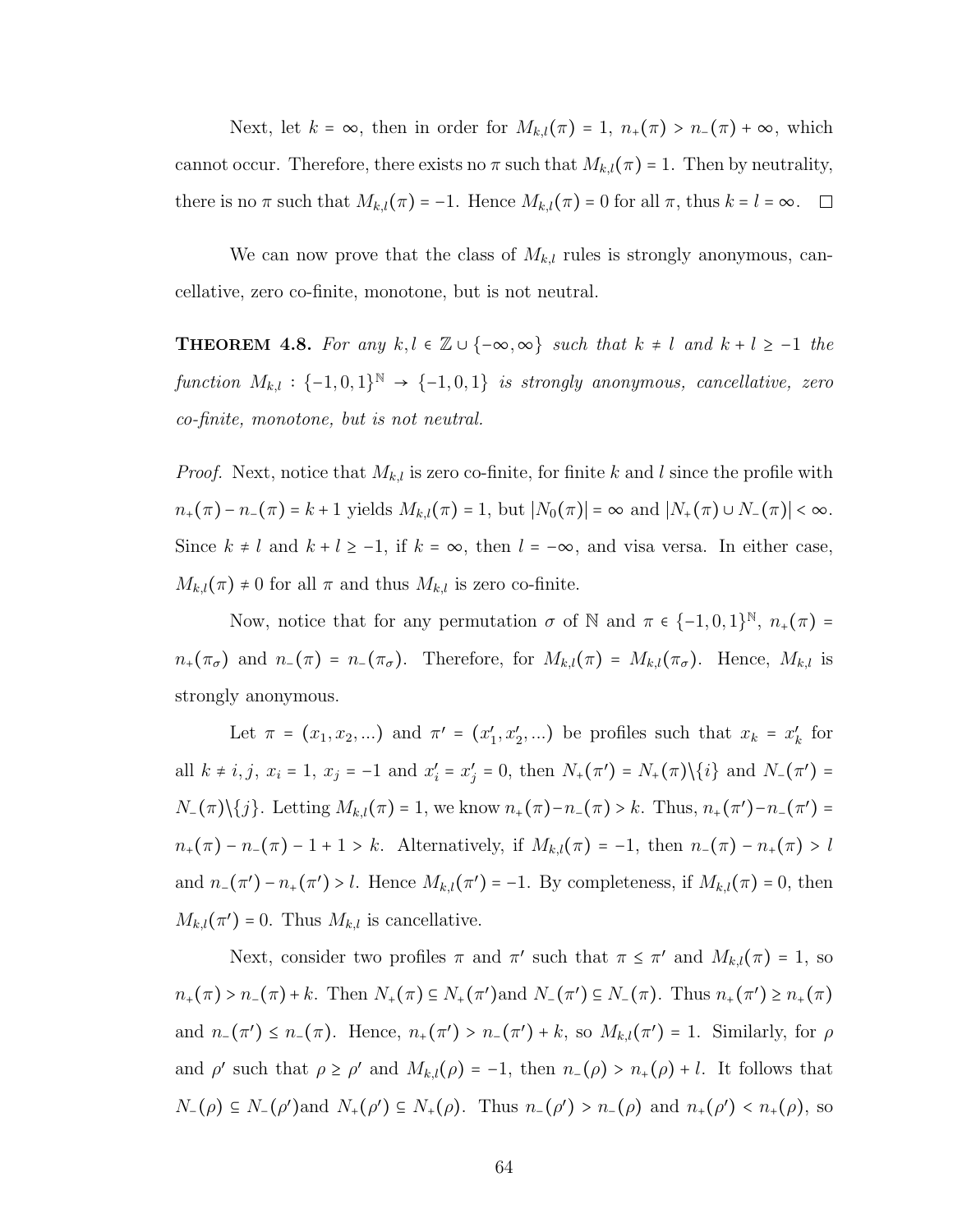Next, let $k = \infty$, then in order for $M_{k,l}(\pi) = 1$, $n_+(\pi) > n_-(\pi) + \infty$, which cannot occur. Therefore, there exists no $\pi$ such that $M_{k,l}(\pi) = 1$. Then by neutrality, there is no $\pi$ such that $M_{k,l}(\pi) = -1$. Hence $M_{k,l}(\pi) = 0$ for all $\pi$, thus $k = l = \infty$. $\square$

We can now prove that the class of $M_{k,l}$ rules is strongly anonymous, cancellative, zero co-finite, monotone, but is not neutral.

**Theorem 4.8.** *For any $k, l \in \mathbb{Z} \cup \{-\infty, \infty\}$ such that $k \neq l$ and $k + l \geq -1$ the function $M_{k,l} : \{-1, 0, 1\}^{\mathbb{N}} \to \{-1, 0, 1\}$ is strongly anonymous, cancellative, zero co-finite, monotone, but is not neutral.*

*Proof.* Next, notice that $M_{k,l}$ is zero co-finite, for finite $k$ and $l$ since the profile with $n_+(\pi) - n_-(\pi) = k + 1$ yields $M_{k,l}(\pi) = 1$, but $|N_0(\pi)| = \infty$ and $|N_+(\pi) \cup N_-(\pi)| < \infty$. Since $k \neq l$ and $k + l \geq -1$, if $k = \infty$, then $l = -\infty$, and visa versa. In either case, $M_{k,l}(\pi) \neq 0$ for all $\pi$ and thus $M_{k,l}$ is zero co-finite.

Now, notice that for any permutation $\sigma$ of $\mathbb{N}$ and $\pi \in \{-1, 0, 1\}^{\mathbb{N}}$, $n_+(\pi) = n_+(\pi_\sigma)$ and $n_-(\pi) = n_-(\pi_\sigma)$. Therefore, for $M_{k,l}(\pi) = M_{k,l}(\pi_\sigma)$. Hence, $M_{k,l}$ is strongly anonymous.

Let $\pi = (x_1, x_2, ...)$ and $\pi' = (x'_1, x'_2, ...)$ be profiles such that $x_k = x'_k$ for all $k \neq i, j$, $x_i = 1$, $x_j = -1$ and $x'_i = x'_j = 0$, then $N_+(\pi') = N_+(\pi)\backslash\{i\}$ and $N_-(\pi') = N_-(\pi)\backslash\{j\}$. Letting $M_{k,l}(\pi) = 1$, we know $n_+(\pi) - n_-(\pi) > k$. Thus, $n_+(\pi') - n_-(\pi') = n_+(\pi) - n_-(\pi) - 1 + 1 > k$. Alternatively, if $M_{k,l}(\pi) = -1$, then $n_-(\pi) - n_+(\pi) > l$ and $n_-(\pi') - n_+(\pi') > l$. Hence $M_{k,l}(\pi') = -1$. By completeness, if $M_{k,l}(\pi) = 0$, then $M_{k,l}(\pi') = 0$. Thus $M_{k,l}$ is cancellative.

Next, consider two profiles $\pi$ and $\pi'$ such that $\pi \leq \pi'$ and $M_{k,l}(\pi) = 1$, so $n_+(\pi) > n_-(\pi) + k$. Then $N_+(\pi) \subseteq N_+(\pi')$and $N_-(\pi') \subseteq N_-(\pi)$. Thus $n_+(\pi') \geq n_+(\pi)$ and $n_-(\pi') \leq n_-(\pi)$. Hence, $n_+(\pi') > n_-(\pi') + k$, so $M_{k,l}(\pi') = 1$. Similarly, for $\rho$ and $\rho'$ such that $\rho \geq \rho'$ and $M_{k,l}(\rho) = -1$, then $n_-(\rho) > n_+(\rho) + l$. It follows that $N_-(\rho) \subseteq N_-(\rho')$and $N_+(\rho') \subseteq N_+(\rho)$. Thus $n_-(\rho') > n_-(\rho)$ and $n_+(\rho') < n_+(\rho)$, so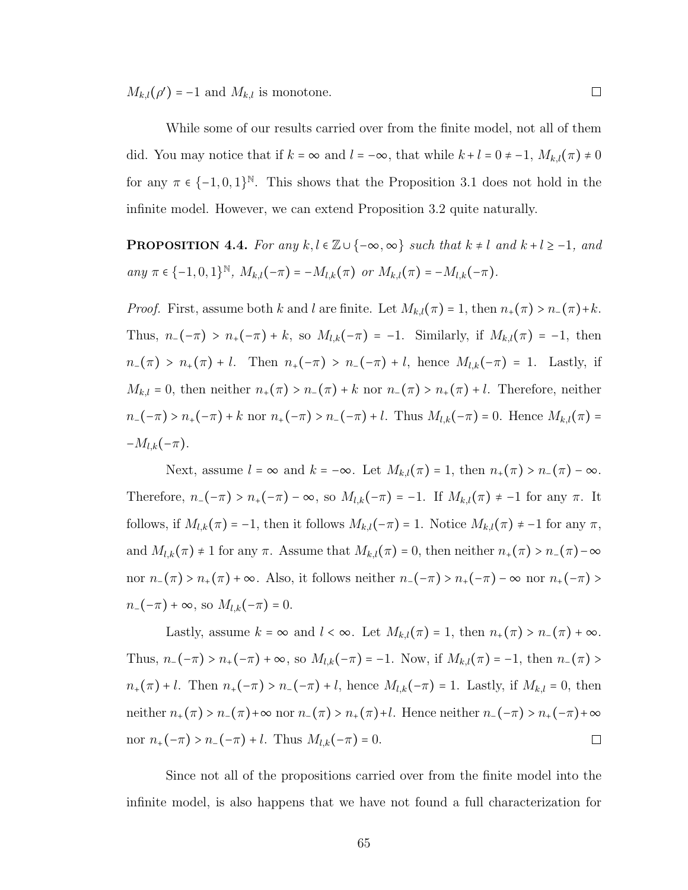$M_{k,l}(\rho') = -1$ and $M_{k,l}$ is monotone. □

While some of our results carried over from the finite model, not all of them did. You may notice that if $k = \infty$ and $l = -\infty$, that while $k + l = 0 \neq -1$, $M_{k,l}(\pi) \neq 0$ for any $\pi \in \{-1, 0, 1\}^{\mathbb{N}}$. This shows that the Proposition 3.1 does not hold in the infinite model. However, we can extend Proposition 3.2 quite naturally.

**Proposition 4.4.** *For any $k, l \in \mathbb{Z} \cup \{-\infty, \infty\}$ such that $k \neq l$ and $k + l \geq -1$, and any $\pi \in \{-1, 0, 1\}^{\mathbb{N}}$, $M_{k,l}(-\pi) = -M_{l,k}(\pi)$ or $M_{k,l}(\pi) = -M_{l,k}(-\pi)$.*

*Proof.* First, assume both $k$ and $l$ are finite. Let $M_{k,l}(\pi) = 1$, then $n_+(\pi) > n_-(\pi) + k$. Thus, $n_-(-\pi) > n_+(-\pi) + k$, so $M_{l,k}(-\pi) = -1$. Similarly, if $M_{k,l}(\pi) = -1$, then $n_-(\pi) > n_+(\pi) + l$. Then $n_+(-\pi) > n_-(-\pi) + l$, hence $M_{l,k}(-\pi) = 1$. Lastly, if $M_{k,l} = 0$, then neither $n_+(\pi) > n_-(\pi) + k$ nor $n_-(\pi) > n_+(\pi) + l$. Therefore, neither $n_-(-\pi) > n_+(-\pi) + k$ nor $n_+(-\pi) > n_-(-\pi) + l$. Thus $M_{l,k}(-\pi) = 0$. Hence $M_{k,l}(\pi) = -M_{l,k}(-\pi)$.

Next, assume $l = \infty$ and $k = -\infty$. Let $M_{k,l}(\pi) = 1$, then $n_+(\pi) > n_-(\pi) - \infty$. Therefore, $n_-(-\pi) > n_+(-\pi) - \infty$, so $M_{l,k}(-\pi) = -1$. If $M_{k,l}(\pi) \neq -1$ for any $\pi$. It follows, if $M_{l,k}(\pi) = -1$, then it follows $M_{k,l}(-\pi) = 1$. Notice $M_{k,l}(\pi) \neq -1$ for any $\pi$, and $M_{l,k}(\pi) \neq 1$ for any $\pi$. Assume that $M_{k,l}(\pi) = 0$, then neither $n_+(\pi) > n_-(\pi) - \infty$ nor $n_-(\pi) > n_+(\pi) + \infty$. Also, it follows neither $n_-(-\pi) > n_+(-\pi) - \infty$ nor $n_+(-\pi) > n_-(-\pi) + \infty$, so $M_{l,k}(-\pi) = 0$.

Lastly, assume $k = \infty$ and $l < \infty$. Let $M_{k,l}(\pi) = 1$, then $n_+(\pi) > n_-(\pi) + \infty$. Thus, $n_-(-\pi) > n_+(-\pi) + \infty$, so $M_{l,k}(-\pi) = -1$. Now, if $M_{k,l}(\pi) = -1$, then $n_-(\pi) > n_+(\pi) + l$. Then $n_+(-\pi) > n_-(-\pi) + l$, hence $M_{l,k}(-\pi) = 1$. Lastly, if $M_{k,l} = 0$, then neither $n_+(\pi) > n_-(\pi) + \infty$ nor $n_-(\pi) > n_+(\pi) + l$. Hence neither $n_-(-\pi) > n_+(-\pi) + \infty$ nor $n_+(-\pi) > n_-(-\pi) + l$. Thus $M_{l,k}(-\pi) = 0$. □

Since not all of the propositions carried over from the finite model into the infinite model, is also happens that we have not found a full characterization for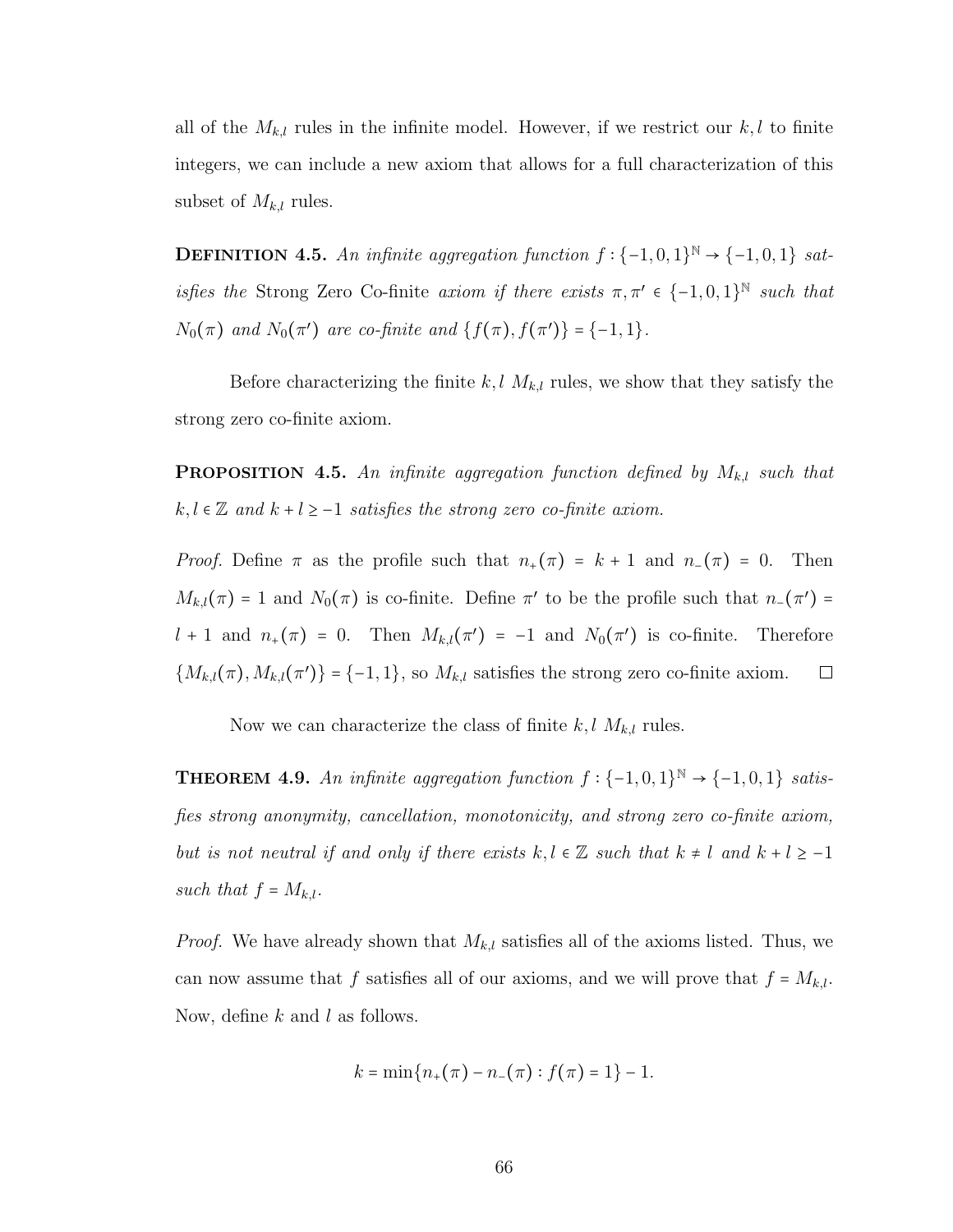all of the $M_{k,l}$ rules in the infinite model. However, if we restrict our $k, l$ to finite integers, we can include a new axiom that allows for a full characterization of this subset of $M_{k,l}$ rules.

**Definition 4.5.** *An infinite aggregation function $f : \{-1, 0, 1\}^{\mathbb{N}} \to \{-1, 0, 1\}$ satisfies the* Strong Zero Co-finite *axiom if there exists $\pi, \pi' \in \{-1, 0, 1\}^{\mathbb{N}}$ such that $N_0(\pi)$ and $N_0(\pi')$ are co-finite and $\{f(\pi), f(\pi')\} = \{-1, 1\}$.*

Before characterizing the finite $k, l$ $M_{k,l}$ rules, we show that they satisfy the strong zero co-finite axiom.

**Proposition 4.5.** *An infinite aggregation function defined by $M_{k,l}$ such that $k, l \in \mathbb{Z}$ and $k + l \geq -1$ satisfies the strong zero co-finite axiom.*

*Proof.* Define $\pi$ as the profile such that $n_+(\pi) = k + 1$ and $n_-(\pi) = 0$. Then $M_{k,l}(\pi) = 1$ and $N_0(\pi)$ is co-finite. Define $\pi'$ to be the profile such that $n_-(\pi') = l + 1$ and $n_+(\pi) = 0$. Then $M_{k,l}(\pi') = -1$ and $N_0(\pi')$ is co-finite. Therefore $\{M_{k,l}(\pi), M_{k,l}(\pi')\} = \{-1, 1\}$, so $M_{k,l}$ satisfies the strong zero co-finite axiom. □

Now we can characterize the class of finite $k, l$ $M_{k,l}$ rules.

**Theorem 4.9.** *An infinite aggregation function $f : \{-1, 0, 1\}^{\mathbb{N}} \to \{-1, 0, 1\}$ satisfies strong anonymity, cancellation, monotonicity, and strong zero co-finite axiom, but is not neutral if and only if there exists $k, l \in \mathbb{Z}$ such that $k \neq l$ and $k + l \geq -1$ such that $f = M_{k,l}$.*

*Proof.* We have already shown that $M_{k,l}$ satisfies all of the axioms listed. Thus, we can now assume that $f$ satisfies all of our axioms, and we will prove that $f = M_{k,l}$. Now, define $k$ and $l$ as follows.

$$k = \min\{n_+(\pi) - n_-(\pi) : f(\pi) = 1\} - 1.$$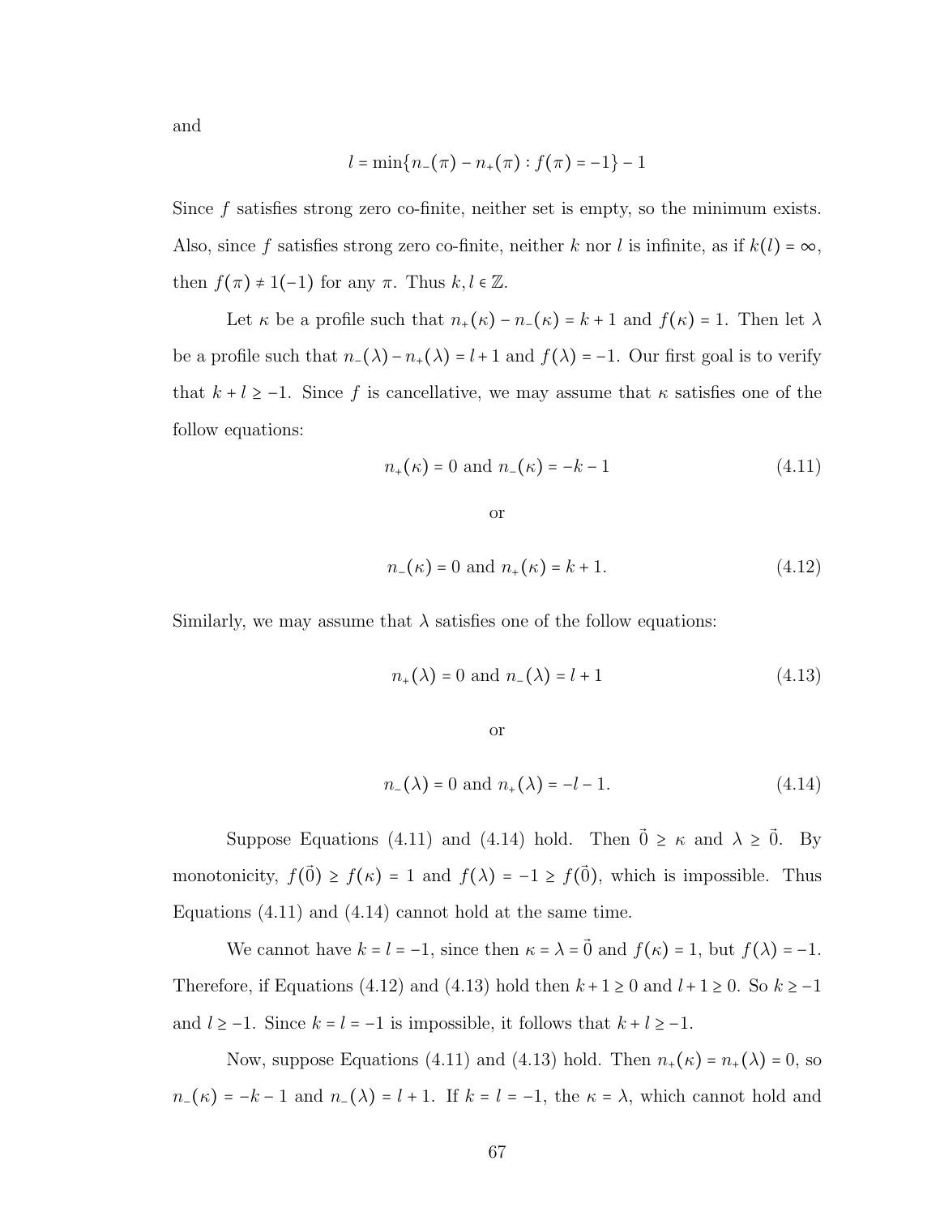and

$$l = \min\{n_-(\pi) - n_+(\pi) : f(\pi) = -1\} - 1$$

Since $f$ satisfies strong zero co-finite, neither set is empty, so the minimum exists. Also, since $f$ satisfies strong zero co-finite, neither $k$ nor $l$ is infinite, as if $k(l) = \infty$, then $f(\pi) \neq 1(-1)$ for any $\pi$. Thus $k, l \in \mathbb{Z}$.

Let $\kappa$ be a profile such that $n_+(\kappa) - n_-(\kappa) = k + 1$ and $f(\kappa) = 1$. Then let $\lambda$ be a profile such that $n_-(\lambda) - n_+(\lambda) = l + 1$ and $f(\lambda) = -1$. Our first goal is to verify that $k + l \geq -1$. Since $f$ is cancellative, we may assume that $\kappa$ satisfies one of the follow equations:

$$n_+(\kappa) = 0 \text{ and } n_-(\kappa) = -k - 1 \tag{4.11}$$

or

$$n_-(\kappa) = 0 \text{ and } n_+(\kappa) = k + 1. \tag{4.12}$$

Similarly, we may assume that $\lambda$ satisfies one of the follow equations:

$$n_+(\lambda) = 0 \text{ and } n_-(\lambda) = l + 1 \tag{4.13}$$

or

$$n_-(\lambda) = 0 \text{ and } n_+(\lambda) = -l - 1. \tag{4.14}$$

Suppose Equations (4.11) and (4.14) hold. Then $\vec{0} \geq \kappa$ and $\lambda \geq \vec{0}$. By monotonicity, $f(\vec{0}) \geq f(\kappa) = 1$ and $f(\lambda) = -1 \geq f(\vec{0})$, which is impossible. Thus Equations (4.11) and (4.14) cannot hold at the same time.

We cannot have $k = l = -1$, since then $\kappa = \lambda = \vec{0}$ and $f(\kappa) = 1$, but $f(\lambda) = -1$. Therefore, if Equations (4.12) and (4.13) hold then $k + 1 \geq 0$ and $l + 1 \geq 0$. So $k \geq -1$ and $l \geq -1$. Since $k = l = -1$ is impossible, it follows that $k + l \geq -1$.

Now, suppose Equations (4.11) and (4.13) hold. Then $n_+(\kappa) = n_+(\lambda) = 0$, so $n_-(\kappa) = -k - 1$ and $n_-(\lambda) = l + 1$. If $k = l = -1$, the $\kappa = \lambda$, which cannot hold and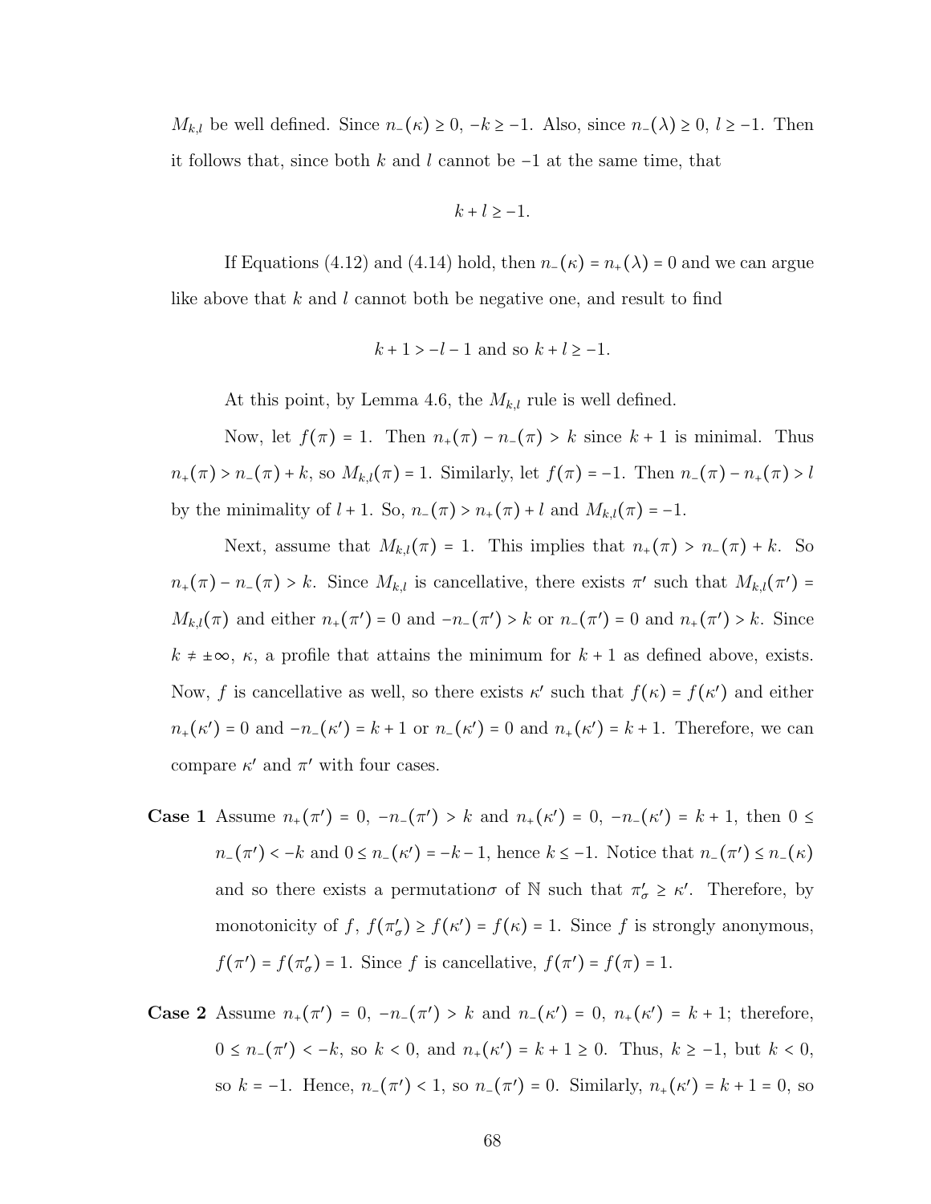$M_{k,l}$ be well defined. Since $n_-(\kappa) \geq 0$, $-k \geq -1$. Also, since $n_-(\lambda) \geq 0$, $l \geq -1$. Then it follows that, since both $k$ and $l$ cannot be $-1$ at the same time, that

$$k + l \geq -1.$$

If Equations (4.12) and (4.14) hold, then $n_-(\kappa) = n_+(\lambda) = 0$ and we can argue like above that $k$ and $l$ cannot both be negative one, and result to find

$$k + 1 > -l - 1 \text{ and so } k + l \geq -1.$$

At this point, by Lemma 4.6, the $M_{k,l}$ rule is well defined.

Now, let $f(\pi) = 1$. Then $n_+(\pi) - n_-(\pi) > k$ since $k + 1$ is minimal. Thus $n_+(\pi) > n_-(\pi) + k$, so $M_{k,l}(\pi) = 1$. Similarly, let $f(\pi) = -1$. Then $n_-(\pi) - n_+(\pi) > l$ by the minimality of $l + 1$. So, $n_-(\pi) > n_+(\pi) + l$ and $M_{k,l}(\pi) = -1$.

Next, assume that $M_{k,l}(\pi) = 1$. This implies that $n_+(\pi) > n_-(\pi) + k$. So $n_+(\pi) - n_-(\pi) > k$. Since $M_{k,l}$ is cancellative, there exists $\pi'$ such that $M_{k,l}(\pi') = M_{k,l}(\pi)$ and either $n_+(\pi') = 0$ and $-n_-(\pi') > k$ or $n_-(\pi') = 0$ and $n_+(\pi') > k$. Since $k \neq \pm\infty$, $\kappa$, a profile that attains the minimum for $k + 1$ as defined above, exists. Now, $f$ is cancellative as well, so there exists $\kappa'$ such that $f(\kappa) = f(\kappa')$ and either $n_+(\kappa') = 0$ and $-n_-(\kappa') = k + 1$ or $n_-(\kappa') = 0$ and $n_+(\kappa') = k + 1$. Therefore, we can compare $\kappa'$ and $\pi'$ with four cases.

**Case 1** Assume $n_+(\pi') = 0$, $-n_-(\pi') > k$ and $n_+(\kappa') = 0$, $-n_-(\kappa') = k + 1$, then $0 \leq n_-(\pi') < -k$ and $0 \leq n_-(\kappa') = -k - 1$, hence $k \leq -1$. Notice that $n_-(\pi') \leq n_-(\kappa)$ and so there exists a permutation$\sigma$ of $\mathbb{N}$ such that $\pi'_\sigma \geq \kappa'$. Therefore, by monotonicity of $f$, $f(\pi'_\sigma) \geq f(\kappa') = f(\kappa) = 1$. Since $f$ is strongly anonymous, $f(\pi') = f(\pi'_\sigma) = 1$. Since $f$ is cancellative, $f(\pi') = f(\pi) = 1$.

**Case 2** Assume $n_+(\pi') = 0$, $-n_-(\pi') > k$ and $n_-(\kappa') = 0$, $n_+(\kappa') = k + 1$; therefore, $0 \leq n_-(\pi') < -k$, so $k < 0$, and $n_+(\kappa') = k + 1 \geq 0$. Thus, $k \geq -1$, but $k < 0$, so $k = -1$. Hence, $n_-(\pi') < 1$, so $n_-(\pi') = 0$. Similarly, $n_+(\kappa') = k + 1 = 0$, so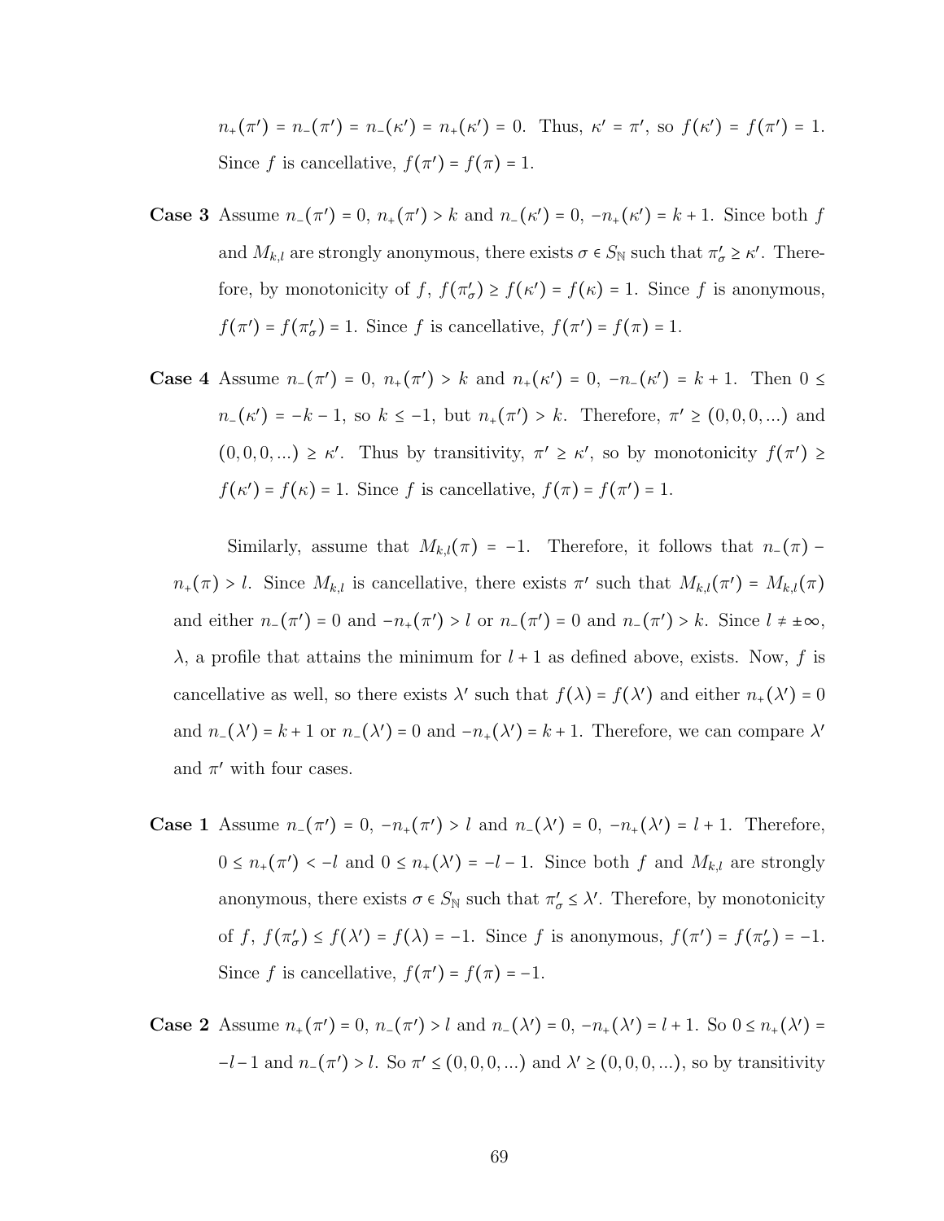$n_+(\pi') = n_-(\pi') = n_-(\kappa') = n_+(\kappa') = 0$. Thus, $\kappa' = \pi'$, so $f(\kappa') = f(\pi') = 1$. Since $f$ is cancellative, $f(\pi') = f(\pi) = 1$.

**Case 3** Assume $n_-(\pi') = 0$, $n_+(\pi') > k$ and $n_-(\kappa') = 0$, $-n_+(\kappa') = k+1$. Since both $f$ and $M_{k,l}$ are strongly anonymous, there exists $\sigma \in S_{\mathbb{N}}$ such that $\pi'_\sigma \geq \kappa'$. Therefore, by monotonicity of $f$, $f(\pi'_\sigma) \geq f(\kappa') = f(\kappa) = 1$. Since $f$ is anonymous, $f(\pi') = f(\pi'_\sigma) = 1$. Since $f$ is cancellative, $f(\pi') = f(\pi) = 1$.

**Case 4** Assume $n_-(\pi') = 0$, $n_+(\pi') > k$ and $n_+(\kappa') = 0$, $-n_-(\kappa') = k+1$. Then $0 \leq n_-(\kappa') = -k-1$, so $k \leq -1$, but $n_+(\pi') > k$. Therefore, $\pi' \geq (0,0,0,...)$ and $(0,0,0,...) \geq \kappa'$. Thus by transitivity, $\pi' \geq \kappa'$, so by monotonicity $f(\pi') \geq f(\kappa') = f(\kappa) = 1$. Since $f$ is cancellative, $f(\pi) = f(\pi') = 1$.

Similarly, assume that $M_{k,l}(\pi) = -1$. Therefore, it follows that $n_-(\pi) - n_+(\pi) > l$. Since $M_{k,l}$ is cancellative, there exists $\pi'$ such that $M_{k,l}(\pi') = M_{k,l}(\pi)$ and either $n_-(\pi') = 0$ and $-n_+(\pi') > l$ or $n_-(\pi') = 0$ and $n_-(\pi') > k$. Since $l \neq \pm\infty$, $\lambda$, a profile that attains the minimum for $l+1$ as defined above, exists. Now, $f$ is cancellative as well, so there exists $\lambda'$ such that $f(\lambda) = f(\lambda')$ and either $n_+(\lambda') = 0$ and $n_-(\lambda') = k+1$ or $n_-(\lambda') = 0$ and $-n_+(\lambda') = k+1$. Therefore, we can compare $\lambda'$ and $\pi'$ with four cases.

**Case 1** Assume $n_-(\pi') = 0$, $-n_+(\pi') > l$ and $n_-(\lambda') = 0$, $-n_+(\lambda') = l+1$. Therefore, $0 \leq n_+(\pi') < -l$ and $0 \leq n_+(\lambda') = -l-1$. Since both $f$ and $M_{k,l}$ are strongly anonymous, there exists $\sigma \in S_{\mathbb{N}}$ such that $\pi'_\sigma \leq \lambda'$. Therefore, by monotonicity of $f$, $f(\pi'_\sigma) \leq f(\lambda') = f(\lambda) = -1$. Since $f$ is anonymous, $f(\pi') = f(\pi'_\sigma) = -1$. Since $f$ is cancellative, $f(\pi') = f(\pi) = -1$.

**Case 2** Assume $n_+(\pi') = 0$, $n_-(\pi') > l$ and $n_-(\lambda') = 0$, $-n_+(\lambda') = l+1$. So $0 \leq n_+(\lambda') = -l-1$ and $n_-(\pi') > l$. So $\pi' \leq (0,0,0,...)$ and $\lambda' \geq (0,0,0,...)$, so by transitivity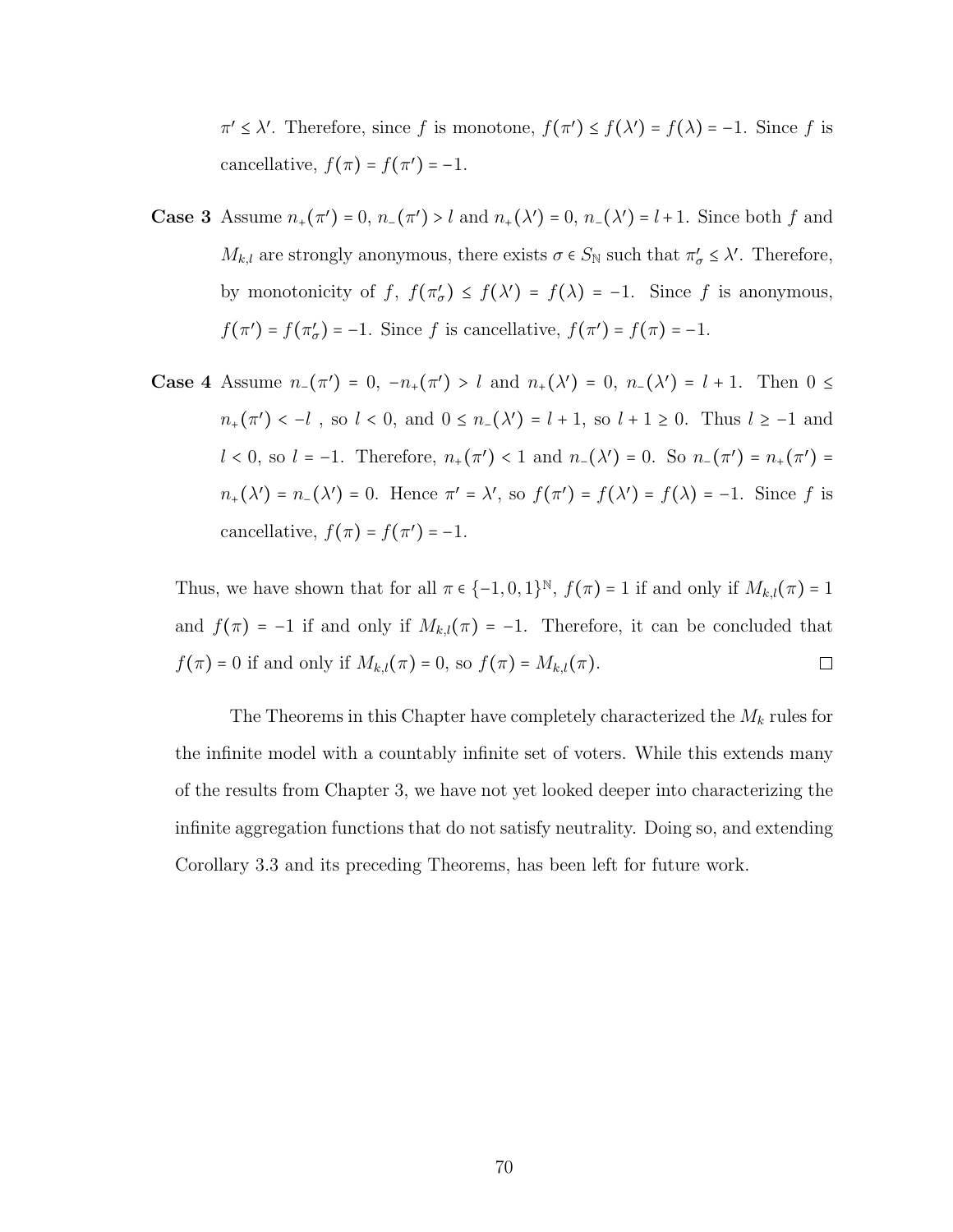$\pi' \leq \lambda'$. Therefore, since $f$ is monotone, $f(\pi') \leq f(\lambda') = f(\lambda) = -1$. Since $f$ is cancellative, $f(\pi) = f(\pi') = -1$.

**Case 3** Assume $n_+(\pi') = 0$, $n_-(\pi') > l$ and $n_+(\lambda') = 0$, $n_-(\lambda') = l+1$. Since both $f$ and $M_{k,l}$ are strongly anonymous, there exists $\sigma \in S_{\mathbb{N}}$ such that $\pi'_\sigma \leq \lambda'$. Therefore, by monotonicity of $f$, $f(\pi'_\sigma) \leq f(\lambda') = f(\lambda) = -1$. Since $f$ is anonymous, $f(\pi') = f(\pi'_\sigma) = -1$. Since $f$ is cancellative, $f(\pi') = f(\pi) = -1$.

**Case 4** Assume $n_-(\pi') = 0$, $-n_+(\pi') > l$ and $n_+(\lambda') = 0$, $n_-(\lambda') = l+1$. Then $0 \leq n_+(\pi') < -l$ , so $l < 0$, and $0 \leq n_-(\lambda') = l+1$, so $l+1 \geq 0$. Thus $l \geq -1$ and $l < 0$, so $l = -1$. Therefore, $n_+(\pi') < 1$ and $n_-(\lambda') = 0$. So $n_-(\pi') = n_+(\pi') = n_+(\lambda') = n_-(\lambda') = 0$. Hence $\pi' = \lambda'$, so $f(\pi') = f(\lambda') = f(\lambda) = -1$. Since $f$ is cancellative, $f(\pi) = f(\pi') = -1$.

Thus, we have shown that for all $\pi \in \{-1, 0, 1\}^{\mathbb{N}}$, $f(\pi) = 1$ if and only if $M_{k,l}(\pi) = 1$ and $f(\pi) = -1$ if and only if $M_{k,l}(\pi) = -1$. Therefore, it can be concluded that $f(\pi) = 0$ if and only if $M_{k,l}(\pi) = 0$, so $f(\pi) = M_{k,l}(\pi)$. □

The Theorems in this Chapter have completely characterized the $M_k$ rules for the infinite model with a countably infinite set of voters. While this extends many of the results from Chapter 3, we have not yet looked deeper into characterizing the infinite aggregation functions that do not satisfy neutrality. Doing so, and extending Corollary 3.3 and its preceding Theorems, has been left for future work.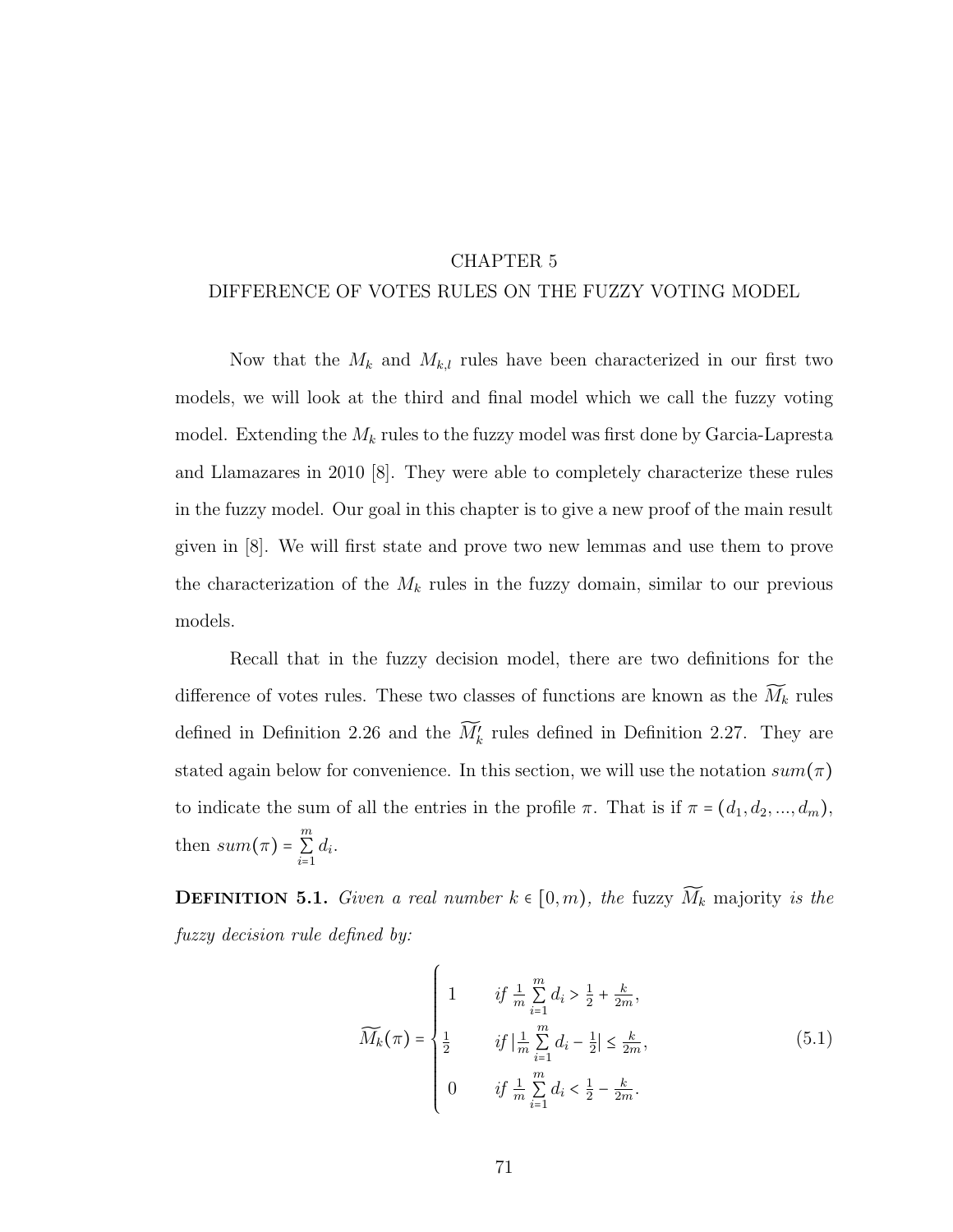# CHAPTER 5
# DIFFERENCE OF VOTES RULES ON THE FUZZY VOTING MODEL

Now that the $M_k$ and $M_{k,l}$ rules have been characterized in our first two models, we will look at the third and final model which we call the fuzzy voting model. Extending the $M_k$ rules to the fuzzy model was first done by Garcia-Lapresta and Llamazares in 2010 [8]. They were able to completely characterize these rules in the fuzzy model. Our goal in this chapter is to give a new proof of the main result given in [8]. We will first state and prove two new lemmas and use them to prove the characterization of the $M_k$ rules in the fuzzy domain, similar to our previous models.

Recall that in the fuzzy decision model, there are two definitions for the difference of votes rules. These two classes of functions are known as the $\widetilde{M_k}$ rules defined in Definition 2.26 and the $\widetilde{M'_k}$ rules defined in Definition 2.27. They are stated again below for convenience. In this section, we will use the notation $sum(\pi)$ to indicate the sum of all the entries in the profile $\pi$. That is if $\pi = (d_1, d_2, ..., d_m)$, then $sum(\pi) = \sum_{i=1}^{m} d_i$.

**Definition 5.1.** *Given a real number $k \in [0, m)$, the* fuzzy $\widetilde{M_k}$ majority *is the fuzzy decision rule defined by:*

$$\widetilde{M_k}(\pi) = \begin{cases} 1 & \text{if } \frac{1}{m}\sum_{i=1}^{m} d_i > \frac{1}{2} + \frac{k}{2m}, \\ \frac{1}{2} & \text{if } |\frac{1}{m}\sum_{i=1}^{m} d_i - \frac{1}{2}| \le \frac{k}{2m}, \\ 0 & \text{if } \frac{1}{m}\sum_{i=1}^{m} d_i < \frac{1}{2} - \frac{k}{2m}. \end{cases} \tag{5.1}$$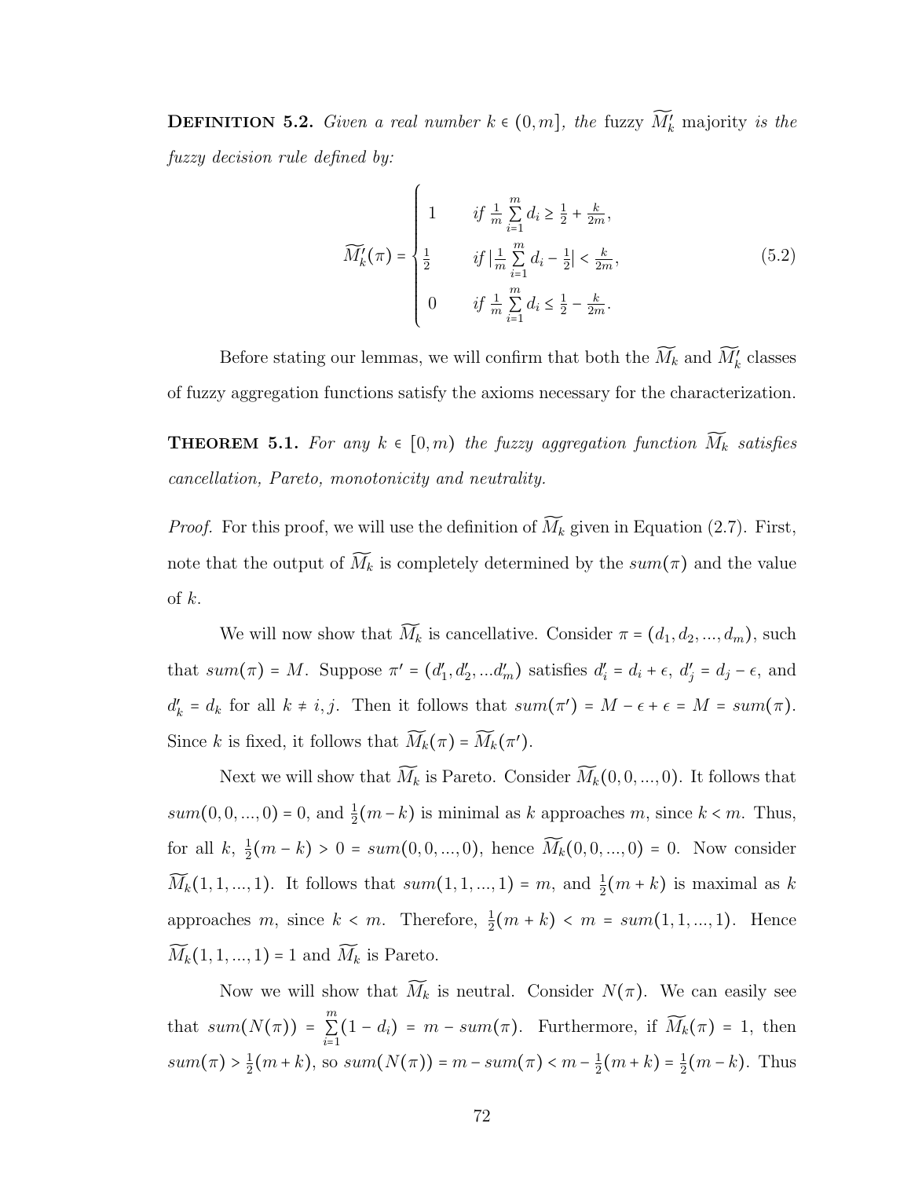**Definition 5.2.** *Given a real number $k \in (0, m]$, the* fuzzy $\widetilde{M}'_k$ majority *is the fuzzy decision rule defined by:*

$$\widetilde{M}'_k(\pi) = \begin{cases} 1 & \text{if } \frac{1}{m}\sum_{i=1}^{m} d_i \geq \frac{1}{2} + \frac{k}{2m}, \\ \frac{1}{2} & \text{if } |\frac{1}{m}\sum_{i=1}^{m} d_i - \frac{1}{2}| < \frac{k}{2m}, \\ 0 & \text{if } \frac{1}{m}\sum_{i=1}^{m} d_i \leq \frac{1}{2} - \frac{k}{2m}. \end{cases} \tag{5.2}$$

Before stating our lemmas, we will confirm that both the $\widetilde{M}_k$ and $\widetilde{M}'_k$ classes of fuzzy aggregation functions satisfy the axioms necessary for the characterization.

**Theorem 5.1.** *For any $k \in [0, m)$ the fuzzy aggregation function $\widetilde{M}_k$ satisfies cancellation, Pareto, monotonicity and neutrality.*

*Proof.* For this proof, we will use the definition of $\widetilde{M}_k$ given in Equation (2.7). First, note that the output of $\widetilde{M}_k$ is completely determined by the $sum(\pi)$ and the value of $k$.

We will now show that $\widetilde{M}_k$ is cancellative. Consider $\pi = (d_1, d_2, ..., d_m)$, such that $sum(\pi) = M$. Suppose $\pi' = (d'_1, d'_2, ...d'_m)$ satisfies $d'_i = d_i + \epsilon$, $d'_j = d_j - \epsilon$, and $d'_k = d_k$ for all $k \neq i, j$. Then it follows that $sum(\pi') = M - \epsilon + \epsilon = M = sum(\pi)$. Since $k$ is fixed, it follows that $\widetilde{M}_k(\pi) = \widetilde{M}_k(\pi')$.

Next we will show that $\widetilde{M}_k$ is Pareto. Consider $\widetilde{M}_k(0, 0, ..., 0)$. It follows that $sum(0, 0, ..., 0) = 0$, and $\frac{1}{2}(m-k)$ is minimal as $k$ approaches $m$, since $k < m$. Thus, for all $k$, $\frac{1}{2}(m-k) > 0 = sum(0, 0, ..., 0)$, hence $\widetilde{M}_k(0, 0, ..., 0) = 0$. Now consider $\widetilde{M}_k(1, 1, ..., 1)$. It follows that $sum(1, 1, ..., 1) = m$, and $\frac{1}{2}(m+k)$ is maximal as $k$ approaches $m$, since $k < m$. Therefore, $\frac{1}{2}(m+k) < m = sum(1, 1, ..., 1)$. Hence $\widetilde{M}_k(1, 1, ..., 1) = 1$ and $\widetilde{M}_k$ is Pareto.

Now we will show that $\widetilde{M}_k$ is neutral. Consider $N(\pi)$. We can easily see that $sum(N(\pi)) = \sum_{i=1}^{m}(1 - d_i) = m - sum(\pi)$. Furthermore, if $\widetilde{M}_k(\pi) = 1$, then $sum(\pi) > \frac{1}{2}(m+k)$, so $sum(N(\pi)) = m - sum(\pi) < m - \frac{1}{2}(m+k) = \frac{1}{2}(m-k)$. Thus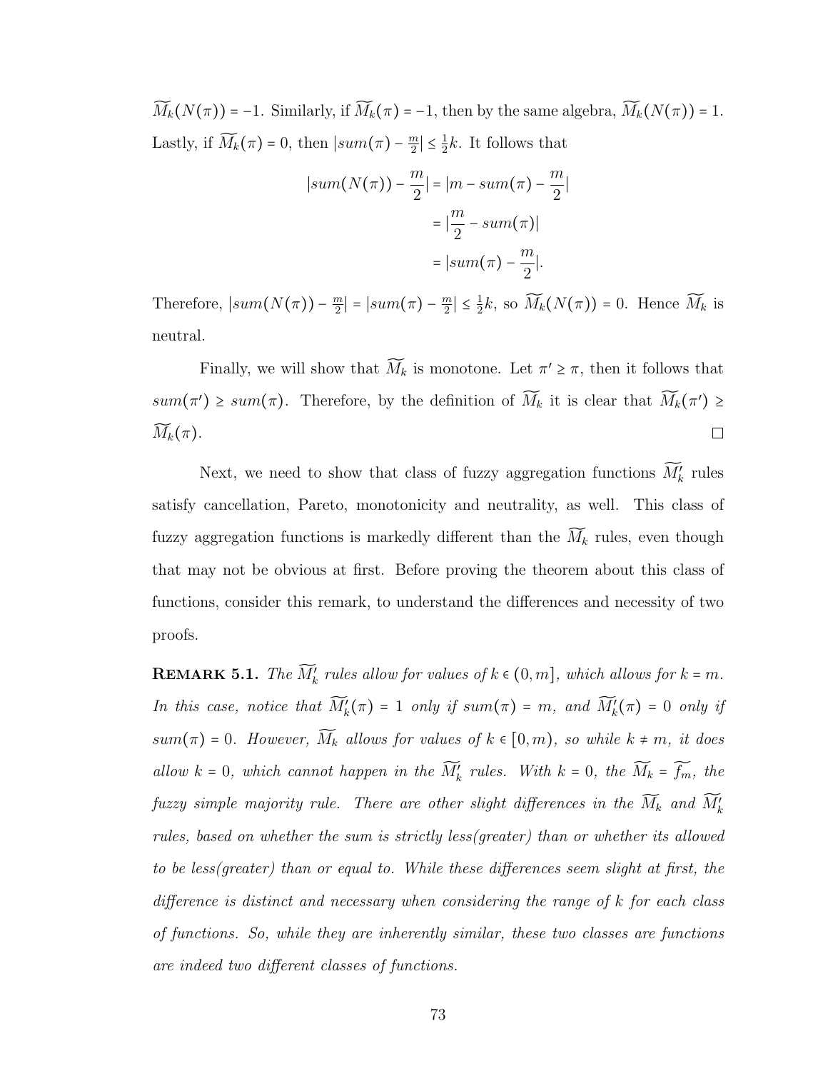$\widetilde{M_k}(N(\pi)) = -1$. Similarly, if $\widetilde{M_k}(\pi) = -1$, then by the same algebra, $\widetilde{M_k}(N(\pi)) = 1$. Lastly, if $\widetilde{M_k}(\pi) = 0$, then $|sum(\pi) - \frac{m}{2}| \leq \frac{1}{2}k$. It follows that

$$\begin{aligned}
|sum(N(\pi)) - \frac{m}{2}| &= |m - sum(\pi) - \frac{m}{2}| \\
&= |\frac{m}{2} - sum(\pi)| \\
&= |sum(\pi) - \frac{m}{2}|.
\end{aligned}$$

Therefore, $|sum(N(\pi)) - \frac{m}{2}| = |sum(\pi) - \frac{m}{2}| \leq \frac{1}{2}k$, so $\widetilde{M_k}(N(\pi)) = 0$. Hence $\widetilde{M_k}$ is neutral.

Finally, we will show that $\widetilde{M_k}$ is monotone. Let $\pi' \geq \pi$, then it follows that $sum(\pi') \geq sum(\pi)$. Therefore, by the definition of $\widetilde{M_k}$ it is clear that $\widetilde{M_k}(\pi') \geq \widetilde{M_k}(\pi)$. □

Next, we need to show that class of fuzzy aggregation functions $\widetilde{M'_k}$ rules satisfy cancellation, Pareto, monotonicity and neutrality, as well. This class of fuzzy aggregation functions is markedly different than the $\widetilde{M_k}$ rules, even though that may not be obvious at first. Before proving the theorem about this class of functions, consider this remark, to understand the differences and necessity of two proofs.

**Remark 5.1.** *The $\widetilde{M'_k}$ rules allow for values of $k \in (0, m]$, which allows for $k = m$. In this case, notice that $\widetilde{M'_k}(\pi) = 1$ only if $sum(\pi) = m$, and $\widetilde{M'_k}(\pi) = 0$ only if $sum(\pi) = 0$. However, $\widetilde{M_k}$ allows for values of $k \in [0, m)$, so while $k \neq m$, it does allow $k = 0$, which cannot happen in the $\widetilde{M'_k}$ rules. With $k = 0$, the $\widetilde{M_k} = \widetilde{f_m}$, the fuzzy simple majority rule. There are other slight differences in the $\widetilde{M_k}$ and $\widetilde{M'_k}$ rules, based on whether the sum is strictly less(greater) than or whether its allowed to be less(greater) than or equal to. While these differences seem slight at first, the difference is distinct and necessary when considering the range of $k$ for each class of functions. So, while they are inherently similar, these two classes are functions are indeed two different classes of functions.*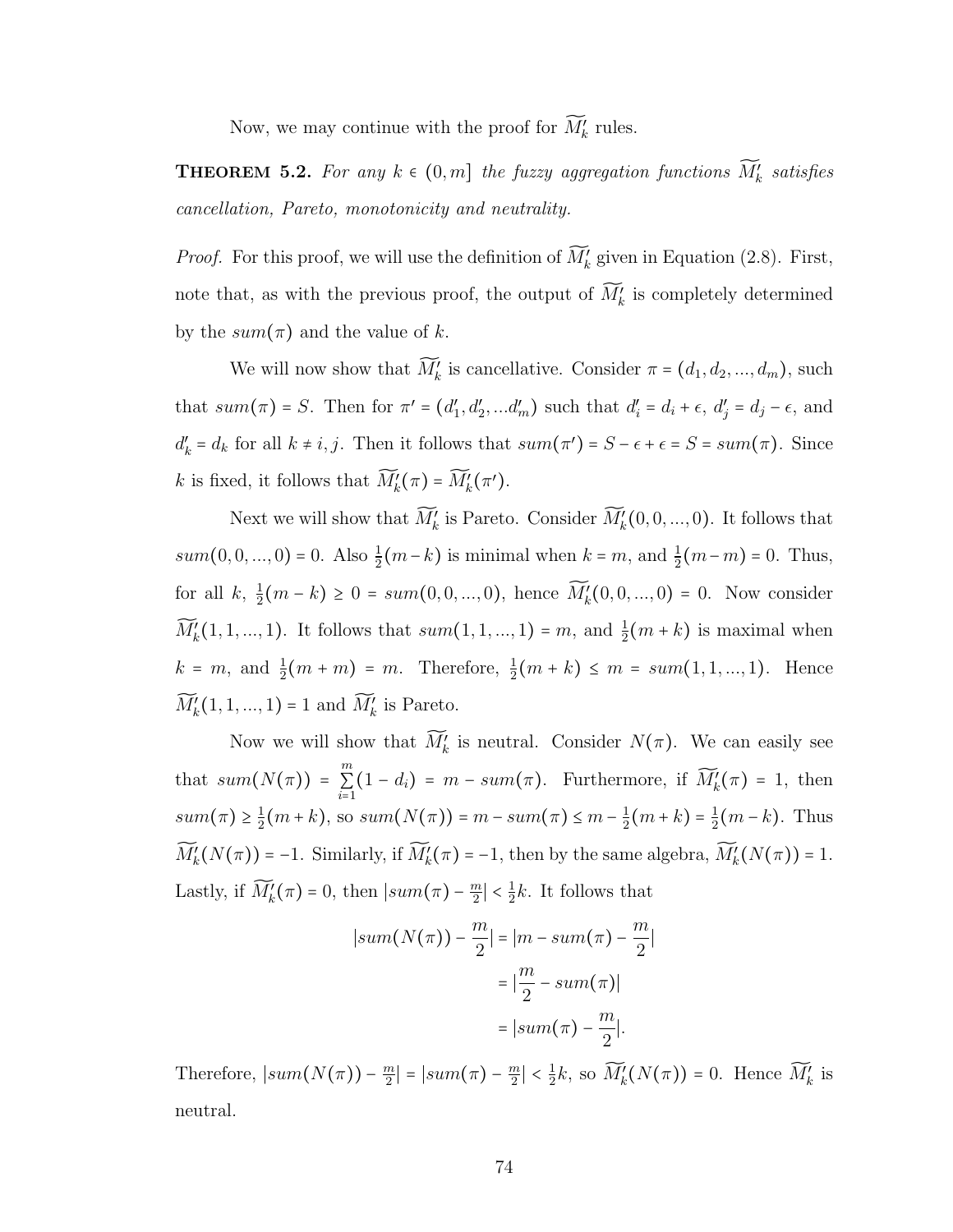Now, we may continue with the proof for $\widetilde{M}'_k$ rules.

**THEOREM 5.2.** *For any $k \in (0, m]$ the fuzzy aggregation functions $\widetilde{M}'_k$ satisfies cancellation, Pareto, monotonicity and neutrality.*

*Proof.* For this proof, we will use the definition of $\widetilde{M}'_k$ given in Equation (2.8). First, note that, as with the previous proof, the output of $\widetilde{M}'_k$ is completely determined by the $sum(\pi)$ and the value of $k$.

We will now show that $\widetilde{M}'_k$ is cancellative. Consider $\pi = (d_1, d_2, ..., d_m)$, such that $sum(\pi) = S$. Then for $\pi' = (d'_1, d'_2, ...d'_m)$ such that $d'_i = d_i + \epsilon$, $d'_j = d_j - \epsilon$, and $d'_k = d_k$ for all $k \neq i, j$. Then it follows that $sum(\pi') = S - \epsilon + \epsilon = S = sum(\pi)$. Since $k$ is fixed, it follows that $\widetilde{M}'_k(\pi) = \widetilde{M}'_k(\pi')$.

Next we will show that $\widetilde{M}'_k$ is Pareto. Consider $\widetilde{M}'_k(0, 0, ..., 0)$. It follows that $sum(0, 0, ..., 0) = 0$. Also $\frac{1}{2}(m - k)$ is minimal when $k = m$, and $\frac{1}{2}(m - m) = 0$. Thus, for all $k$, $\frac{1}{2}(m - k) \geq 0 = sum(0, 0, ..., 0)$, hence $\widetilde{M}'_k(0, 0, ..., 0) = 0$. Now consider $\widetilde{M}'_k(1, 1, ..., 1)$. It follows that $sum(1, 1, ..., 1) = m$, and $\frac{1}{2}(m + k)$ is maximal when $k = m$, and $\frac{1}{2}(m + m) = m$. Therefore, $\frac{1}{2}(m + k) \leq m = sum(1, 1, ..., 1)$. Hence $\widetilde{M}'_k(1, 1, ..., 1) = 1$ and $\widetilde{M}'_k$ is Pareto.

Now we will show that $\widetilde{M}'_k$ is neutral. Consider $N(\pi)$. We can easily see that $sum(N(\pi)) = \sum_{i=1}^{m}(1 - d_i) = m - sum(\pi)$. Furthermore, if $\widetilde{M}'_k(\pi) = 1$, then $sum(\pi) \geq \frac{1}{2}(m + k)$, so $sum(N(\pi)) = m - sum(\pi) \leq m - \frac{1}{2}(m + k) = \frac{1}{2}(m - k)$. Thus $\widetilde{M}'_k(N(\pi)) = -1$. Similarly, if $\widetilde{M}'_k(\pi) = -1$, then by the same algebra, $\widetilde{M}'_k(N(\pi)) = 1$. Lastly, if $\widetilde{M}'_k(\pi) = 0$, then $|sum(\pi) - \frac{m}{2}| < \frac{1}{2}k$. It follows that

$$\begin{aligned}
|sum(N(\pi)) - \frac{m}{2}| &= |m - sum(\pi) - \frac{m}{2}| \\
&= |\frac{m}{2} - sum(\pi)| \\
&= |sum(\pi) - \frac{m}{2}|.
\end{aligned}$$

Therefore, $|sum(N(\pi)) - \frac{m}{2}| = |sum(\pi) - \frac{m}{2}| < \frac{1}{2}k$, so $\widetilde{M}'_k(N(\pi)) = 0$. Hence $\widetilde{M}'_k$ is neutral.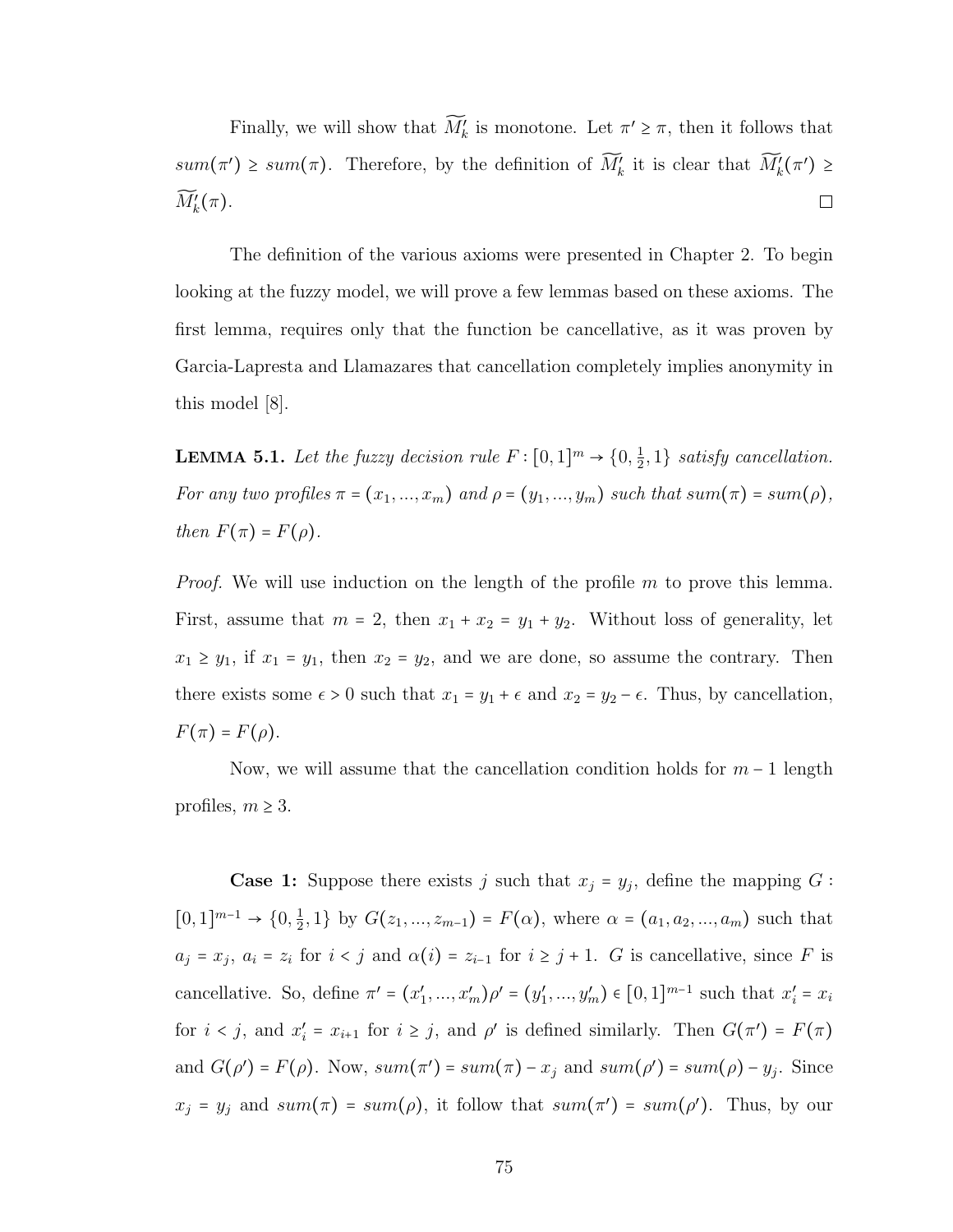Finally, we will show that $\widetilde{M'_k}$ is monotone. Let $\pi' \geq \pi$, then it follows that $sum(\pi') \geq sum(\pi)$. Therefore, by the definition of $\widetilde{M'_k}$ it is clear that $\widetilde{M'_k}(\pi') \geq \widetilde{M'_k}(\pi)$. □

The definition of the various axioms were presented in Chapter 2. To begin looking at the fuzzy model, we will prove a few lemmas based on these axioms. The first lemma, requires only that the function be cancellative, as it was proven by Garcia-Lapresta and Llamazares that cancellation completely implies anonymity in this model [8].

**LEMMA 5.1.** *Let the fuzzy decision rule $F : [0,1]^m \to \{0, \frac{1}{2}, 1\}$ satisfy cancellation. For any two profiles $\pi = (x_1, ..., x_m)$ and $\rho = (y_1, ..., y_m)$ such that $sum(\pi) = sum(\rho)$, then $F(\pi) = F(\rho)$.*

*Proof.* We will use induction on the length of the profile $m$ to prove this lemma. First, assume that $m = 2$, then $x_1 + x_2 = y_1 + y_2$. Without loss of generality, let $x_1 \geq y_1$, if $x_1 = y_1$, then $x_2 = y_2$, and we are done, so assume the contrary. Then there exists some $\epsilon > 0$ such that $x_1 = y_1 + \epsilon$ and $x_2 = y_2 - \epsilon$. Thus, by cancellation, $F(\pi) = F(\rho)$.

Now, we will assume that the cancellation condition holds for $m - 1$ length profiles, $m \geq 3$.

**Case 1:** Suppose there exists $j$ such that $x_j = y_j$, define the mapping $G : [0,1]^{m-1} \to \{0, \frac{1}{2}, 1\}$ by $G(z_1, ..., z_{m-1}) = F(\alpha)$, where $\alpha = (a_1, a_2, ..., a_m)$ such that $a_j = x_j$, $a_i = z_i$ for $i < j$ and $\alpha(i) = z_{i-1}$ for $i \geq j + 1$. $G$ is cancellative, since $F$ is cancellative. So, define $\pi' = (x'_1, ..., x'_m)\rho' = (y'_1, ..., y'_m) \in [0,1]^{m-1}$ such that $x'_i = x_i$ for $i < j$, and $x'_i = x_{i+1}$ for $i \geq j$, and $\rho'$ is defined similarly. Then $G(\pi') = F(\pi)$ and $G(\rho') = F(\rho)$. Now, $sum(\pi') = sum(\pi) - x_j$ and $sum(\rho') = sum(\rho) - y_j$. Since $x_j = y_j$ and $sum(\pi) = sum(\rho)$, it follow that $sum(\pi') = sum(\rho')$. Thus, by our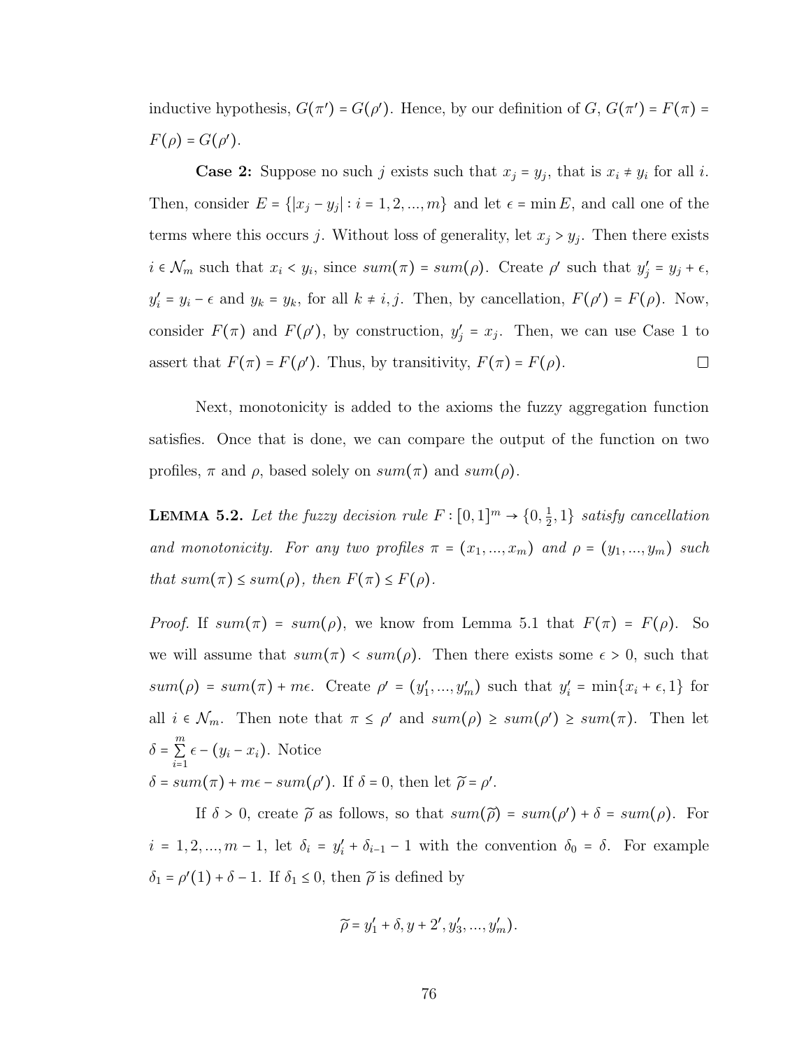inductive hypothesis, $G(\pi') = G(\rho')$. Hence, by our definition of $G$, $G(\pi') = F(\pi) = F(\rho) = G(\rho')$.

**Case 2:** Suppose no such $j$ exists such that $x_j = y_j$, that is $x_i \neq y_i$ for all $i$. Then, consider $E = \{|x_j - y_j| : i = 1, 2, ..., m\}$ and let $\epsilon = \min E$, and call one of the terms where this occurs $j$. Without loss of generality, let $x_j > y_j$. Then there exists $i \in \mathcal{N}_m$ such that $x_i < y_i$, since $sum(\pi) = sum(\rho)$. Create $\rho'$ such that $y_j' = y_j + \epsilon$, $y_i' = y_i - \epsilon$ and $y_k = y_k$, for all $k \neq i, j$. Then, by cancellation, $F(\rho') = F(\rho)$. Now, consider $F(\pi)$ and $F(\rho')$, by construction, $y_j' = x_j$. Then, we can use Case 1 to assert that $F(\pi) = F(\rho')$. Thus, by transitivity, $F(\pi) = F(\rho)$. □

Next, monotonicity is added to the axioms the fuzzy aggregation function satisfies. Once that is done, we can compare the output of the function on two profiles, $\pi$ and $\rho$, based solely on $sum(\pi)$ and $sum(\rho)$.

**Lemma 5.2.** *Let the fuzzy decision rule $F : [0,1]^m \to \{0, \frac{1}{2}, 1\}$ satisfy cancellation and monotonicity. For any two profiles $\pi = (x_1, ..., x_m)$ and $\rho = (y_1, ..., y_m)$ such that $sum(\pi) \leq sum(\rho)$, then $F(\pi) \leq F(\rho)$.*

*Proof.* If $sum(\pi) = sum(\rho)$, we know from Lemma 5.1 that $F(\pi) = F(\rho)$. So we will assume that $sum(\pi) < sum(\rho)$. Then there exists some $\epsilon > 0$, such that $sum(\rho) = sum(\pi) + m\epsilon$. Create $\rho' = (y_1', ..., y_m')$ such that $y_i' = \min\{x_i + \epsilon, 1\}$ for all $i \in \mathcal{N}_m$. Then note that $\pi \leq \rho'$ and $sum(\rho) \geq sum(\rho') \geq sum(\pi)$. Then let $\delta = \sum_{i=1}^{m} \epsilon - (y_i - x_i)$. Notice
$\delta = sum(\pi) + m\epsilon - sum(\rho')$. If $\delta = 0$, then let $\widetilde{\rho} = \rho'$.

If $\delta > 0$, create $\widetilde{\rho}$ as follows, so that $sum(\widetilde{\rho}) = sum(\rho') + \delta = sum(\rho)$. For $i = 1, 2, ..., m-1$, let $\delta_i = y_i' + \delta_{i-1} - 1$ with the convention $\delta_0 = \delta$. For example $\delta_1 = \rho'(1) + \delta - 1$. If $\delta_1 \leq 0$, then $\widetilde{\rho}$ is defined by

$$\widetilde{\rho} = y_1' + \delta, y + 2', y_3', ..., y_m').$$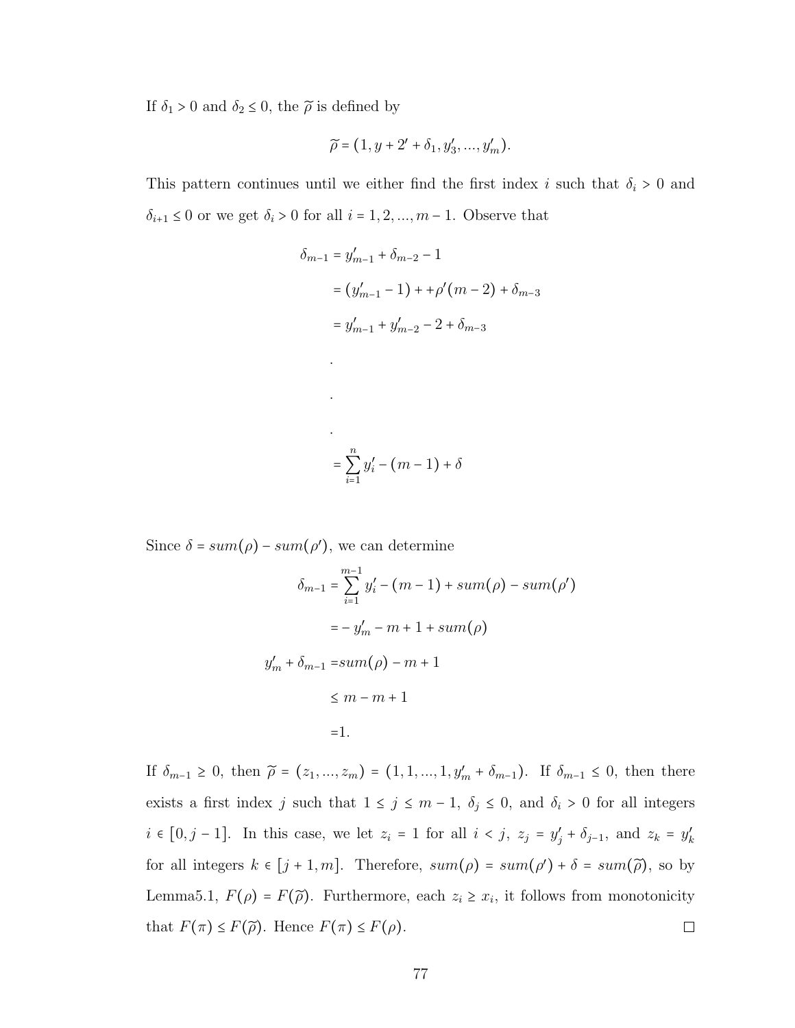If $\delta_1 > 0$ and $\delta_2 \leq 0$, the $\widetilde{\rho}$ is defined by

$$\widetilde{\rho} = (1, y + 2' + \delta_1, y_3', ..., y_m').$$

This pattern continues until we either find the first index $i$ such that $\delta_i > 0$ and $\delta_{i+1} \leq 0$ or we get $\delta_i > 0$ for all $i = 1, 2, ..., m-1$. Observe that

$$\begin{aligned}
\delta_{m-1} &= y_{m-1}' + \delta_{m-2} - 1 \\
&= (y_{m-1}' - 1) + +\rho'(m-2) + \delta_{m-3} \\
&= y_{m-1}' + y_{m-2}' - 2 + \delta_{m-3} \\
&. \\
&. \\
&. \\
&= \sum_{i=1}^{n} y_i' - (m-1) + \delta
\end{aligned}$$

Since $\delta = sum(\rho) - sum(\rho')$, we can determine

$$\begin{aligned}
\delta_{m-1} &= \sum_{i=1}^{m-1} y_i' - (m-1) + sum(\rho) - sum(\rho') \\
&= -y_m' - m + 1 + sum(\rho) \\
y_m' + \delta_{m-1} &= sum(\rho) - m + 1 \\
&\leq m - m + 1 \\
&= 1.
\end{aligned}$$

If $\delta_{m-1} \geq 0$, then $\widetilde{\rho} = (z_1, ..., z_m) = (1, 1, ..., 1, y_m' + \delta_{m-1})$. If $\delta_{m-1} \leq 0$, then there exists a first index $j$ such that $1 \leq j \leq m-1$, $\delta_j \leq 0$, and $\delta_i > 0$ for all integers $i \in [0, j-1]$. In this case, we let $z_i = 1$ for all $i < j$, $z_j = y_j' + \delta_{j-1}$, and $z_k = y_k'$ for all integers $k \in [j+1, m]$. Therefore, $sum(\rho) = sum(\rho') + \delta = sum(\widetilde{\rho})$, so by Lemma5.1, $F(\rho) = F(\widetilde{\rho})$. Furthermore, each $z_i \geq x_i$, it follows from monotonicity that $F(\pi) \leq F(\widetilde{\rho})$. Hence $F(\pi) \leq F(\rho)$. $\square$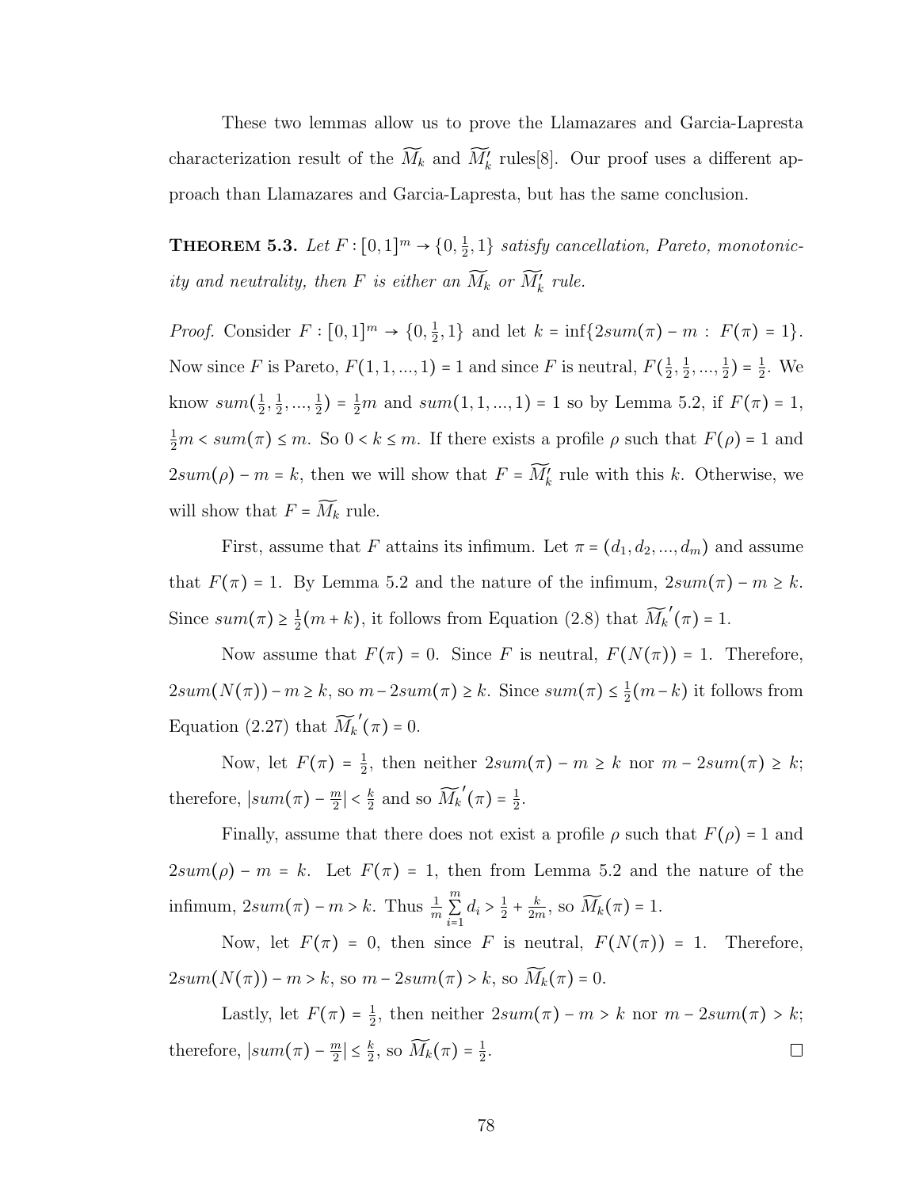These two lemmas allow us to prove the Llamazares and Garcia-Lapresta characterization result of the $\widetilde{M}_k$ and $\widetilde{M}'_k$ rules[8]. Our proof uses a different approach than Llamazares and Garcia-Lapresta, but has the same conclusion.

**Theorem 5.3.** *Let $F : [0,1]^m \to \{0, \frac{1}{2}, 1\}$ satisfy cancellation, Pareto, monotonicity and neutrality, then $F$ is either an $\widetilde{M}_k$ or $\widetilde{M}'_k$ rule.*

*Proof.* Consider $F : [0,1]^m \to \{0, \frac{1}{2}, 1\}$ and let $k = \inf\{2sum(\pi) - m : F(\pi) = 1\}$. Now since $F$ is Pareto, $F(1,1,...,1) = 1$ and since $F$ is neutral, $F(\frac{1}{2}, \frac{1}{2}, ..., \frac{1}{2}) = \frac{1}{2}$. We know $sum(\frac{1}{2}, \frac{1}{2}, ..., \frac{1}{2}) = \frac{1}{2}m$ and $sum(1,1,...,1) = 1$ so by Lemma 5.2, if $F(\pi) = 1$, $\frac{1}{2}m < sum(\pi) \leq m$. So $0 < k \leq m$. If there exists a profile $\rho$ such that $F(\rho) = 1$ and $2sum(\rho) - m = k$, then we will show that $F = \widetilde{M}'_k$ rule with this $k$. Otherwise, we will show that $F = \widetilde{M}_k$ rule.

First, assume that $F$ attains its infimum. Let $\pi = (d_1, d_2, ..., d_m)$ and assume that $F(\pi) = 1$. By Lemma 5.2 and the nature of the infimum, $2sum(\pi) - m \geq k$. Since $sum(\pi) \geq \frac{1}{2}(m+k)$, it follows from Equation (2.8) that $\widetilde{M}_k{}'(\pi) = 1$.

Now assume that $F(\pi) = 0$. Since $F$ is neutral, $F(N(\pi)) = 1$. Therefore, $2sum(N(\pi)) - m \geq k$, so $m - 2sum(\pi) \geq k$. Since $sum(\pi) \leq \frac{1}{2}(m-k)$ it follows from Equation (2.27) that $\widetilde{M}_k{}'(\pi) = 0$.

Now, let $F(\pi) = \frac{1}{2}$, then neither $2sum(\pi) - m \geq k$ nor $m - 2sum(\pi) \geq k$; therefore, $|sum(\pi) - \frac{m}{2}| < \frac{k}{2}$ and so $\widetilde{M}_k{}'(\pi) = \frac{1}{2}$.

Finally, assume that there does not exist a profile $\rho$ such that $F(\rho) = 1$ and $2sum(\rho) - m = k$. Let $F(\pi) = 1$, then from Lemma 5.2 and the nature of the infimum, $2sum(\pi) - m > k$. Thus $\frac{1}{m}\sum_{i=1}^{m} d_i > \frac{1}{2} + \frac{k}{2m}$, so $\widetilde{M}_k(\pi) = 1$.

Now, let $F(\pi) = 0$, then since $F$ is neutral, $F(N(\pi)) = 1$. Therefore, $2sum(N(\pi)) - m > k$, so $m - 2sum(\pi) > k$, so $\widetilde{M}_k(\pi) = 0$.

Lastly, let $F(\pi) = \frac{1}{2}$, then neither $2sum(\pi) - m > k$ nor $m - 2sum(\pi) > k$; therefore, $|sum(\pi) - \frac{m}{2}| \leq \frac{k}{2}$, so $\widetilde{M}_k(\pi) = \frac{1}{2}$. ∎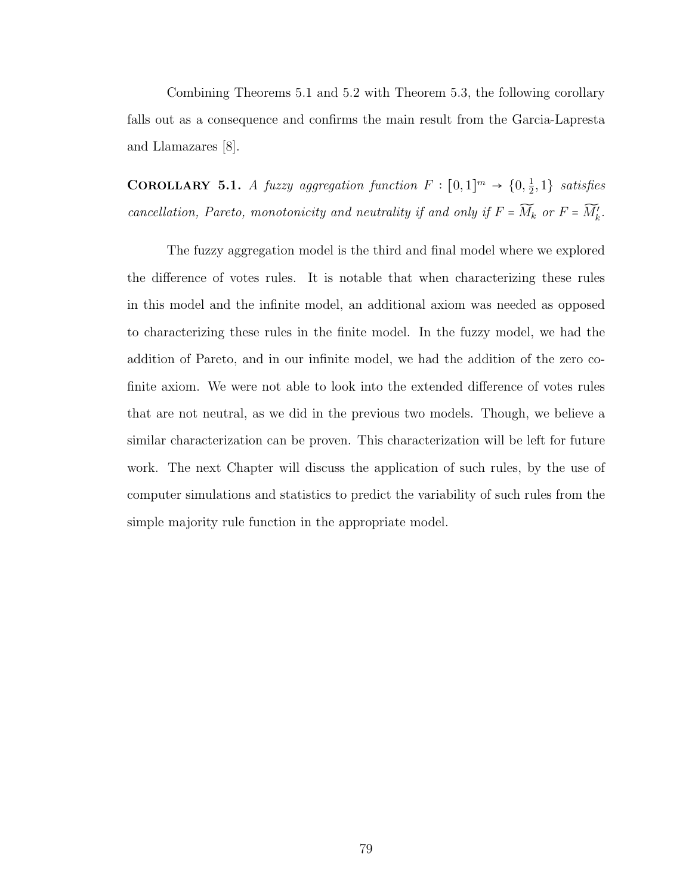Combining Theorems 5.1 and 5.2 with Theorem 5.3, the following corollary falls out as a consequence and confirms the main result from the Garcia-Lapresta and Llamazares [8].

**Corollary 5.1.** *A fuzzy aggregation function $F : [0,1]^m \to \{0, \frac{1}{2}, 1\}$ satisfies cancellation, Pareto, monotonicity and neutrality if and only if $F = \widetilde{M_k}$ or $F = \widetilde{M'_k}$.*

The fuzzy aggregation model is the third and final model where we explored the difference of votes rules. It is notable that when characterizing these rules in this model and the infinite model, an additional axiom was needed as opposed to characterizing these rules in the finite model. In the fuzzy model, we had the addition of Pareto, and in our infinite model, we had the addition of the zero co-finite axiom. We were not able to look into the extended difference of votes rules that are not neutral, as we did in the previous two models. Though, we believe a similar characterization can be proven. This characterization will be left for future work. The next Chapter will discuss the application of such rules, by the use of computer simulations and statistics to predict the variability of such rules from the simple majority rule function in the appropriate model.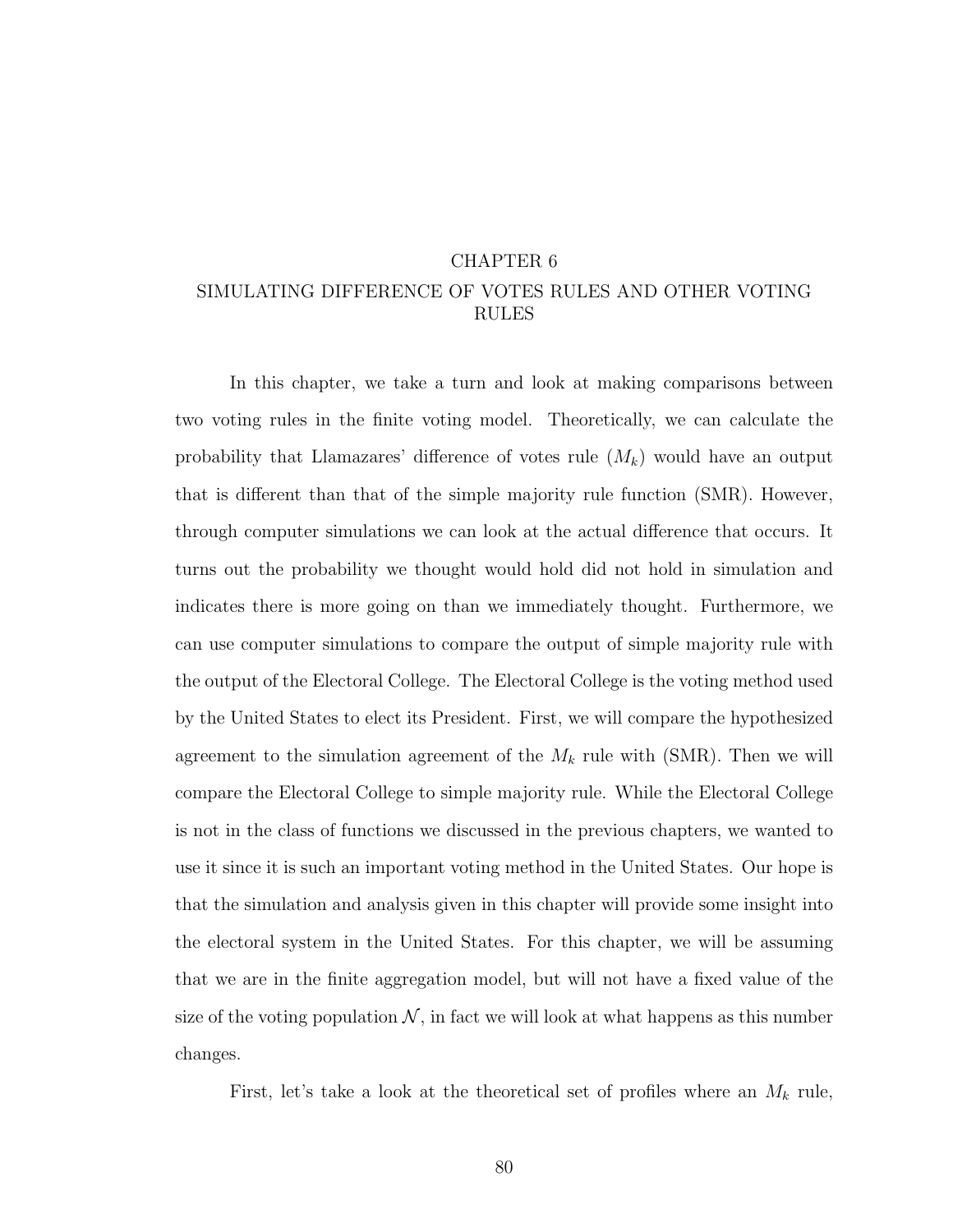# CHAPTER 6

# SIMULATING DIFFERENCE OF VOTES RULES AND OTHER VOTING RULES

In this chapter, we take a turn and look at making comparisons between two voting rules in the finite voting model. Theoretically, we can calculate the probability that Llamazares' difference of votes rule ($M_k$) would have an output that is different than that of the simple majority rule function (SMR). However, through computer simulations we can look at the actual difference that occurs. It turns out the probability we thought would hold did not hold in simulation and indicates there is more going on than we immediately thought. Furthermore, we can use computer simulations to compare the output of simple majority rule with the output of the Electoral College. The Electoral College is the voting method used by the United States to elect its President. First, we will compare the hypothesized agreement to the simulation agreement of the $M_k$ rule with (SMR). Then we will compare the Electoral College to simple majority rule. While the Electoral College is not in the class of functions we discussed in the previous chapters, we wanted to use it since it is such an important voting method in the United States. Our hope is that the simulation and analysis given in this chapter will provide some insight into the electoral system in the United States. For this chapter, we will be assuming that we are in the finite aggregation model, but will not have a fixed value of the size of the voting population $\mathcal{N}$, in fact we will look at what happens as this number changes.

First, let's take a look at the theoretical set of profiles where an $M_k$ rule,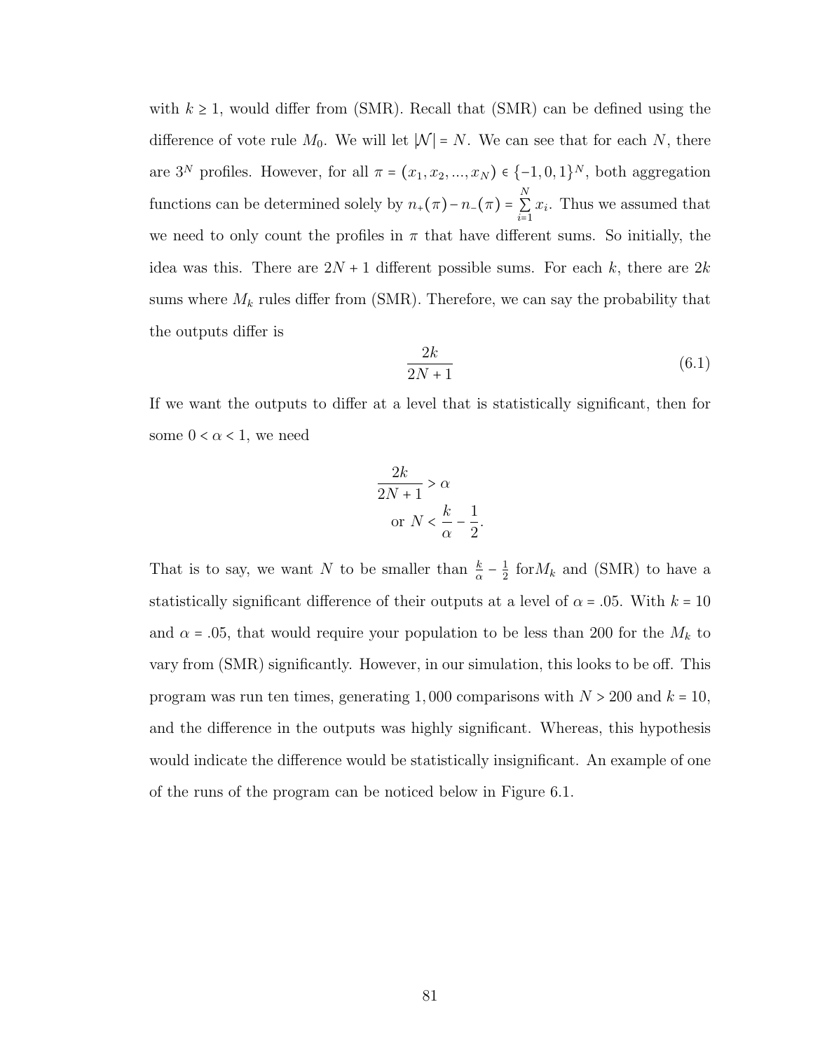with $k \geq 1$, would differ from (SMR). Recall that (SMR) can be defined using the difference of vote rule $M_0$. We will let $|\mathcal{N}| = N$. We can see that for each $N$, there are $3^N$ profiles. However, for all $\pi = (x_1, x_2, ..., x_N) \in \{-1, 0, 1\}^N$, both aggregation functions can be determined solely by $n_+(\pi) - n_-(\pi) = \sum_{i=1}^{N} x_i$. Thus we assumed that we need to only count the profiles in $\pi$ that have different sums. So initially, the idea was this. There are $2N + 1$ different possible sums. For each $k$, there are $2k$ sums where $M_k$ rules differ from (SMR). Therefore, we can say the probability that the outputs differ is

$$\frac{2k}{2N + 1} \tag{6.1}$$

If we want the outputs to differ at a level that is statistically significant, then for some $0 < \alpha < 1$, we need

$$\frac{2k}{2N + 1} > \alpha$$
$$\text{or } N < \frac{k}{\alpha} - \frac{1}{2}.$$

That is to say, we want $N$ to be smaller than $\frac{k}{\alpha} - \frac{1}{2}$ for$M_k$ and (SMR) to have a statistically significant difference of their outputs at a level of $\alpha = .05$. With $k = 10$ and $\alpha = .05$, that would require your population to be less than 200 for the $M_k$ to vary from (SMR) significantly. However, in our simulation, this looks to be off. This program was run ten times, generating 1,000 comparisons with $N > 200$ and $k = 10$, and the difference in the outputs was highly significant. Whereas, this hypothesis would indicate the difference would be statistically insignificant. An example of one of the runs of the program can be noticed below in Figure 6.1.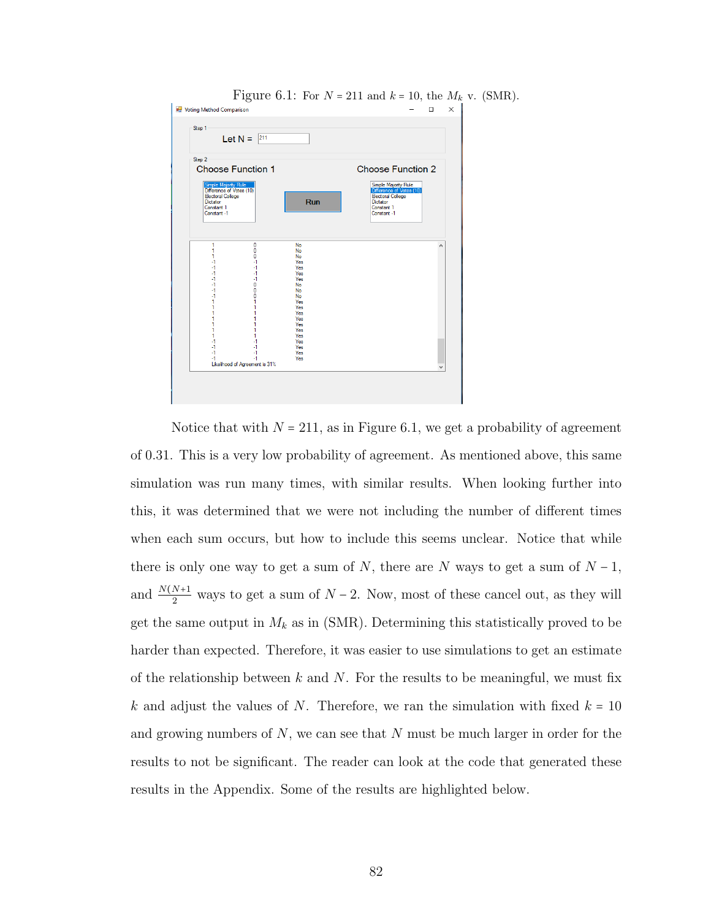Figure 6.1: For $N = 211$ and $k = 10$, the $M_k$ v. (SMR).

Notice that with $N = 211$, as in Figure 6.1, we get a probability of agreement of 0.31. This is a very low probability of agreement. As mentioned above, this same simulation was run many times, with similar results. When looking further into this, it was determined that we were not including the number of different times when each sum occurs, but how to include this seems unclear. Notice that while there is only one way to get a sum of $N$, there are $N$ ways to get a sum of $N - 1$, and $\frac{N(N+1}{2}$ ways to get a sum of $N - 2$. Now, most of these cancel out, as they will get the same output in $M_k$ as in (SMR). Determining this statistically proved to be harder than expected. Therefore, it was easier to use simulations to get an estimate of the relationship between $k$ and $N$. For the results to be meaningful, we must fix $k$ and adjust the values of $N$. Therefore, we ran the simulation with fixed $k = 10$ and growing numbers of $N$, we can see that $N$ must be much larger in order for the results to not be significant. The reader can look at the code that generated these results in the Appendix. Some of the results are highlighted below.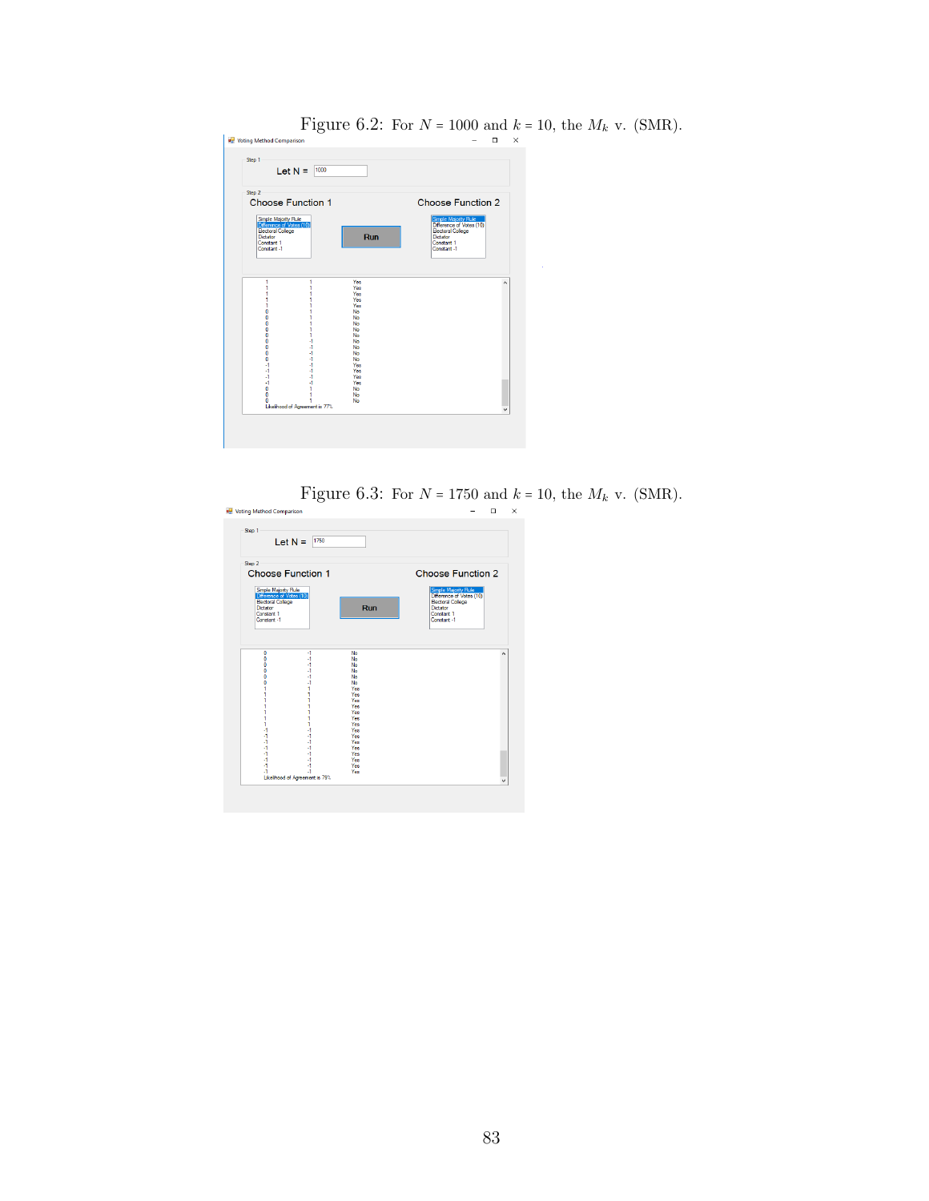Figure 6.2: For $N = 1000$ and $k = 10$, the $M_k$ v. (SMR).

Voting Method Comparison

Step 1

Let N = 1000

Step 2

Choose Function 1

Simple Majority Rule
Difference of Votes (10)
Electoral College
Dictator
Constant 1
Constant -1

Run

Choose Function 2

Simple Majority Rule
Difference of Votes (10)
Electoral College
Dictator
Constant 1
Constant -1

```
1    1    Yes
1    1    Yes
1    1    Yes
1    1    Yes
1    1    Yes
0    1    No
0    1    No
0    1    No
0    1    No
0    1    No
0    -1   No
0    -1   No
0    -1   No
0    -1   No
0    -1   No
-1   -1   Yes
-1   -1   Yes
-1   -1   Yes
-1   -1   Yes
-1   -1   Yes
0    1    No
0    1    No
0    1    No
0    1    No
Likelihood of Agreement is 77%
```

Figure 6.3: For $N = 1750$ and $k = 10$, the $M_k$ v. (SMR).

Voting Method Comparison

Step 1

Let N = 1750

Step 2

Choose Function 1

Simple Majority Rule
Difference of Votes (10)
Electoral College
Dictator
Constant 1
Constant -1

Run

Choose Function 2

Simple Majority Rule
Difference of Votes (10)
Electoral College
Dictator
Constant 1
Constant -1

```
0    -1   No
0    -1   No
0    -1   No
0    -1   No
0    -1   No
0    -1   No
0    -1   No
1    1    Yes
1    1    Yes
1    1    Yes
1    1    Yes
1    1    Yes
1    1    Yes
1    1    Yes
-1   -1   Yes
-1   -1   Yes
-1   -1   Yes
-1   -1   Yes
-1   -1   Yes
-1   -1   Yes
-1   -1   Yes
-1   -1   Yes
Likelihood of Agreement is 79%
```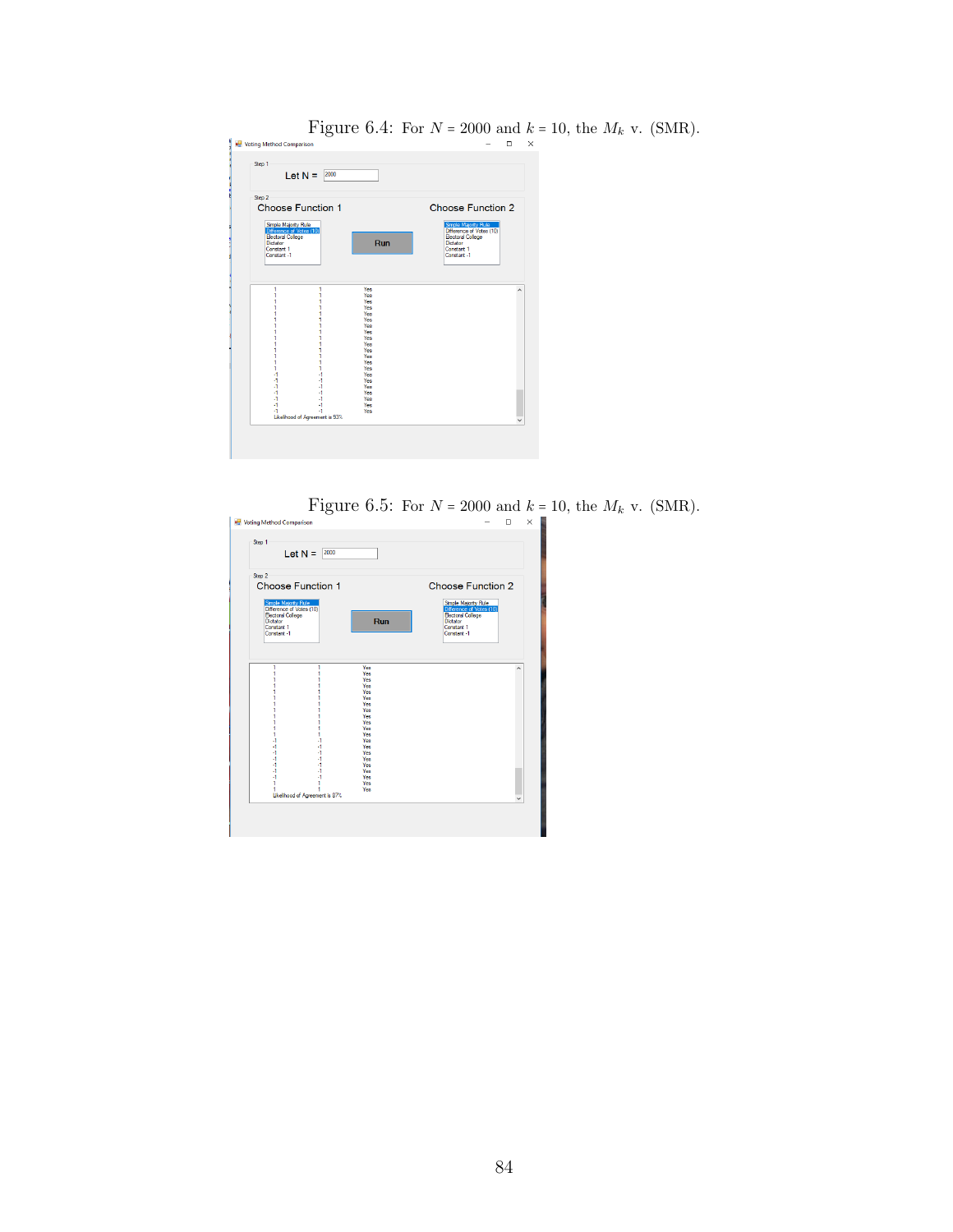Figure 6.4: For $N = 2000$ and $k = 10$, the $M_k$ v. (SMR).

Figure 6.5: For $N = 2000$ and $k = 10$, the $M_k$ v. (SMR).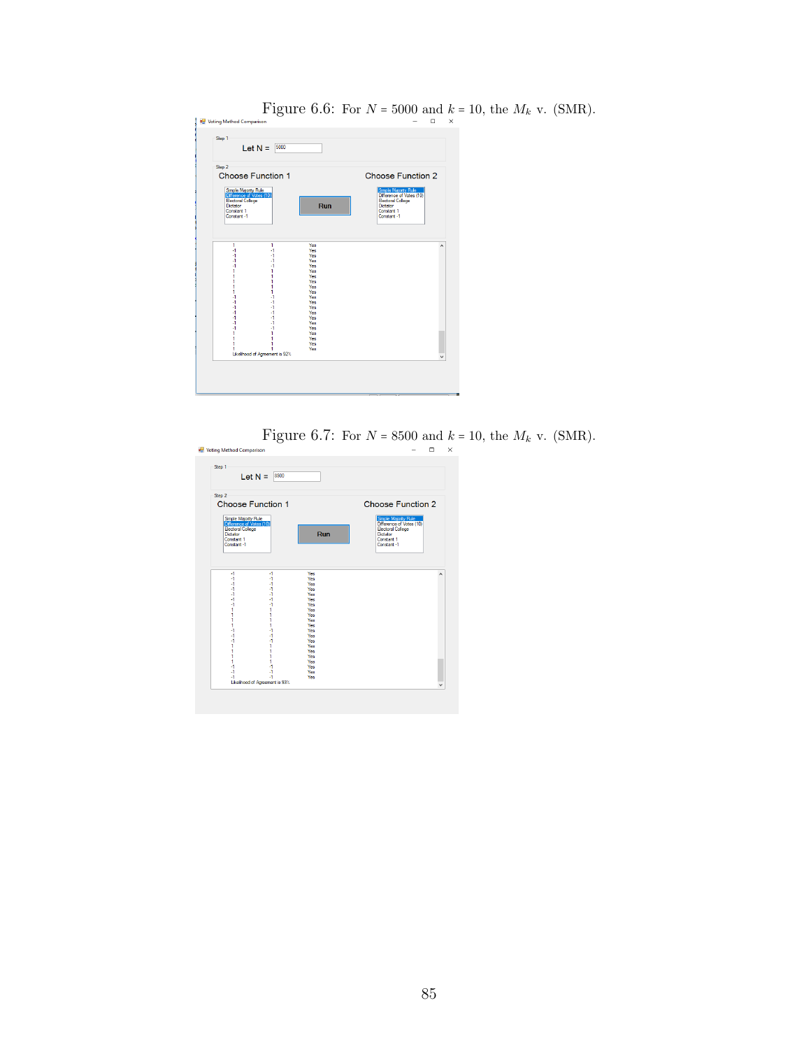Figure 6.6: For $N = 5000$ and $k = 10$, the $M_k$ v. (SMR).

Figure 6.7: For $N = 8500$ and $k = 10$, the $M_k$ v. (SMR).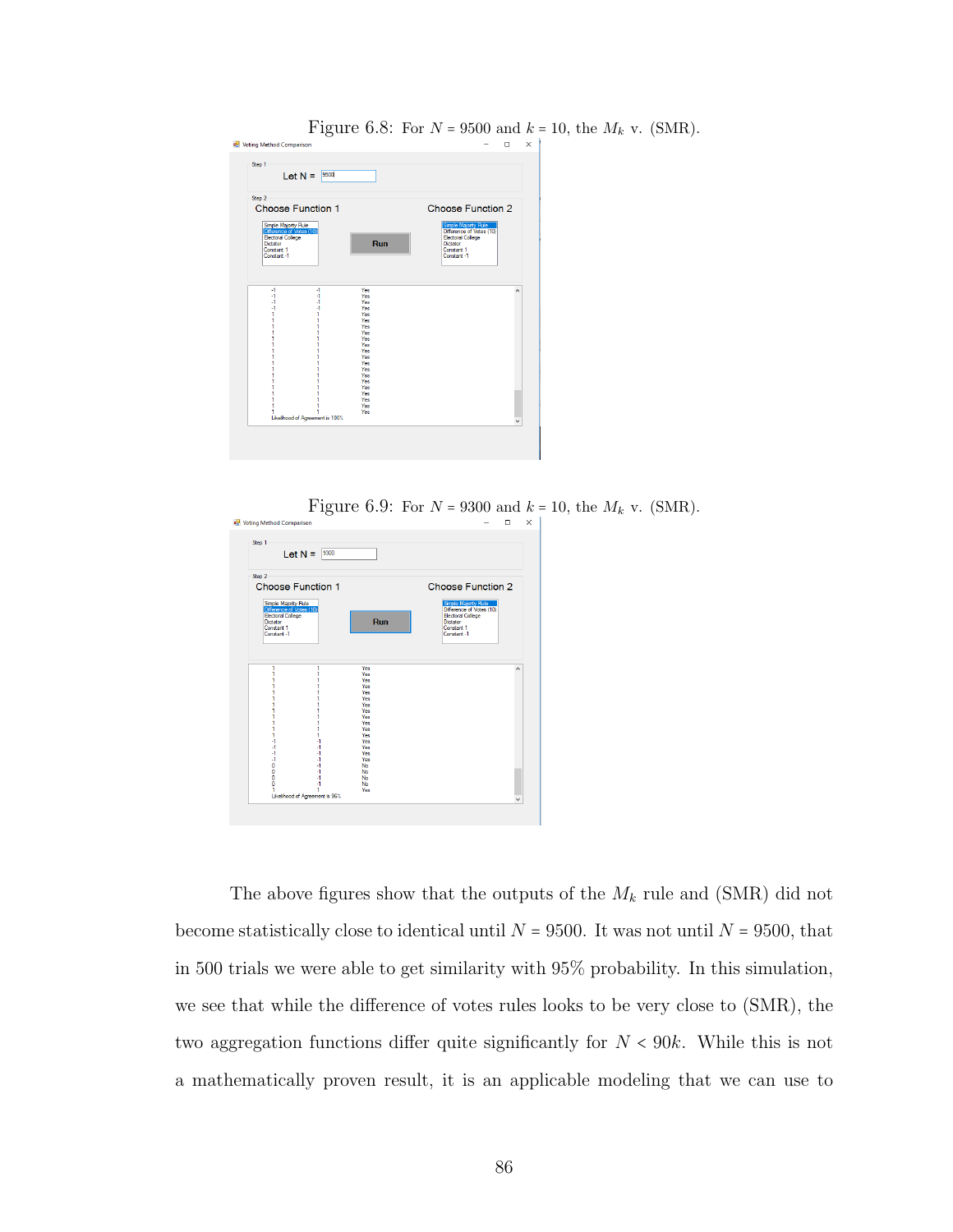Figure 6.8: For $N = 9500$ and $k = 10$, the $M_k$ v. (SMR).

Figure 6.9: For $N = 9300$ and $k = 10$, the $M_k$ v. (SMR).

The above figures show that the outputs of the $M_k$ rule and (SMR) did not become statistically close to identical until $N = 9500$. It was not until $N = 9500$, that in 500 trials we were able to get similarity with 95% probability. In this simulation, we see that while the difference of votes rules looks to be very close to (SMR), the two aggregation functions differ quite significantly for $N < 90k$. While this is not a mathematically proven result, it is an applicable modeling that we can use to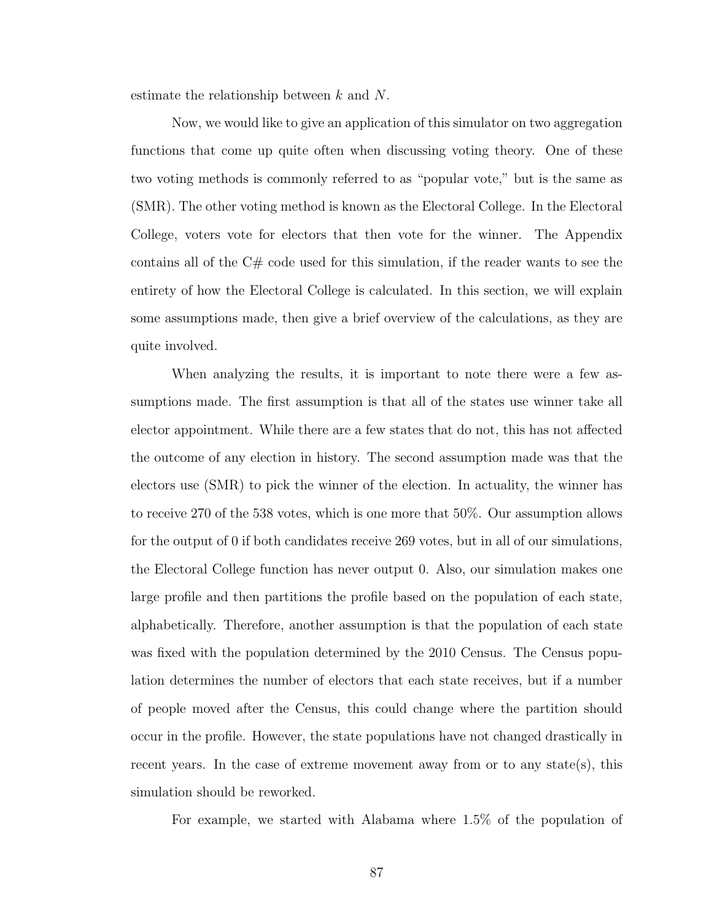estimate the relationship between $k$ and $N$.

Now, we would like to give an application of this simulator on two aggregation functions that come up quite often when discussing voting theory. One of these two voting methods is commonly referred to as "popular vote," but is the same as (SMR). The other voting method is known as the Electoral College. In the Electoral College, voters vote for electors that then vote for the winner. The Appendix contains all of the C# code used for this simulation, if the reader wants to see the entirety of how the Electoral College is calculated. In this section, we will explain some assumptions made, then give a brief overview of the calculations, as they are quite involved.

When analyzing the results, it is important to note there were a few assumptions made. The first assumption is that all of the states use winner take all elector appointment. While there are a few states that do not, this has not affected the outcome of any election in history. The second assumption made was that the electors use (SMR) to pick the winner of the election. In actuality, the winner has to receive 270 of the 538 votes, which is one more that 50%. Our assumption allows for the output of 0 if both candidates receive 269 votes, but in all of our simulations, the Electoral College function has never output 0. Also, our simulation makes one large profile and then partitions the profile based on the population of each state, alphabetically. Therefore, another assumption is that the population of each state was fixed with the population determined by the 2010 Census. The Census population determines the number of electors that each state receives, but if a number of people moved after the Census, this could change where the partition should occur in the profile. However, the state populations have not changed drastically in recent years. In the case of extreme movement away from or to any state(s), this simulation should be reworked.

For example, we started with Alabama where 1.5% of the population of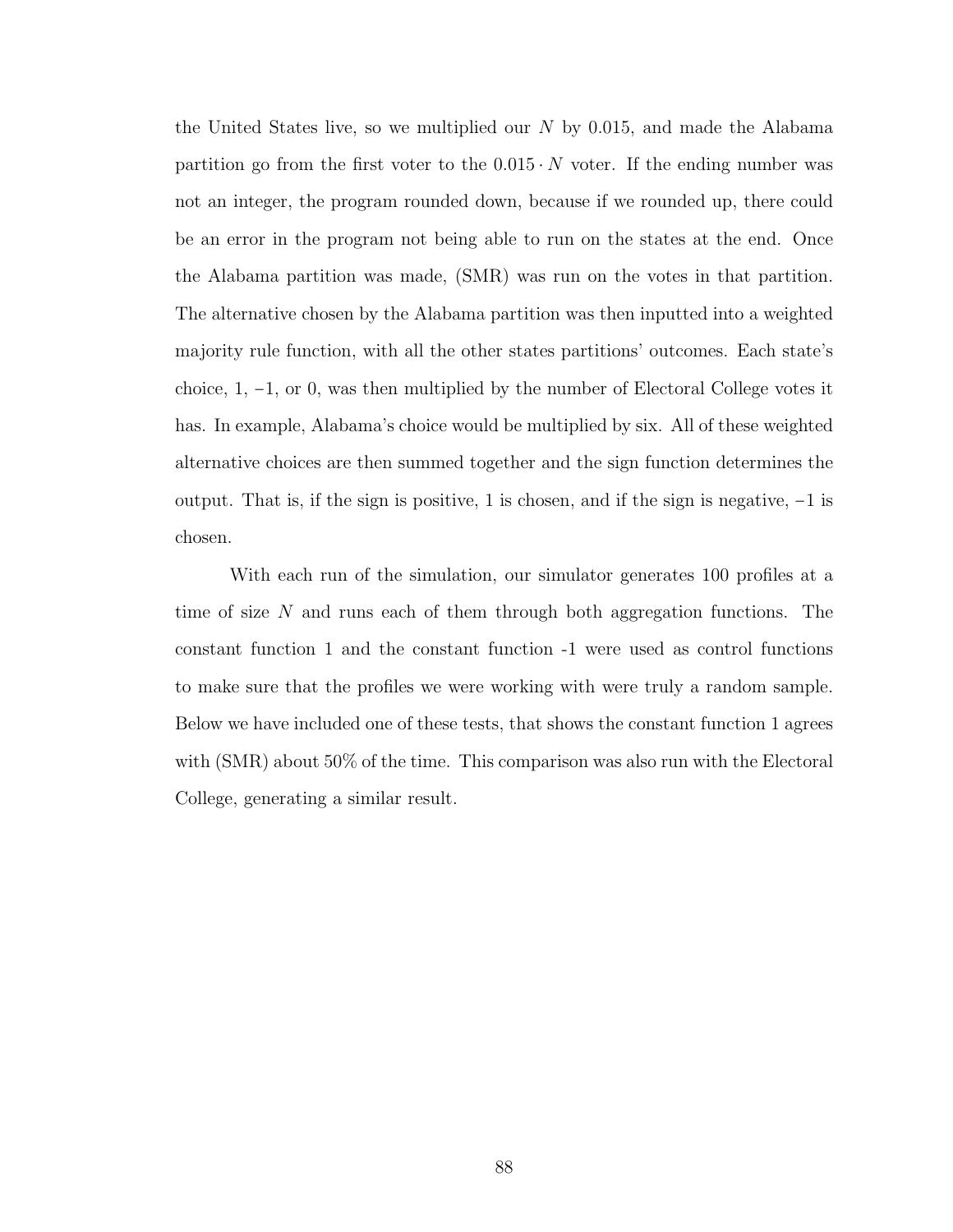the United States live, so we multiplied our $N$ by 0.015, and made the Alabama partition go from the first voter to the $0.015 \cdot N$ voter. If the ending number was not an integer, the program rounded down, because if we rounded up, there could be an error in the program not being able to run on the states at the end. Once the Alabama partition was made, (SMR) was run on the votes in that partition. The alternative chosen by the Alabama partition was then inputted into a weighted majority rule function, with all the other states partitions' outcomes. Each state's choice, 1, $-1$, or 0, was then multiplied by the number of Electoral College votes it has. In example, Alabama's choice would be multiplied by six. All of these weighted alternative choices are then summed together and the sign function determines the output. That is, if the sign is positive, 1 is chosen, and if the sign is negative, $-1$ is chosen.

With each run of the simulation, our simulator generates 100 profiles at a time of size $N$ and runs each of them through both aggregation functions. The constant function 1 and the constant function -1 were used as control functions to make sure that the profiles we were working with were truly a random sample. Below we have included one of these tests, that shows the constant function 1 agrees with (SMR) about 50% of the time. This comparison was also run with the Electoral College, generating a similar result.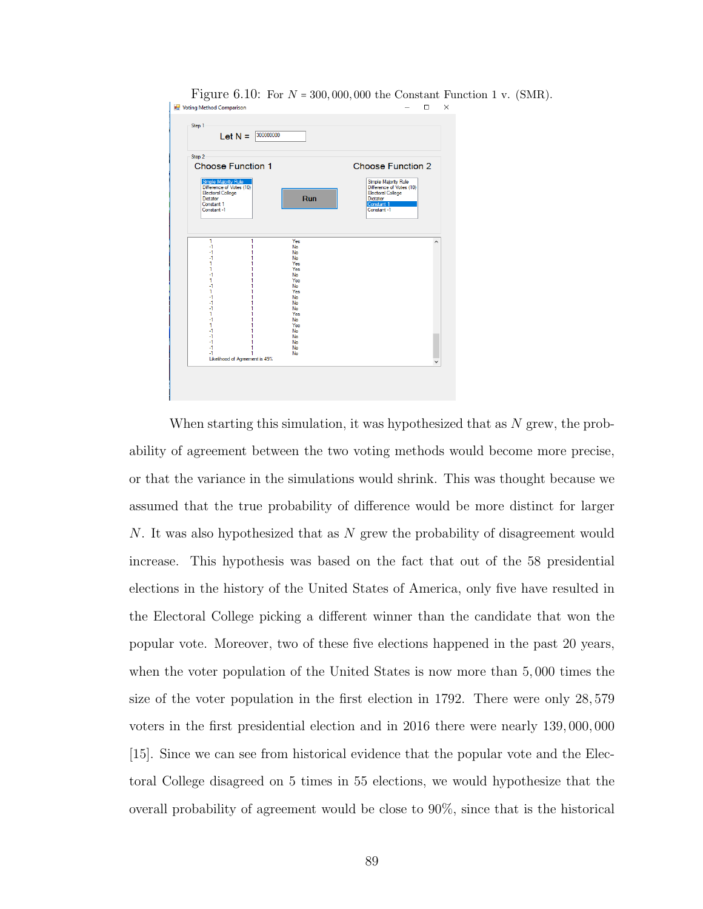Figure 6.10: For $N = 300,000,000$ the Constant Function 1 v. (SMR).

When starting this simulation, it was hypothesized that as $N$ grew, the probability of agreement between the two voting methods would become more precise, or that the variance in the simulations would shrink. This was thought because we assumed that the true probability of difference would be more distinct for larger $N$. It was also hypothesized that as $N$ grew the probability of disagreement would increase. This hypothesis was based on the fact that out of the 58 presidential elections in the history of the United States of America, only five have resulted in the Electoral College picking a different winner than the candidate that won the popular vote. Moreover, two of these five elections happened in the past 20 years, when the voter population of the United States is now more than 5,000 times the size of the voter population in the first election in 1792. There were only 28,579 voters in the first presidential election and in 2016 there were nearly 139,000,000 [15]. Since we can see from historical evidence that the popular vote and the Electoral College disagreed on 5 times in 55 elections, we would hypothesize that the overall probability of agreement would be close to 90%, since that is the historical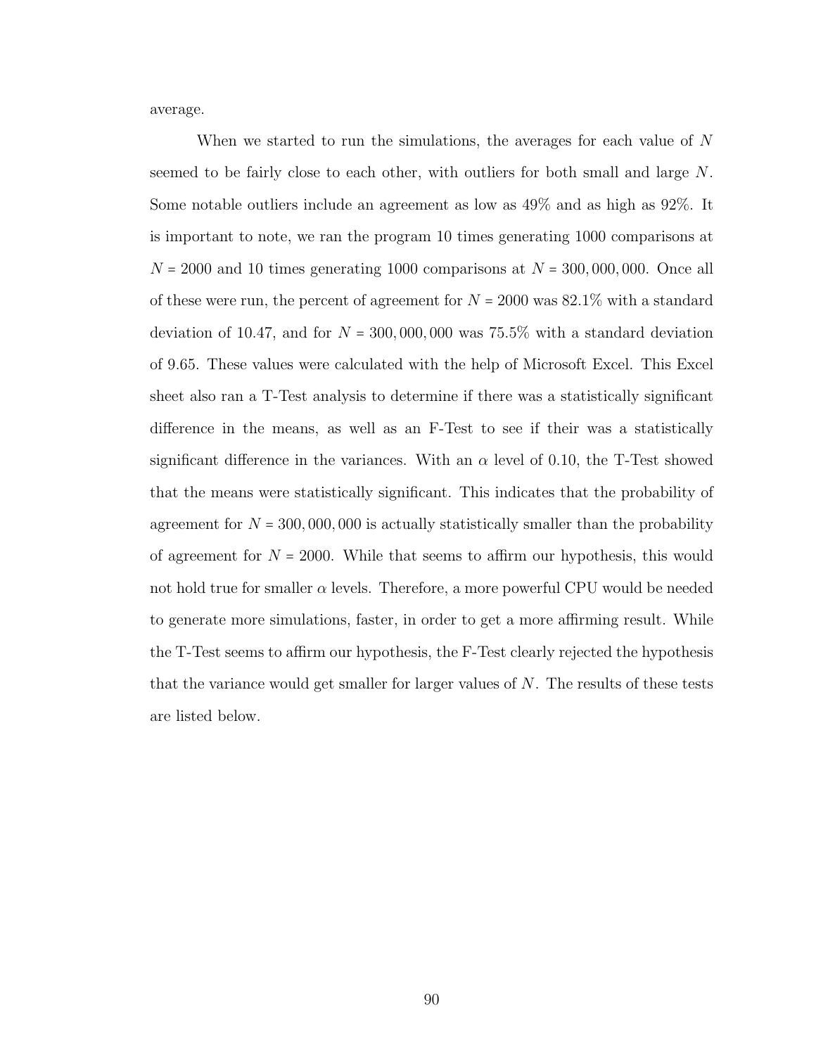average.

When we started to run the simulations, the averages for each value of $N$ seemed to be fairly close to each other, with outliers for both small and large $N$. Some notable outliers include an agreement as low as 49% and as high as 92%. It is important to note, we ran the program 10 times generating 1000 comparisons at $N = 2000$ and 10 times generating 1000 comparisons at $N = 300,000,000$. Once all of these were run, the percent of agreement for $N = 2000$ was 82.1% with a standard deviation of 10.47, and for $N = 300,000,000$ was 75.5% with a standard deviation of 9.65. These values were calculated with the help of Microsoft Excel. This Excel sheet also ran a T-Test analysis to determine if there was a statistically significant difference in the means, as well as an F-Test to see if their was a statistically significant difference in the variances. With an $\alpha$ level of 0.10, the T-Test showed that the means were statistically significant. This indicates that the probability of agreement for $N = 300,000,000$ is actually statistically smaller than the probability of agreement for $N = 2000$. While that seems to affirm our hypothesis, this would not hold true for smaller $\alpha$ levels. Therefore, a more powerful CPU would be needed to generate more simulations, faster, in order to get a more affirming result. While the T-Test seems to affirm our hypothesis, the F-Test clearly rejected the hypothesis that the variance would get smaller for larger values of $N$. The results of these tests are listed below.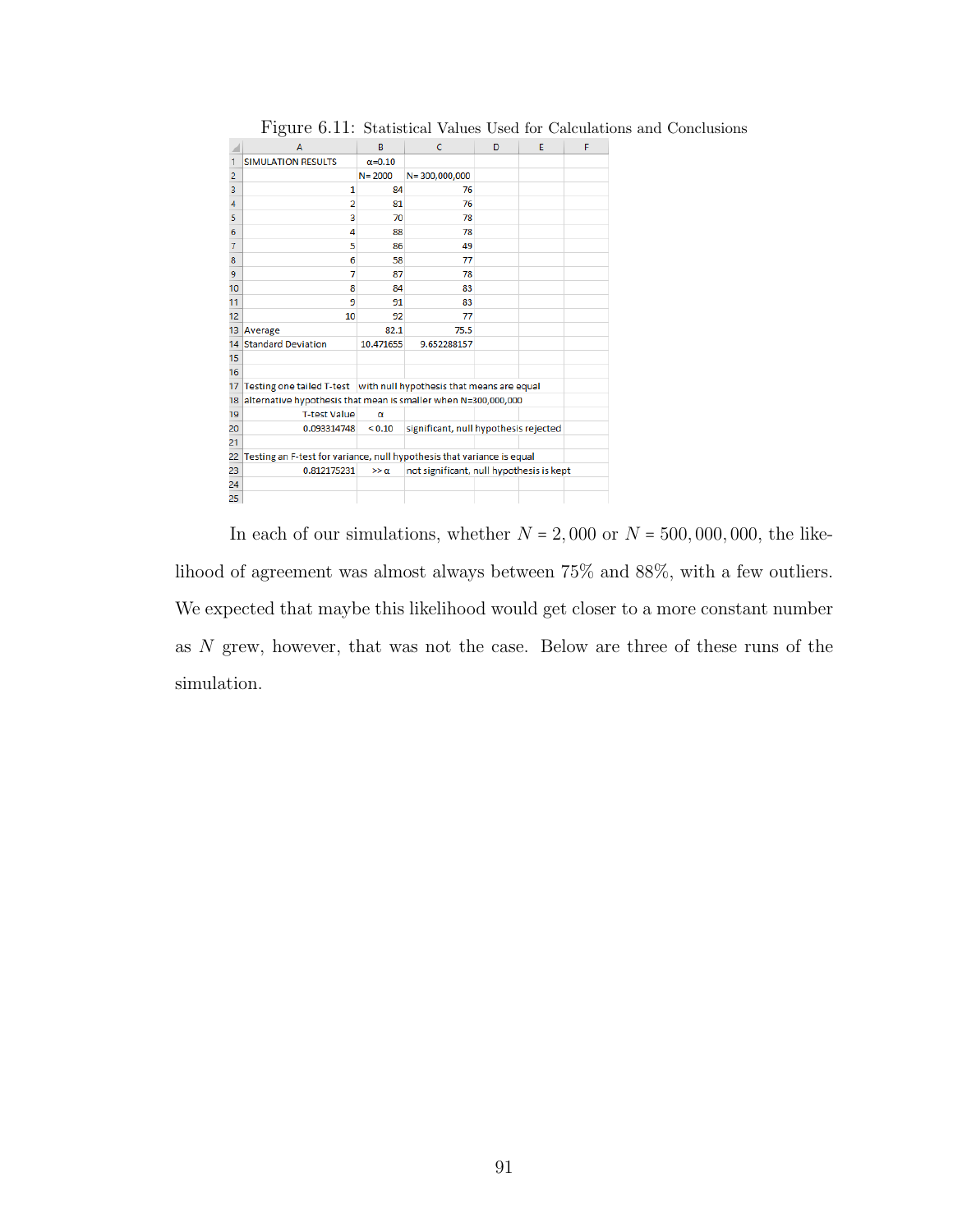Figure 6.11: Statistical Values Used for Calculations and Conclusions

| | A | B | C | D | E | F |
|---|---|---|---|---|---|---|
| 1 | SIMULATION RESULTS | α=0.10 | | | | |
| 2 | | N= 2000 | N= 300,000,000 | | | |
| 3 | 1 | 84 | 76 | | | |
| 4 | 2 | 81 | 76 | | | |
| 5 | 3 | 70 | 78 | | | |
| 6 | 4 | 88 | 78 | | | |
| 7 | 5 | 86 | 49 | | | |
| 8 | 6 | 58 | 77 | | | |
| 9 | 7 | 87 | 78 | | | |
| 10 | 8 | 84 | 83 | | | |
| 11 | 9 | 91 | 83 | | | |
| 12 | 10 | 92 | 77 | | | |
| 13 | Average | 82.1 | 75.5 | | | |
| 14 | Standard Deviation | 10.471655 | 9.652288157 | | | |
| 15 | | | | | | |
| 16 | | | | | | |
| 17 | Testing one tailed T-test | with null hypothesis that means are equal | | | | |
| 18 | alternative hypothesis that mean is smaller when N=300,000,000 | | | | | |
| 19 | T-test Value | α | | | | |
| 20 | 0.093314748 | < 0.10 | significant, null hypothesis rejected | | | |
| 21 | | | | | | |
| 22 | Testing an F-test for variance, null hypothesis that variance is equal | | | | | |
| 23 | 0.812175231 | >> α | not significant, null hypothesis is kept | | | |
| 24 | | | | | | |
| 25 | | | | | | |

In each of our simulations, whether $N = 2,000$ or $N = 500,000,000$, the likelihood of agreement was almost always between 75% and 88%, with a few outliers. We expected that maybe this likelihood would get closer to a more constant number as $N$ grew, however, that was not the case. Below are three of these runs of the simulation.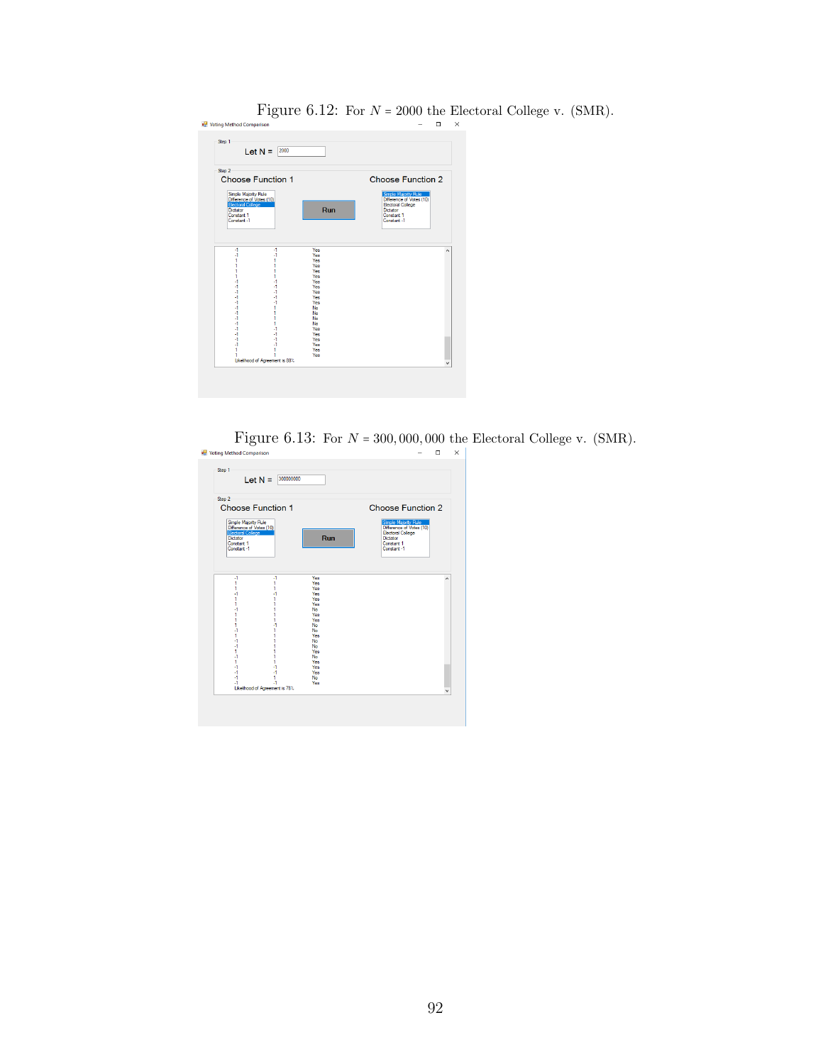Figure 6.12: For $N = 2000$ the Electoral College v. (SMR).

Figure 6.13: For $N = 300,000,000$ the Electoral College v. (SMR).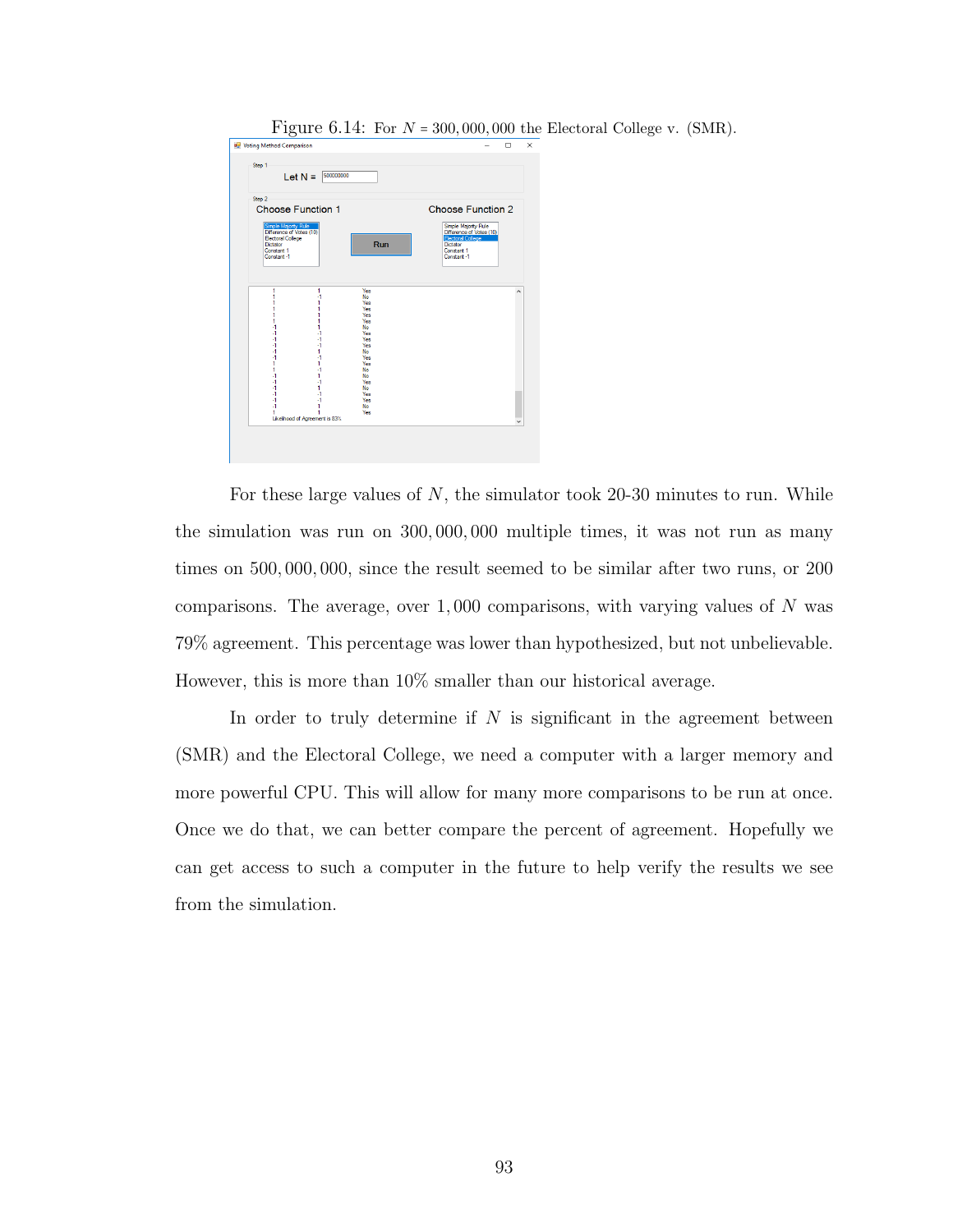Figure 6.14: For $N = 300,000,000$ the Electoral College v. (SMR).

For these large values of $N$, the simulator took 20-30 minutes to run. While the simulation was run on $300,000,000$ multiple times, it was not run as many times on $500,000,000$, since the result seemed to be similar after two runs, or 200 comparisons. The average, over $1,000$ comparisons, with varying values of $N$ was 79% agreement. This percentage was lower than hypothesized, but not unbelievable. However, this is more than 10% smaller than our historical average.

In order to truly determine if $N$ is significant in the agreement between (SMR) and the Electoral College, we need a computer with a larger memory and more powerful CPU. This will allow for many more comparisons to be run at once. Once we do that, we can better compare the percent of agreement. Hopefully we can get access to such a computer in the future to help verify the results we see from the simulation.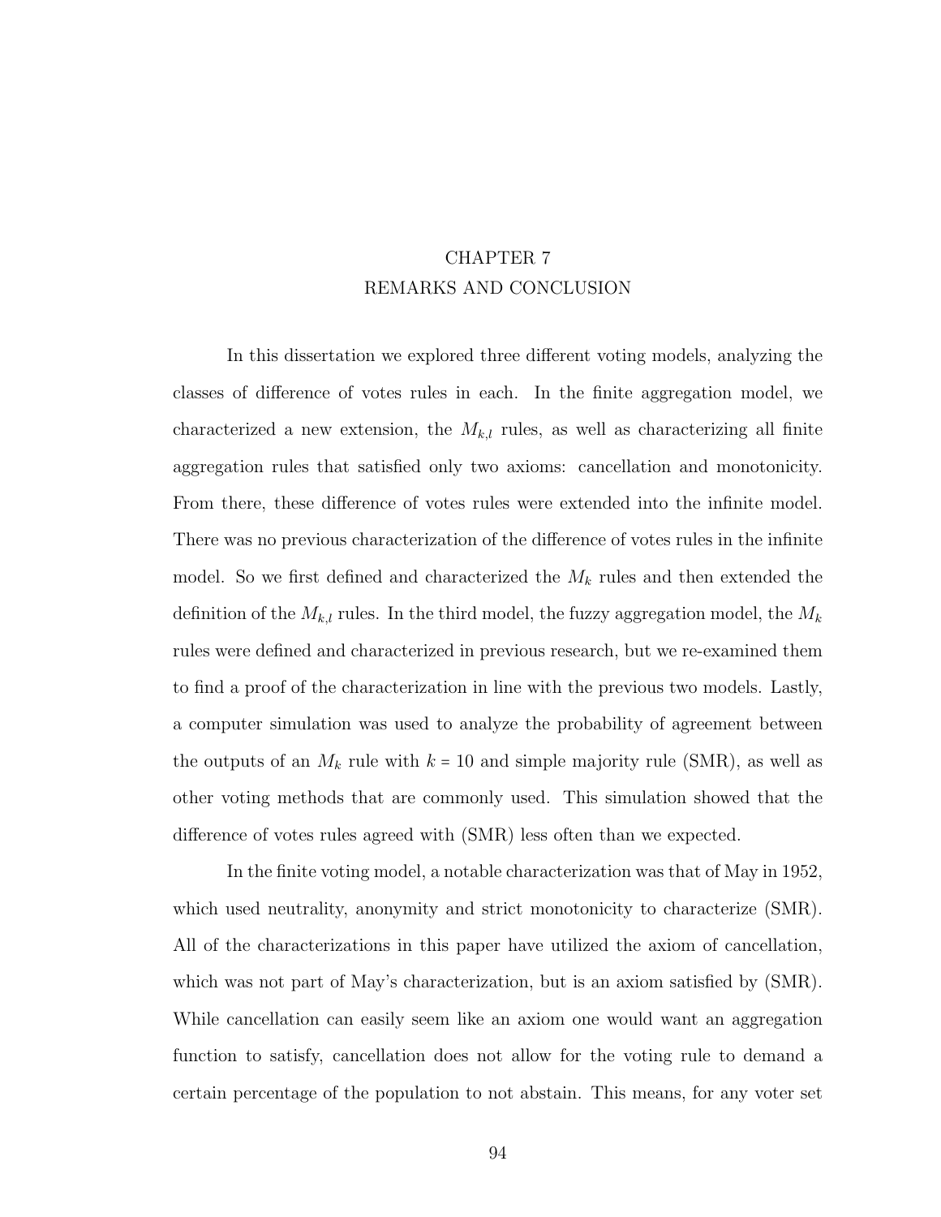# CHAPTER 7
# REMARKS AND CONCLUSION

In this dissertation we explored three different voting models, analyzing the classes of difference of votes rules in each. In the finite aggregation model, we characterized a new extension, the $M_{k,l}$ rules, as well as characterizing all finite aggregation rules that satisfied only two axioms: cancellation and monotonicity. From there, these difference of votes rules were extended into the infinite model. There was no previous characterization of the difference of votes rules in the infinite model. So we first defined and characterized the $M_k$ rules and then extended the definition of the $M_{k,l}$ rules. In the third model, the fuzzy aggregation model, the $M_k$ rules were defined and characterized in previous research, but we re-examined them to find a proof of the characterization in line with the previous two models. Lastly, a computer simulation was used to analyze the probability of agreement between the outputs of an $M_k$ rule with $k = 10$ and simple majority rule (SMR), as well as other voting methods that are commonly used. This simulation showed that the difference of votes rules agreed with (SMR) less often than we expected.

In the finite voting model, a notable characterization was that of May in 1952, which used neutrality, anonymity and strict monotonicity to characterize (SMR). All of the characterizations in this paper have utilized the axiom of cancellation, which was not part of May's characterization, but is an axiom satisfied by (SMR). While cancellation can easily seem like an axiom one would want an aggregation function to satisfy, cancellation does not allow for the voting rule to demand a certain percentage of the population to not abstain. This means, for any voter set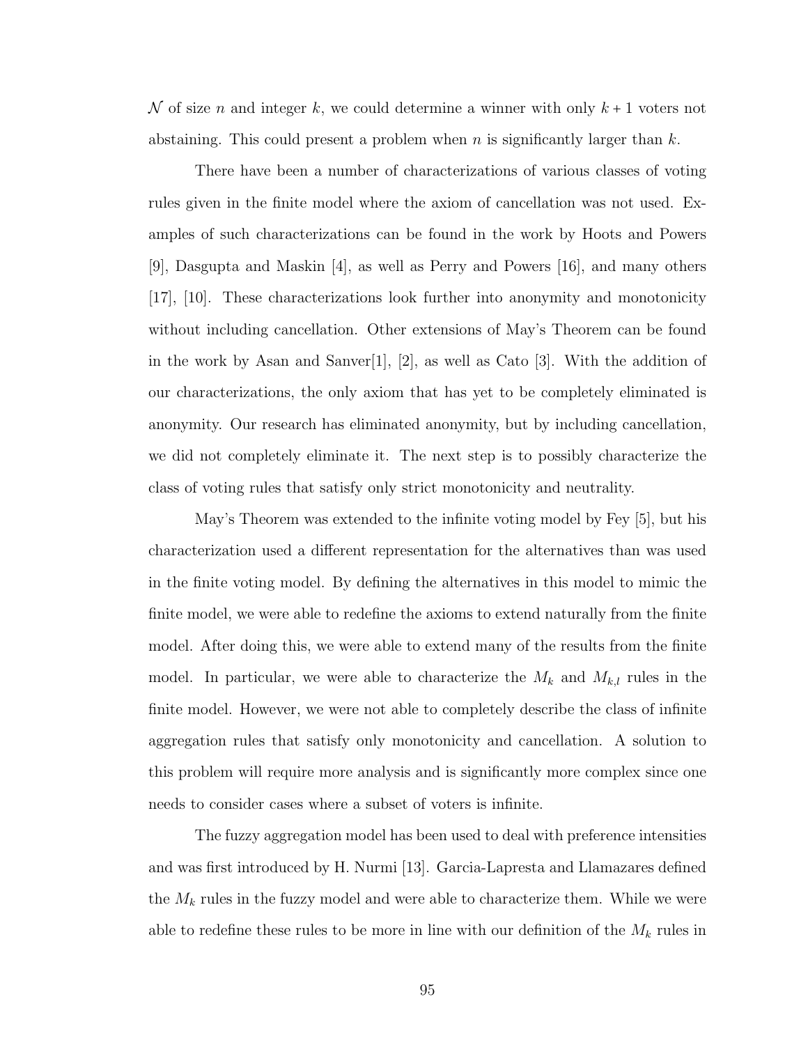$\mathcal{N}$ of size $n$ and integer $k$, we could determine a winner with only $k + 1$ voters not abstaining. This could present a problem when $n$ is significantly larger than $k$.

There have been a number of characterizations of various classes of voting rules given in the finite model where the axiom of cancellation was not used. Examples of such characterizations can be found in the work by Hoots and Powers [9], Dasgupta and Maskin [4], as well as Perry and Powers [16], and many others [17], [10]. These characterizations look further into anonymity and monotonicity without including cancellation. Other extensions of May's Theorem can be found in the work by Asan and Sanver[1], [2], as well as Cato [3]. With the addition of our characterizations, the only axiom that has yet to be completely eliminated is anonymity. Our research has eliminated anonymity, but by including cancellation, we did not completely eliminate it. The next step is to possibly characterize the class of voting rules that satisfy only strict monotonicity and neutrality.

May's Theorem was extended to the infinite voting model by Fey [5], but his characterization used a different representation for the alternatives than was used in the finite voting model. By defining the alternatives in this model to mimic the finite model, we were able to redefine the axioms to extend naturally from the finite model. After doing this, we were able to extend many of the results from the finite model. In particular, we were able to characterize the $M_k$ and $M_{k,l}$ rules in the finite model. However, we were not able to completely describe the class of infinite aggregation rules that satisfy only monotonicity and cancellation. A solution to this problem will require more analysis and is significantly more complex since one needs to consider cases where a subset of voters is infinite.

The fuzzy aggregation model has been used to deal with preference intensities and was first introduced by H. Nurmi [13]. Garcia-Lapresta and Llamazares defined the $M_k$ rules in the fuzzy model and were able to characterize them. While we were able to redefine these rules to be more in line with our definition of the $M_k$ rules in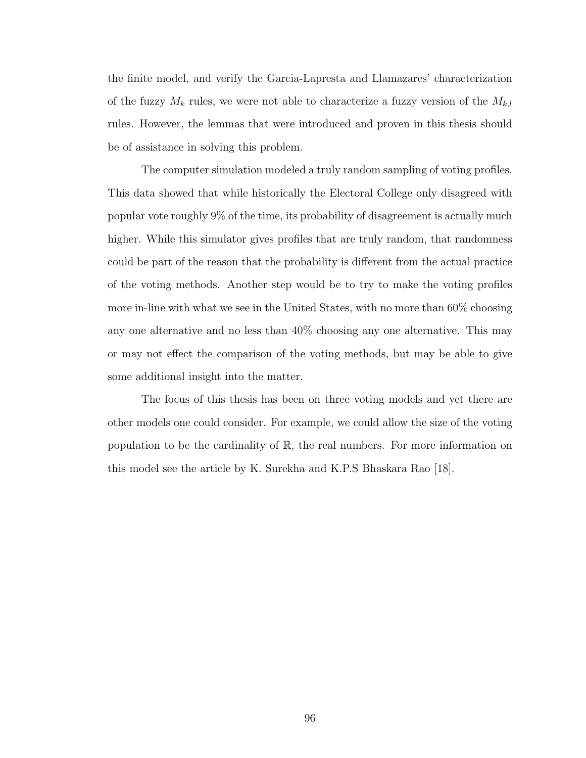the finite model, and verify the Garcia-Lapresta and Llamazares' characterization of the fuzzy $M_k$ rules, we were not able to characterize a fuzzy version of the $M_{k,l}$ rules. However, the lemmas that were introduced and proven in this thesis should be of assistance in solving this problem.

The computer simulation modeled a truly random sampling of voting profiles. This data showed that while historically the Electoral College only disagreed with popular vote roughly 9% of the time, its probability of disagreement is actually much higher. While this simulator gives profiles that are truly random, that randomness could be part of the reason that the probability is different from the actual practice of the voting methods. Another step would be to try to make the voting profiles more in-line with what we see in the United States, with no more than 60% choosing any one alternative and no less than 40% choosing any one alternative. This may or may not effect the comparison of the voting methods, but may be able to give some additional insight into the matter.

The focus of this thesis has been on three voting models and yet there are other models one could consider. For example, we could allow the size of the voting population to be the cardinality of $\mathbb{R}$, the real numbers. For more information on this model see the article by K. Surekha and K.P.S Bhaskara Rao [18].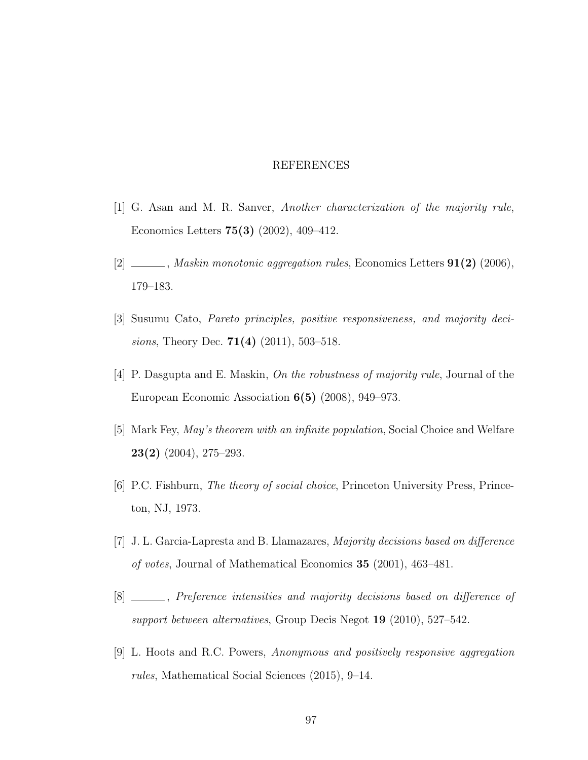# REFERENCES

[1] G. Asan and M. R. Sanver, *Another characterization of the majority rule*, Economics Letters **75(3)** (2002), 409–412.

[2] ______, *Maskin monotonic aggregation rules*, Economics Letters **91(2)** (2006), 179–183.

[3] Susumu Cato, *Pareto principles, positive responsiveness, and majority decisions*, Theory Dec. **71(4)** (2011), 503–518.

[4] P. Dasgupta and E. Maskin, *On the robustness of majority rule*, Journal of the European Economic Association **6(5)** (2008), 949–973.

[5] Mark Fey, *May's theorem with an infinite population*, Social Choice and Welfare **23(2)** (2004), 275–293.

[6] P.C. Fishburn, *The theory of social choice*, Princeton University Press, Princeton, NJ, 1973.

[7] J. L. Garcia-Lapresta and B. Llamazares, *Majority decisions based on difference of votes*, Journal of Mathematical Economics **35** (2001), 463–481.

[8] ______, *Preference intensities and majority decisions based on difference of support between alternatives*, Group Decis Negot **19** (2010), 527–542.

[9] L. Hoots and R.C. Powers, *Anonymous and positively responsive aggregation rules*, Mathematical Social Sciences (2015), 9–14.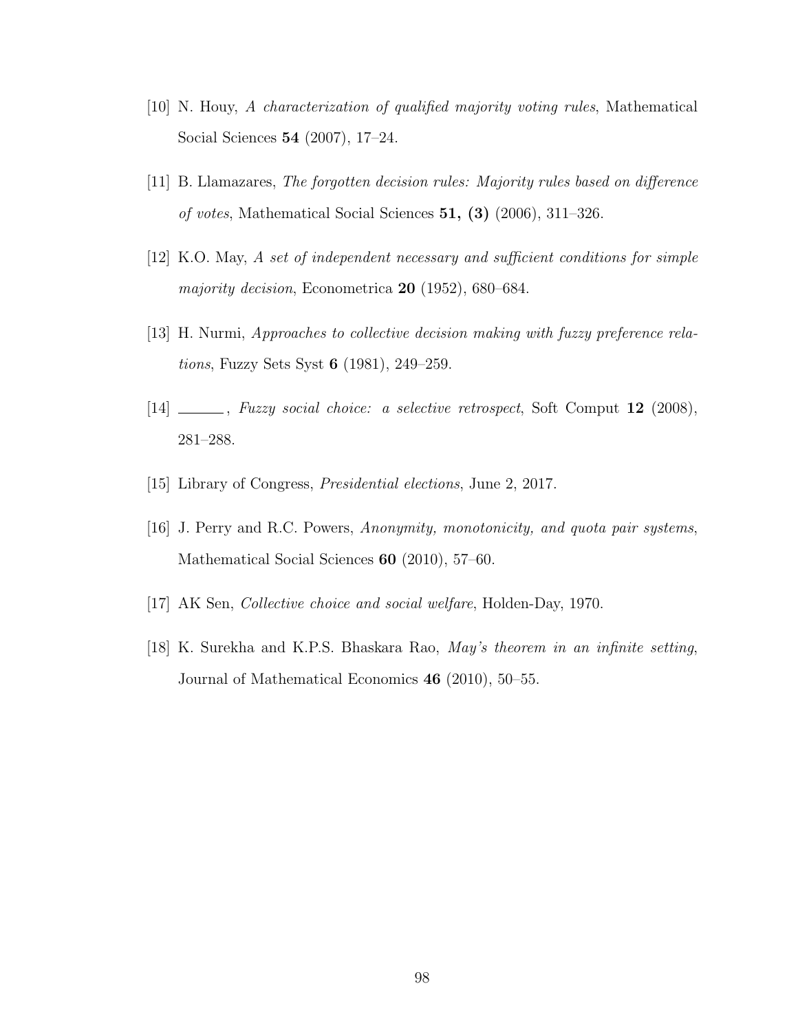[10] N. Houy, *A characterization of qualified majority voting rules*, Mathematical Social Sciences **54** (2007), 17–24.

[11] B. Llamazares, *The forgotten decision rules: Majority rules based on difference of votes*, Mathematical Social Sciences **51, (3)** (2006), 311–326.

[12] K.O. May, *A set of independent necessary and sufficient conditions for simple majority decision*, Econometrica **20** (1952), 680–684.

[13] H. Nurmi, *Approaches to collective decision making with fuzzy preference relations*, Fuzzy Sets Syst **6** (1981), 249–259.

[14] ______, *Fuzzy social choice: a selective retrospect*, Soft Comput **12** (2008), 281–288.

[15] Library of Congress, *Presidential elections*, June 2, 2017.

[16] J. Perry and R.C. Powers, *Anonymity, monotonicity, and quota pair systems*, Mathematical Social Sciences **60** (2010), 57–60.

[17] AK Sen, *Collective choice and social welfare*, Holden-Day, 1970.

[18] K. Surekha and K.P.S. Bhaskara Rao, *May's theorem in an infinite setting*, Journal of Mathematical Economics **46** (2010), 50–55.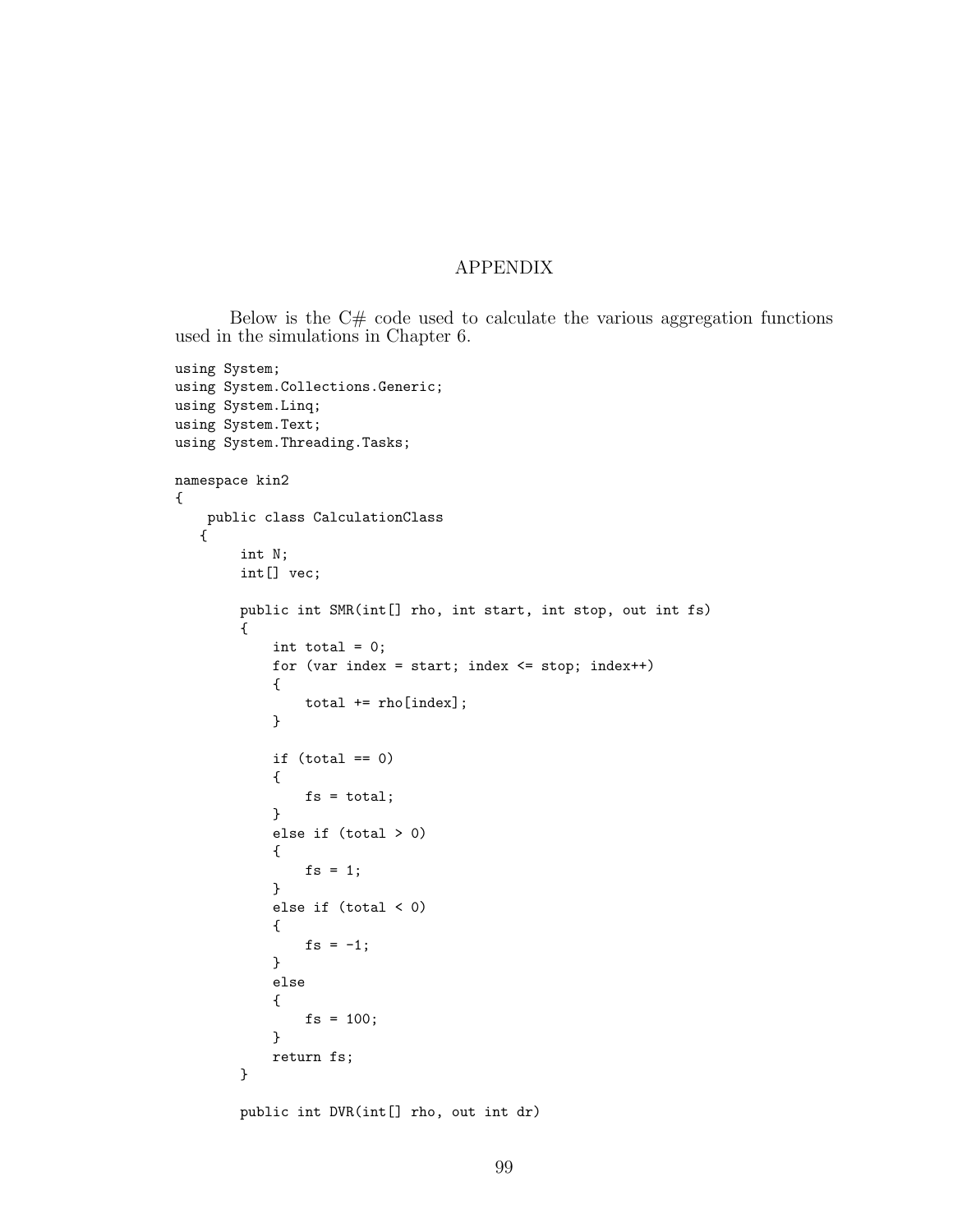# APPENDIX

Below is the C# code used to calculate the various aggregation functions used in the simulations in Chapter 6.

```
using System;
using System.Collections.Generic;
using System.Linq;
using System.Text;
using System.Threading.Tasks;

namespace kin2
{
    public class CalculationClass
   {
        int N;
        int[] vec;

        public int SMR(int[] rho, int start, int stop, out int fs)
        {
            int total = 0;
            for (var index = start; index <= stop; index++)
            {
                total += rho[index];
            }

            if (total == 0)
            {
                fs = total;
            }
            else if (total > 0)
            {
                fs = 1;
            }
            else if (total < 0)
            {
                fs = -1;
            }
            else
            {
                fs = 100;
            }
            return fs;
        }

        public int DVR(int[] rho, out int dr)
```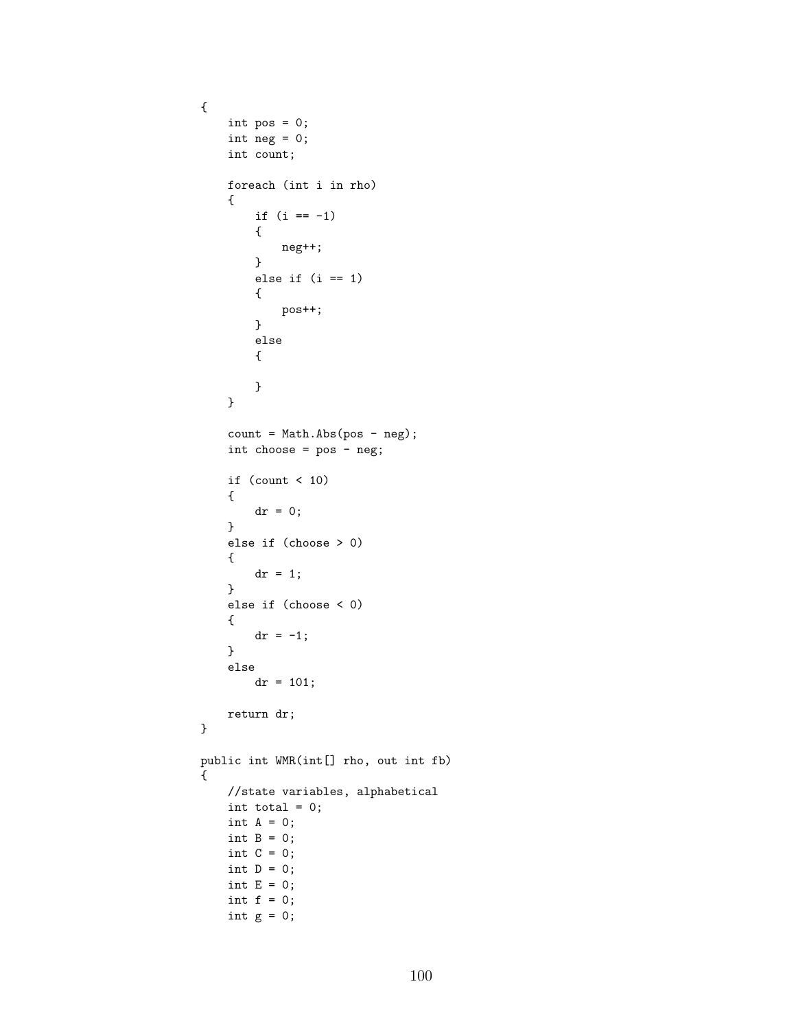```
{
    int pos = 0;
    int neg = 0;
    int count;

    foreach (int i in rho)
    {
        if (i == -1)
        {
            neg++;
        }
        else if (i == 1)
        {
            pos++;
        }
        else
        {

        }
    }

    count = Math.Abs(pos - neg);
    int choose = pos - neg;

    if (count < 10)
    {
        dr = 0;
    }
    else if (choose > 0)
    {
        dr = 1;
    }
    else if (choose < 0)
    {
        dr = -1;
    }
    else
        dr = 101;

    return dr;
}

public int WMR(int[] rho, out int fb)
{
    //state variables, alphabetical
    int total = 0;
    int A = 0;
    int B = 0;
    int C = 0;
    int D = 0;
    int E = 0;
    int f = 0;
    int g = 0;
```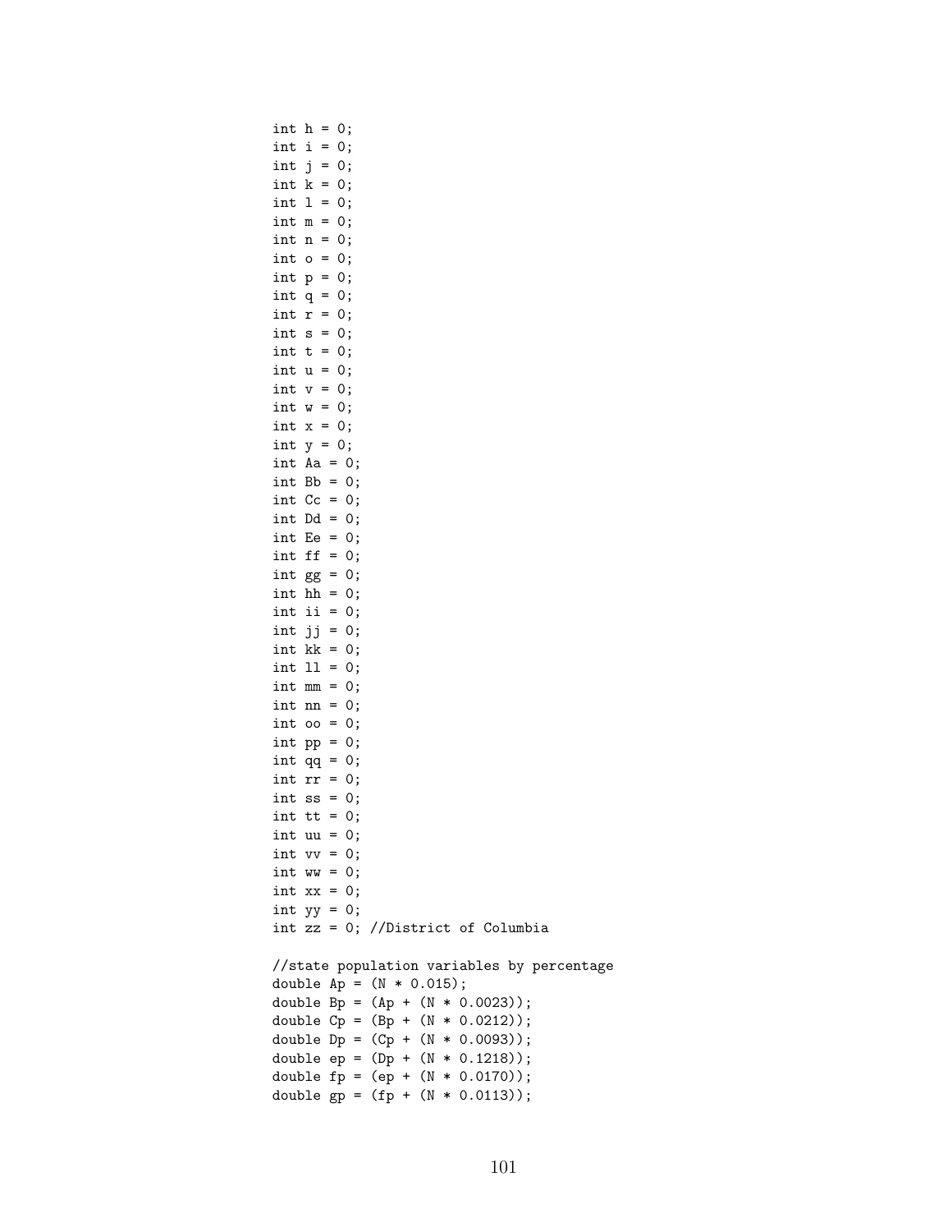```
int h = 0;
int i = 0;
int j = 0;
int k = 0;
int l = 0;
int m = 0;
int n = 0;
int o = 0;
int p = 0;
int q = 0;
int r = 0;
int s = 0;
int t = 0;
int u = 0;
int v = 0;
int w = 0;
int x = 0;
int y = 0;
int Aa = 0;
int Bb = 0;
int Cc = 0;
int Dd = 0;
int Ee = 0;
int ff = 0;
int gg = 0;
int hh = 0;
int ii = 0;
int jj = 0;
int kk = 0;
int ll = 0;
int mm = 0;
int nn = 0;
int oo = 0;
int pp = 0;
int qq = 0;
int rr = 0;
int ss = 0;
int tt = 0;
int uu = 0;
int vv = 0;
int ww = 0;
int xx = 0;
int yy = 0;
int zz = 0; //District of Columbia

//state population variables by percentage
double Ap = (N * 0.015);
double Bp = (Ap + (N * 0.0023));
double Cp = (Bp + (N * 0.0212));
double Dp = (Cp + (N * 0.0093));
double ep = (Dp + (N * 0.1218));
double fp = (ep + (N * 0.0170));
double gp = (fp + (N * 0.0113));
```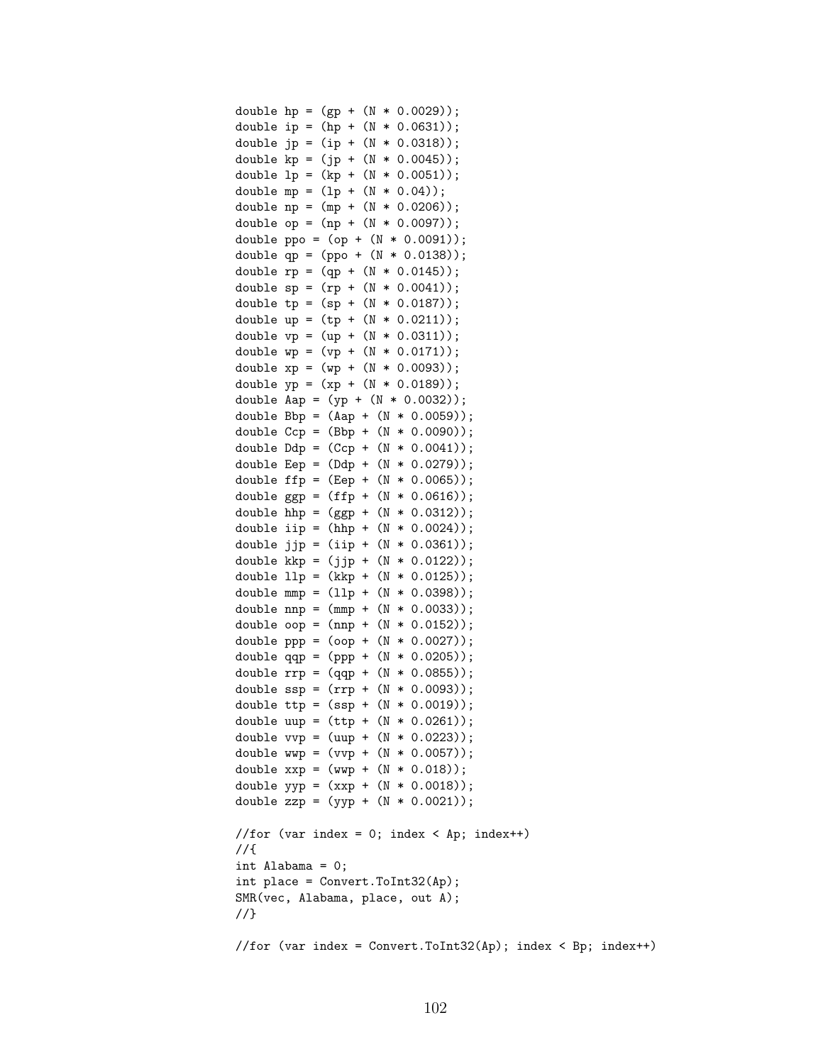```
double hp = (gp + (N * 0.0029));
double ip = (hp + (N * 0.0631));
double jp = (ip + (N * 0.0318));
double kp = (jp + (N * 0.0045));
double lp = (kp + (N * 0.0051));
double mp = (lp + (N * 0.04));
double np = (mp + (N * 0.0206));
double op = (np + (N * 0.0097));
double ppo = (op + (N * 0.0091));
double qp = (ppo + (N * 0.0138));
double rp = (qp + (N * 0.0145));
double sp = (rp + (N * 0.0041));
double tp = (sp + (N * 0.0187));
double up = (tp + (N * 0.0211));
double vp = (up + (N * 0.0311));
double wp = (vp + (N * 0.0171));
double xp = (wp + (N * 0.0093));
double yp = (xp + (N * 0.0189));
double Aap = (yp + (N * 0.0032));
double Bbp = (Aap + (N * 0.0059));
double Ccp = (Bbp + (N * 0.0090));
double Ddp = (Ccp + (N * 0.0041));
double Eep = (Ddp + (N * 0.0279));
double ffp = (Eep + (N * 0.0065));
double ggp = (ffp + (N * 0.0616));
double hhp = (ggp + (N * 0.0312));
double iip = (hhp + (N * 0.0024));
double jjp = (iip + (N * 0.0361));
double kkp = (jjp + (N * 0.0122));
double llp = (kkp + (N * 0.0125));
double mmp = (llp + (N * 0.0398));
double nnp = (mmp + (N * 0.0033));
double oop = (nnp + (N * 0.0152));
double ppp = (oop + (N * 0.0027));
double qqp = (ppp + (N * 0.0205));
double rrp = (qqp + (N * 0.0855));
double ssp = (rrp + (N * 0.0093));
double ttp = (ssp + (N * 0.0019));
double uup = (ttp + (N * 0.0261));
double vvp = (uup + (N * 0.0223));
double wwp = (vvp + (N * 0.0057));
double xxp = (wwp + (N * 0.018));
double yyp = (xxp + (N * 0.0018));
double zzp = (yyp + (N * 0.0021));

//for (var index = 0; index < Ap; index++)
//{
int Alabama = 0;
int place = Convert.ToInt32(Ap);
SMR(vec, Alabama, place, out A);
//}

//for (var index = Convert.ToInt32(Ap); index < Bp; index++)
```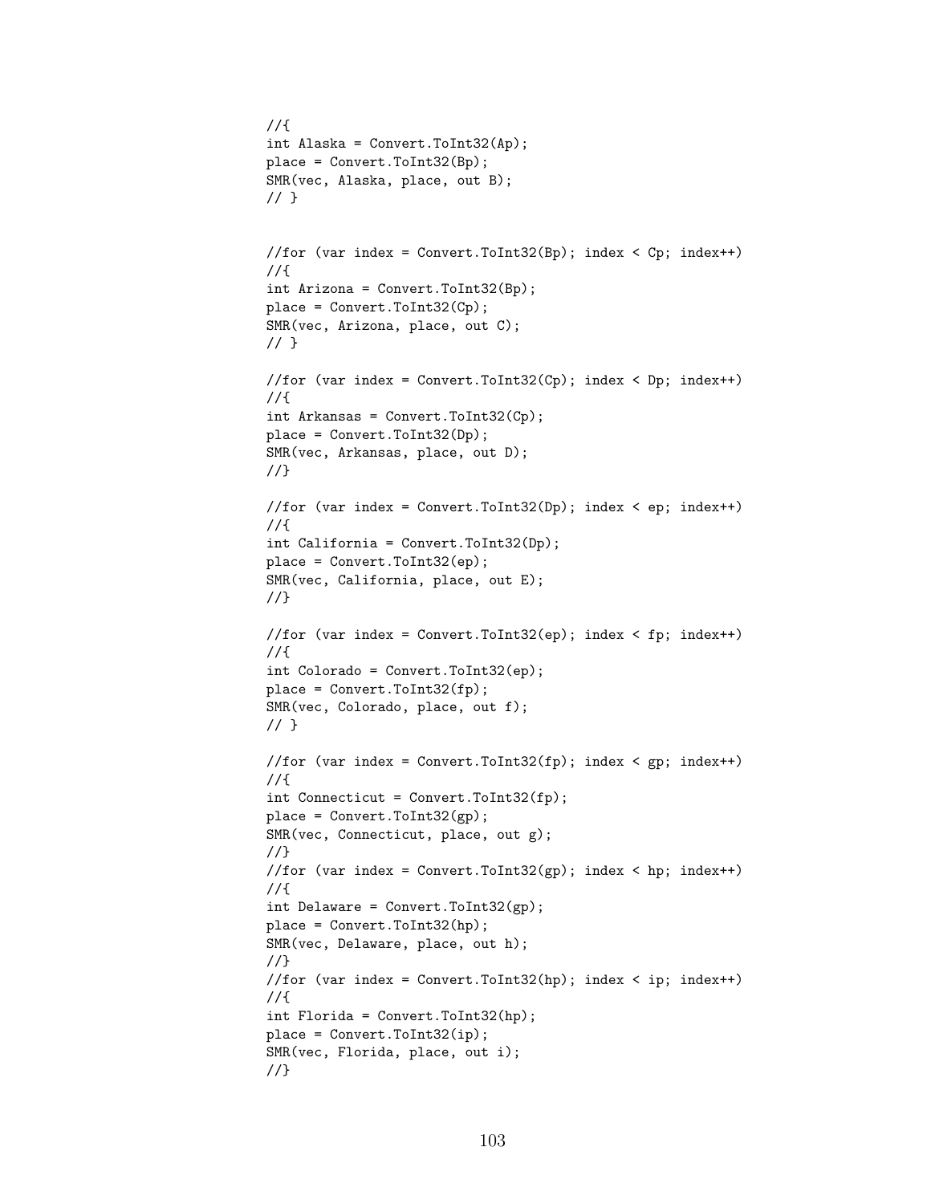```
//{
int Alaska = Convert.ToInt32(Ap);
place = Convert.ToInt32(Bp);
SMR(vec, Alaska, place, out B);
// }


//for (var index = Convert.ToInt32(Bp); index < Cp; index++)
//{
int Arizona = Convert.ToInt32(Bp);
place = Convert.ToInt32(Cp);
SMR(vec, Arizona, place, out C);
// }

//for (var index = Convert.ToInt32(Cp); index < Dp; index++)
//{
int Arkansas = Convert.ToInt32(Cp);
place = Convert.ToInt32(Dp);
SMR(vec, Arkansas, place, out D);
//}

//for (var index = Convert.ToInt32(Dp); index < ep; index++)
//{
int California = Convert.ToInt32(Dp);
place = Convert.ToInt32(ep);
SMR(vec, California, place, out E);
//}

//for (var index = Convert.ToInt32(ep); index < fp; index++)
//{
int Colorado = Convert.ToInt32(ep);
place = Convert.ToInt32(fp);
SMR(vec, Colorado, place, out f);
// }

//for (var index = Convert.ToInt32(fp); index < gp; index++)
//{
int Connecticut = Convert.ToInt32(fp);
place = Convert.ToInt32(gp);
SMR(vec, Connecticut, place, out g);
//}
//for (var index = Convert.ToInt32(gp); index < hp; index++)
//{
int Delaware = Convert.ToInt32(gp);
place = Convert.ToInt32(hp);
SMR(vec, Delaware, place, out h);
//}
//for (var index = Convert.ToInt32(hp); index < ip; index++)
//{
int Florida = Convert.ToInt32(hp);
place = Convert.ToInt32(ip);
SMR(vec, Florida, place, out i);
//}
```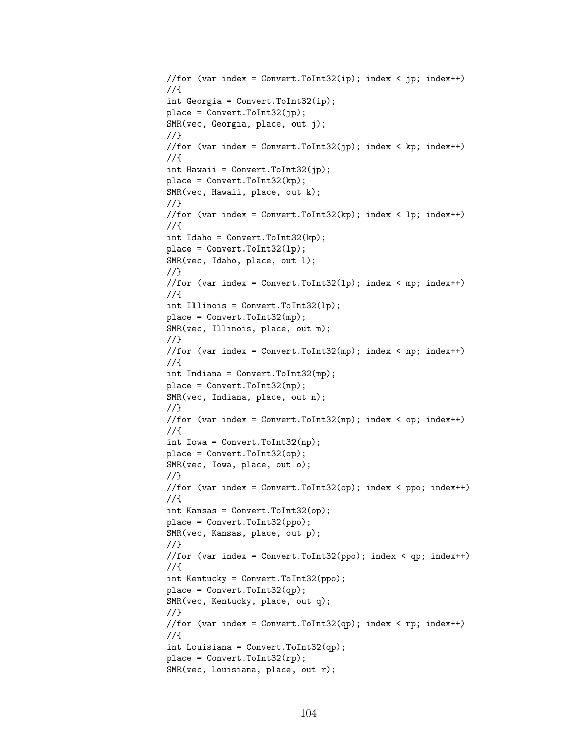```
//for (var index = Convert.ToInt32(ip); index < jp; index++)
//{
int Georgia = Convert.ToInt32(ip);
place = Convert.ToInt32(jp);
SMR(vec, Georgia, place, out j);
//}
//for (var index = Convert.ToInt32(jp); index < kp; index++)
//{
int Hawaii = Convert.ToInt32(jp);
place = Convert.ToInt32(kp);
SMR(vec, Hawaii, place, out k);
//}
//for (var index = Convert.ToInt32(kp); index < lp; index++)
//{
int Idaho = Convert.ToInt32(kp);
place = Convert.ToInt32(lp);
SMR(vec, Idaho, place, out l);
//}
//for (var index = Convert.ToInt32(lp); index < mp; index++)
//{
int Illinois = Convert.ToInt32(lp);
place = Convert.ToInt32(mp);
SMR(vec, Illinois, place, out m);
//}
//for (var index = Convert.ToInt32(mp); index < np; index++)
//{
int Indiana = Convert.ToInt32(mp);
place = Convert.ToInt32(np);
SMR(vec, Indiana, place, out n);
//}
//for (var index = Convert.ToInt32(np); index < op; index++)
//{
int Iowa = Convert.ToInt32(np);
place = Convert.ToInt32(op);
SMR(vec, Iowa, place, out o);
//}
//for (var index = Convert.ToInt32(op); index < ppo; index++)
//{
int Kansas = Convert.ToInt32(op);
place = Convert.ToInt32(ppo);
SMR(vec, Kansas, place, out p);
//}
//for (var index = Convert.ToInt32(ppo); index < qp; index++)
//{
int Kentucky = Convert.ToInt32(ppo);
place = Convert.ToInt32(qp);
SMR(vec, Kentucky, place, out q);
//}
//for (var index = Convert.ToInt32(qp); index < rp; index++)
//{
int Louisiana = Convert.ToInt32(qp);
place = Convert.ToInt32(rp);
SMR(vec, Louisiana, place, out r);
```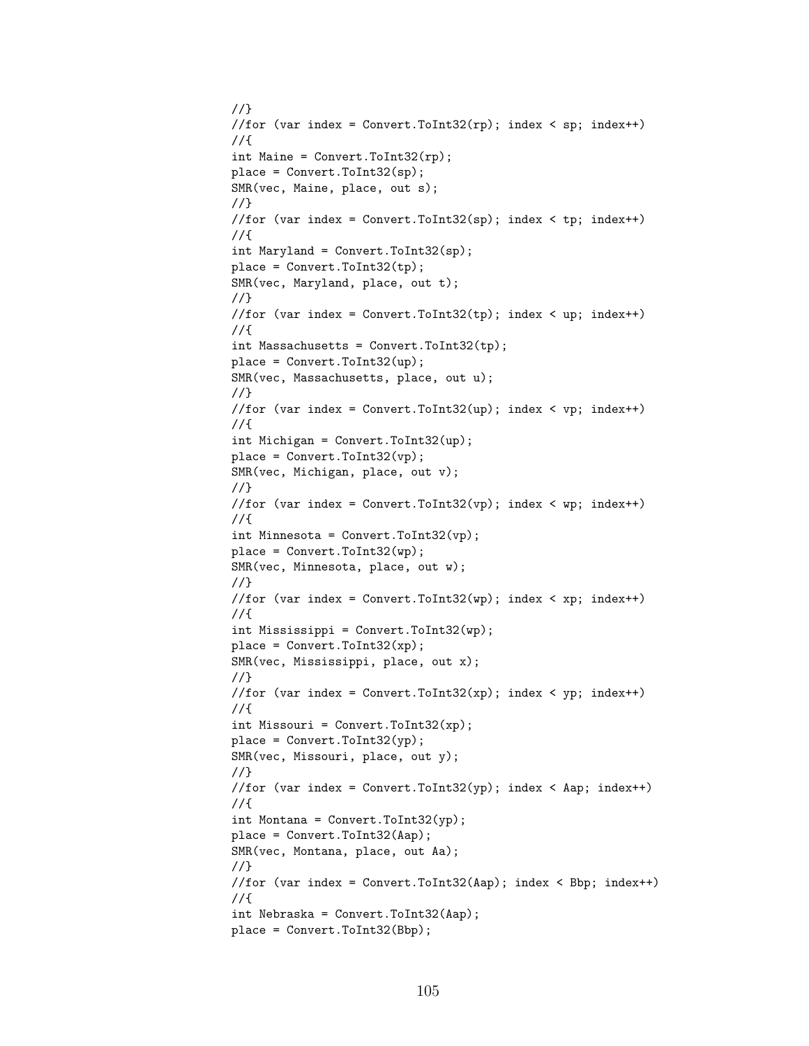```
//}
//for (var index = Convert.ToInt32(rp); index < sp; index++)
//{
int Maine = Convert.ToInt32(rp);
place = Convert.ToInt32(sp);
SMR(vec, Maine, place, out s);
//}
//for (var index = Convert.ToInt32(sp); index < tp; index++)
//{
int Maryland = Convert.ToInt32(sp);
place = Convert.ToInt32(tp);
SMR(vec, Maryland, place, out t);
//}
//for (var index = Convert.ToInt32(tp); index < up; index++)
//{
int Massachusetts = Convert.ToInt32(tp);
place = Convert.ToInt32(up);
SMR(vec, Massachusetts, place, out u);
//}
//for (var index = Convert.ToInt32(up); index < vp; index++)
//{
int Michigan = Convert.ToInt32(up);
place = Convert.ToInt32(vp);
SMR(vec, Michigan, place, out v);
//}
//for (var index = Convert.ToInt32(vp); index < wp; index++)
//{
int Minnesota = Convert.ToInt32(vp);
place = Convert.ToInt32(wp);
SMR(vec, Minnesota, place, out w);
//}
//for (var index = Convert.ToInt32(wp); index < xp; index++)
//{
int Mississippi = Convert.ToInt32(wp);
place = Convert.ToInt32(xp);
SMR(vec, Mississippi, place, out x);
//}
//for (var index = Convert.ToInt32(xp); index < yp; index++)
//{
int Missouri = Convert.ToInt32(xp);
place = Convert.ToInt32(yp);
SMR(vec, Missouri, place, out y);
//}
//for (var index = Convert.ToInt32(yp); index < Aap; index++)
//{
int Montana = Convert.ToInt32(yp);
place = Convert.ToInt32(Aap);
SMR(vec, Montana, place, out Aa);
//}
//for (var index = Convert.ToInt32(Aap); index < Bbp; index++)
//{
int Nebraska = Convert.ToInt32(Aap);
place = Convert.ToInt32(Bbp);
```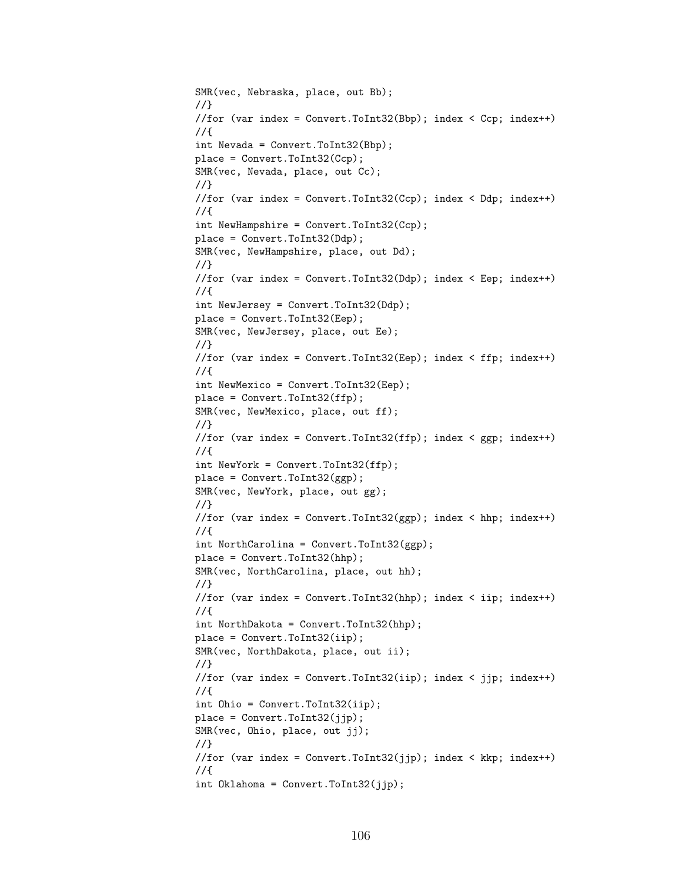```
SMR(vec, Nebraska, place, out Bb);
//}
//for (var index = Convert.ToInt32(Bbp); index < Ccp; index++)
//{
int Nevada = Convert.ToInt32(Bbp);
place = Convert.ToInt32(Ccp);
SMR(vec, Nevada, place, out Cc);
//}
//for (var index = Convert.ToInt32(Ccp); index < Ddp; index++)
//{
int NewHampshire = Convert.ToInt32(Ccp);
place = Convert.ToInt32(Ddp);
SMR(vec, NewHampshire, place, out Dd);
//}
//for (var index = Convert.ToInt32(Ddp); index < Eep; index++)
//{
int NewJersey = Convert.ToInt32(Ddp);
place = Convert.ToInt32(Eep);
SMR(vec, NewJersey, place, out Ee);
//}
//for (var index = Convert.ToInt32(Eep); index < ffp; index++)
//{
int NewMexico = Convert.ToInt32(Eep);
place = Convert.ToInt32(ffp);
SMR(vec, NewMexico, place, out ff);
//}
//for (var index = Convert.ToInt32(ffp); index < ggp; index++)
//{
int NewYork = Convert.ToInt32(ffp);
place = Convert.ToInt32(ggp);
SMR(vec, NewYork, place, out gg);
//}
//for (var index = Convert.ToInt32(ggp); index < hhp; index++)
//{
int NorthCarolina = Convert.ToInt32(ggp);
place = Convert.ToInt32(hhp);
SMR(vec, NorthCarolina, place, out hh);
//}
//for (var index = Convert.ToInt32(hhp); index < iip; index++)
//{
int NorthDakota = Convert.ToInt32(hhp);
place = Convert.ToInt32(iip);
SMR(vec, NorthDakota, place, out ii);
//}
//for (var index = Convert.ToInt32(iip); index < jjp; index++)
//{
int Ohio = Convert.ToInt32(iip);
place = Convert.ToInt32(jjp);
SMR(vec, Ohio, place, out jj);
//}
//for (var index = Convert.ToInt32(jjp); index < kkp; index++)
//{
int Oklahoma = Convert.ToInt32(jjp);
```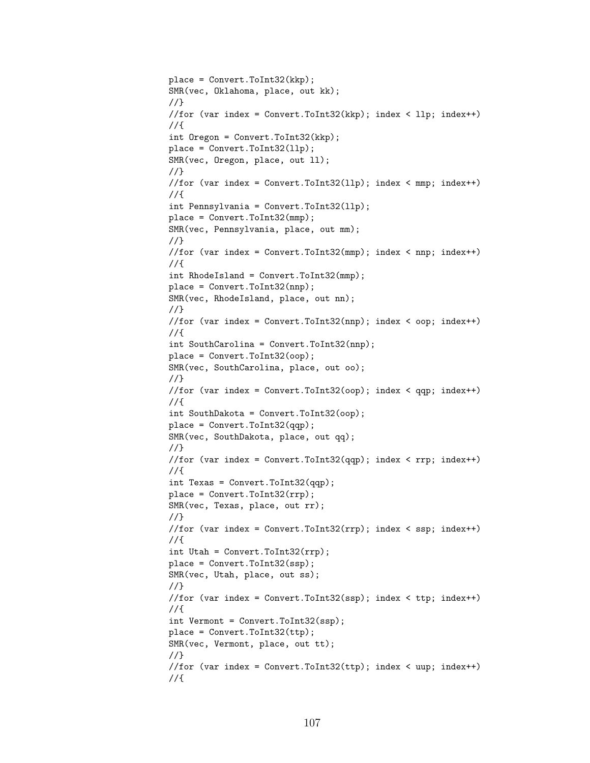```
place = Convert.ToInt32(kkp);
SMR(vec, Oklahoma, place, out kk);
//}
//for (var index = Convert.ToInt32(kkp); index < llp; index++)
//{
int Oregon = Convert.ToInt32(kkp);
place = Convert.ToInt32(llp);
SMR(vec, Oregon, place, out ll);
//}
//for (var index = Convert.ToInt32(llp); index < mmp; index++)
//{
int Pennsylvania = Convert.ToInt32(llp);
place = Convert.ToInt32(mmp);
SMR(vec, Pennsylvania, place, out mm);
//}
//for (var index = Convert.ToInt32(mmp); index < nnp; index++)
//{
int RhodeIsland = Convert.ToInt32(mmp);
place = Convert.ToInt32(nnp);
SMR(vec, RhodeIsland, place, out nn);
//}
//for (var index = Convert.ToInt32(nnp); index < oop; index++)
//{
int SouthCarolina = Convert.ToInt32(nnp);
place = Convert.ToInt32(oop);
SMR(vec, SouthCarolina, place, out oo);
//}
//for (var index = Convert.ToInt32(oop); index < qqp; index++)
//{
int SouthDakota = Convert.ToInt32(oop);
place = Convert.ToInt32(qqp);
SMR(vec, SouthDakota, place, out qq);
//}
//for (var index = Convert.ToInt32(qqp); index < rrp; index++)
//{
int Texas = Convert.ToInt32(qqp);
place = Convert.ToInt32(rrp);
SMR(vec, Texas, place, out rr);
//}
//for (var index = Convert.ToInt32(rrp); index < ssp; index++)
//{
int Utah = Convert.ToInt32(rrp);
place = Convert.ToInt32(ssp);
SMR(vec, Utah, place, out ss);
//}
//for (var index = Convert.ToInt32(ssp); index < ttp; index++)
//{
int Vermont = Convert.ToInt32(ssp);
place = Convert.ToInt32(ttp);
SMR(vec, Vermont, place, out tt);
//}
//for (var index = Convert.ToInt32(ttp); index < uup; index++)
//{
```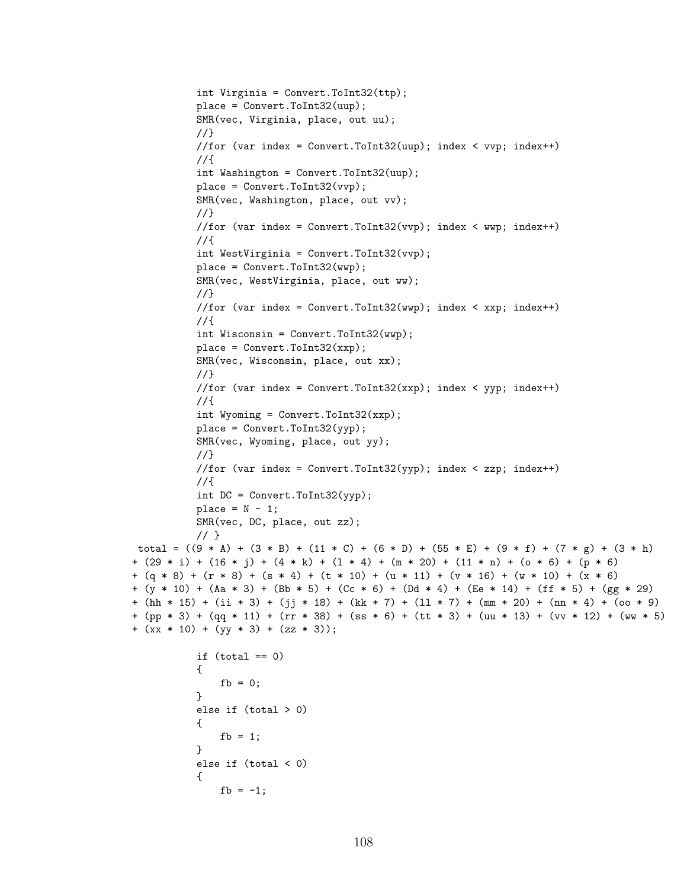```
            int Virginia = Convert.ToInt32(ttp);
            place = Convert.ToInt32(uup);
            SMR(vec, Virginia, place, out uu);
            //}
            //for (var index = Convert.ToInt32(uup); index < vvp; index++)
            //{
            int Washington = Convert.ToInt32(uup);
            place = Convert.ToInt32(vvp);
            SMR(vec, Washington, place, out vv);
            //}
            //for (var index = Convert.ToInt32(vvp); index < wwp; index++)
            //{
            int WestVirginia = Convert.ToInt32(vvp);
            place = Convert.ToInt32(wwp);
            SMR(vec, WestVirginia, place, out ww);
            //}
            //for (var index = Convert.ToInt32(wwp); index < xxp; index++)
            //{
            int Wisconsin = Convert.ToInt32(wwp);
            place = Convert.ToInt32(xxp);
            SMR(vec, Wisconsin, place, out xx);
            //}
            //for (var index = Convert.ToInt32(xxp); index < yyp; index++)
            //{
            int Wyoming = Convert.ToInt32(xxp);
            place = Convert.ToInt32(yyp);
            SMR(vec, Wyoming, place, out yy);
            //}
            //for (var index = Convert.ToInt32(yyp); index < zzp; index++)
            //{
            int DC = Convert.ToInt32(yyp);
            place = N - 1;
            SMR(vec, DC, place, out zz);
            // }
 total = ((9 * A) + (3 * B) + (11 * C) + (6 * D) + (55 * E) + (9 * f) + (7 * g) + (3 * h)
+ (29 * i) + (16 * j) + (4 * k) + (l * 4) + (m * 20) + (11 * n) + (o * 6) + (p * 6)
+ (q * 8) + (r * 8) + (s * 4) + (t * 10) + (u * 11) + (v * 16) + (w * 10) + (x * 6)
+ (y * 10) + (Aa * 3) + (Bb * 5) + (Cc * 6) + (Dd * 4) + (Ee * 14) + (ff * 5) + (gg * 29)
+ (hh * 15) + (ii * 3) + (jj * 18) + (kk * 7) + (ll * 7) + (mm * 20) + (nn * 4) + (oo * 9)
+ (pp * 3) + (qq * 11) + (rr * 38) + (ss * 6) + (tt * 3) + (uu * 13) + (vv * 12) + (ww * 5)
+ (xx * 10) + (yy * 3) + (zz * 3));

            if (total == 0)
            {
                fb = 0;
            }
            else if (total > 0)
            {
                fb = 1;
            }
            else if (total < 0)
            {
                fb = -1;
```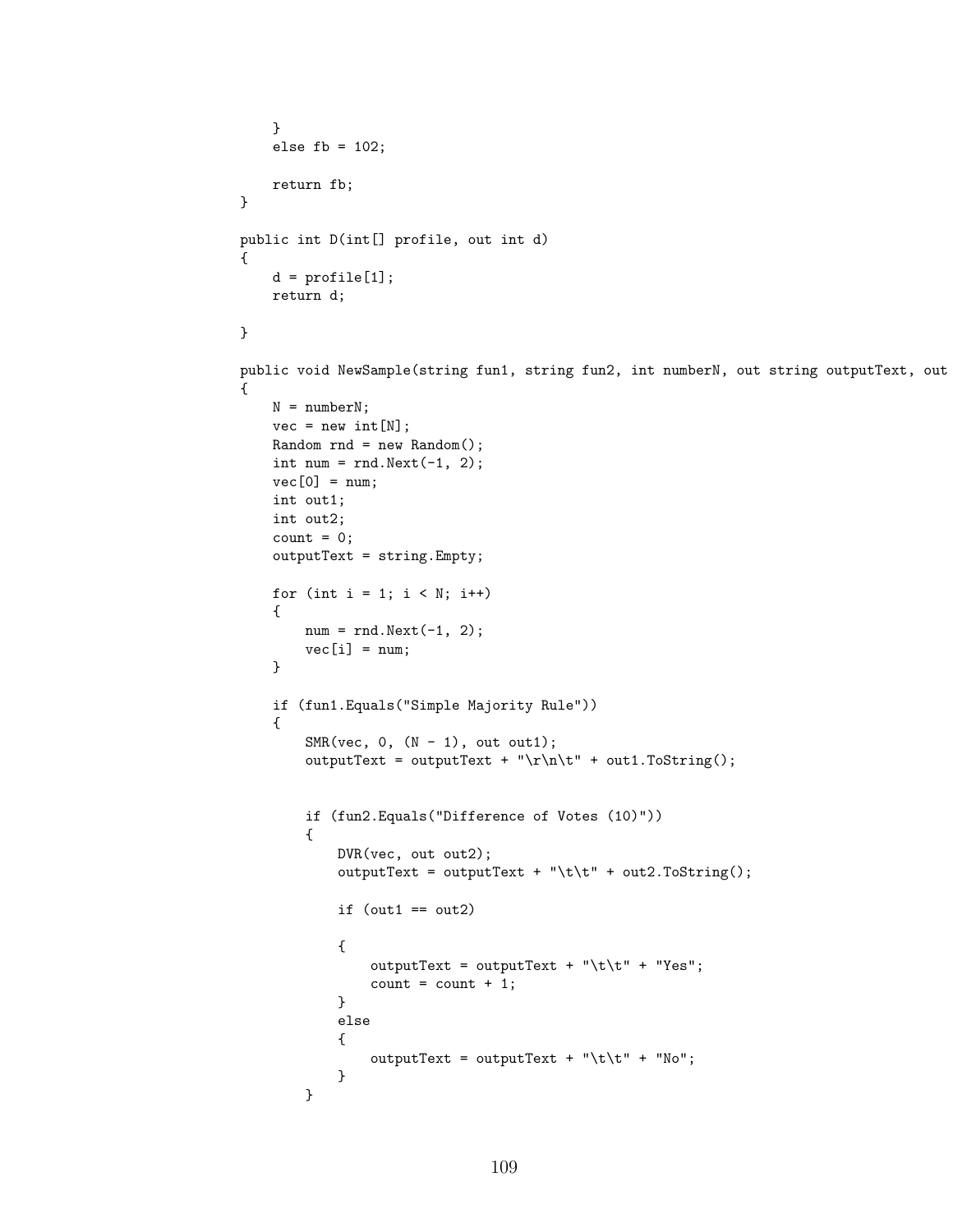```
        }
        else fb = 102;

        return fb;
    }

    public int D(int[] profile, out int d)
    {
        d = profile[1];
        return d;

    }

    public void NewSample(string fun1, string fun2, int numberN, out string outputText, out
    {
        N = numberN;
        vec = new int[N];
        Random rnd = new Random();
        int num = rnd.Next(-1, 2);
        vec[0] = num;
        int out1;
        int out2;
        count = 0;
        outputText = string.Empty;

        for (int i = 1; i < N; i++)
        {
            num = rnd.Next(-1, 2);
            vec[i] = num;
        }

        if (fun1.Equals("Simple Majority Rule"))
        {
            SMR(vec, 0, (N - 1), out out1);
            outputText = outputText + "\r\n\t" + out1.ToString();


            if (fun2.Equals("Difference of Votes (10)"))
            {
                DVR(vec, out out2);
                outputText = outputText + "\t\t" + out2.ToString();

                if (out1 == out2)

                {
                    outputText = outputText + "\t\t" + "Yes";
                    count = count + 1;
                }
                else
                {
                    outputText = outputText + "\t\t" + "No";
                }
            }
```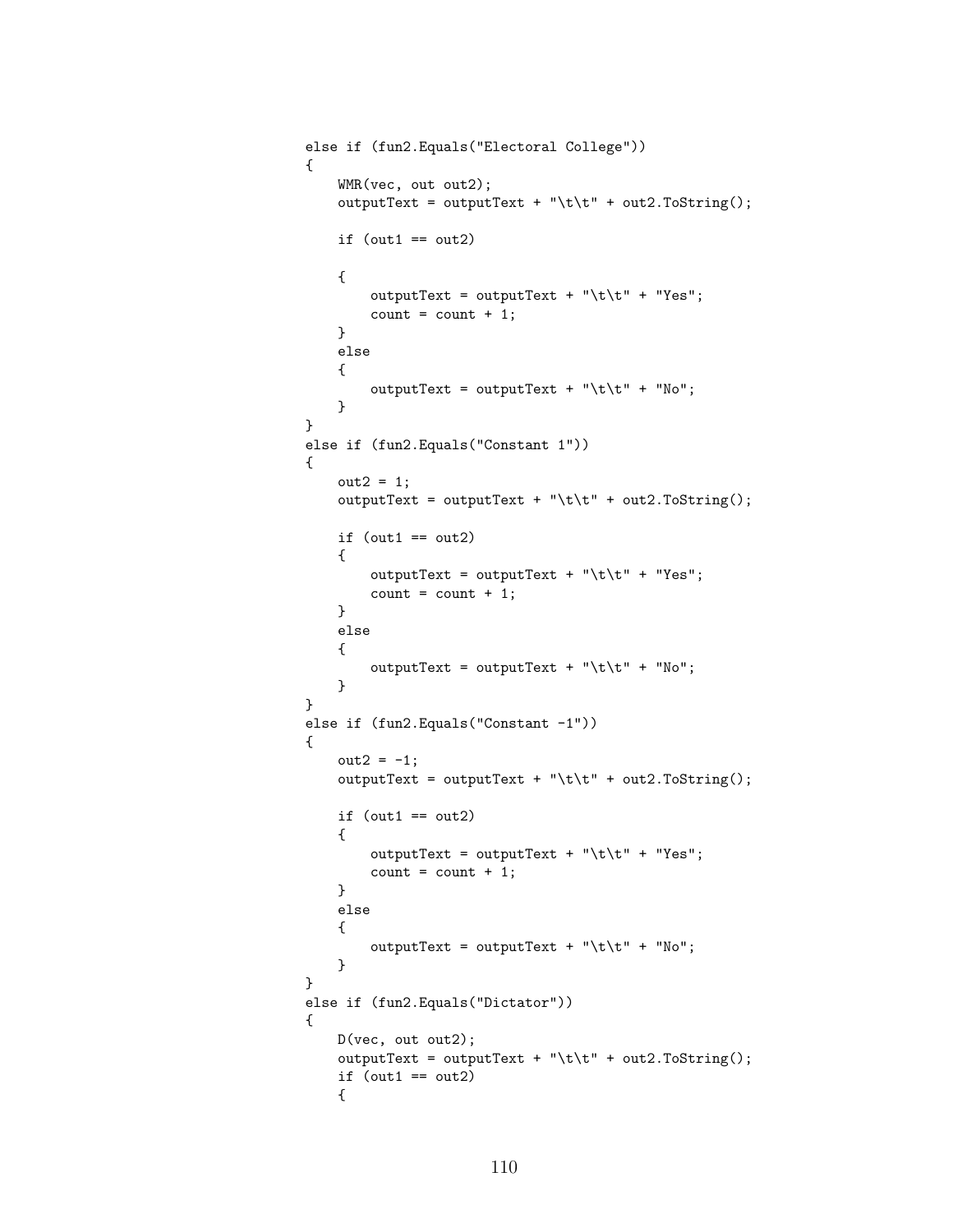```
else if (fun2.Equals("Electoral College"))
{
    WMR(vec, out out2);
    outputText = outputText + "\t\t" + out2.ToString();

    if (out1 == out2)

    {
        outputText = outputText + "\t\t" + "Yes";
        count = count + 1;
    }
    else
    {
        outputText = outputText + "\t\t" + "No";
    }
}
else if (fun2.Equals("Constant 1"))
{
    out2 = 1;
    outputText = outputText + "\t\t" + out2.ToString();

    if (out1 == out2)
    {
        outputText = outputText + "\t\t" + "Yes";
        count = count + 1;
    }
    else
    {
        outputText = outputText + "\t\t" + "No";
    }
}
else if (fun2.Equals("Constant -1"))
{
    out2 = -1;
    outputText = outputText + "\t\t" + out2.ToString();

    if (out1 == out2)
    {
        outputText = outputText + "\t\t" + "Yes";
        count = count + 1;
    }
    else
    {
        outputText = outputText + "\t\t" + "No";
    }
}
else if (fun2.Equals("Dictator"))
{
    D(vec, out out2);
    outputText = outputText + "\t\t" + out2.ToString();
    if (out1 == out2)
    {
```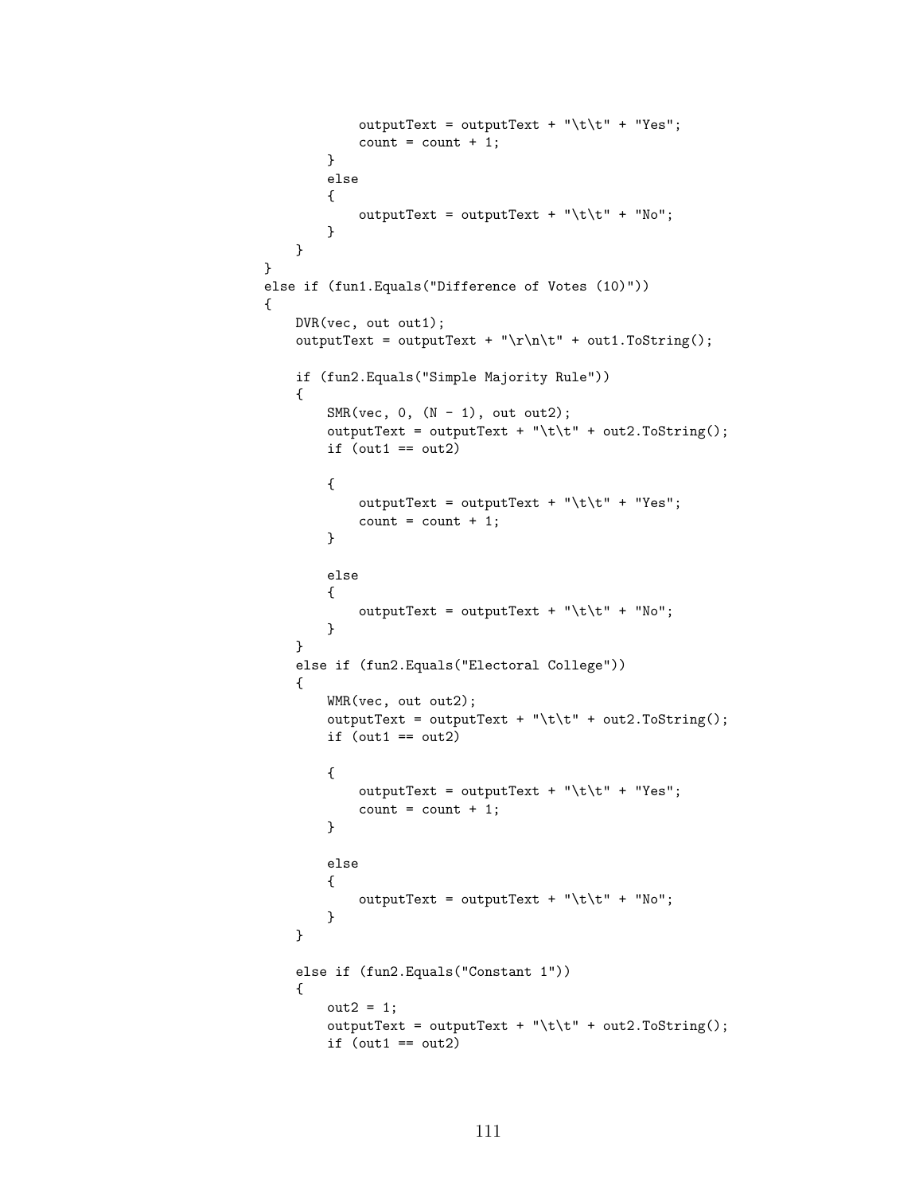```
                outputText = outputText + "\t\t" + "Yes";
                count = count + 1;
            }
            else
            {
                outputText = outputText + "\t\t" + "No";
            }
        }
    }
    else if (fun1.Equals("Difference of Votes (10)"))
    {
        DVR(vec, out out1);
        outputText = outputText + "\r\n\t" + out1.ToString();

        if (fun2.Equals("Simple Majority Rule"))
        {
            SMR(vec, 0, (N - 1), out out2);
            outputText = outputText + "\t\t" + out2.ToString();
            if (out1 == out2)

            {
                outputText = outputText + "\t\t" + "Yes";
                count = count + 1;
            }

            else
            {
                outputText = outputText + "\t\t" + "No";
            }
        }
        else if (fun2.Equals("Electoral College"))
        {
            WMR(vec, out out2);
            outputText = outputText + "\t\t" + out2.ToString();
            if (out1 == out2)

            {
                outputText = outputText + "\t\t" + "Yes";
                count = count + 1;
            }

            else
            {
                outputText = outputText + "\t\t" + "No";
            }
        }

        else if (fun2.Equals("Constant 1"))
        {
            out2 = 1;
            outputText = outputText + "\t\t" + out2.ToString();
            if (out1 == out2)
```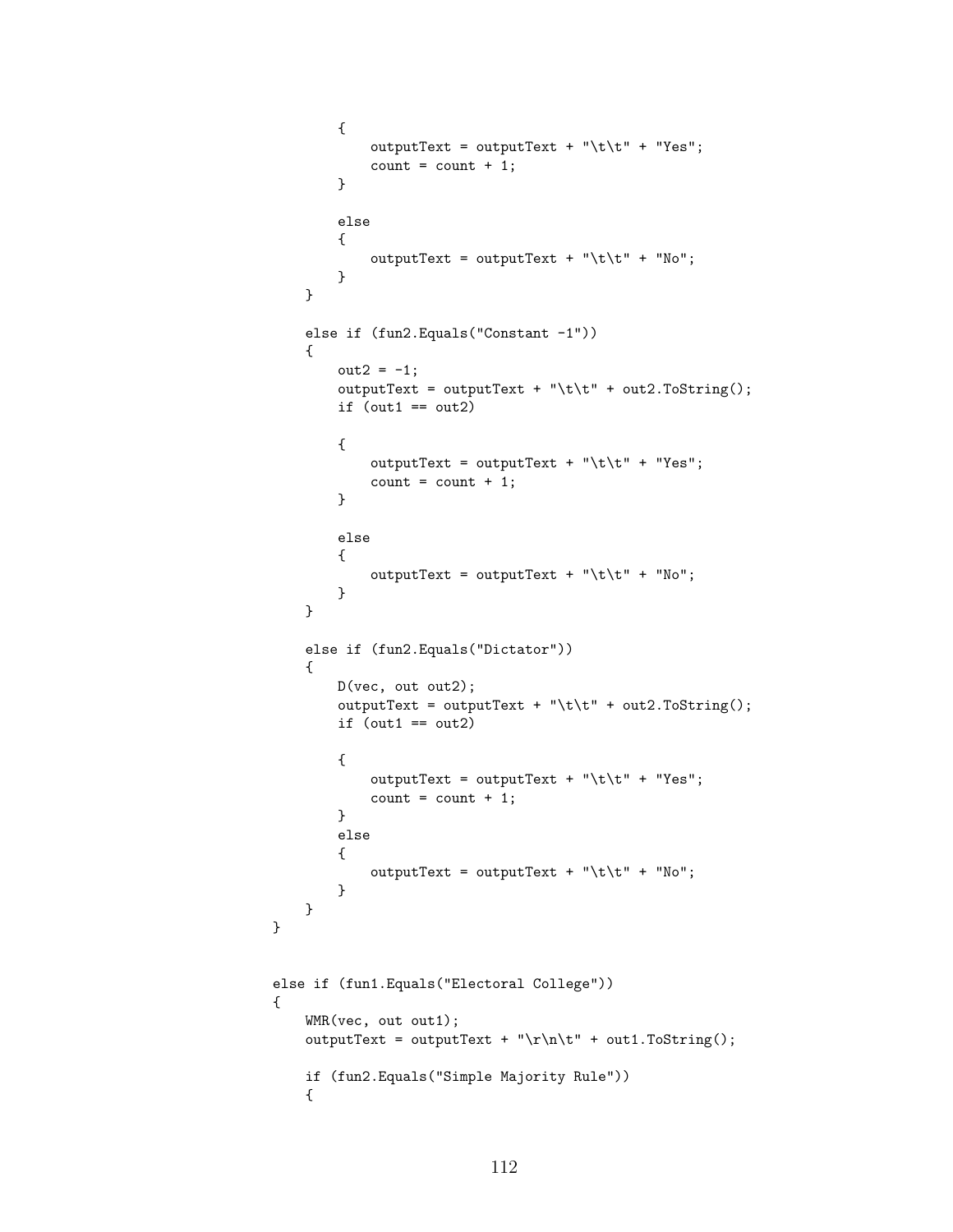```
        {
            outputText = outputText + "\t\t" + "Yes";
            count = count + 1;
        }

        else
        {
            outputText = outputText + "\t\t" + "No";
        }
    }

    else if (fun2.Equals("Constant -1"))
    {
        out2 = -1;
        outputText = outputText + "\t\t" + out2.ToString();
        if (out1 == out2)

        {
            outputText = outputText + "\t\t" + "Yes";
            count = count + 1;
        }

        else
        {
            outputText = outputText + "\t\t" + "No";
        }
    }

    else if (fun2.Equals("Dictator"))
    {
        D(vec, out out2);
        outputText = outputText + "\t\t" + out2.ToString();
        if (out1 == out2)

        {
            outputText = outputText + "\t\t" + "Yes";
            count = count + 1;
        }
        else
        {
            outputText = outputText + "\t\t" + "No";
        }
    }
}


else if (fun1.Equals("Electoral College"))
{
    WMR(vec, out out1);
    outputText = outputText + "\r\n\t" + out1.ToString();

    if (fun2.Equals("Simple Majority Rule"))
    {
```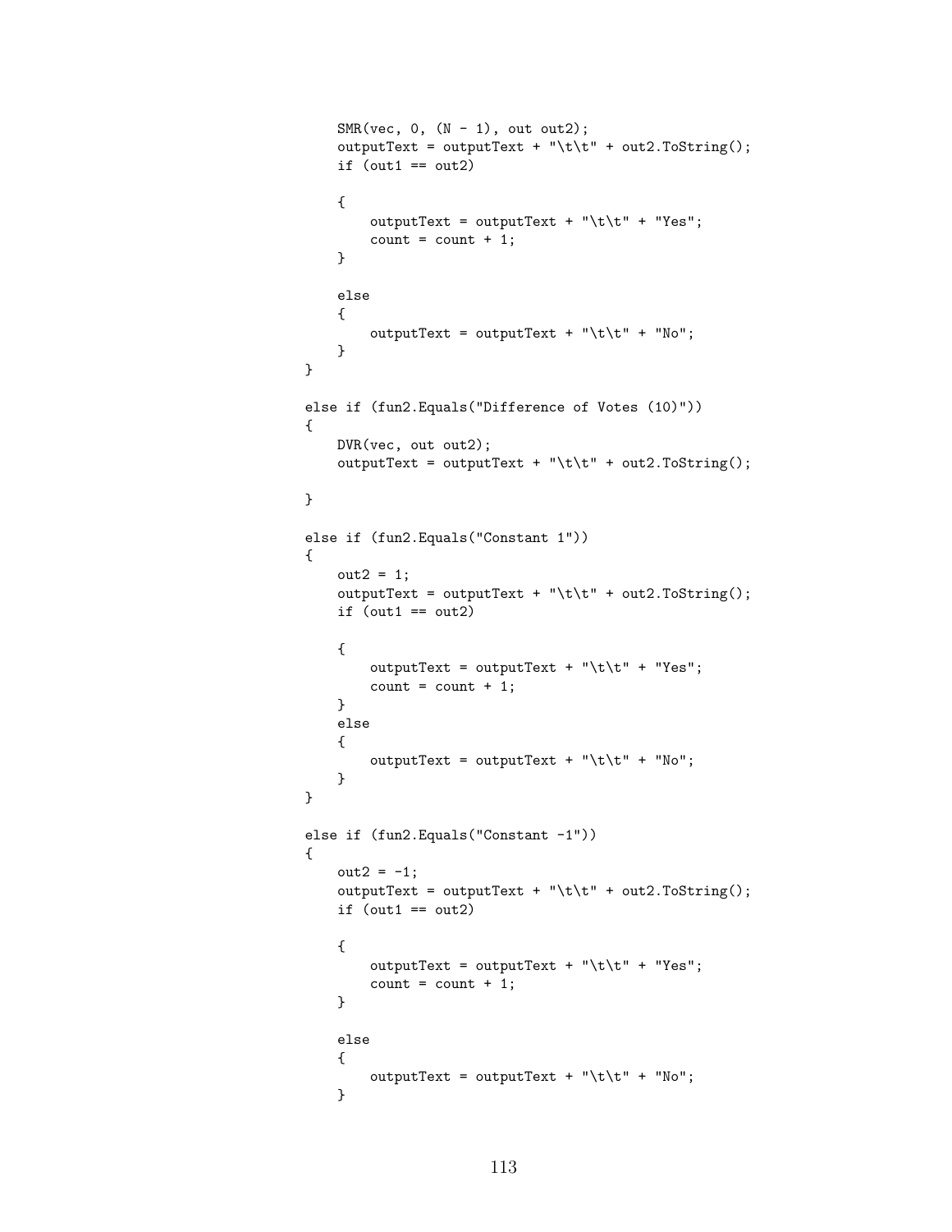```
        SMR(vec, 0, (N - 1), out out2);
        outputText = outputText + "\t\t" + out2.ToString();
        if (out1 == out2)

        {
            outputText = outputText + "\t\t" + "Yes";
            count = count + 1;
        }

        else
        {
            outputText = outputText + "\t\t" + "No";
        }
    }

    else if (fun2.Equals("Difference of Votes (10)"))
    {
        DVR(vec, out out2);
        outputText = outputText + "\t\t" + out2.ToString();

    }

    else if (fun2.Equals("Constant 1"))
    {
        out2 = 1;
        outputText = outputText + "\t\t" + out2.ToString();
        if (out1 == out2)

        {
            outputText = outputText + "\t\t" + "Yes";
            count = count + 1;
        }
        else
        {
            outputText = outputText + "\t\t" + "No";
        }
    }

    else if (fun2.Equals("Constant -1"))
    {
        out2 = -1;
        outputText = outputText + "\t\t" + out2.ToString();
        if (out1 == out2)

        {
            outputText = outputText + "\t\t" + "Yes";
            count = count + 1;
        }

        else
        {
            outputText = outputText + "\t\t" + "No";
        }
```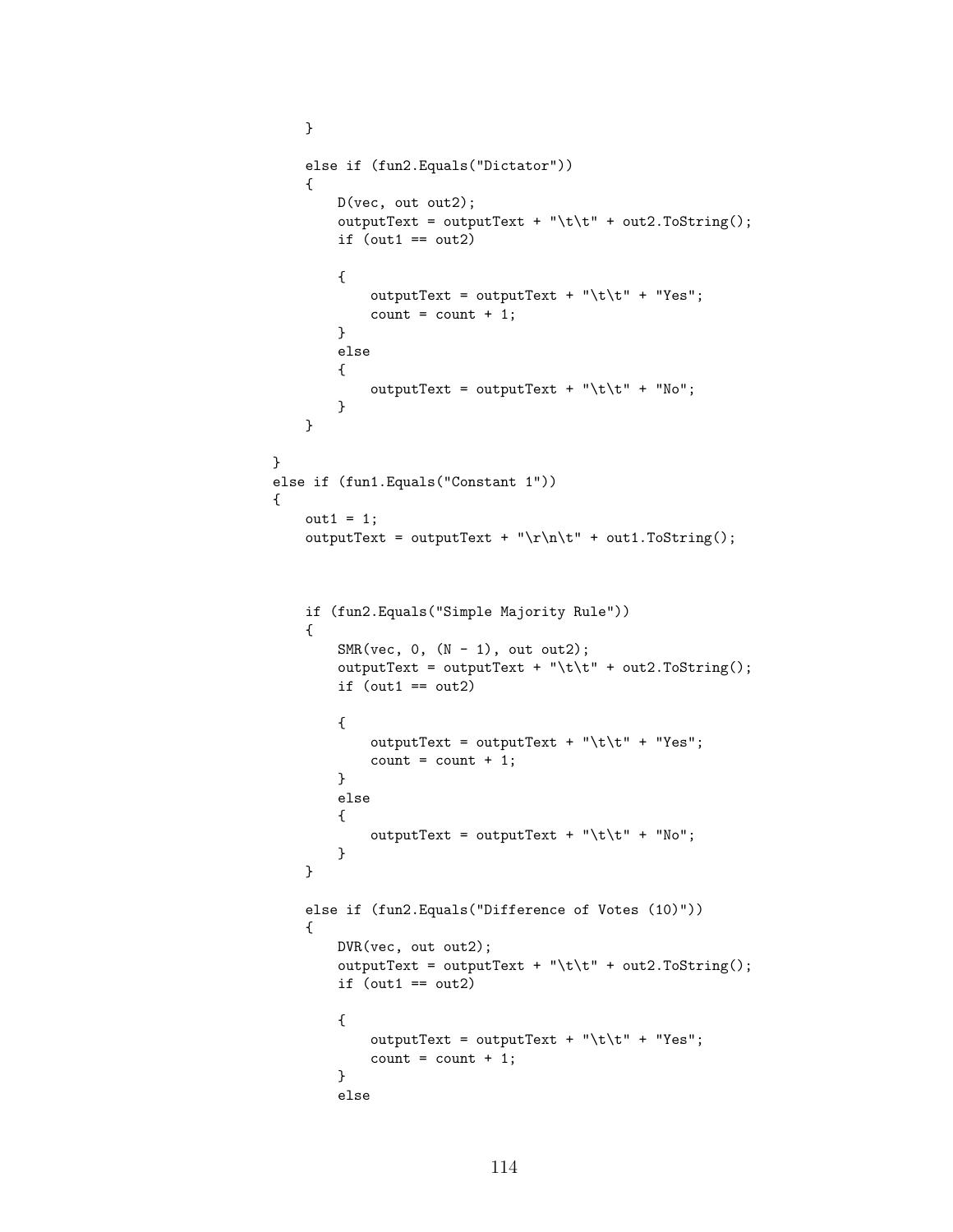```
        }

        else if (fun2.Equals("Dictator"))
        {
            D(vec, out out2);
            outputText = outputText + "\t\t" + out2.ToString();
            if (out1 == out2)

            {
                outputText = outputText + "\t\t" + "Yes";
                count = count + 1;
            }
            else
            {
                outputText = outputText + "\t\t" + "No";
            }
        }

    }
    else if (fun1.Equals("Constant 1"))
    {
        out1 = 1;
        outputText = outputText + "\r\n\t" + out1.ToString();



        if (fun2.Equals("Simple Majority Rule"))
        {
            SMR(vec, 0, (N - 1), out out2);
            outputText = outputText + "\t\t" + out2.ToString();
            if (out1 == out2)

            {
                outputText = outputText + "\t\t" + "Yes";
                count = count + 1;
            }
            else
            {
                outputText = outputText + "\t\t" + "No";
            }
        }

        else if (fun2.Equals("Difference of Votes (10)"))
        {
            DVR(vec, out out2);
            outputText = outputText + "\t\t" + out2.ToString();
            if (out1 == out2)

            {
                outputText = outputText + "\t\t" + "Yes";
                count = count + 1;
            }
            else
```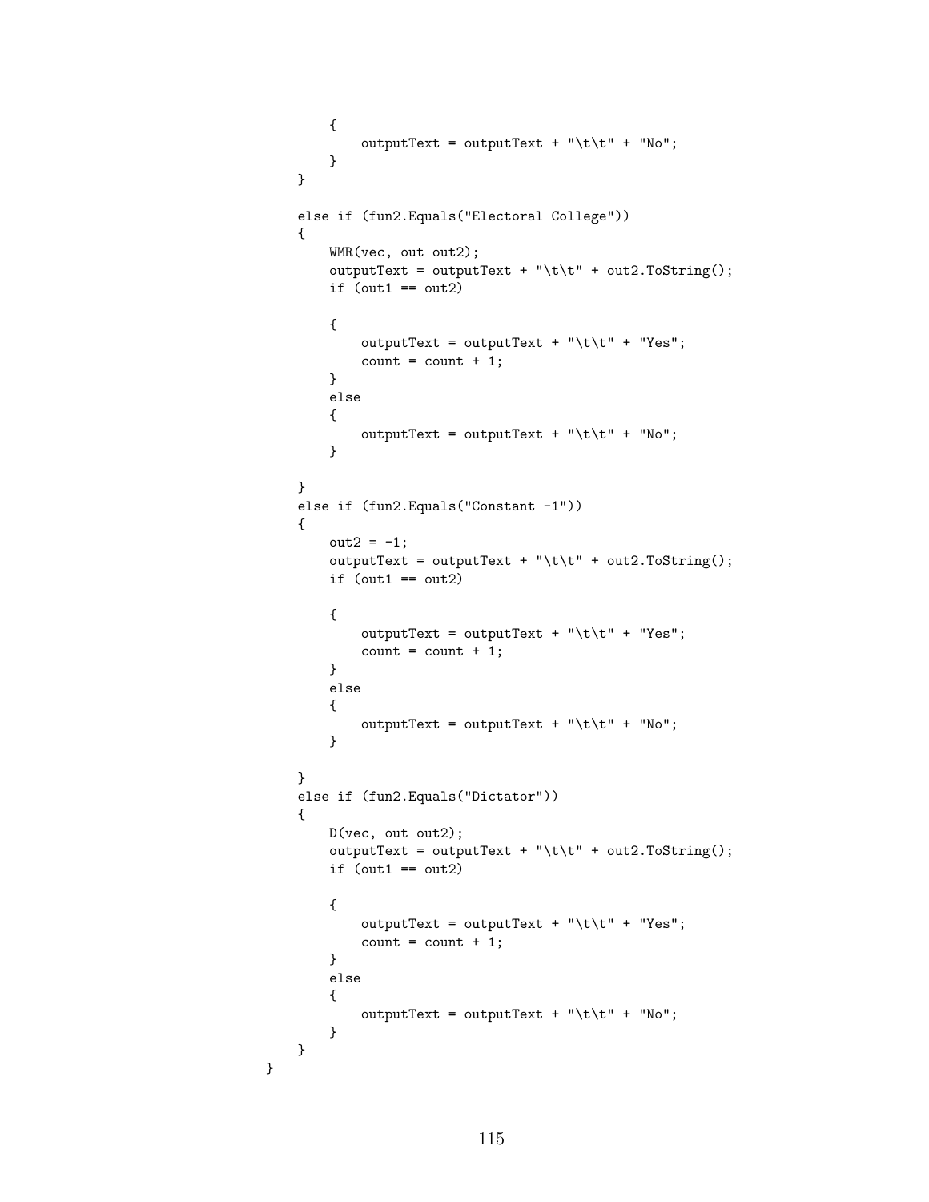```
            {
                outputText = outputText + "\t\t" + "No";
            }
        }

        else if (fun2.Equals("Electoral College"))
        {
            WMR(vec, out out2);
            outputText = outputText + "\t\t" + out2.ToString();
            if (out1 == out2)

            {
                outputText = outputText + "\t\t" + "Yes";
                count = count + 1;
            }
            else
            {
                outputText = outputText + "\t\t" + "No";
            }

        }
        else if (fun2.Equals("Constant -1"))
        {
            out2 = -1;
            outputText = outputText + "\t\t" + out2.ToString();
            if (out1 == out2)

            {
                outputText = outputText + "\t\t" + "Yes";
                count = count + 1;
            }
            else
            {
                outputText = outputText + "\t\t" + "No";
            }

        }
        else if (fun2.Equals("Dictator"))
        {
            D(vec, out out2);
            outputText = outputText + "\t\t" + out2.ToString();
            if (out1 == out2)

            {
                outputText = outputText + "\t\t" + "Yes";
                count = count + 1;
            }
            else
            {
                outputText = outputText + "\t\t" + "No";
            }
        }
    }
```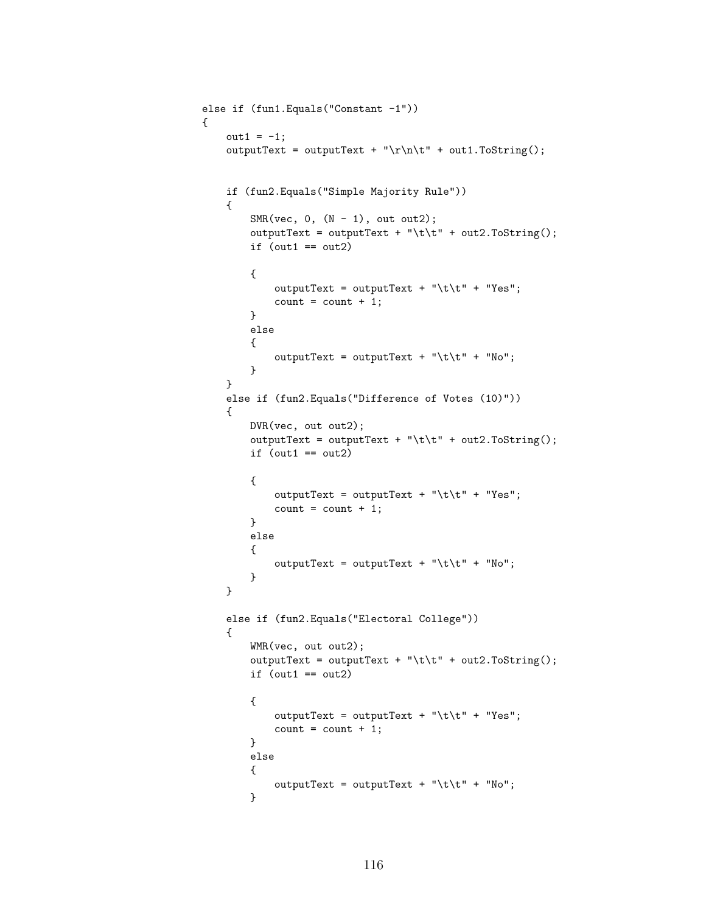```
else if (fun1.Equals("Constant -1"))
{
    out1 = -1;
    outputText = outputText + "\r\n\t" + out1.ToString();


    if (fun2.Equals("Simple Majority Rule"))
    {
        SMR(vec, 0, (N - 1), out out2);
        outputText = outputText + "\t\t" + out2.ToString();
        if (out1 == out2)

        {
            outputText = outputText + "\t\t" + "Yes";
            count = count + 1;
        }
        else
        {
            outputText = outputText + "\t\t" + "No";
        }
    }
    else if (fun2.Equals("Difference of Votes (10)"))
    {
        DVR(vec, out out2);
        outputText = outputText + "\t\t" + out2.ToString();
        if (out1 == out2)

        {
            outputText = outputText + "\t\t" + "Yes";
            count = count + 1;
        }
        else
        {
            outputText = outputText + "\t\t" + "No";
        }
    }

    else if (fun2.Equals("Electoral College"))
    {
        WMR(vec, out out2);
        outputText = outputText + "\t\t" + out2.ToString();
        if (out1 == out2)

        {
            outputText = outputText + "\t\t" + "Yes";
            count = count + 1;
        }
        else
        {
            outputText = outputText + "\t\t" + "No";
        }
```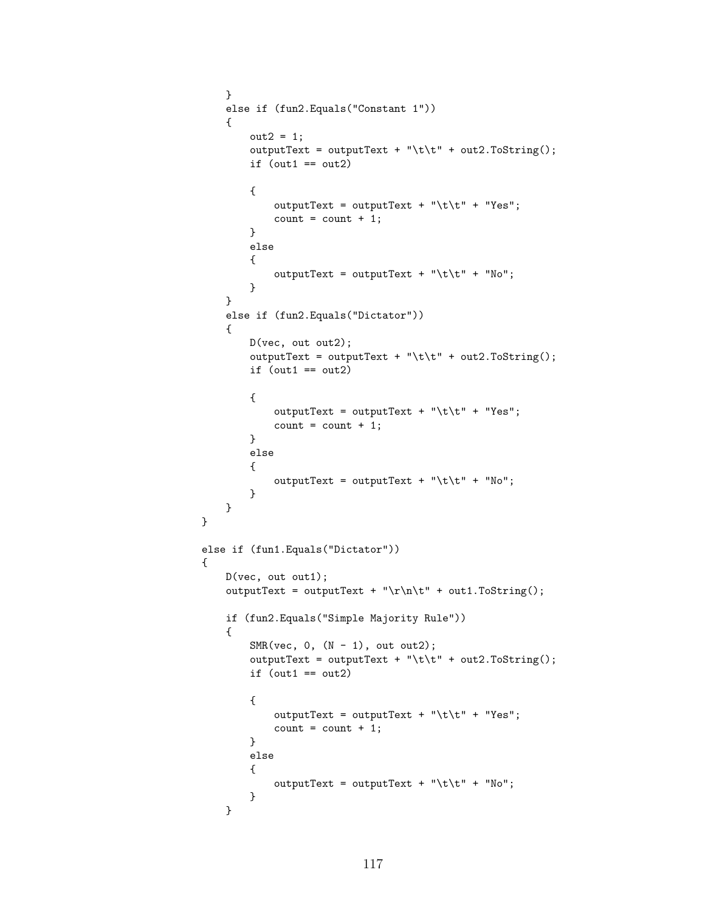```
    }
    else if (fun2.Equals("Constant 1"))
    {
        out2 = 1;
        outputText = outputText + "\t\t" + out2.ToString();
        if (out1 == out2)

        {
            outputText = outputText + "\t\t" + "Yes";
            count = count + 1;
        }
        else
        {
            outputText = outputText + "\t\t" + "No";
        }
    }
    else if (fun2.Equals("Dictator"))
    {
        D(vec, out out2);
        outputText = outputText + "\t\t" + out2.ToString();
        if (out1 == out2)

        {
            outputText = outputText + "\t\t" + "Yes";
            count = count + 1;
        }
        else
        {
            outputText = outputText + "\t\t" + "No";
        }
    }
}

else if (fun1.Equals("Dictator"))
{
    D(vec, out out1);
    outputText = outputText + "\r\n\t" + out1.ToString();

    if (fun2.Equals("Simple Majority Rule"))
    {
        SMR(vec, 0, (N - 1), out out2);
        outputText = outputText + "\t\t" + out2.ToString();
        if (out1 == out2)

        {
            outputText = outputText + "\t\t" + "Yes";
            count = count + 1;
        }
        else
        {
            outputText = outputText + "\t\t" + "No";
        }
    }
```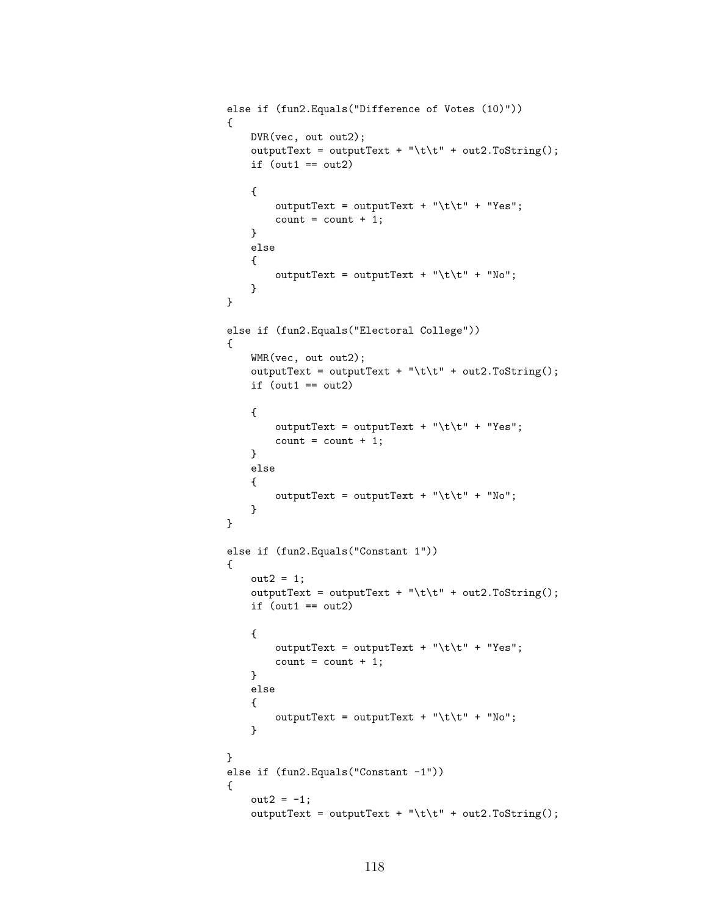```
else if (fun2.Equals("Difference of Votes (10)"))
{
    DVR(vec, out out2);
    outputText = outputText + "\t\t" + out2.ToString();
    if (out1 == out2)

    {
        outputText = outputText + "\t\t" + "Yes";
        count = count + 1;
    }
    else
    {
        outputText = outputText + "\t\t" + "No";
    }
}

else if (fun2.Equals("Electoral College"))
{
    WMR(vec, out out2);
    outputText = outputText + "\t\t" + out2.ToString();
    if (out1 == out2)

    {
        outputText = outputText + "\t\t" + "Yes";
        count = count + 1;
    }
    else
    {
        outputText = outputText + "\t\t" + "No";
    }
}

else if (fun2.Equals("Constant 1"))
{
    out2 = 1;
    outputText = outputText + "\t\t" + out2.ToString();
    if (out1 == out2)

    {
        outputText = outputText + "\t\t" + "Yes";
        count = count + 1;
    }
    else
    {
        outputText = outputText + "\t\t" + "No";
    }

}
else if (fun2.Equals("Constant -1"))
{
    out2 = -1;
    outputText = outputText + "\t\t" + out2.ToString();
```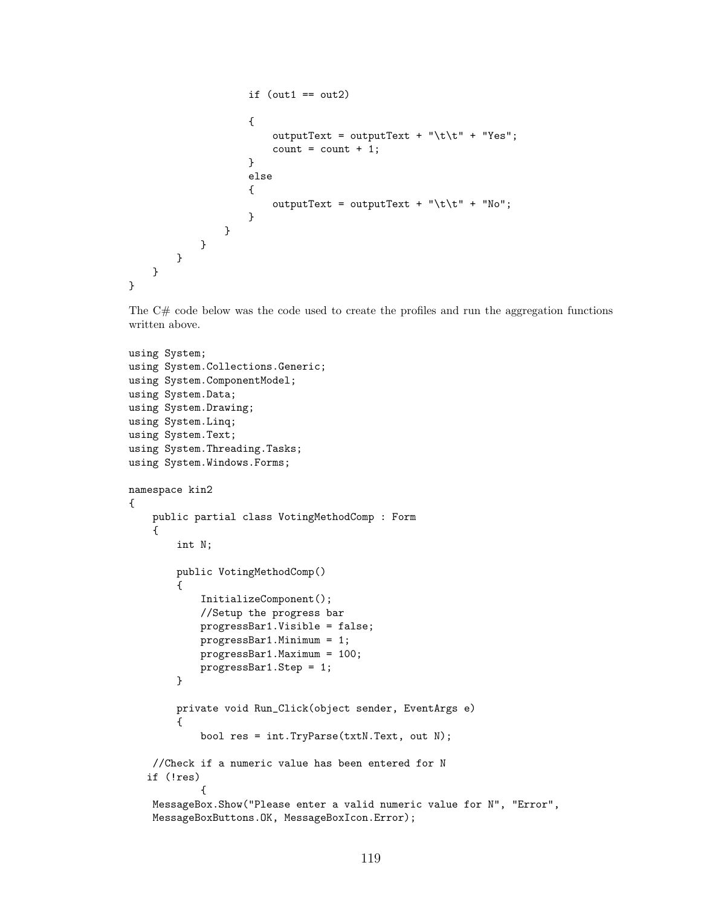```
                    if (out1 == out2)

                    {
                        outputText = outputText + "\t\t" + "Yes";
                        count = count + 1;
                    }
                    else
                    {
                        outputText = outputText + "\t\t" + "No";
                    }
                }
            }
        }
    }
}
```

The C# code below was the code used to create the profiles and run the aggregation functions written above.

```
using System;
using System.Collections.Generic;
using System.ComponentModel;
using System.Data;
using System.Drawing;
using System.Linq;
using System.Text;
using System.Threading.Tasks;
using System.Windows.Forms;

namespace kin2
{
    public partial class VotingMethodComp : Form
    {
        int N;

        public VotingMethodComp()
        {
            InitializeComponent();
            //Setup the progress bar
            progressBar1.Visible = false;
            progressBar1.Minimum = 1;
            progressBar1.Maximum = 100;
            progressBar1.Step = 1;
        }

        private void Run_Click(object sender, EventArgs e)
        {
            bool res = int.TryParse(txtN.Text, out N);

    //Check if a numeric value has been entered for N
   if (!res)
            {
     MessageBox.Show("Please enter a valid numeric value for N", "Error",
     MessageBoxButtons.OK, MessageBoxIcon.Error);
```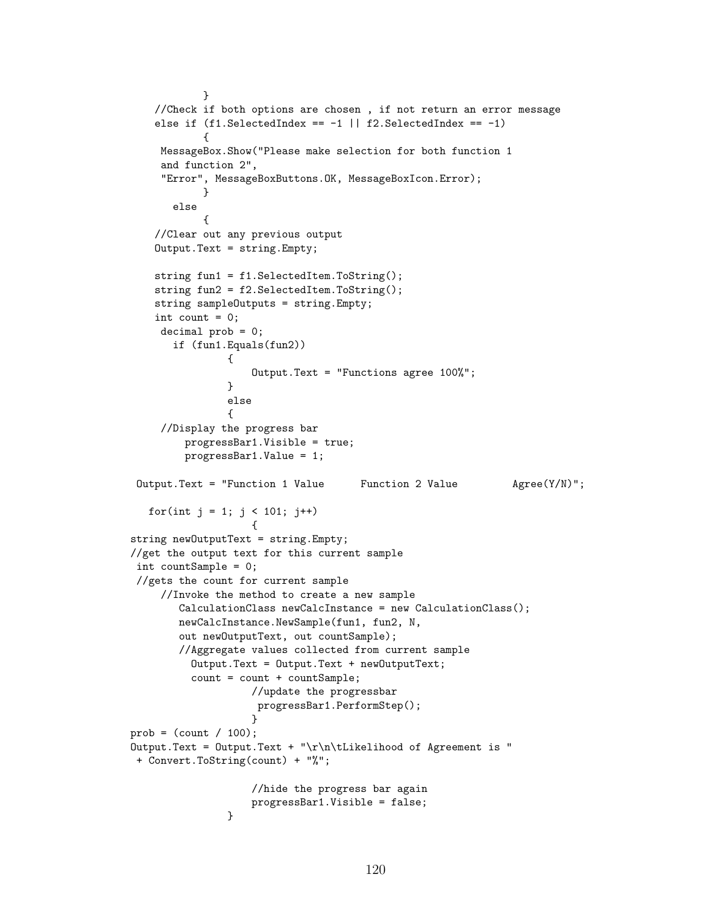```
            }
    //Check if both options are chosen , if not return an error message
    else if (f1.SelectedIndex == -1 || f2.SelectedIndex == -1)
            {
     MessageBox.Show("Please make selection for both function 1
     and function 2",
     "Error", MessageBoxButtons.OK, MessageBoxIcon.Error);
            }
       else
            {
    //Clear out any previous output
    Output.Text = string.Empty;

    string fun1 = f1.SelectedItem.ToString();
    string fun2 = f2.SelectedItem.ToString();
    string sampleOutputs = string.Empty;
    int count = 0;
     decimal prob = 0;
       if (fun1.Equals(fun2))
                {
                    Output.Text = "Functions agree 100%";
                }
                else
                {
     //Display the progress bar
         progressBar1.Visible = true;
         progressBar1.Value = 1;

 Output.Text = "Function 1 Value      Function 2 Value         Agree(Y/N)";

   for(int j = 1; j < 101; j++)
                    {
string newOutputText = string.Empty;
//get the output text for this current sample
 int countSample = 0;
 //gets the count for current sample
     //Invoke the method to create a new sample
        CalculationClass newCalcInstance = new CalculationClass();
        newCalcInstance.NewSample(fun1, fun2, N,
        out newOutputText, out countSample);
        //Aggregate values collected from current sample
          Output.Text = Output.Text + newOutputText;
          count = count + countSample;
                    //update the progressbar
                     progressBar1.PerformStep();
                    }
prob = (count / 100);
Output.Text = Output.Text + "\r\n\tLikelihood of Agreement is "
 + Convert.ToString(count) + "%";

                    //hide the progress bar again
                    progressBar1.Visible = false;
                }
```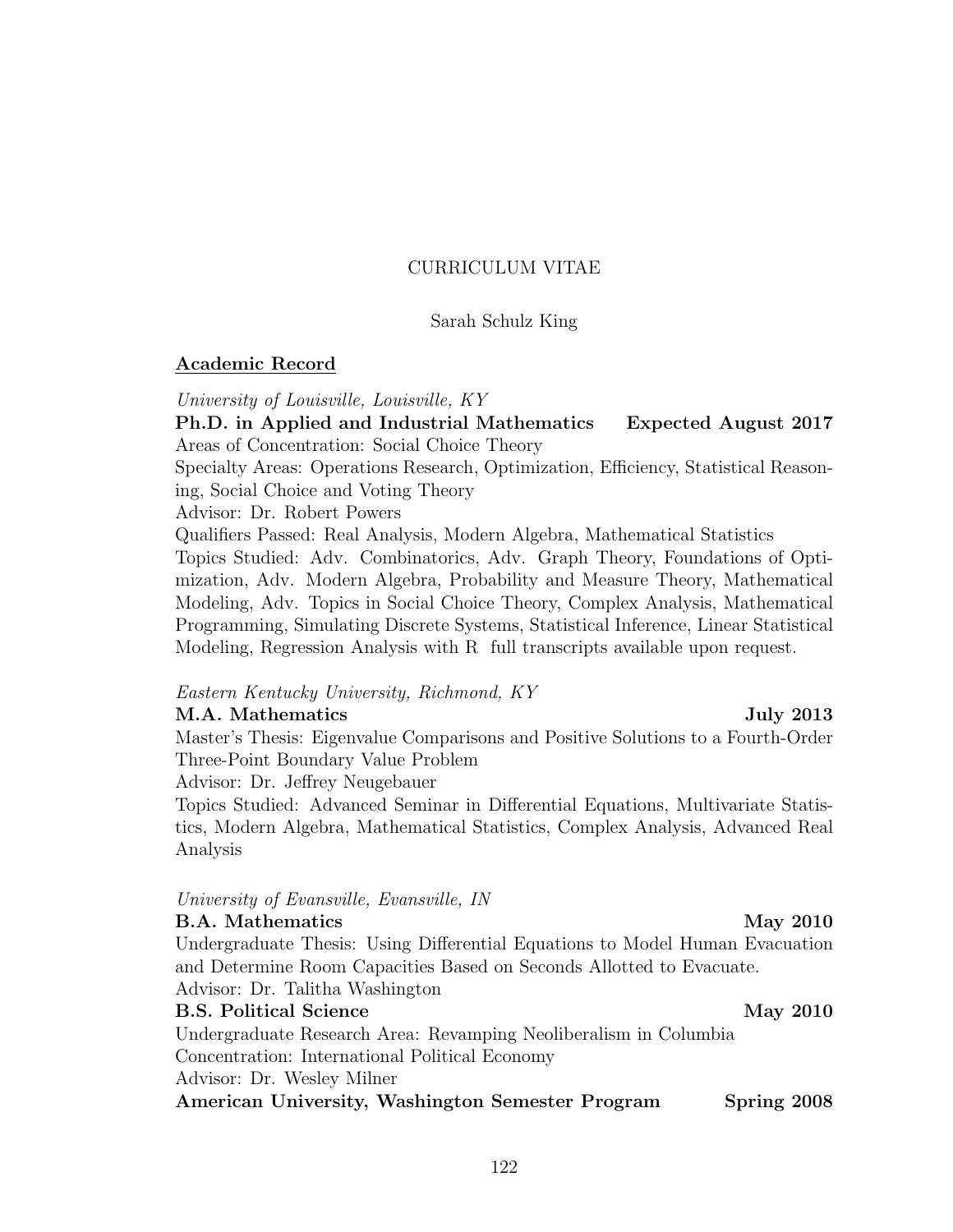CURRICULUM VITAE

Sarah Schulz King

## Academic Record

*University of Louisville, Louisville, KY*

**Ph.D. in Applied and Industrial Mathematics** **Expected August 2017**

Areas of Concentration: Social Choice Theory

Specialty Areas: Operations Research, Optimization, Efficiency, Statistical Reasoning, Social Choice and Voting Theory

Advisor: Dr. Robert Powers

Qualifiers Passed: Real Analysis, Modern Algebra, Mathematical Statistics

Topics Studied: Adv. Combinatorics, Adv. Graph Theory, Foundations of Optimization, Adv. Modern Algebra, Probability and Measure Theory, Mathematical Modeling, Adv. Topics in Social Choice Theory, Complex Analysis, Mathematical Programming, Simulating Discrete Systems, Statistical Inference, Linear Statistical Modeling, Regression Analysis with R full transcripts available upon request.

*Eastern Kentucky University, Richmond, KY*

**M.A. Mathematics** **July 2013**

Master's Thesis: Eigenvalue Comparisons and Positive Solutions to a Fourth-Order Three-Point Boundary Value Problem

Advisor: Dr. Jeffrey Neugebauer

Topics Studied: Advanced Seminar in Differential Equations, Multivariate Statistics, Modern Algebra, Mathematical Statistics, Complex Analysis, Advanced Real Analysis

*University of Evansville, Evansville, IN*

**B.A. Mathematics** **May 2010**

Undergraduate Thesis: Using Differential Equations to Model Human Evacuation and Determine Room Capacities Based on Seconds Allotted to Evacuate.

Advisor: Dr. Talitha Washington

**B.S. Political Science** **May 2010**

Undergraduate Research Area: Revamping Neoliberalism in Columbia

Concentration: International Political Economy

Advisor: Dr. Wesley Milner

**American University, Washington Semester Program** **Spring 2008**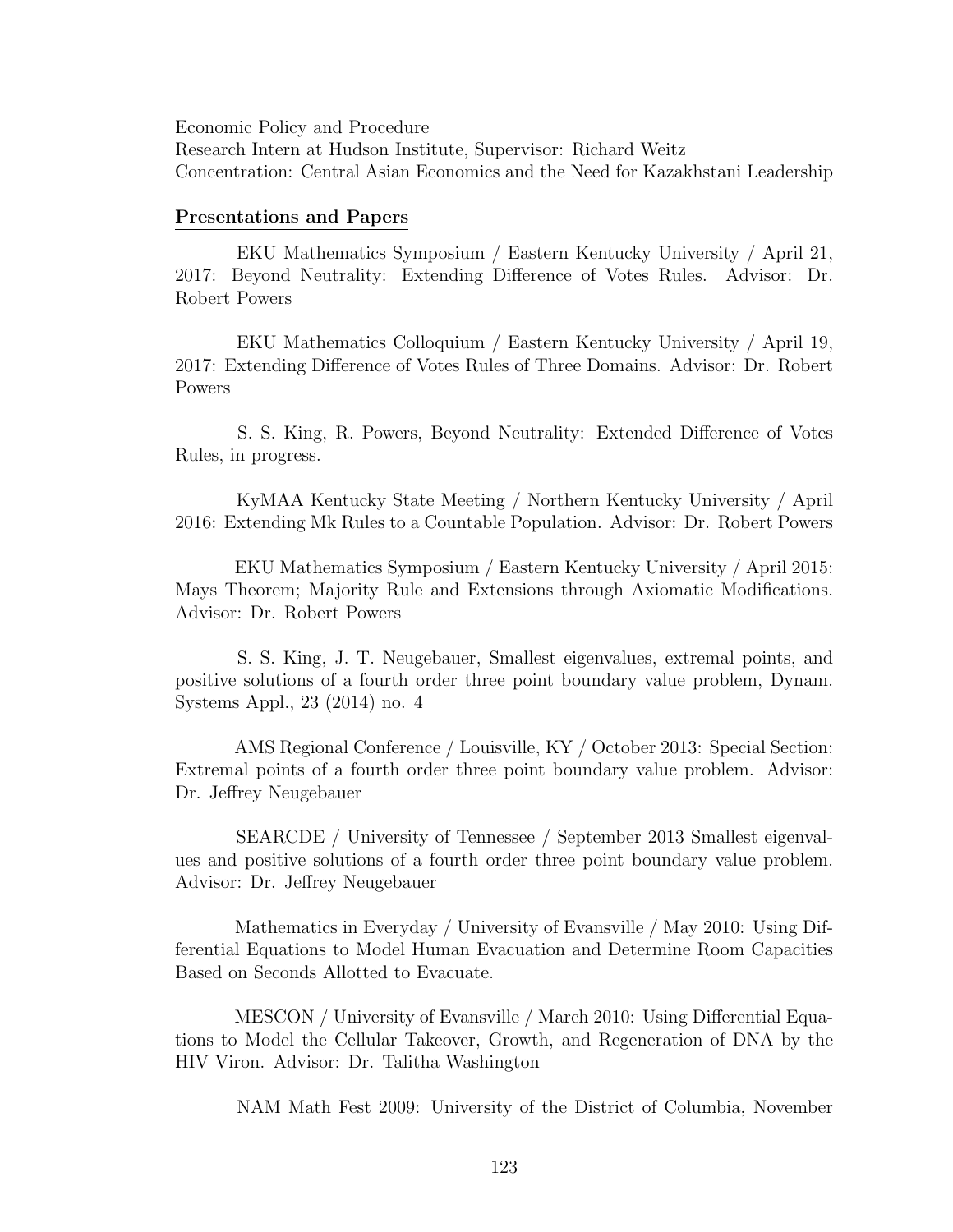Economic Policy and Procedure
Research Intern at Hudson Institute, Supervisor: Richard Weitz
Concentration: Central Asian Economics and the Need for Kazakhstani Leadership

**Presentations and Papers**

EKU Mathematics Symposium / Eastern Kentucky University / April 21, 2017: Beyond Neutrality: Extending Difference of Votes Rules. Advisor: Dr. Robert Powers

EKU Mathematics Colloquium / Eastern Kentucky University / April 19, 2017: Extending Difference of Votes Rules of Three Domains. Advisor: Dr. Robert Powers

S. S. King, R. Powers, Beyond Neutrality: Extended Difference of Votes Rules, in progress.

KyMAA Kentucky State Meeting / Northern Kentucky University / April 2016: Extending Mk Rules to a Countable Population. Advisor: Dr. Robert Powers

EKU Mathematics Symposium / Eastern Kentucky University / April 2015: Mays Theorem; Majority Rule and Extensions through Axiomatic Modifications. Advisor: Dr. Robert Powers

S. S. King, J. T. Neugebauer, Smallest eigenvalues, extremal points, and positive solutions of a fourth order three point boundary value problem, Dynam. Systems Appl., 23 (2014) no. 4

AMS Regional Conference / Louisville, KY / October 2013: Special Section: Extremal points of a fourth order three point boundary value problem. Advisor: Dr. Jeffrey Neugebauer

SEARCDE / University of Tennessee / September 2013 Smallest eigenvalues and positive solutions of a fourth order three point boundary value problem. Advisor: Dr. Jeffrey Neugebauer

Mathematics in Everyday / University of Evansville / May 2010: Using Differential Equations to Model Human Evacuation and Determine Room Capacities Based on Seconds Allotted to Evacuate.

MESCON / University of Evansville / March 2010: Using Differential Equations to Model the Cellular Takeover, Growth, and Regeneration of DNA by the HIV Viron. Advisor: Dr. Talitha Washington

NAM Math Fest 2009: University of the District of Columbia, November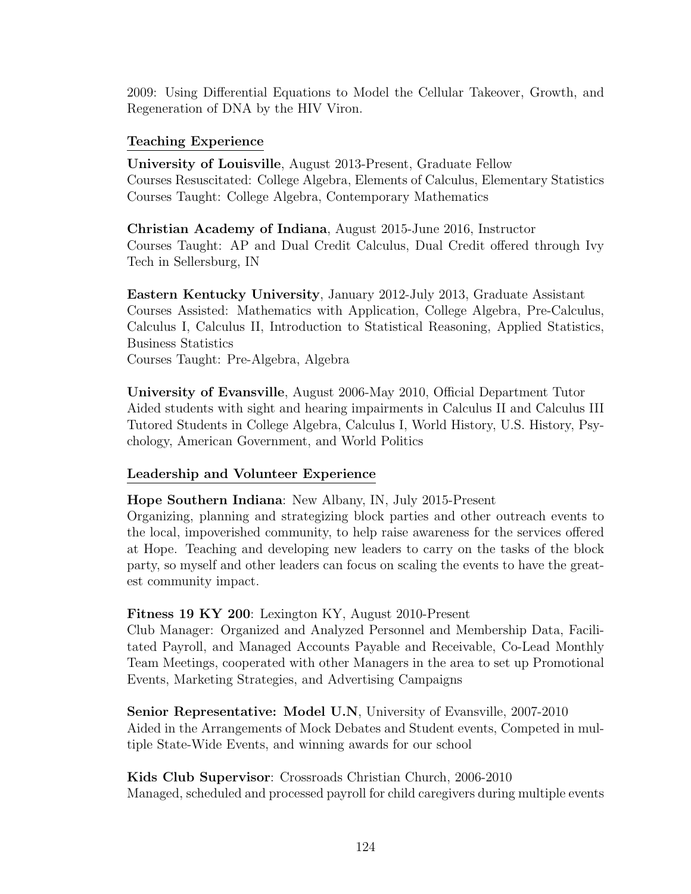2009: Using Differential Equations to Model the Cellular Takeover, Growth, and Regeneration of DNA by the HIV Viron.

## Teaching Experience

**University of Louisville**, August 2013-Present, Graduate Fellow
Courses Resuscitated: College Algebra, Elements of Calculus, Elementary Statistics
Courses Taught: College Algebra, Contemporary Mathematics

**Christian Academy of Indiana**, August 2015-June 2016, Instructor
Courses Taught: AP and Dual Credit Calculus, Dual Credit offered through Ivy Tech in Sellersburg, IN

**Eastern Kentucky University**, January 2012-July 2013, Graduate Assistant
Courses Assisted: Mathematics with Application, College Algebra, Pre-Calculus, Calculus I, Calculus II, Introduction to Statistical Reasoning, Applied Statistics, Business Statistics
Courses Taught: Pre-Algebra, Algebra

**University of Evansville**, August 2006-May 2010, Official Department Tutor
Aided students with sight and hearing impairments in Calculus II and Calculus III
Tutored Students in College Algebra, Calculus I, World History, U.S. History, Psychology, American Government, and World Politics

## Leadership and Volunteer Experience

**Hope Southern Indiana**: New Albany, IN, July 2015-Present
Organizing, planning and strategizing block parties and other outreach events to the local, impoverished community, to help raise awareness for the services offered at Hope. Teaching and developing new leaders to carry on the tasks of the block party, so myself and other leaders can focus on scaling the events to have the greatest community impact.

**Fitness 19 KY 200**: Lexington KY, August 2010-Present
Club Manager: Organized and Analyzed Personnel and Membership Data, Facilitated Payroll, and Managed Accounts Payable and Receivable, Co-Lead Monthly Team Meetings, cooperated with other Managers in the area to set up Promotional Events, Marketing Strategies, and Advertising Campaigns

**Senior Representative: Model U.N**, University of Evansville, 2007-2010
Aided in the Arrangements of Mock Debates and Student events, Competed in multiple State-Wide Events, and winning awards for our school

**Kids Club Supervisor**: Crossroads Christian Church, 2006-2010
Managed, scheduled and processed payroll for child caregivers during multiple events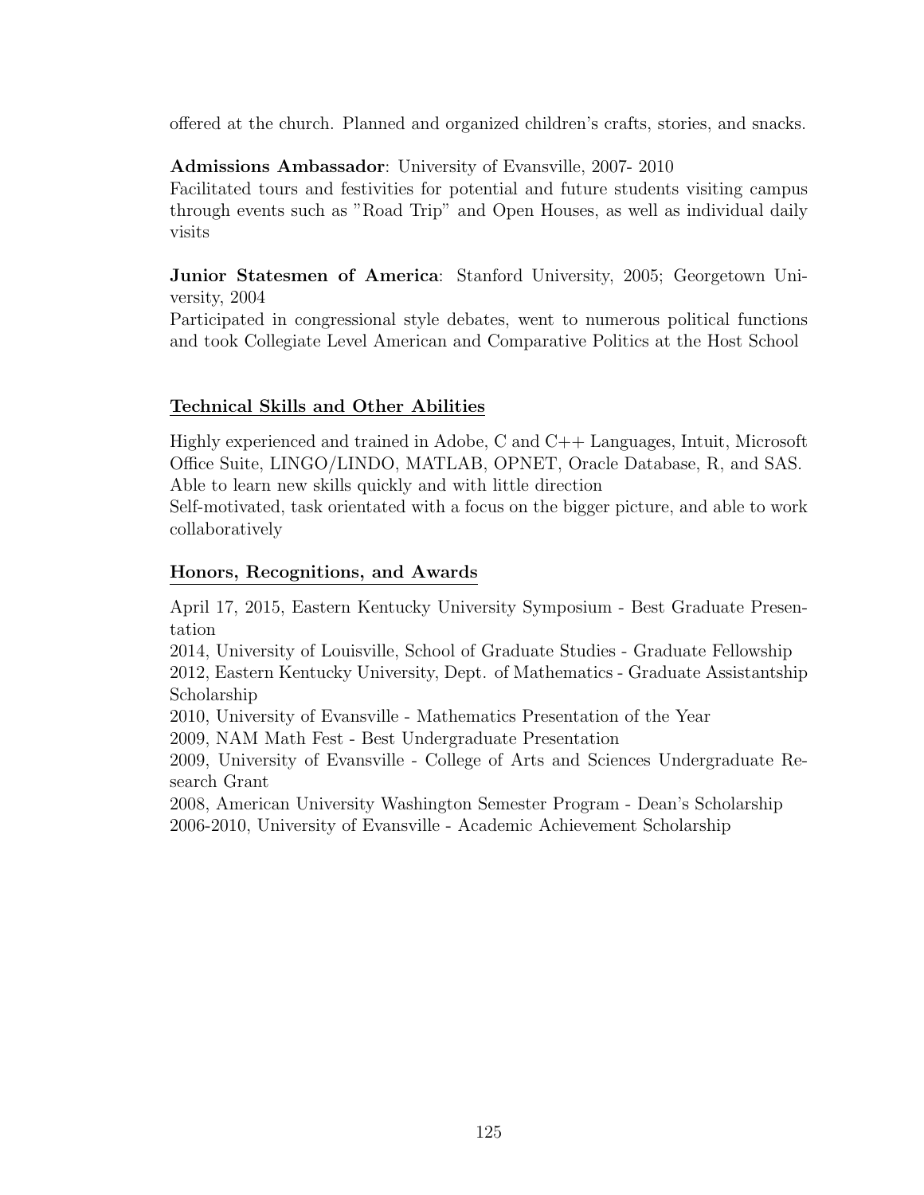offered at the church. Planned and organized children's crafts, stories, and snacks.

**Admissions Ambassador**: University of Evansville, 2007- 2010
Facilitated tours and festivities for potential and future students visiting campus through events such as "Road Trip" and Open Houses, as well as individual daily visits

**Junior Statesmen of America**: Stanford University, 2005; Georgetown University, 2004
Participated in congressional style debates, went to numerous political functions and took Collegiate Level American and Comparative Politics at the Host School

## Technical Skills and Other Abilities

Highly experienced and trained in Adobe, C and C++ Languages, Intuit, Microsoft Office Suite, LINGO/LINDO, MATLAB, OPNET, Oracle Database, R, and SAS.
Able to learn new skills quickly and with little direction
Self-motivated, task orientated with a focus on the bigger picture, and able to work collaboratively

## Honors, Recognitions, and Awards

April 17, 2015, Eastern Kentucky University Symposium - Best Graduate Presentation
2014, University of Louisville, School of Graduate Studies - Graduate Fellowship
2012, Eastern Kentucky University, Dept. of Mathematics - Graduate Assistantship Scholarship
2010, University of Evansville - Mathematics Presentation of the Year
2009, NAM Math Fest - Best Undergraduate Presentation
2009, University of Evansville - College of Arts and Sciences Undergraduate Research Grant
2008, American University Washington Semester Program - Dean's Scholarship
2006-2010, University of Evansville - Academic Achievement Scholarship